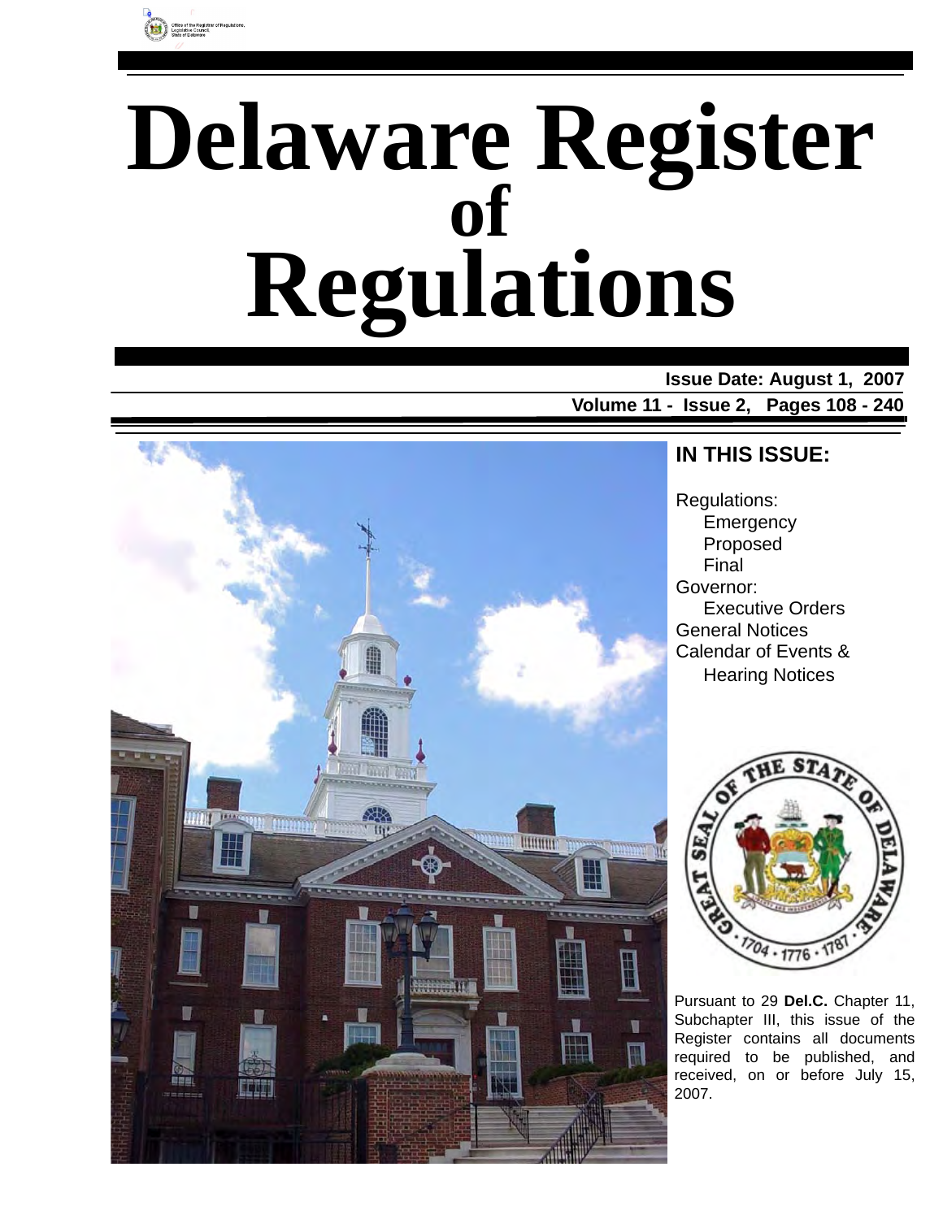# Delaware Register of Regulations

**Issue Date: August 1, 2007**

**Volume 11 - Issue 2, Pages 108 - 240**

## IN THIS ISSUE:

Regulations:
- Emergency
- Proposed
- Final

Governor:
- Executive Orders

General Notices

Calendar of Events & Hearing Notices

Pursuant to 29 **Del.C.** Chapter 11, Subchapter III, this issue of the Register contains all documents required to be published, and received, on or before July 15, 2007.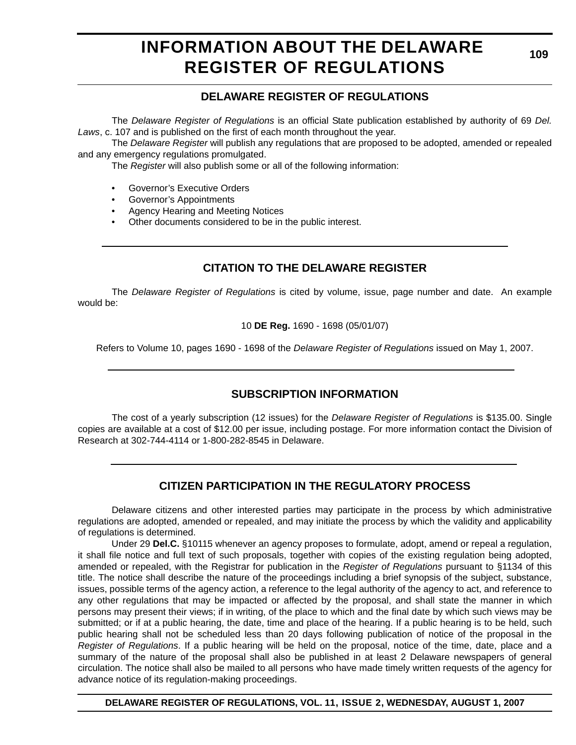# INFORMATION ABOUT THE DELAWARE REGISTER OF REGULATIONS

## DELAWARE REGISTER OF REGULATIONS

The *Delaware Register of Regulations* is an official State publication established by authority of 69 *Del. Laws*, c. 107 and is published on the first of each month throughout the year.

The *Delaware Register* will publish any regulations that are proposed to be adopted, amended or repealed and any emergency regulations promulgated.

The *Register* will also publish some or all of the following information:

- Governor's Executive Orders
- Governor's Appointments
- Agency Hearing and Meeting Notices
- Other documents considered to be in the public interest.

---

## CITATION TO THE DELAWARE REGISTER

The *Delaware Register of Regulations* is cited by volume, issue, page number and date. An example would be:

10 **DE Reg.** 1690 - 1698 (05/01/07)

Refers to Volume 10, pages 1690 - 1698 of the *Delaware Register of Regulations* issued on May 1, 2007.

---

## SUBSCRIPTION INFORMATION

The cost of a yearly subscription (12 issues) for the *Delaware Register of Regulations* is $135.00. Single copies are available at a cost of $12.00 per issue, including postage. For more information contact the Division of Research at 302-744-4114 or 1-800-282-8545 in Delaware.

---

## CITIZEN PARTICIPATION IN THE REGULATORY PROCESS

Delaware citizens and other interested parties may participate in the process by which administrative regulations are adopted, amended or repealed, and may initiate the process by which the validity and applicability of regulations is determined.

Under 29 **Del.C.** §10115 whenever an agency proposes to formulate, adopt, amend or repeal a regulation, it shall file notice and full text of such proposals, together with copies of the existing regulation being adopted, amended or repealed, with the Registrar for publication in the *Register of Regulations* pursuant to §1134 of this title. The notice shall describe the nature of the proceedings including a brief synopsis of the subject, substance, issues, possible terms of the agency action, a reference to the legal authority of the agency to act, and reference to any other regulations that may be impacted or affected by the proposal, and shall state the manner in which persons may present their views; if in writing, of the place to which and the final date by which such views may be submitted; or if at a public hearing, the date, time and place of the hearing. If a public hearing is to be held, such public hearing shall not be scheduled less than 20 days following publication of notice of the proposal in the *Register of Regulations*. If a public hearing will be held on the proposal, notice of the time, date, place and a summary of the nature of the proposal shall also be published in at least 2 Delaware newspapers of general circulation. The notice shall also be mailed to all persons who have made timely written requests of the agency for advance notice of its regulation-making proceedings.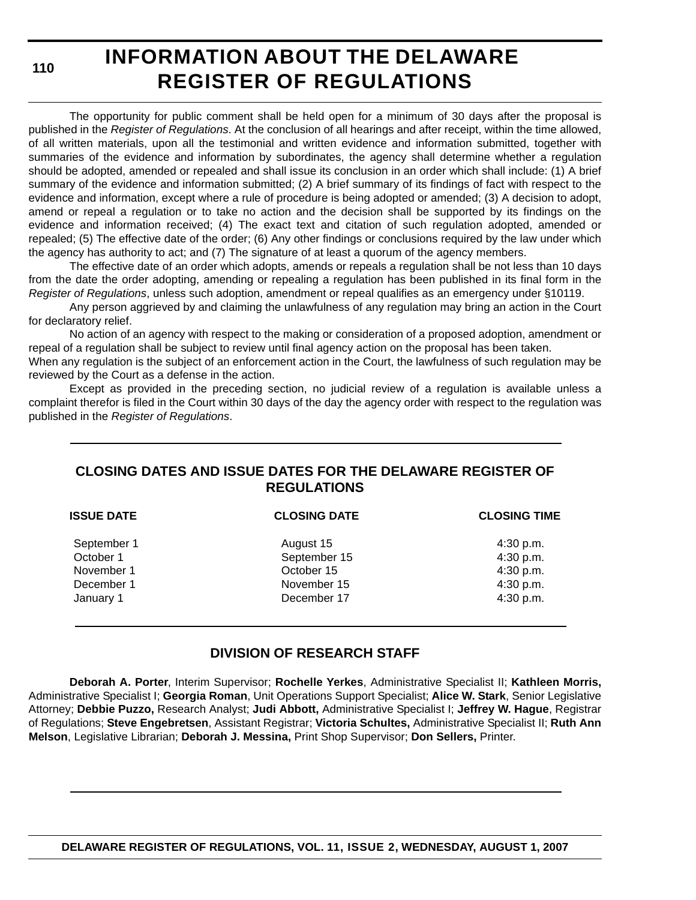# INFORMATION ABOUT THE DELAWARE REGISTER OF REGULATIONS

The opportunity for public comment shall be held open for a minimum of 30 days after the proposal is published in the *Register of Regulations*. At the conclusion of all hearings and after receipt, within the time allowed, of all written materials, upon all the testimonial and written evidence and information submitted, together with summaries of the evidence and information by subordinates, the agency shall determine whether a regulation should be adopted, amended or repealed and shall issue its conclusion in an order which shall include: (1) A brief summary of the evidence and information submitted; (2) A brief summary of its findings of fact with respect to the evidence and information, except where a rule of procedure is being adopted or amended; (3) A decision to adopt, amend or repeal a regulation or to take no action and the decision shall be supported by its findings on the evidence and information received; (4) The exact text and citation of such regulation adopted, amended or repealed; (5) The effective date of the order; (6) Any other findings or conclusions required by the law under which the agency has authority to act; and (7) The signature of at least a quorum of the agency members.

The effective date of an order which adopts, amends or repeals a regulation shall be not less than 10 days from the date the order adopting, amending or repealing a regulation has been published in its final form in the *Register of Regulations*, unless such adoption, amendment or repeal qualifies as an emergency under §10119.

Any person aggrieved by and claiming the unlawfulness of any regulation may bring an action in the Court for declaratory relief.

No action of an agency with respect to the making or consideration of a proposed adoption, amendment or repeal of a regulation shall be subject to review until final agency action on the proposal has been taken.

When any regulation is the subject of an enforcement action in the Court, the lawfulness of such regulation may be reviewed by the Court as a defense in the action.

Except as provided in the preceding section, no judicial review of a regulation is available unless a complaint therefor is filed in the Court within 30 days of the day the agency order with respect to the regulation was published in the *Register of Regulations*.

## CLOSING DATES AND ISSUE DATES FOR THE DELAWARE REGISTER OF REGULATIONS

| ISSUE DATE | CLOSING DATE | CLOSING TIME |
|---|---|---|
| September 1 | August 15 | 4:30 p.m. |
| October 1 | September 15 | 4:30 p.m. |
| November 1 | October 15 | 4:30 p.m. |
| December 1 | November 15 | 4:30 p.m. |
| January 1 | December 17 | 4:30 p.m. |

## DIVISION OF RESEARCH STAFF

**Deborah A. Porter**, Interim Supervisor; **Rochelle Yerkes**, Administrative Specialist II; **Kathleen Morris,** Administrative Specialist I; **Georgia Roman**, Unit Operations Support Specialist; **Alice W. Stark**, Senior Legislative Attorney; **Debbie Puzzo,** Research Analyst; **Judi Abbott,** Administrative Specialist I; **Jeffrey W. Hague**, Registrar of Regulations; **Steve Engebretsen**, Assistant Registrar; **Victoria Schultes,** Administrative Specialist II; **Ruth Ann Melson**, Legislative Librarian; **Deborah J. Messina,** Print Shop Supervisor; **Don Sellers,** Printer.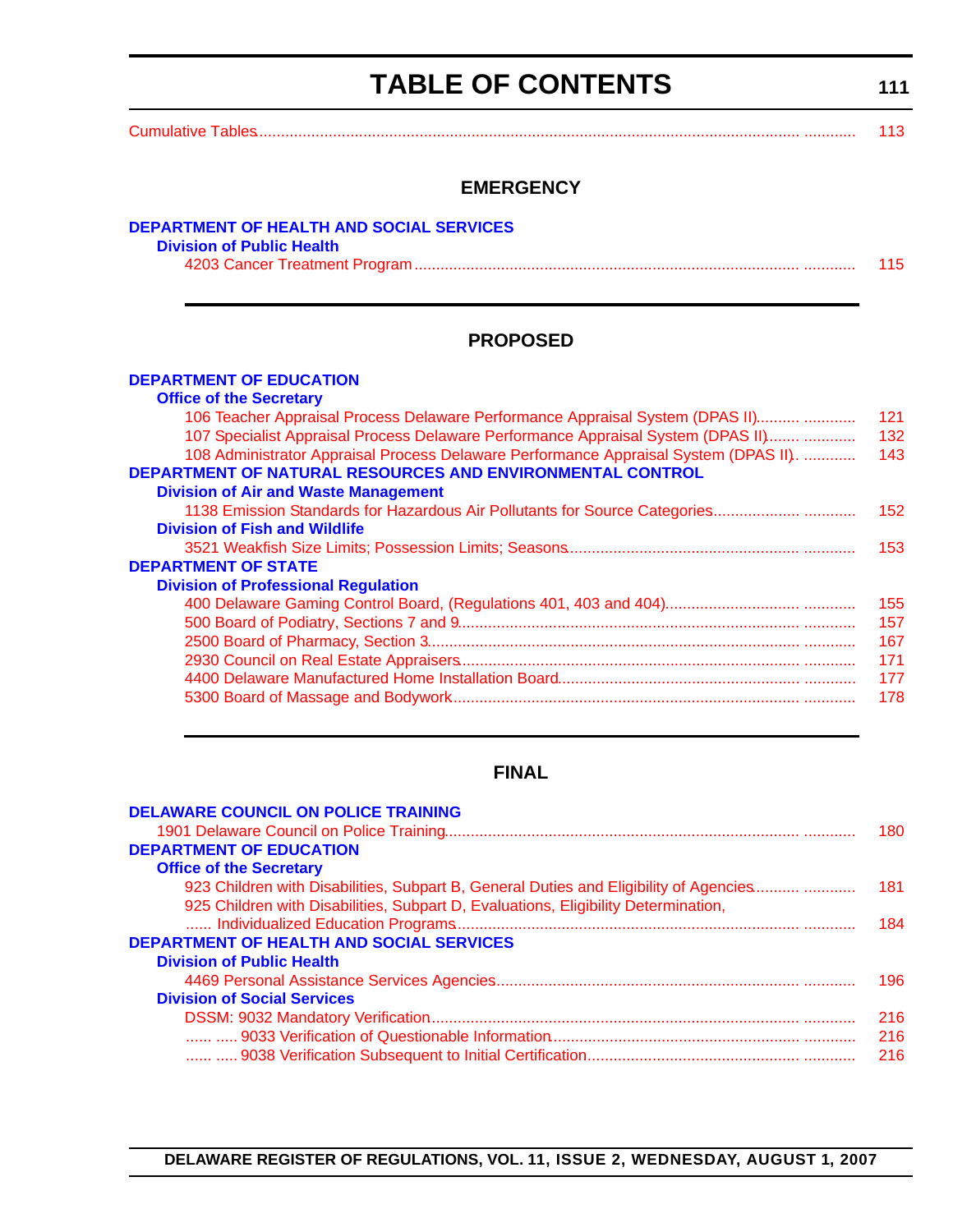# TABLE OF CONTENTS

Cumulative Tables ..... 113

## EMERGENCY

**DEPARTMENT OF HEALTH AND SOCIAL SERVICES**

**Division of Public Health**

4203 Cancer Treatment Program ..... 115

## PROPOSED

**DEPARTMENT OF EDUCATION**

**Office of the Secretary**

106 Teacher Appraisal Process Delaware Performance Appraisal System (DPAS II) ..... 121
107 Specialist Appraisal Process Delaware Performance Appraisal System (DPAS II) ..... 132
108 Administrator Appraisal Process Delaware Performance Appraisal System (DPAS II) ..... 143

**DEPARTMENT OF NATURAL RESOURCES AND ENVIRONMENTAL CONTROL**

**Division of Air and Waste Management**

1138 Emission Standards for Hazardous Air Pollutants for Source Categories ..... 152

**Division of Fish and Wildlife**

3521 Weakfish Size Limits; Possession Limits; Seasons ..... 153

**DEPARTMENT OF STATE**

**Division of Professional Regulation**

400 Delaware Gaming Control Board, (Regulations 401, 403 and 404) ..... 155
500 Board of Podiatry, Sections 7 and 9 ..... 157
2500 Board of Pharmacy, Section 3 ..... 167
2930 Council on Real Estate Appraisers ..... 171
4400 Delaware Manufactured Home Installation Board ..... 177
5300 Board of Massage and Bodywork ..... 178

## FINAL

**DELAWARE COUNCIL ON POLICE TRAINING**

1901 Delaware Council on Police Training ..... 180

**DEPARTMENT OF EDUCATION**

**Office of the Secretary**

923 Children with Disabilities, Subpart B, General Duties and Eligibility of Agencies ..... 181
925 Children with Disabilities, Subpart D, Evaluations, Eligibility Determination, Individualized Education Programs ..... 184

**DEPARTMENT OF HEALTH AND SOCIAL SERVICES**

**Division of Public Health**

4469 Personal Assistance Services Agencies ..... 196

**Division of Social Services**

DSSM: 9032 Mandatory Verification ..... 216
9033 Verification of Questionable Information ..... 216
9038 Verification Subsequent to Initial Certification ..... 216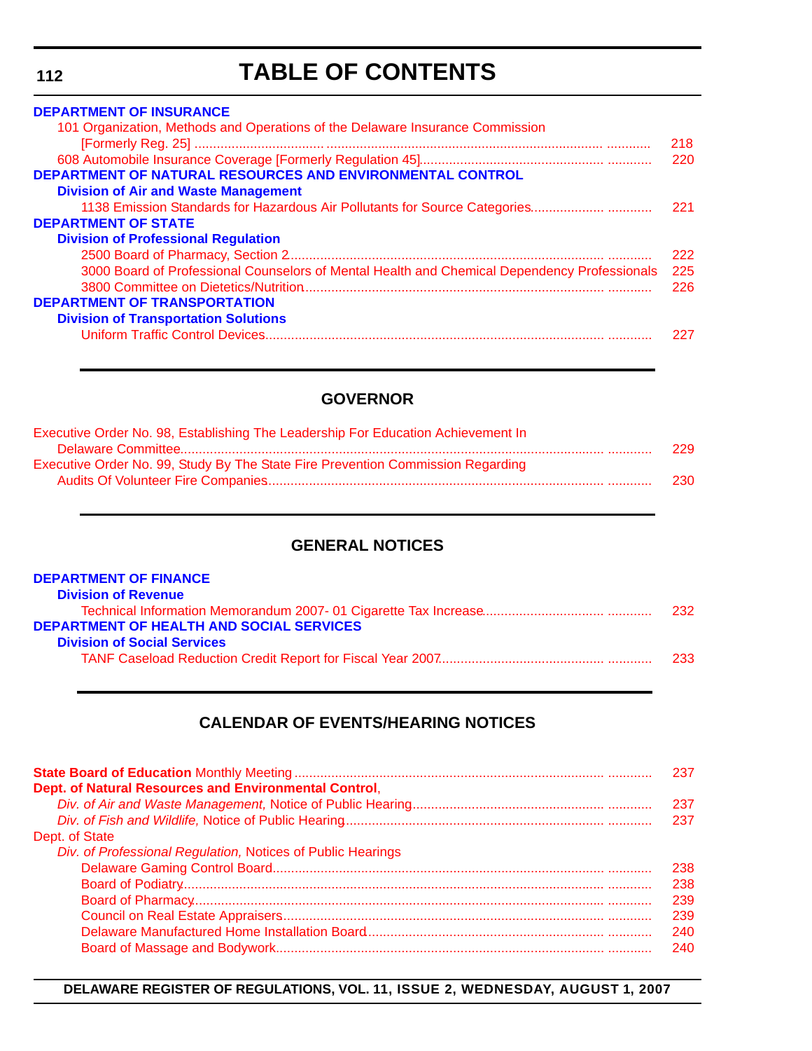# TABLE OF CONTENTS

**DEPARTMENT OF INSURANCE**

101 Organization, Methods and Operations of the Delaware Insurance Commission [Formerly Reg. 25] ............ 218

608 Automobile Insurance Coverage [Formerly Regulation 45] ............ 220

**DEPARTMENT OF NATURAL RESOURCES AND ENVIRONMENTAL CONTROL**

**Division of Air and Waste Management**

1138 Emission Standards for Hazardous Air Pollutants for Source Categories ............ 221

**DEPARTMENT OF STATE**

**Division of Professional Regulation**

2500 Board of Pharmacy, Section 2 ............ 222

3000 Board of Professional Counselors of Mental Health and Chemical Dependency Professionals 225

3800 Committee on Dietetics/Nutrition ............ 226

**DEPARTMENT OF TRANSPORTATION**

**Division of Transportation Solutions**

Uniform Traffic Control Devices ............ 227

## GOVERNOR

Executive Order No. 98, Establishing The Leadership For Education Achievement In Delaware Committee ............ 229

Executive Order No. 99, Study By The State Fire Prevention Commission Regarding Audits Of Volunteer Fire Companies ............ 230

## GENERAL NOTICES

**DEPARTMENT OF FINANCE**

**Division of Revenue**

Technical Information Memorandum 2007- 01 Cigarette Tax Increase ............ 232

**DEPARTMENT OF HEALTH AND SOCIAL SERVICES**

**Division of Social Services**

TANF Caseload Reduction Credit Report for Fiscal Year 2007 ............ 233

## CALENDAR OF EVENTS/HEARING NOTICES

**State Board of Education** Monthly Meeting ............ 237

**Dept. of Natural Resources and Environmental Control**,

*Div. of Air and Waste Management,* Notice of Public Hearing ............ 237

*Div. of Fish and Wildlife,* Notice of Public Hearing ............ 237

Dept. of State

*Div. of Professional Regulation,* Notices of Public Hearings

Delaware Gaming Control Board ............ 238

Board of Podiatry ............ 238

Board of Pharmacy ............ 239

Council on Real Estate Appraisers ............ 239

Delaware Manufactured Home Installation Board ............ 240

Board of Massage and Bodywork ............ 240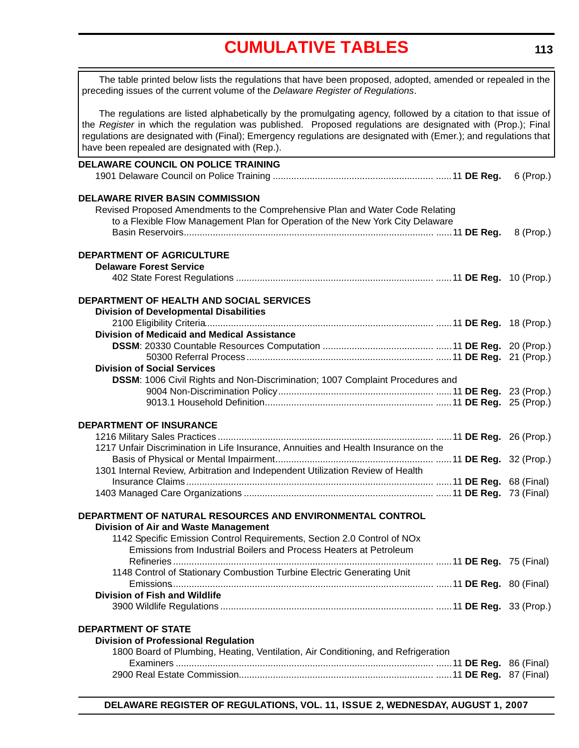# CUMULATIVE TABLES

The table printed below lists the regulations that have been proposed, adopted, amended or repealed in the preceding issues of the current volume of the *Delaware Register of Regulations*.

The regulations are listed alphabetically by the promulgating agency, followed by a citation to that issue of the *Register* in which the regulation was published. Proposed regulations are designated with (Prop.); Final regulations are designated with (Final); Emergency regulations are designated with (Emer.); and regulations that have been repealed are designated with (Rep.).

**DELAWARE COUNCIL ON POLICE TRAINING**

1901 Delaware Council on Police Training ...... 11 **DE Reg.** 6 (Prop.)

**DELAWARE RIVER BASIN COMMISSION**

Revised Proposed Amendments to the Comprehensive Plan and Water Code Relating to a Flexible Flow Management Plan for Operation of the New York City Delaware Basin Reservoirs ...... 11 **DE Reg.** 8 (Prop.)

**DEPARTMENT OF AGRICULTURE**

**Delaware Forest Service**

402 State Forest Regulations ...... 11 **DE Reg.** 10 (Prop.)

**DEPARTMENT OF HEALTH AND SOCIAL SERVICES**

**Division of Developmental Disabilities**

2100 Eligibility Criteria ...... 11 **DE Reg.** 18 (Prop.)

**Division of Medicaid and Medical Assistance**

**DSSM**: 20330 Countable Resources Computation ...... 11 **DE Reg.** 20 (Prop.)

50300 Referral Process ...... 11 **DE Reg.** 21 (Prop.)

**Division of Social Services**

**DSSM**: 1006 Civil Rights and Non-Discrimination; 1007 Complaint Procedures and 9004 Non-Discrimination Policy ...... 11 **DE Reg.** 23 (Prop.)

9013.1 Household Definition ...... 11 **DE Reg.** 25 (Prop.)

**DEPARTMENT OF INSURANCE**

1216 Military Sales Practices ...... 11 **DE Reg.** 26 (Prop.)

1217 Unfair Discrimination in Life Insurance, Annuities and Health Insurance on the Basis of Physical or Mental Impairment ...... 11 **DE Reg.** 32 (Prop.)

1301 Internal Review, Arbitration and Independent Utilization Review of Health Insurance Claims ...... 11 **DE Reg.** 68 (Final)

1403 Managed Care Organizations ...... 11 **DE Reg.** 73 (Final)

**DEPARTMENT OF NATURAL RESOURCES AND ENVIRONMENTAL CONTROL**

**Division of Air and Waste Management**

1142 Specific Emission Control Requirements, Section 2.0 Control of NOx Emissions from Industrial Boilers and Process Heaters at Petroleum Refineries ...... 11 **DE Reg.** 75 (Final)

1148 Control of Stationary Combustion Turbine Electric Generating Unit Emissions ...... 11 **DE Reg.** 80 (Final)

**Division of Fish and Wildlife**

3900 Wildlife Regulations ...... 11 **DE Reg.** 33 (Prop.)

**DEPARTMENT OF STATE**

**Division of Professional Regulation**

1800 Board of Plumbing, Heating, Ventilation, Air Conditioning, and Refrigeration Examiners ...... 11 **DE Reg.** 86 (Final)

2900 Real Estate Commission ...... 11 **DE Reg.** 87 (Final)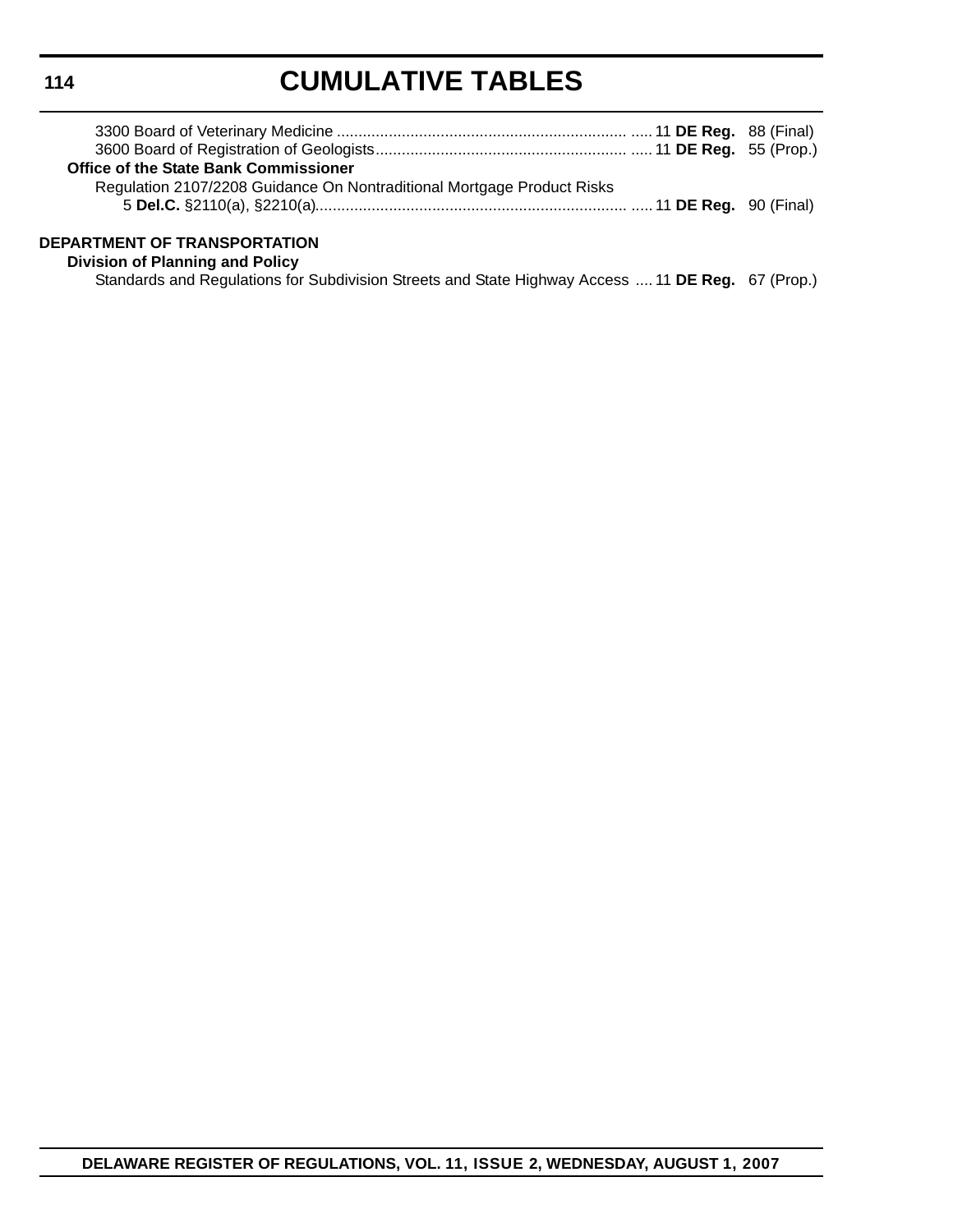3300 Board of Veterinary Medicine ..................................................................... ..... 11 **DE Reg.** 88 (Final)
3600 Board of Registration of Geologists........................................................... ..... 11 **DE Reg.** 55 (Prop.)

**Office of the State Bank Commissioner**

Regulation 2107/2208 Guidance On Nontraditional Mortgage Product Risks
5 **Del.C.** §2110(a), §2210(a)........................................................................ ..... 11 **DE Reg.** 90 (Final)

**DEPARTMENT OF TRANSPORTATION**

**Division of Planning and Policy**

Standards and Regulations for Subdivision Streets and State Highway Access .... 11 **DE Reg.** 67 (Prop.)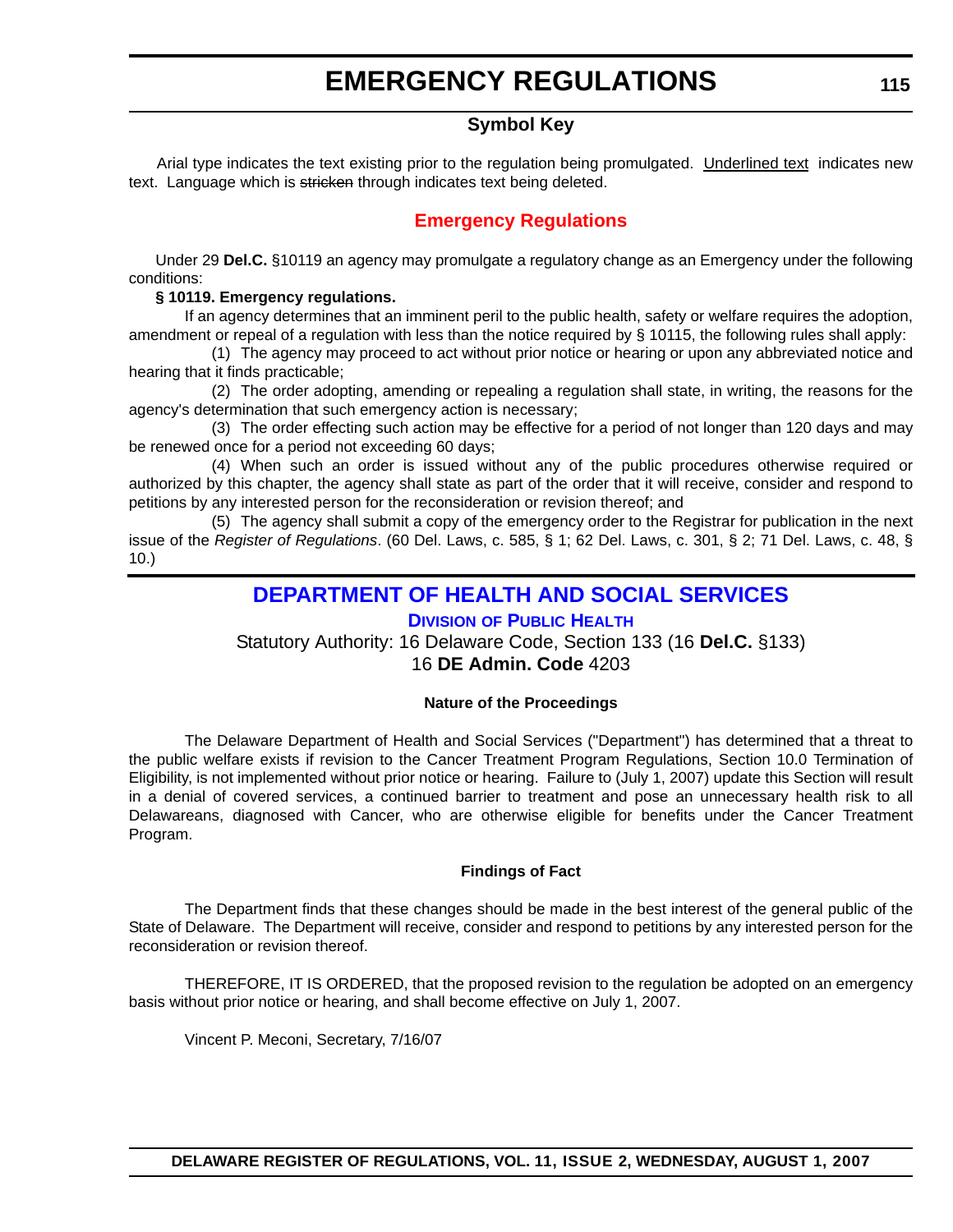# EMERGENCY REGULATIONS

### Symbol Key

Arial type indicates the text existing prior to the regulation being promulgated. Underlined text indicates new text. Language which is ~~stricken~~ through indicates text being deleted.

## Emergency Regulations

Under 29 **Del.C.** §10119 an agency may promulgate a regulatory change as an Emergency under the following conditions:

**§ 10119. Emergency regulations.**

If an agency determines that an imminent peril to the public health, safety or welfare requires the adoption, amendment or repeal of a regulation with less than the notice required by § 10115, the following rules shall apply:

(1) The agency may proceed to act without prior notice or hearing or upon any abbreviated notice and hearing that it finds practicable;

(2) The order adopting, amending or repealing a regulation shall state, in writing, the reasons for the agency's determination that such emergency action is necessary;

(3) The order effecting such action may be effective for a period of not longer than 120 days and may be renewed once for a period not exceeding 60 days;

(4) When such an order is issued without any of the public procedures otherwise required or authorized by this chapter, the agency shall state as part of the order that it will receive, consider and respond to petitions by any interested person for the reconsideration or revision thereof; and

(5) The agency shall submit a copy of the emergency order to the Registrar for publication in the next issue of the *Register of Regulations*. (60 Del. Laws, c. 585, § 1; 62 Del. Laws, c. 301, § 2; 71 Del. Laws, c. 48, § 10.)

## DEPARTMENT OF HEALTH AND SOCIAL SERVICES

### Division of Public Health

Statutory Authority: 16 Delaware Code, Section 133 (16 **Del.C.** §133)
16 **DE Admin. Code** 4203

**Nature of the Proceedings**

The Delaware Department of Health and Social Services ("Department") has determined that a threat to the public welfare exists if revision to the Cancer Treatment Program Regulations, Section 10.0 Termination of Eligibility, is not implemented without prior notice or hearing. Failure to (July 1, 2007) update this Section will result in a denial of covered services, a continued barrier to treatment and pose an unnecessary health risk to all Delawareans, diagnosed with Cancer, who are otherwise eligible for benefits under the Cancer Treatment Program.

**Findings of Fact**

The Department finds that these changes should be made in the best interest of the general public of the State of Delaware. The Department will receive, consider and respond to petitions by any interested person for the reconsideration or revision thereof.

THEREFORE, IT IS ORDERED, that the proposed revision to the regulation be adopted on an emergency basis without prior notice or hearing, and shall become effective on July 1, 2007.

Vincent P. Meconi, Secretary, 7/16/07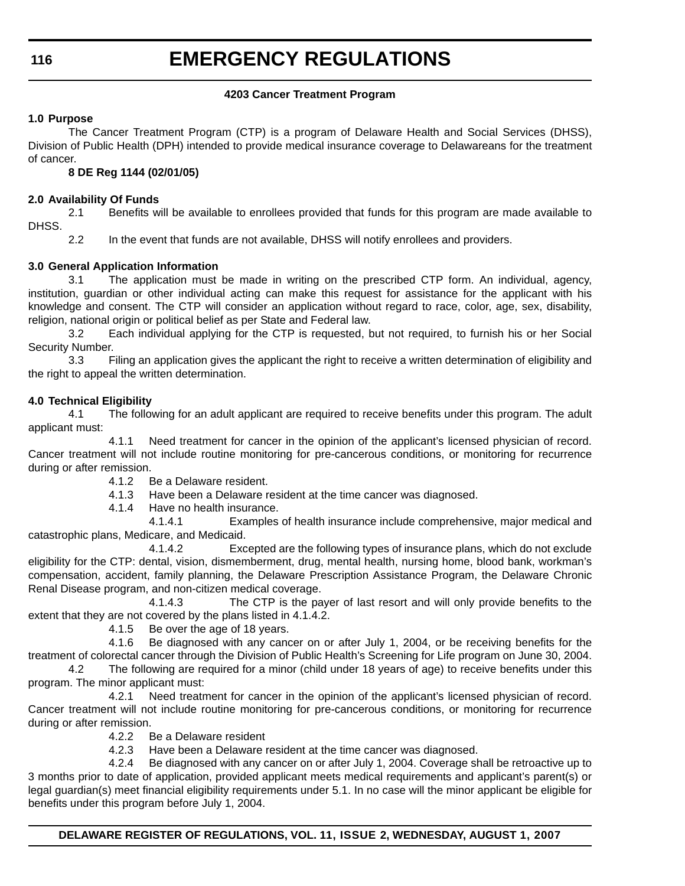## 4203 Cancer Treatment Program

**1.0 Purpose**

The Cancer Treatment Program (CTP) is a program of Delaware Health and Social Services (DHSS), Division of Public Health (DPH) intended to provide medical insurance coverage to Delawareans for the treatment of cancer.

**8 DE Reg 1144 (02/01/05)**

**2.0 Availability Of Funds**

2.1 Benefits will be available to enrollees provided that funds for this program are made available to DHSS.

2.2 In the event that funds are not available, DHSS will notify enrollees and providers.

**3.0 General Application Information**

3.1 The application must be made in writing on the prescribed CTP form. An individual, agency, institution, guardian or other individual acting can make this request for assistance for the applicant with his knowledge and consent. The CTP will consider an application without regard to race, color, age, sex, disability, religion, national origin or political belief as per State and Federal law.

3.2 Each individual applying for the CTP is requested, but not required, to furnish his or her Social Security Number.

3.3 Filing an application gives the applicant the right to receive a written determination of eligibility and the right to appeal the written determination.

**4.0 Technical Eligibility**

4.1 The following for an adult applicant are required to receive benefits under this program. The adult applicant must:

4.1.1 Need treatment for cancer in the opinion of the applicant's licensed physician of record. Cancer treatment will not include routine monitoring for pre-cancerous conditions, or monitoring for recurrence during or after remission.

4.1.2 Be a Delaware resident.

4.1.3 Have been a Delaware resident at the time cancer was diagnosed.

4.1.4 Have no health insurance.

4.1.4.1 Examples of health insurance include comprehensive, major medical and catastrophic plans, Medicare, and Medicaid.

4.1.4.2 Excepted are the following types of insurance plans, which do not exclude eligibility for the CTP: dental, vision, dismemberment, drug, mental health, nursing home, blood bank, workman's compensation, accident, family planning, the Delaware Prescription Assistance Program, the Delaware Chronic Renal Disease program, and non-citizen medical coverage.

4.1.4.3 The CTP is the payer of last resort and will only provide benefits to the extent that they are not covered by the plans listed in 4.1.4.2.

4.1.5 Be over the age of 18 years.

4.1.6 Be diagnosed with any cancer on or after July 1, 2004, or be receiving benefits for the treatment of colorectal cancer through the Division of Public Health's Screening for Life program on June 30, 2004.

4.2 The following are required for a minor (child under 18 years of age) to receive benefits under this program. The minor applicant must:

4.2.1 Need treatment for cancer in the opinion of the applicant's licensed physician of record. Cancer treatment will not include routine monitoring for pre-cancerous conditions, or monitoring for recurrence during or after remission.

4.2.2 Be a Delaware resident

4.2.3 Have been a Delaware resident at the time cancer was diagnosed.

4.2.4 Be diagnosed with any cancer on or after July 1, 2004. Coverage shall be retroactive up to 3 months prior to date of application, provided applicant meets medical requirements and applicant's parent(s) or legal guardian(s) meet financial eligibility requirements under 5.1. In no case will the minor applicant be eligible for benefits under this program before July 1, 2004.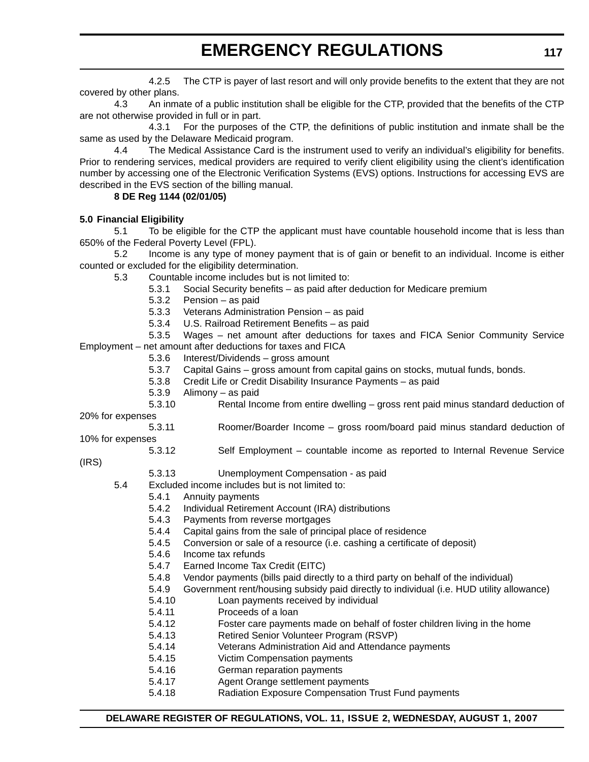4.2.5 The CTP is payer of last resort and will only provide benefits to the extent that they are not covered by other plans.

4.3 An inmate of a public institution shall be eligible for the CTP, provided that the benefits of the CTP are not otherwise provided in full or in part.

4.3.1 For the purposes of the CTP, the definitions of public institution and inmate shall be the same as used by the Delaware Medicaid program.

4.4 The Medical Assistance Card is the instrument used to verify an individual's eligibility for benefits. Prior to rendering services, medical providers are required to verify client eligibility using the client's identification number by accessing one of the Electronic Verification Systems (EVS) options. Instructions for accessing EVS are described in the EVS section of the billing manual.

**8 DE Reg 1144 (02/01/05)**

**5.0 Financial Eligibility**

5.1 To be eligible for the CTP the applicant must have countable household income that is less than 650% of the Federal Poverty Level (FPL).

5.2 Income is any type of money payment that is of gain or benefit to an individual. Income is either counted or excluded for the eligibility determination.

5.3 Countable income includes but is not limited to:

5.3.1 Social Security benefits – as paid after deduction for Medicare premium

5.3.2 Pension – as paid

5.3.3 Veterans Administration Pension – as paid

5.3.4 U.S. Railroad Retirement Benefits – as paid

5.3.5 Wages – net amount after deductions for taxes and FICA Senior Community Service Employment – net amount after deductions for taxes and FICA

5.3.6 Interest/Dividends – gross amount

5.3.7 Capital Gains – gross amount from capital gains on stocks, mutual funds, bonds.

5.3.8 Credit Life or Credit Disability Insurance Payments – as paid

5.3.9 Alimony – as paid

5.3.10 Rental Income from entire dwelling – gross rent paid minus standard deduction of 20% for expenses

5.3.11 Roomer/Boarder Income – gross room/board paid minus standard deduction of 10% for expenses

5.3.12 Self Employment – countable income as reported to Internal Revenue Service (IRS)

5.3.13 Unemployment Compensation - as paid

5.4 Excluded income includes but is not limited to:

5.4.1 Annuity payments

5.4.2 Individual Retirement Account (IRA) distributions

5.4.3 Payments from reverse mortgages

5.4.4 Capital gains from the sale of principal place of residence

5.4.5 Conversion or sale of a resource (i.e. cashing a certificate of deposit)

5.4.6 Income tax refunds

5.4.7 Earned Income Tax Credit (EITC)

5.4.8 Vendor payments (bills paid directly to a third party on behalf of the individual)

5.4.9 Government rent/housing subsidy paid directly to individual (i.e. HUD utility allowance)

5.4.10 Loan payments received by individual

5.4.11 Proceeds of a loan

5.4.12 Foster care payments made on behalf of foster children living in the home

5.4.13 Retired Senior Volunteer Program (RSVP)

5.4.14 Veterans Administration Aid and Attendance payments

5.4.15 Victim Compensation payments

5.4.16 German reparation payments

5.4.17 Agent Orange settlement payments

5.4.18 Radiation Exposure Compensation Trust Fund payments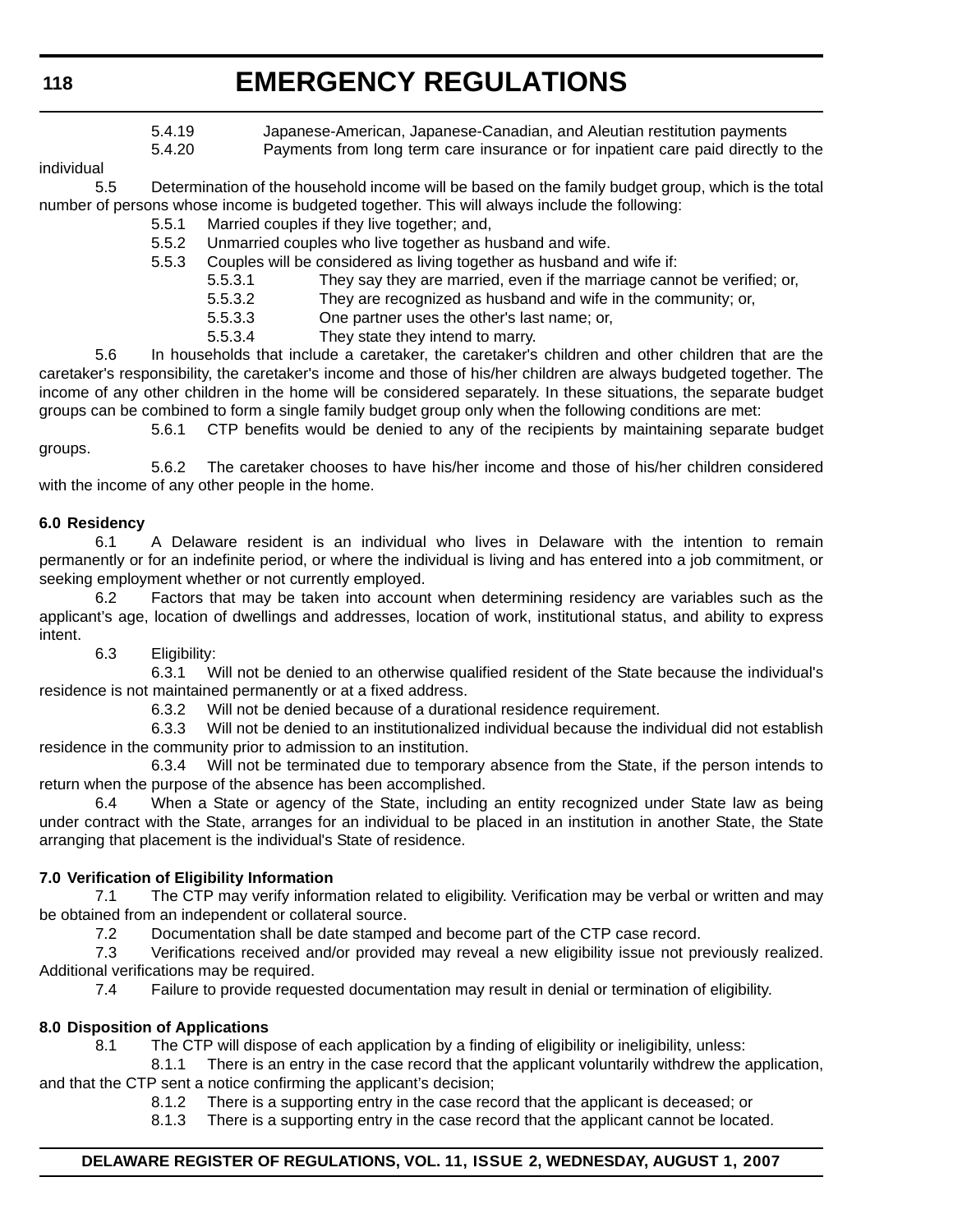5.4.19 Japanese-American, Japanese-Canadian, and Aleutian restitution payments

5.4.20 Payments from long term care insurance or for inpatient care paid directly to the individual

5.5 Determination of the household income will be based on the family budget group, which is the total number of persons whose income is budgeted together. This will always include the following:

5.5.1 Married couples if they live together; and,

5.5.2 Unmarried couples who live together as husband and wife.

5.5.3 Couples will be considered as living together as husband and wife if:

5.5.3.1 They say they are married, even if the marriage cannot be verified; or,

5.5.3.2 They are recognized as husband and wife in the community; or,

5.5.3.3 One partner uses the other's last name; or,

5.5.3.4 They state they intend to marry.

5.6 In households that include a caretaker, the caretaker's children and other children that are the caretaker's responsibility, the caretaker's income and those of his/her children are always budgeted together. The income of any other children in the home will be considered separately. In these situations, the separate budget groups can be combined to form a single family budget group only when the following conditions are met:

5.6.1 CTP benefits would be denied to any of the recipients by maintaining separate budget groups.

5.6.2 The caretaker chooses to have his/her income and those of his/her children considered with the income of any other people in the home.

**6.0 Residency**

6.1 A Delaware resident is an individual who lives in Delaware with the intention to remain permanently or for an indefinite period, or where the individual is living and has entered into a job commitment, or seeking employment whether or not currently employed.

6.2 Factors that may be taken into account when determining residency are variables such as the applicant's age, location of dwellings and addresses, location of work, institutional status, and ability to express intent.

6.3 Eligibility:

6.3.1 Will not be denied to an otherwise qualified resident of the State because the individual's residence is not maintained permanently or at a fixed address.

6.3.2 Will not be denied because of a durational residence requirement.

6.3.3 Will not be denied to an institutionalized individual because the individual did not establish residence in the community prior to admission to an institution.

6.3.4 Will not be terminated due to temporary absence from the State, if the person intends to return when the purpose of the absence has been accomplished.

6.4 When a State or agency of the State, including an entity recognized under State law as being under contract with the State, arranges for an individual to be placed in an institution in another State, the State arranging that placement is the individual's State of residence.

**7.0 Verification of Eligibility Information**

7.1 The CTP may verify information related to eligibility. Verification may be verbal or written and may be obtained from an independent or collateral source.

7.2 Documentation shall be date stamped and become part of the CTP case record.

7.3 Verifications received and/or provided may reveal a new eligibility issue not previously realized. Additional verifications may be required.

7.4 Failure to provide requested documentation may result in denial or termination of eligibility.

**8.0 Disposition of Applications**

8.1 The CTP will dispose of each application by a finding of eligibility or ineligibility, unless:

8.1.1 There is an entry in the case record that the applicant voluntarily withdrew the application, and that the CTP sent a notice confirming the applicant's decision;

8.1.2 There is a supporting entry in the case record that the applicant is deceased; or

8.1.3 There is a supporting entry in the case record that the applicant cannot be located.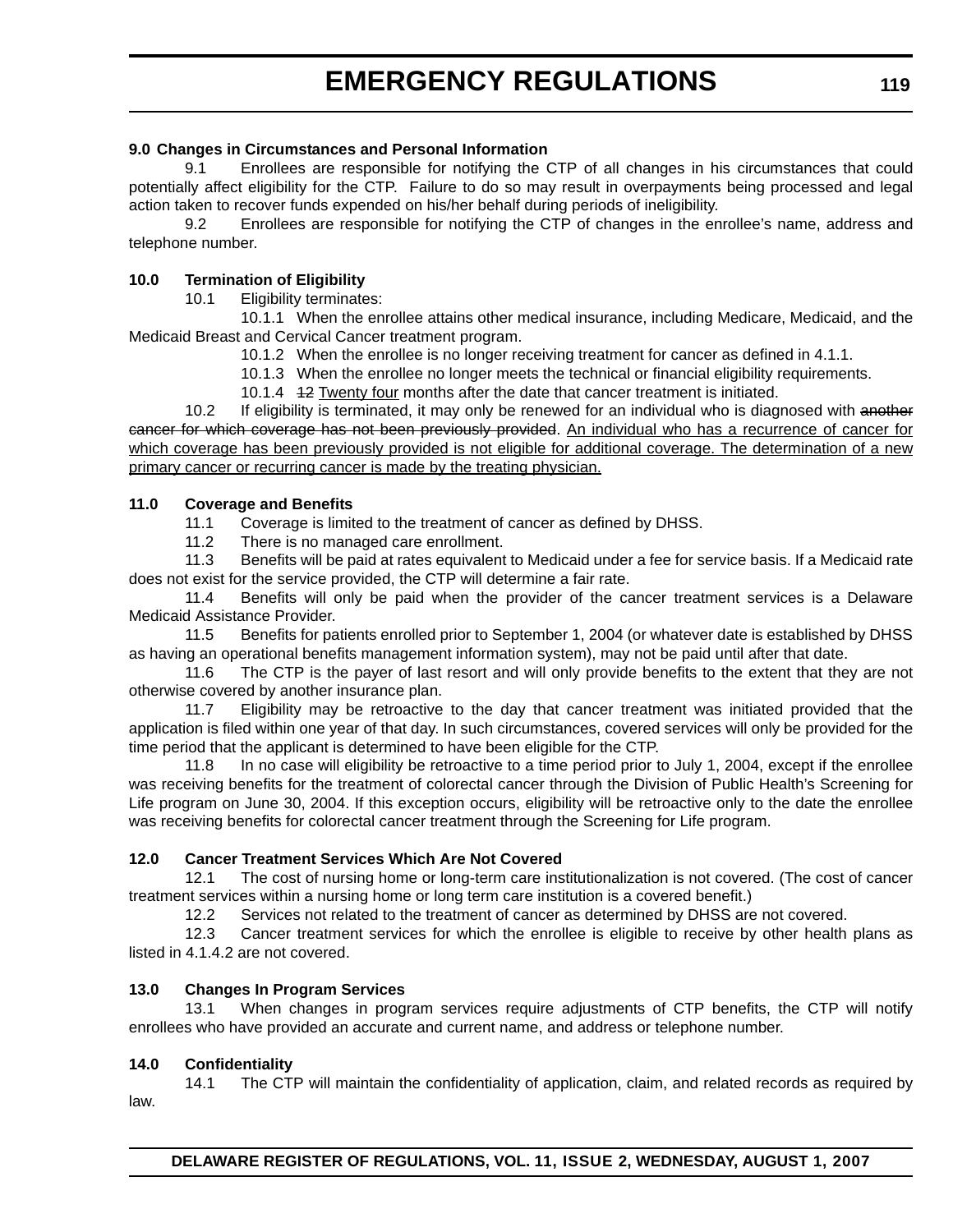**9.0 Changes in Circumstances and Personal Information**

9.1 Enrollees are responsible for notifying the CTP of all changes in his circumstances that could potentially affect eligibility for the CTP. Failure to do so may result in overpayments being processed and legal action taken to recover funds expended on his/her behalf during periods of ineligibility.

9.2 Enrollees are responsible for notifying the CTP of changes in the enrollee's name, address and telephone number.

**10.0 Termination of Eligibility**

10.1 Eligibility terminates:

10.1.1 When the enrollee attains other medical insurance, including Medicare, Medicaid, and the Medicaid Breast and Cervical Cancer treatment program.

10.1.2 When the enrollee is no longer receiving treatment for cancer as defined in 4.1.1.

10.1.3 When the enrollee no longer meets the technical or financial eligibility requirements.

10.1.4 ~~12~~ Twenty four months after the date that cancer treatment is initiated.

10.2 If eligibility is terminated, it may only be renewed for an individual who is diagnosed with ~~another cancer for which coverage has not been previously provided~~. An individual who has a recurrence of cancer for which coverage has been previously provided is not eligible for additional coverage. The determination of a new primary cancer or recurring cancer is made by the treating physician.

**11.0 Coverage and Benefits**

11.1 Coverage is limited to the treatment of cancer as defined by DHSS.

11.2 There is no managed care enrollment.

11.3 Benefits will be paid at rates equivalent to Medicaid under a fee for service basis. If a Medicaid rate does not exist for the service provided, the CTP will determine a fair rate.

11.4 Benefits will only be paid when the provider of the cancer treatment services is a Delaware Medicaid Assistance Provider.

11.5 Benefits for patients enrolled prior to September 1, 2004 (or whatever date is established by DHSS as having an operational benefits management information system), may not be paid until after that date.

11.6 The CTP is the payer of last resort and will only provide benefits to the extent that they are not otherwise covered by another insurance plan.

11.7 Eligibility may be retroactive to the day that cancer treatment was initiated provided that the application is filed within one year of that day. In such circumstances, covered services will only be provided for the time period that the applicant is determined to have been eligible for the CTP.

11.8 In no case will eligibility be retroactive to a time period prior to July 1, 2004, except if the enrollee was receiving benefits for the treatment of colorectal cancer through the Division of Public Health's Screening for Life program on June 30, 2004. If this exception occurs, eligibility will be retroactive only to the date the enrollee was receiving benefits for colorectal cancer treatment through the Screening for Life program.

**12.0 Cancer Treatment Services Which Are Not Covered**

12.1 The cost of nursing home or long-term care institutionalization is not covered. (The cost of cancer treatment services within a nursing home or long term care institution is a covered benefit.)

12.2 Services not related to the treatment of cancer as determined by DHSS are not covered.

12.3 Cancer treatment services for which the enrollee is eligible to receive by other health plans as listed in 4.1.4.2 are not covered.

**13.0 Changes In Program Services**

13.1 When changes in program services require adjustments of CTP benefits, the CTP will notify enrollees who have provided an accurate and current name, and address or telephone number.

**14.0 Confidentiality**

14.1 The CTP will maintain the confidentiality of application, claim, and related records as required by law.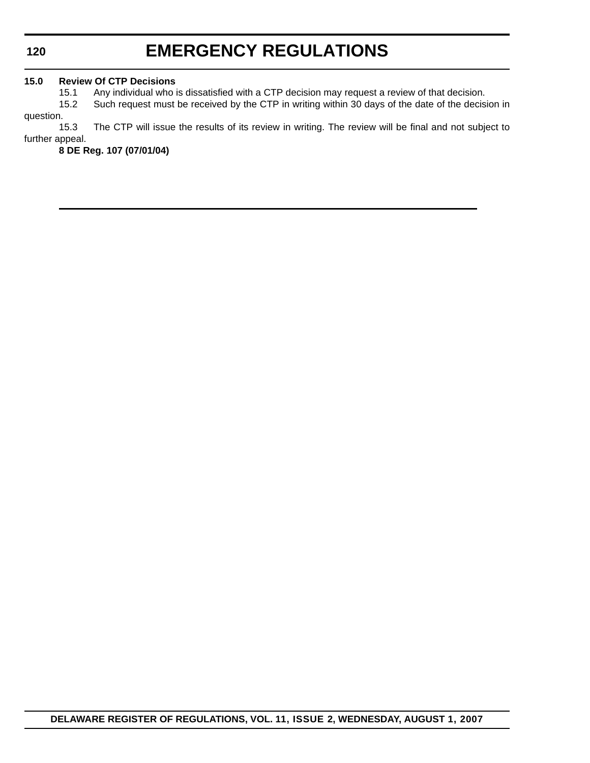**15.0 Review Of CTP Decisions**

15.1 Any individual who is dissatisfied with a CTP decision may request a review of that decision.

15.2 Such request must be received by the CTP in writing within 30 days of the date of the decision in question.

15.3 The CTP will issue the results of its review in writing. The review will be final and not subject to further appeal.

**8 DE Reg. 107 (07/01/04)**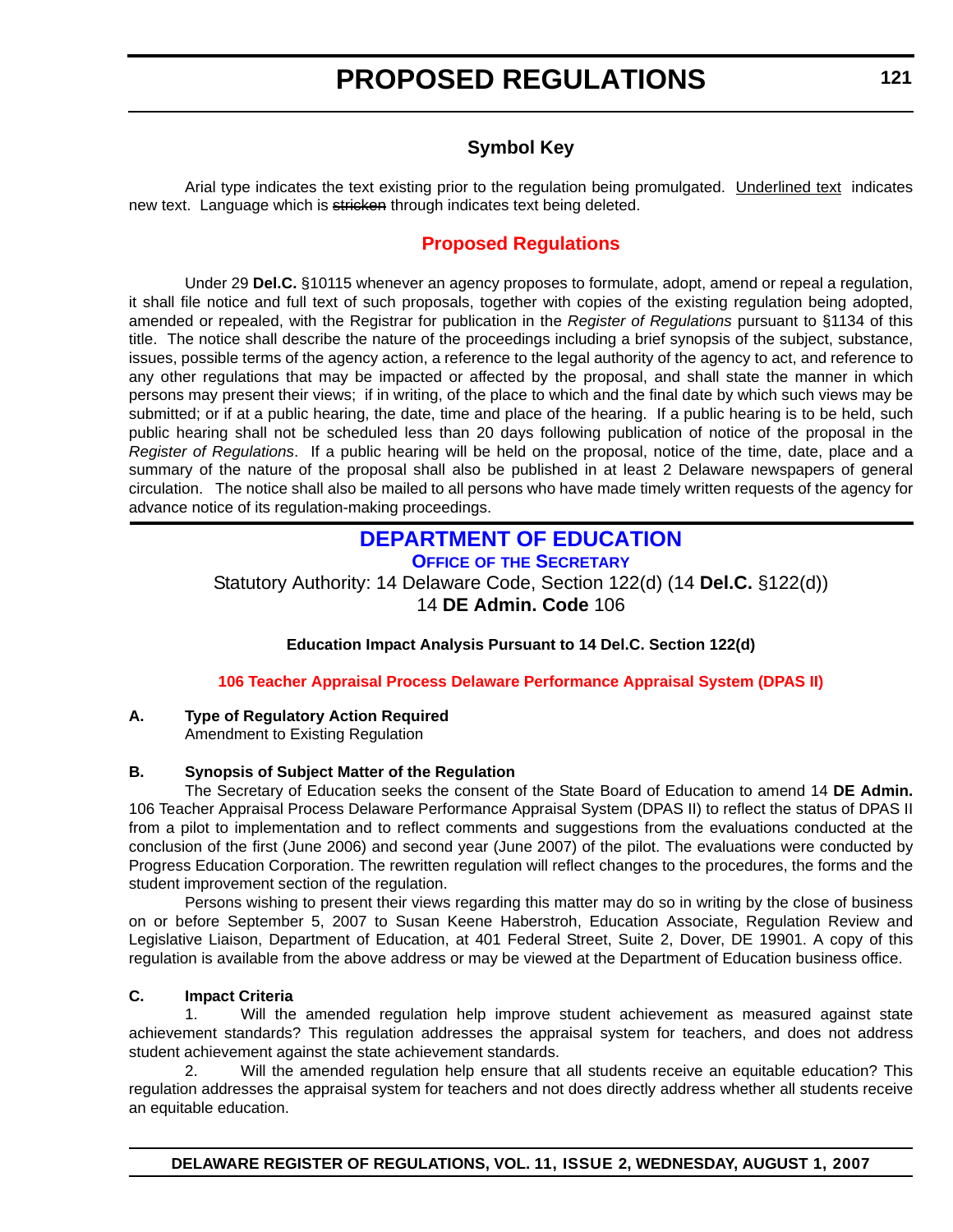# PROPOSED REGULATIONS

## Symbol Key

Arial type indicates the text existing prior to the regulation being promulgated. Underlined text indicates new text. Language which is ~~stricken~~ through indicates text being deleted.

## Proposed Regulations

Under 29 **Del.C.** §10115 whenever an agency proposes to formulate, adopt, amend or repeal a regulation, it shall file notice and full text of such proposals, together with copies of the existing regulation being adopted, amended or repealed, with the Registrar for publication in the *Register of Regulations* pursuant to §1134 of this title. The notice shall describe the nature of the proceedings including a brief synopsis of the subject, substance, issues, possible terms of the agency action, a reference to the legal authority of the agency to act, and reference to any other regulations that may be impacted or affected by the proposal, and shall state the manner in which persons may present their views; if in writing, of the place to which and the final date by which such views may be submitted; or if at a public hearing, the date, time and place of the hearing. If a public hearing is to be held, such public hearing shall not be scheduled less than 20 days following publication of notice of the proposal in the *Register of Regulations*. If a public hearing will be held on the proposal, notice of the time, date, place and a summary of the nature of the proposal shall also be published in at least 2 Delaware newspapers of general circulation. The notice shall also be mailed to all persons who have made timely written requests of the agency for advance notice of its regulation-making proceedings.

## DEPARTMENT OF EDUCATION

### Office of the Secretary

Statutory Authority: 14 Delaware Code, Section 122(d) (14 **Del.C.** §122(d))
14 **DE Admin. Code** 106

**Education Impact Analysis Pursuant to 14 Del.C. Section 122(d)**

**106 Teacher Appraisal Process Delaware Performance Appraisal System (DPAS II)**

**A. Type of Regulatory Action Required**

Amendment to Existing Regulation

**B. Synopsis of Subject Matter of the Regulation**

The Secretary of Education seeks the consent of the State Board of Education to amend 14 **DE Admin.** 106 Teacher Appraisal Process Delaware Performance Appraisal System (DPAS II) to reflect the status of DPAS II from a pilot to implementation and to reflect comments and suggestions from the evaluations conducted at the conclusion of the first (June 2006) and second year (June 2007) of the pilot. The evaluations were conducted by Progress Education Corporation. The rewritten regulation will reflect changes to the procedures, the forms and the student improvement section of the regulation.

Persons wishing to present their views regarding this matter may do so in writing by the close of business on or before September 5, 2007 to Susan Keene Haberstroh, Education Associate, Regulation Review and Legislative Liaison, Department of Education, at 401 Federal Street, Suite 2, Dover, DE 19901. A copy of this regulation is available from the above address or may be viewed at the Department of Education business office.

**C. Impact Criteria**

1. Will the amended regulation help improve student achievement as measured against state achievement standards? This regulation addresses the appraisal system for teachers, and does not address student achievement against the state achievement standards.

2. Will the amended regulation help ensure that all students receive an equitable education? This regulation addresses the appraisal system for teachers and not does directly address whether all students receive an equitable education.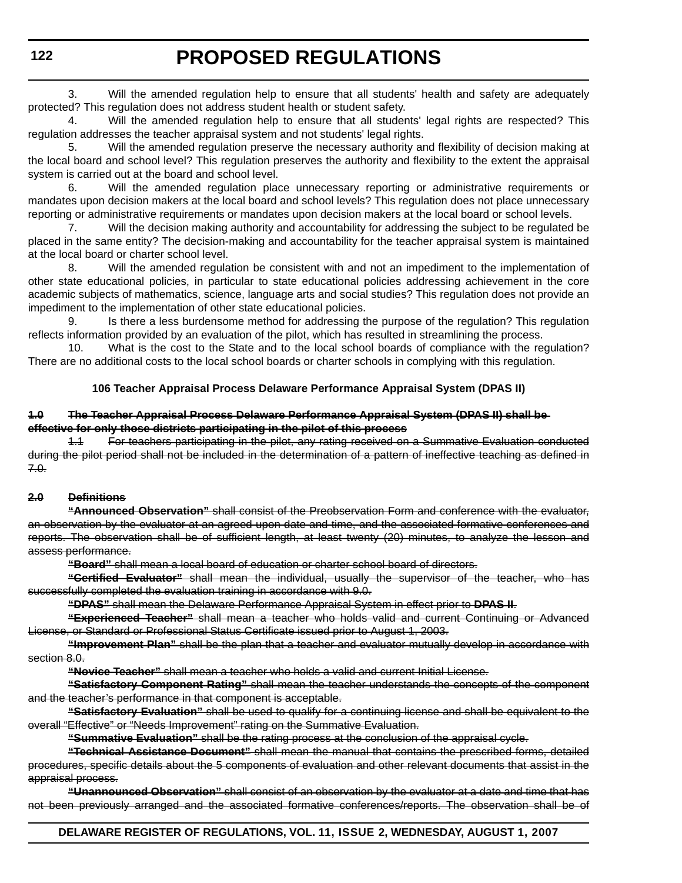3. Will the amended regulation help to ensure that all students' health and safety are adequately protected? This regulation does not address student health or student safety.

4. Will the amended regulation help to ensure that all students' legal rights are respected? This regulation addresses the teacher appraisal system and not students' legal rights.

5. Will the amended regulation preserve the necessary authority and flexibility of decision making at the local board and school level? This regulation preserves the authority and flexibility to the extent the appraisal system is carried out at the board and school level.

6. Will the amended regulation place unnecessary reporting or administrative requirements or mandates upon decision makers at the local board and school levels? This regulation does not place unnecessary reporting or administrative requirements or mandates upon decision makers at the local board or school levels.

7. Will the decision making authority and accountability for addressing the subject to be regulated be placed in the same entity? The decision-making and accountability for the teacher appraisal system is maintained at the local board or charter school level.

8. Will the amended regulation be consistent with and not an impediment to the implementation of other state educational policies, in particular to state educational policies addressing achievement in the core academic subjects of mathematics, science, language arts and social studies? This regulation does not provide an impediment to the implementation of other state educational policies.

9. Is there a less burdensome method for addressing the purpose of the regulation? This regulation reflects information provided by an evaluation of the pilot, which has resulted in streamlining the process.

10. What is the cost to the State and to the local school boards of compliance with the regulation? There are no additional costs to the local school boards or charter schools in complying with this regulation.

**106 Teacher Appraisal Process Delaware Performance Appraisal System (DPAS II)**

~~**1.0 The Teacher Appraisal Process Delaware Performance Appraisal System (DPAS II) shall be effective for only those districts participating in the pilot of this process**~~

~~1.1 For teachers participating in the pilot, any rating received on a Summative Evaluation conducted during the pilot period shall not be included in the determination of a pattern of ineffective teaching as defined in 7.0.~~

~~**2.0 Definitions**~~

~~**"Announced Observation"** shall consist of the Preobservation Form and conference with the evaluator, an observation by the evaluator at an agreed upon date and time, and the associated formative conferences and reports. The observation shall be of sufficient length, at least twenty (20) minutes, to analyze the lesson and assess performance.~~

~~**"Board"** shall mean a local board of education or charter school board of directors.~~

~~**"Certified Evaluator"** shall mean the individual, usually the supervisor of the teacher, who has successfully completed the evaluation training in accordance with 9.0.~~

~~**"DPAS"** shall mean the Delaware Performance Appraisal System in effect prior to **DPAS II**.~~

~~**"Experienced Teacher"** shall mean a teacher who holds valid and current Continuing or Advanced License, or Standard or Professional Status Certificate issued prior to August 1, 2003.~~

~~**"Improvement Plan"** shall be the plan that a teacher and evaluator mutually develop in accordance with section 8.0.~~

~~**"Novice Teacher"** shall mean a teacher who holds a valid and current Initial License.~~

~~**"Satisfactory Component Rating"** shall mean the teacher understands the concepts of the component and the teacher's performance in that component is acceptable.~~

~~**"Satisfactory Evaluation"** shall be used to qualify for a continuing license and shall be equivalent to the overall "Effective" or "Needs Improvement" rating on the Summative Evaluation.~~

~~**"Summative Evaluation"** shall be the rating process at the conclusion of the appraisal cycle.~~

~~**"Technical Assistance Document"** shall mean the manual that contains the prescribed forms, detailed procedures, specific details about the 5 components of evaluation and other relevant documents that assist in the appraisal process.~~

~~**"Unannounced Observation"** shall consist of an observation by the evaluator at a date and time that has not been previously arranged and the associated formative conferences/reports. The observation shall be of~~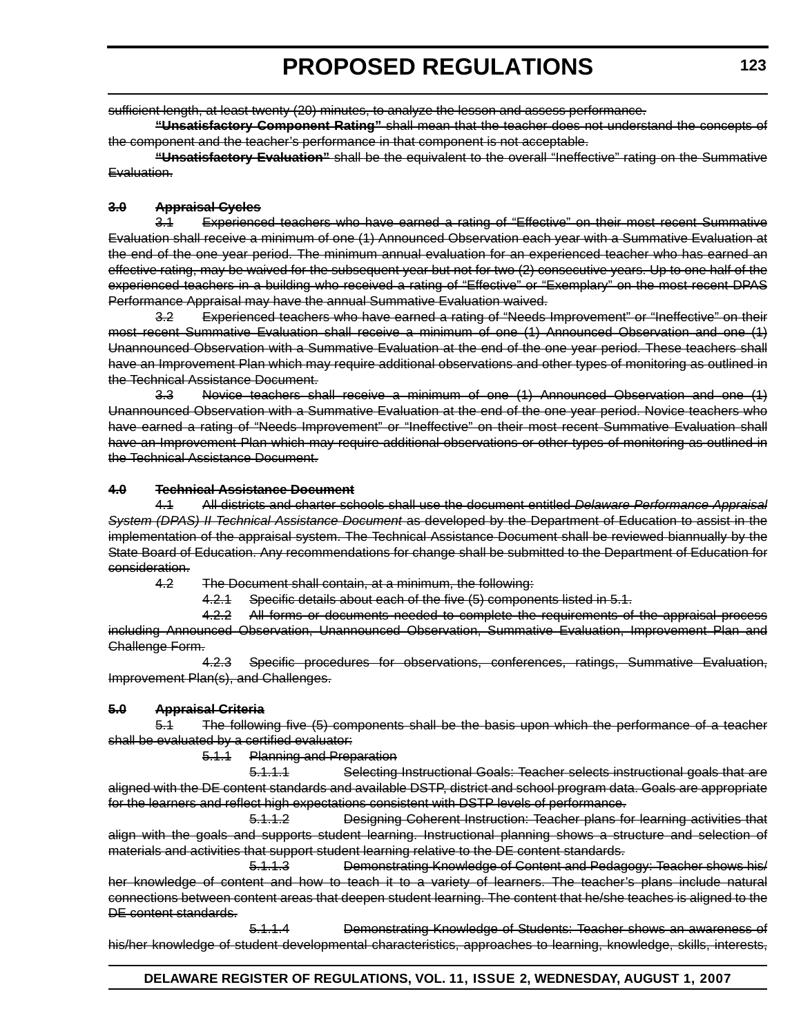~~sufficient length, at least twenty (20) minutes, to analyze the lesson and assess performance.~~

~~**"Unsatisfactory Component Rating"** shall mean that the teacher does not understand the concepts of the component and the teacher's performance in that component is not acceptable.~~

~~**"Unsatisfactory Evaluation"** shall be the equivalent to the overall "Ineffective" rating on the Summative Evaluation.~~

~~**3.0 Appraisal Cycles**~~

~~3.1 Experienced teachers who have earned a rating of "Effective" on their most recent Summative Evaluation shall receive a minimum of one (1) Announced Observation each year with a Summative Evaluation at the end of the one year period. The minimum annual evaluation for an experienced teacher who has earned an effective rating, may be waived for the subsequent year but not for two (2) consecutive years. Up to one half of the experienced teachers in a building who received a rating of "Effective" or "Exemplary" on the most recent DPAS Performance Appraisal may have the annual Summative Evaluation waived.~~

~~3.2 Experienced teachers who have earned a rating of "Needs Improvement" or "Ineffective" on their most recent Summative Evaluation shall receive a minimum of one (1) Announced Observation and one (1) Unannounced Observation with a Summative Evaluation at the end of the one year period. These teachers shall have an Improvement Plan which may require additional observations and other types of monitoring as outlined in the Technical Assistance Document.~~

~~3.3 Novice teachers shall receive a minimum of one (1) Announced Observation and one (1) Unannounced Observation with a Summative Evaluation at the end of the one year period. Novice teachers who have earned a rating of "Needs Improvement" or "Ineffective" on their most recent Summative Evaluation shall have an Improvement Plan which may require additional observations or other types of monitoring as outlined in the Technical Assistance Document.~~

~~**4.0 Technical Assistance Document**~~

~~4.1 All districts and charter schools shall use the document entitled *Delaware Performance Appraisal System (DPAS) II Technical Assistance Document* as developed by the Department of Education to assist in the implementation of the appraisal system. The Technical Assistance Document shall be reviewed biannually by the State Board of Education. Any recommendations for change shall be submitted to the Department of Education for consideration.~~

~~4.2 The Document shall contain, at a minimum, the following:~~

~~4.2.1 Specific details about each of the five (5) components listed in 5.1.~~

~~4.2.2 All forms or documents needed to complete the requirements of the appraisal process including Announced Observation, Unannounced Observation, Summative Evaluation, Improvement Plan and Challenge Form.~~

~~4.2.3 Specific procedures for observations, conferences, ratings, Summative Evaluation, Improvement Plan(s), and Challenges.~~

~~**5.0 Appraisal Criteria**~~

~~5.1 The following five (5) components shall be the basis upon which the performance of a teacher shall be evaluated by a certified evaluator:~~

~~5.1.1 Planning and Preparation~~

~~5.1.1.1 Selecting Instructional Goals: Teacher selects instructional goals that are aligned with the DE content standards and available DSTP, district and school program data. Goals are appropriate for the learners and reflect high expectations consistent with DSTP levels of performance.~~

~~5.1.1.2 Designing Coherent Instruction: Teacher plans for learning activities that align with the goals and supports student learning. Instructional planning shows a structure and selection of materials and activities that support student learning relative to the DE content standards.~~

~~5.1.1.3 Demonstrating Knowledge of Content and Pedagogy: Teacher shows his/her knowledge of content and how to teach it to a variety of learners. The teacher's plans include natural connections between content areas that deepen student learning. The content that he/she teaches is aligned to the DE content standards.~~

~~5.1.1.4 Demonstrating Knowledge of Students: Teacher shows an awareness of his/her knowledge of student developmental characteristics, approaches to learning, knowledge, skills, interests,~~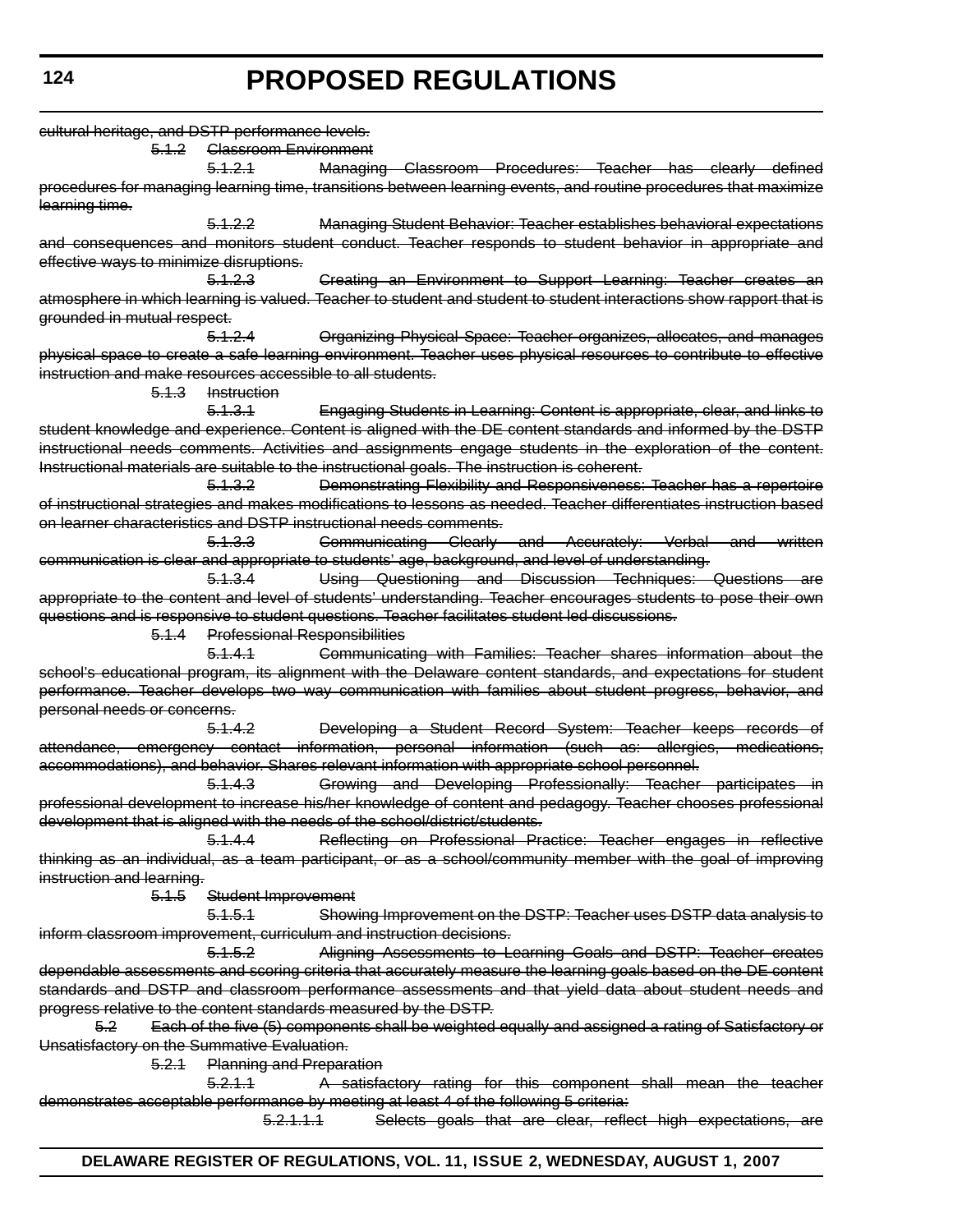~~cultural heritage, and DSTP performance levels.~~

~~5.1.2 Classroom Environment~~

~~5.1.2.1 Managing Classroom Procedures: Teacher has clearly defined procedures for managing learning time, transitions between learning events, and routine procedures that maximize learning time.~~

~~5.1.2.2 Managing Student Behavior: Teacher establishes behavioral expectations and consequences and monitors student conduct. Teacher responds to student behavior in appropriate and effective ways to minimize disruptions.~~

~~5.1.2.3 Creating an Environment to Support Learning: Teacher creates an atmosphere in which learning is valued. Teacher to student and student to student interactions show rapport that is grounded in mutual respect.~~

~~5.1.2.4 Organizing Physical Space: Teacher organizes, allocates, and manages physical space to create a safe learning environment. Teacher uses physical resources to contribute to effective instruction and make resources accessible to all students.~~

~~5.1.3 Instruction~~

~~5.1.3.1 Engaging Students in Learning: Content is appropriate, clear, and links to student knowledge and experience. Content is aligned with the DE content standards and informed by the DSTP instructional needs comments. Activities and assignments engage students in the exploration of the content. Instructional materials are suitable to the instructional goals. The instruction is coherent.~~

~~5.1.3.2 Demonstrating Flexibility and Responsiveness: Teacher has a repertoire of instructional strategies and makes modifications to lessons as needed. Teacher differentiates instruction based on learner characteristics and DSTP instructional needs comments.~~

~~5.1.3.3 Communicating Clearly and Accurately: Verbal and written communication is clear and appropriate to students' age, background, and level of understanding.~~

~~5.1.3.4 Using Questioning and Discussion Techniques: Questions are appropriate to the content and level of students' understanding. Teacher encourages students to pose their own questions and is responsive to student questions. Teacher facilitates student led discussions.~~

~~5.1.4 Professional Responsibilities~~

~~5.1.4.1 Communicating with Families: Teacher shares information about the school's educational program, its alignment with the Delaware content standards, and expectations for student performance. Teacher develops two way communication with families about student progress, behavior, and personal needs or concerns.~~

~~5.1.4.2 Developing a Student Record System: Teacher keeps records of attendance, emergency contact information, personal information (such as: allergies, medications, accommodations), and behavior. Shares relevant information with appropriate school personnel.~~

~~5.1.4.3 Growing and Developing Professionally: Teacher participates in professional development to increase his/her knowledge of content and pedagogy. Teacher chooses professional development that is aligned with the needs of the school/district/students.~~

~~5.1.4.4 Reflecting on Professional Practice: Teacher engages in reflective thinking as an individual, as a team participant, or as a school/community member with the goal of improving instruction and learning.~~

~~5.1.5 Student Improvement~~

~~5.1.5.1 Showing Improvement on the DSTP: Teacher uses DSTP data analysis to inform classroom improvement, curriculum and instruction decisions.~~

~~5.1.5.2 Aligning Assessments to Learning Goals and DSTP: Teacher creates dependable assessments and scoring criteria that accurately measure the learning goals based on the DE content standards and DSTP and classroom performance assessments and that yield data about student needs and progress relative to the content standards measured by the DSTP.~~

~~5.2 Each of the five (5) components shall be weighted equally and assigned a rating of Satisfactory or Unsatisfactory on the Summative Evaluation.~~

~~5.2.1 Planning and Preparation~~

~~5.2.1.1 A satisfactory rating for this component shall mean the teacher demonstrates acceptable performance by meeting at least 4 of the following 5 criteria:~~

~~5.2.1.1.1 Selects goals that are clear, reflect high expectations, are~~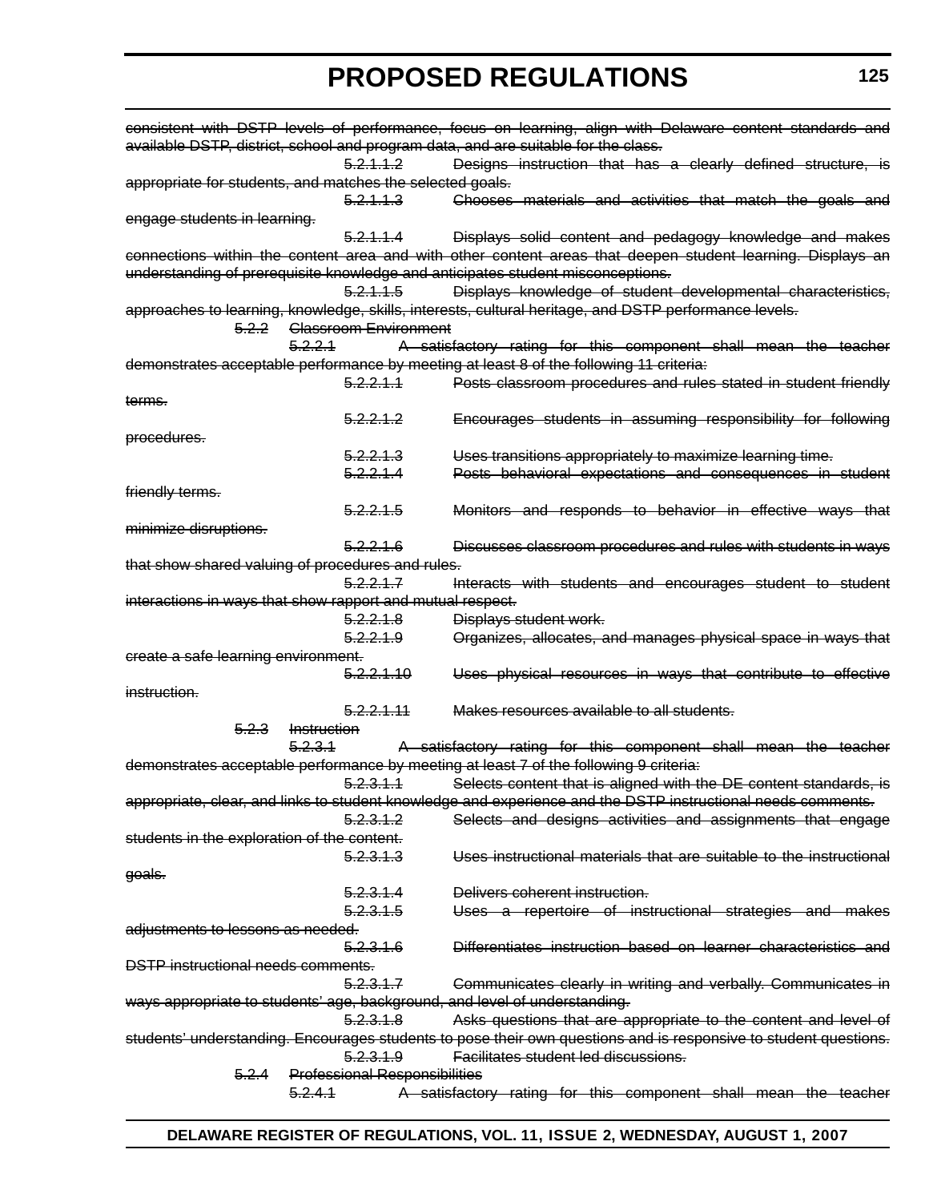~~consistent with DSTP levels of performance, focus on learning, align with Delaware content standards and available DSTP, district, school and program data, and are suitable for the class.~~

~~5.2.1.1.2 Designs instruction that has a clearly defined structure, is appropriate for students, and matches the selected goals.~~

~~5.2.1.1.3 Chooses materials and activities that match the goals and engage students in learning.~~

~~5.2.1.1.4 Displays solid content and pedagogy knowledge and makes connections within the content area and with other content areas that deepen student learning. Displays an understanding of prerequisite knowledge and anticipates student misconceptions.~~

~~5.2.1.1.5 Displays knowledge of student developmental characteristics, approaches to learning, knowledge, skills, interests, cultural heritage, and DSTP performance levels.~~

~~5.2.2 Classroom Environment~~

~~5.2.2.1 A satisfactory rating for this component shall mean the teacher demonstrates acceptable performance by meeting at least 8 of the following 11 criteria:~~

~~5.2.2.1.1 Posts classroom procedures and rules stated in student friendly terms.~~

~~5.2.2.1.2 Encourages students in assuming responsibility for following procedures.~~

~~5.2.2.1.3 Uses transitions appropriately to maximize learning time.~~

~~5.2.2.1.4 Posts behavioral expectations and consequences in student friendly terms.~~

~~5.2.2.1.5 Monitors and responds to behavior in effective ways that minimize disruptions.~~

~~5.2.2.1.6 Discusses classroom procedures and rules with students in ways that show shared valuing of procedures and rules.~~

~~5.2.2.1.7 Interacts with students and encourages student to student interactions in ways that show rapport and mutual respect.~~

~~5.2.2.1.8 Displays student work.~~

~~5.2.2.1.9 Organizes, allocates, and manages physical space in ways that create a safe learning environment.~~

~~5.2.2.1.10 Uses physical resources in ways that contribute to effective instruction.~~

~~5.2.2.1.11 Makes resources available to all students.~~

~~5.2.3 Instruction~~

~~5.2.3.1 A satisfactory rating for this component shall mean the teacher demonstrates acceptable performance by meeting at least 7 of the following 9 criteria:~~

~~5.2.3.1.1 Selects content that is aligned with the DE content standards, is appropriate, clear, and links to student knowledge and experience and the DSTP instructional needs comments.~~

~~5.2.3.1.2 Selects and designs activities and assignments that engage students in the exploration of the content.~~

~~5.2.3.1.3 Uses instructional materials that are suitable to the instructional goals.~~

~~5.2.3.1.4 Delivers coherent instruction.~~

~~5.2.3.1.5 Uses a repertoire of instructional strategies and makes adjustments to lessons as needed.~~

~~5.2.3.1.6 Differentiates instruction based on learner characteristics and DSTP instructional needs comments.~~

~~5.2.3.1.7 Communicates clearly in writing and verbally. Communicates in ways appropriate to students' age, background, and level of understanding.~~

~~5.2.3.1.8 Asks questions that are appropriate to the content and level of students' understanding. Encourages students to pose their own questions and is responsive to student questions.~~

~~5.2.3.1.9 Facilitates student led discussions.~~

~~5.2.4 Professional Responsibilities~~

~~5.2.4.1 A satisfactory rating for this component shall mean the teacher~~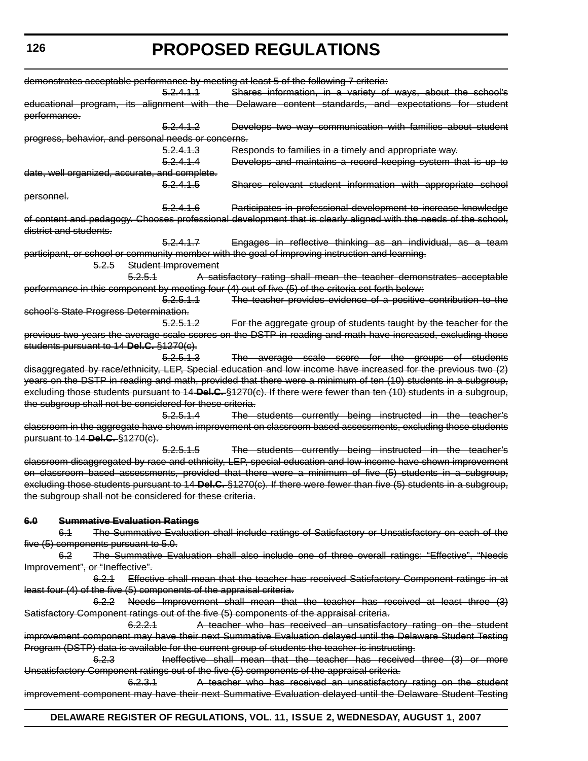~~demonstrates acceptable performance by meeting at least 5 of the following 7 criteria:~~

~~5.2.4.1.1 Shares information, in a variety of ways, about the school's educational program, its alignment with the Delaware content standards, and expectations for student performance.~~

~~5.2.4.1.2 Develops two way communication with families about student progress, behavior, and personal needs or concerns.~~

~~5.2.4.1.3 Responds to families in a timely and appropriate way.~~

~~5.2.4.1.4 Develops and maintains a record keeping system that is up to date, well organized, accurate, and complete.~~

~~5.2.4.1.5 Shares relevant student information with appropriate school personnel.~~

~~5.2.4.1.6 Participates in professional development to increase knowledge of content and pedagogy. Chooses professional development that is clearly aligned with the needs of the school, district and students.~~

~~5.2.4.1.7 Engages in reflective thinking as an individual, as a team participant, or school or community member with the goal of improving instruction and learning.~~

~~5.2.5 Student Improvement~~

~~5.2.5.1 A satisfactory rating shall mean the teacher demonstrates acceptable performance in this component by meeting four (4) out of five (5) of the criteria set forth below:~~

~~5.2.5.1.1 The teacher provides evidence of a positive contribution to the school's State Progress Determination.~~

~~5.2.5.1.2 For the aggregate group of students taught by the teacher for the previous two years the average scale scores on the DSTP in reading and math have increased, excluding those students pursuant to 14 **Del.C.** §1270(c).~~

~~5.2.5.1.3 The average scale score for the groups of students disaggregated by race/ethnicity, LEP, Special education and low income have increased for the previous two (2) years on the DSTP in reading and math, provided that there were a minimum of ten (10) students in a subgroup, excluding those students pursuant to 14 **Del.C.** §1270(c). If there were fewer than ten (10) students in a subgroup, the subgroup shall not be considered for these criteria.~~

~~5.2.5.1.4 The students currently being instructed in the teacher's classroom in the aggregate have shown improvement on classroom based assessments, excluding those students pursuant to 14 **Del.C.** §1270(c).~~

~~5.2.5.1.5 The students currently being instructed in the teacher's classroom disaggregated by race and ethnicity, LEP, special education and low income have shown improvement on classroom based assessments, provided that there were a minimum of five (5) students in a subgroup, excluding those students pursuant to 14 **Del.C.** §1270(c). If there were fewer than five (5) students in a subgroup, the subgroup shall not be considered for these criteria.~~

~~**6.0 Summative Evaluation Ratings**~~

~~6.1 The Summative Evaluation shall include ratings of Satisfactory or Unsatisfactory on each of the five (5) components pursuant to 5.0.~~

~~6.2 The Summative Evaluation shall also include one of three overall ratings: "Effective", "Needs Improvement", or "Ineffective".~~

~~6.2.1 Effective shall mean that the teacher has received Satisfactory Component ratings in at least four (4) of the five (5) components of the appraisal criteria.~~

~~6.2.2 Needs Improvement shall mean that the teacher has received at least three (3) Satisfactory Component ratings out of the five (5) components of the appraisal criteria.~~

~~6.2.2.1 A teacher who has received an unsatisfactory rating on the student improvement component may have their next Summative Evaluation delayed until the Delaware Student Testing Program (DSTP) data is available for the current group of students the teacher is instructing.~~

~~6.2.3 Ineffective shall mean that the teacher has received three (3) or more Unsatisfactory Component ratings out of the five (5) components of the appraisal criteria.~~

~~6.2.3.1 A teacher who has received an unsatisfactory rating on the student improvement component may have their next Summative Evaluation delayed until the Delaware Student Testing~~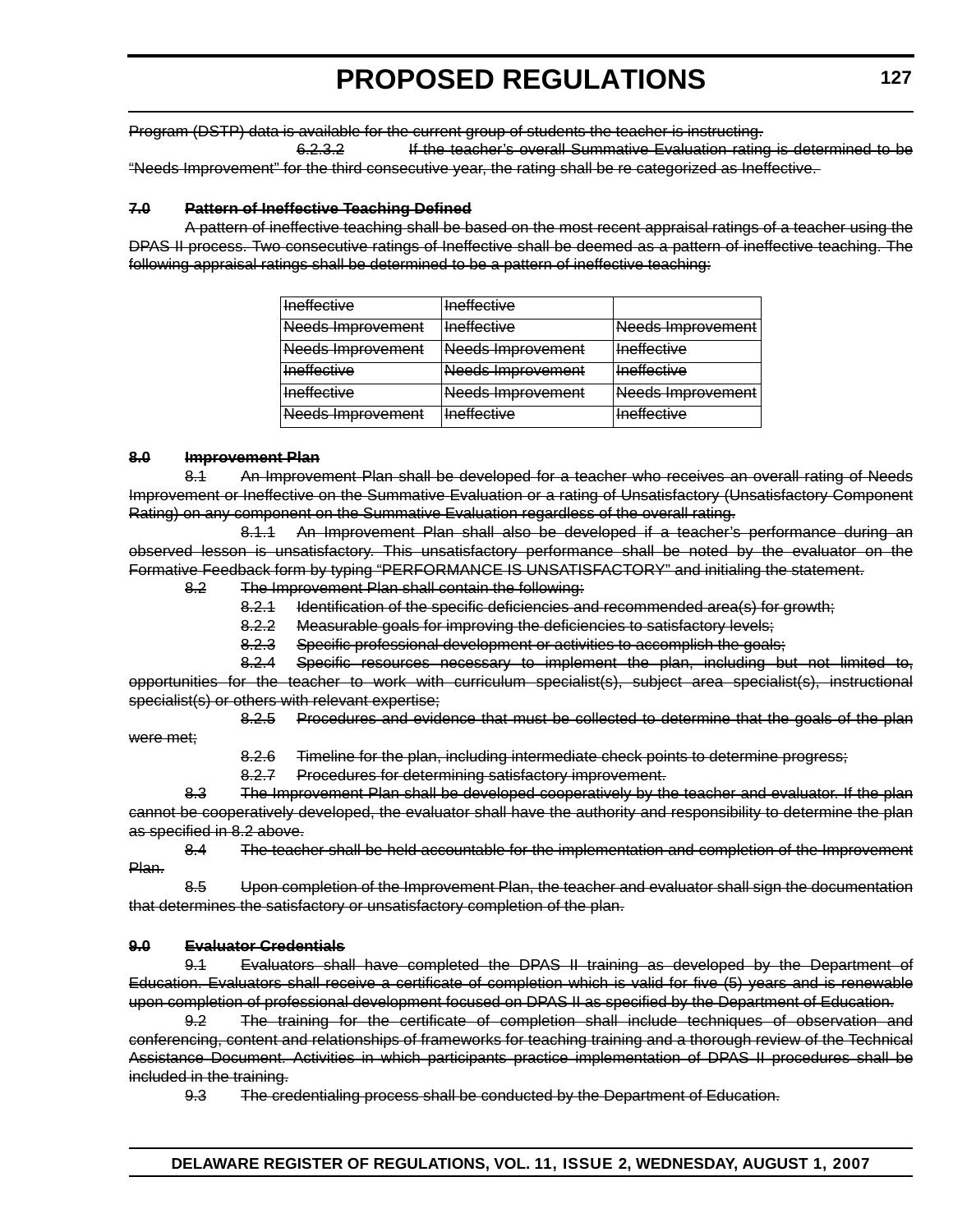~~Program (DSTP) data is available for the current group of students the teacher is instructing.~~

~~6.2.3.2 If the teacher's overall Summative Evaluation rating is determined to be "Needs Improvement" for the third consecutive year, the rating shall be re categorized as Ineffective.~~

~~**7.0 Pattern of Ineffective Teaching Defined**~~

~~A pattern of ineffective teaching shall be based on the most recent appraisal ratings of a teacher using the DPAS II process. Two consecutive ratings of Ineffective shall be deemed as a pattern of ineffective teaching. The following appraisal ratings shall be determined to be a pattern of ineffective teaching:~~

| ~~Ineffective~~ | ~~Ineffective~~ | |
|---|---|---|
| ~~Needs Improvement~~ | ~~Ineffective~~ | ~~Needs Improvement~~ |
| ~~Needs Improvement~~ | ~~Needs Improvement~~ | ~~Ineffective~~ |
| ~~Ineffective~~ | ~~Needs Improvement~~ | ~~Ineffective~~ |
| ~~Ineffective~~ | ~~Needs Improvement~~ | ~~Needs Improvement~~ |
| ~~Needs Improvement~~ | ~~Ineffective~~ | ~~Ineffective~~ |

~~**8.0 Improvement Plan**~~

~~8.1 An Improvement Plan shall be developed for a teacher who receives an overall rating of Needs Improvement or Ineffective on the Summative Evaluation or a rating of Unsatisfactory (Unsatisfactory Component Rating) on any component on the Summative Evaluation regardless of the overall rating.~~

~~8.1.1 An Improvement Plan shall also be developed if a teacher's performance during an observed lesson is unsatisfactory. This unsatisfactory performance shall be noted by the evaluator on the Formative Feedback form by typing "PERFORMANCE IS UNSATISFACTORY" and initialing the statement.~~

~~8.2 The Improvement Plan shall contain the following:~~

~~8.2.1 Identification of the specific deficiencies and recommended area(s) for growth;~~

~~8.2.2 Measurable goals for improving the deficiencies to satisfactory levels;~~

~~8.2.3 Specific professional development or activities to accomplish the goals;~~

~~8.2.4 Specific resources necessary to implement the plan, including but not limited to, opportunities for the teacher to work with curriculum specialist(s), subject area specialist(s), instructional specialist(s) or others with relevant expertise;~~

~~8.2.5 Procedures and evidence that must be collected to determine that the goals of the plan were met;~~

~~8.2.6 Timeline for the plan, including intermediate check points to determine progress;~~

~~8.2.7 Procedures for determining satisfactory improvement.~~

~~8.3 The Improvement Plan shall be developed cooperatively by the teacher and evaluator. If the plan cannot be cooperatively developed, the evaluator shall have the authority and responsibility to determine the plan as specified in 8.2 above.~~

~~8.4 The teacher shall be held accountable for the implementation and completion of the Improvement Plan.~~

~~8.5 Upon completion of the Improvement Plan, the teacher and evaluator shall sign the documentation that determines the satisfactory or unsatisfactory completion of the plan.~~

~~**9.0 Evaluator Credentials**~~

~~9.1 Evaluators shall have completed the DPAS II training as developed by the Department of Education. Evaluators shall receive a certificate of completion which is valid for five (5) years and is renewable upon completion of professional development focused on DPAS II as specified by the Department of Education.~~

~~9.2 The training for the certificate of completion shall include techniques of observation and conferencing, content and relationships of frameworks for teaching training and a thorough review of the Technical Assistance Document. Activities in which participants practice implementation of DPAS II procedures shall be included in the training.~~

~~9.3 The credentialing process shall be conducted by the Department of Education.~~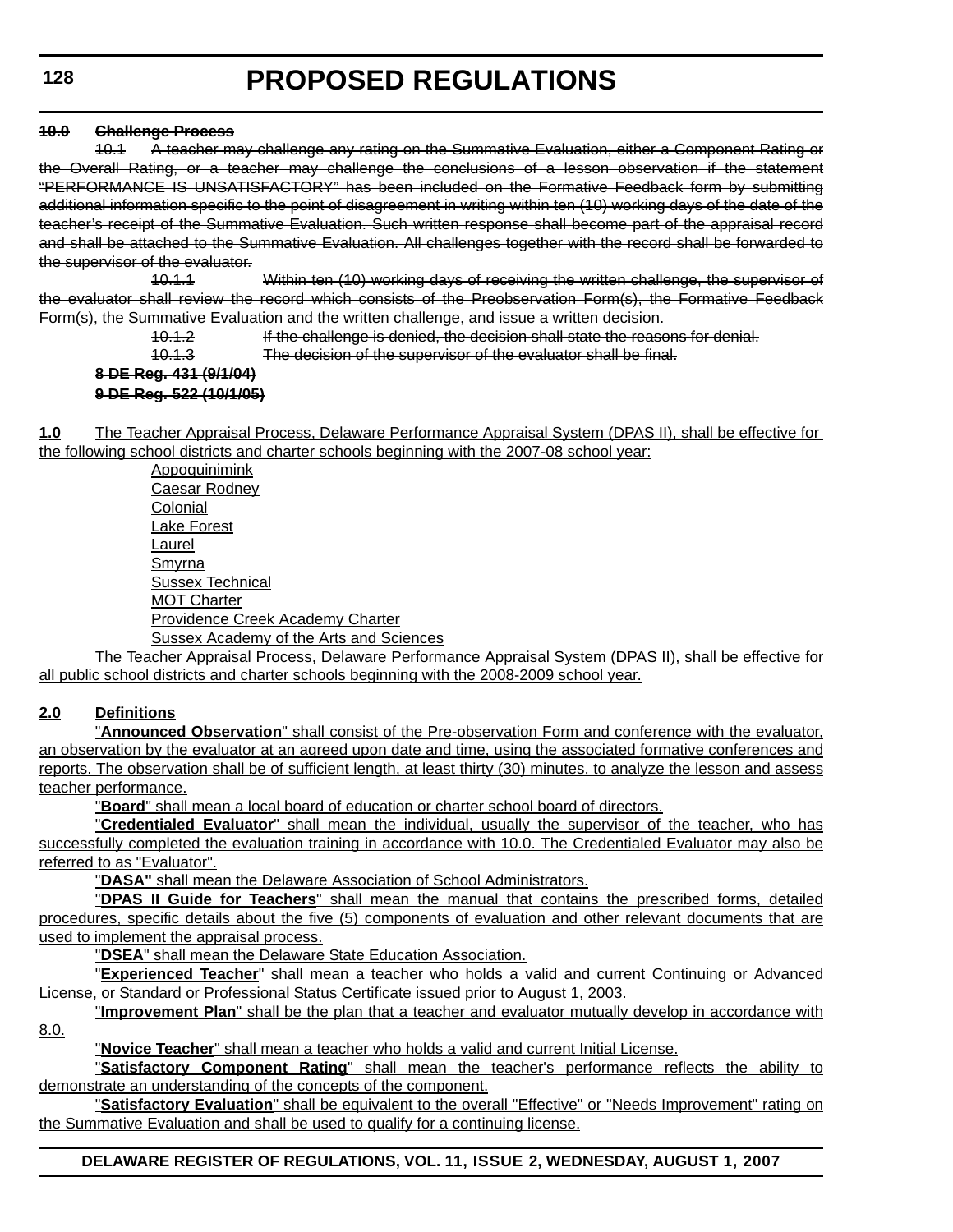~~**10.0 Challenge Process**~~

~~10.1 A teacher may challenge any rating on the Summative Evaluation, either a Component Rating or the Overall Rating, or a teacher may challenge the conclusions of a lesson observation if the statement "PERFORMANCE IS UNSATISFACTORY" has been included on the Formative Feedback form by submitting additional information specific to the point of disagreement in writing within ten (10) working days of the date of the teacher's receipt of the Summative Evaluation. Such written response shall become part of the appraisal record and shall be attached to the Summative Evaluation. All challenges together with the record shall be forwarded to the supervisor of the evaluator.~~

~~10.1.1 Within ten (10) working days of receiving the written challenge, the supervisor of the evaluator shall review the record which consists of the Preobservation Form(s), the Formative Feedback Form(s), the Summative Evaluation and the written challenge, and issue a written decision.~~

~~10.1.2 If the challenge is denied, the decision shall state the reasons for denial.~~

~~10.1.3 The decision of the supervisor of the evaluator shall be final.~~

~~**8 DE Reg. 431 (9/1/04)**~~

~~**9 DE Reg. 522 (10/1/05)**~~

<u>**1.0** The Teacher Appraisal Process, Delaware Performance Appraisal System (DPAS II), shall be effective for the following school districts and charter schools beginning with the 2007-08 school year:</u>

<u>Appoquinimink</u>
<u>Caesar Rodney</u>
<u>Colonial</u>
<u>Lake Forest</u>
<u>Laurel</u>
<u>Smyrna</u>
<u>Sussex Technical</u>
<u>MOT Charter</u>
<u>Providence Creek Academy Charter</u>
<u>Sussex Academy of the Arts and Sciences</u>

<u>The Teacher Appraisal Process, Delaware Performance Appraisal System (DPAS II), shall be effective for all public school districts and charter schools beginning with the 2008-2009 school year.</u>

<u>**2.0 Definitions**</u>

<u>"**Announced Observation**" shall consist of the Pre-observation Form and conference with the evaluator, an observation by the evaluator at an agreed upon date and time, using the associated formative conferences and reports. The observation shall be of sufficient length, at least thirty (30) minutes, to analyze the lesson and assess teacher performance.</u>

<u>"**Board**" shall mean a local board of education or charter school board of directors.</u>

<u>"**Credentialed Evaluator**" shall mean the individual, usually the supervisor of the teacher, who has successfully completed the evaluation training in accordance with 10.0. The Credentialed Evaluator may also be referred to as "Evaluator".</u>

<u>"**DASA"** shall mean the Delaware Association of School Administrators.</u>

<u>"**DPAS II Guide for Teachers**" shall mean the manual that contains the prescribed forms, detailed procedures, specific details about the five (5) components of evaluation and other relevant documents that are used to implement the appraisal process.</u>

<u>"**DSEA**" shall mean the Delaware State Education Association.</u>

<u>"**Experienced Teacher**" shall mean a teacher who holds a valid and current Continuing or Advanced License, or Standard or Professional Status Certificate issued prior to August 1, 2003.</u>

<u>"**Improvement Plan**" shall be the plan that a teacher and evaluator mutually develop in accordance with 8.0.</u>

<u>"**Novice Teacher**" shall mean a teacher who holds a valid and current Initial License.</u>

<u>"**Satisfactory Component Rating**" shall mean the teacher's performance reflects the ability to demonstrate an understanding of the concepts of the component.</u>

<u>"**Satisfactory Evaluation**" shall be equivalent to the overall "Effective" or "Needs Improvement" rating on the Summative Evaluation and shall be used to qualify for a continuing license.</u>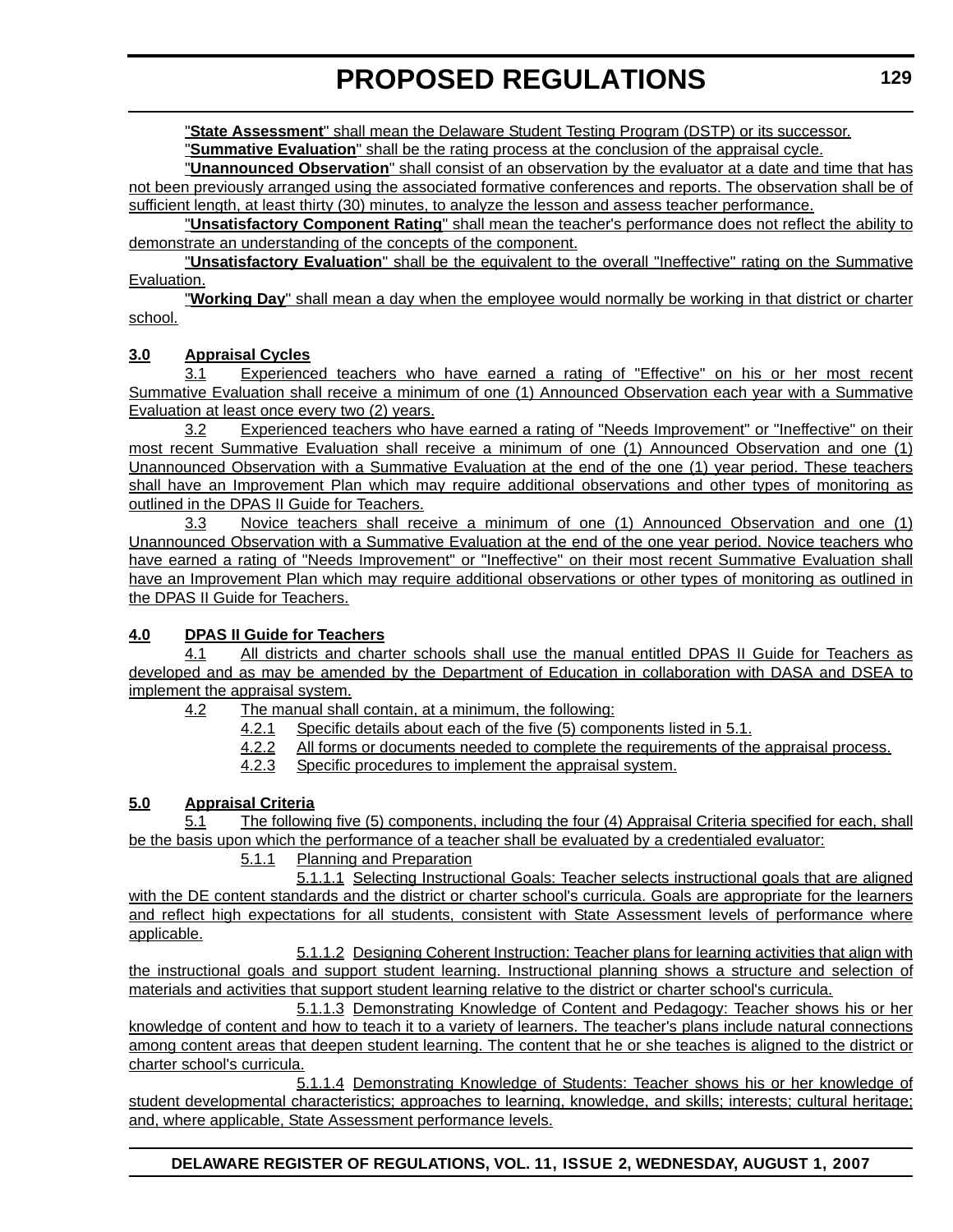"**State Assessment**" shall mean the Delaware Student Testing Program (DSTP) or its successor.

"**Summative Evaluation**" shall be the rating process at the conclusion of the appraisal cycle.

"**Unannounced Observation**" shall consist of an observation by the evaluator at a date and time that has not been previously arranged using the associated formative conferences and reports. The observation shall be of sufficient length, at least thirty (30) minutes, to analyze the lesson and assess teacher performance.

"**Unsatisfactory Component Rating**" shall mean the teacher's performance does not reflect the ability to demonstrate an understanding of the concepts of the component.

"**Unsatisfactory Evaluation**" shall be the equivalent to the overall "Ineffective" rating on the Summative Evaluation.

"**Working Day**" shall mean a day when the employee would normally be working in that district or charter school.

**3.0 Appraisal Cycles**

3.1 Experienced teachers who have earned a rating of "Effective" on his or her most recent Summative Evaluation shall receive a minimum of one (1) Announced Observation each year with a Summative Evaluation at least once every two (2) years.

3.2 Experienced teachers who have earned a rating of "Needs Improvement" or "Ineffective" on their most recent Summative Evaluation shall receive a minimum of one (1) Announced Observation and one (1) Unannounced Observation with a Summative Evaluation at the end of the one (1) year period. These teachers shall have an Improvement Plan which may require additional observations and other types of monitoring as outlined in the DPAS II Guide for Teachers.

3.3 Novice teachers shall receive a minimum of one (1) Announced Observation and one (1) Unannounced Observation with a Summative Evaluation at the end of the one year period. Novice teachers who have earned a rating of "Needs Improvement" or "Ineffective" on their most recent Summative Evaluation shall have an Improvement Plan which may require additional observations or other types of monitoring as outlined in the DPAS II Guide for Teachers.

**4.0 DPAS II Guide for Teachers**

4.1 All districts and charter schools shall use the manual entitled DPAS II Guide for Teachers as developed and as may be amended by the Department of Education in collaboration with DASA and DSEA to implement the appraisal system.

4.2 The manual shall contain, at a minimum, the following:

4.2.1 Specific details about each of the five (5) components listed in 5.1.

4.2.2 All forms or documents needed to complete the requirements of the appraisal process.

4.2.3 Specific procedures to implement the appraisal system.

**5.0 Appraisal Criteria**

5.1 The following five (5) components, including the four (4) Appraisal Criteria specified for each, shall be the basis upon which the performance of a teacher shall be evaluated by a credentialed evaluator:

5.1.1 Planning and Preparation

5.1.1.1 Selecting Instructional Goals: Teacher selects instructional goals that are aligned with the DE content standards and the district or charter school's curricula. Goals are appropriate for the learners and reflect high expectations for all students, consistent with State Assessment levels of performance where applicable.

5.1.1.2 Designing Coherent Instruction: Teacher plans for learning activities that align with the instructional goals and support student learning. Instructional planning shows a structure and selection of materials and activities that support student learning relative to the district or charter school's curricula.

5.1.1.3 Demonstrating Knowledge of Content and Pedagogy: Teacher shows his or her knowledge of content and how to teach it to a variety of learners. The teacher's plans include natural connections among content areas that deepen student learning. The content that he or she teaches is aligned to the district or charter school's curricula.

5.1.1.4 Demonstrating Knowledge of Students: Teacher shows his or her knowledge of student developmental characteristics; approaches to learning, knowledge, and skills; interests; cultural heritage; and, where applicable, State Assessment performance levels.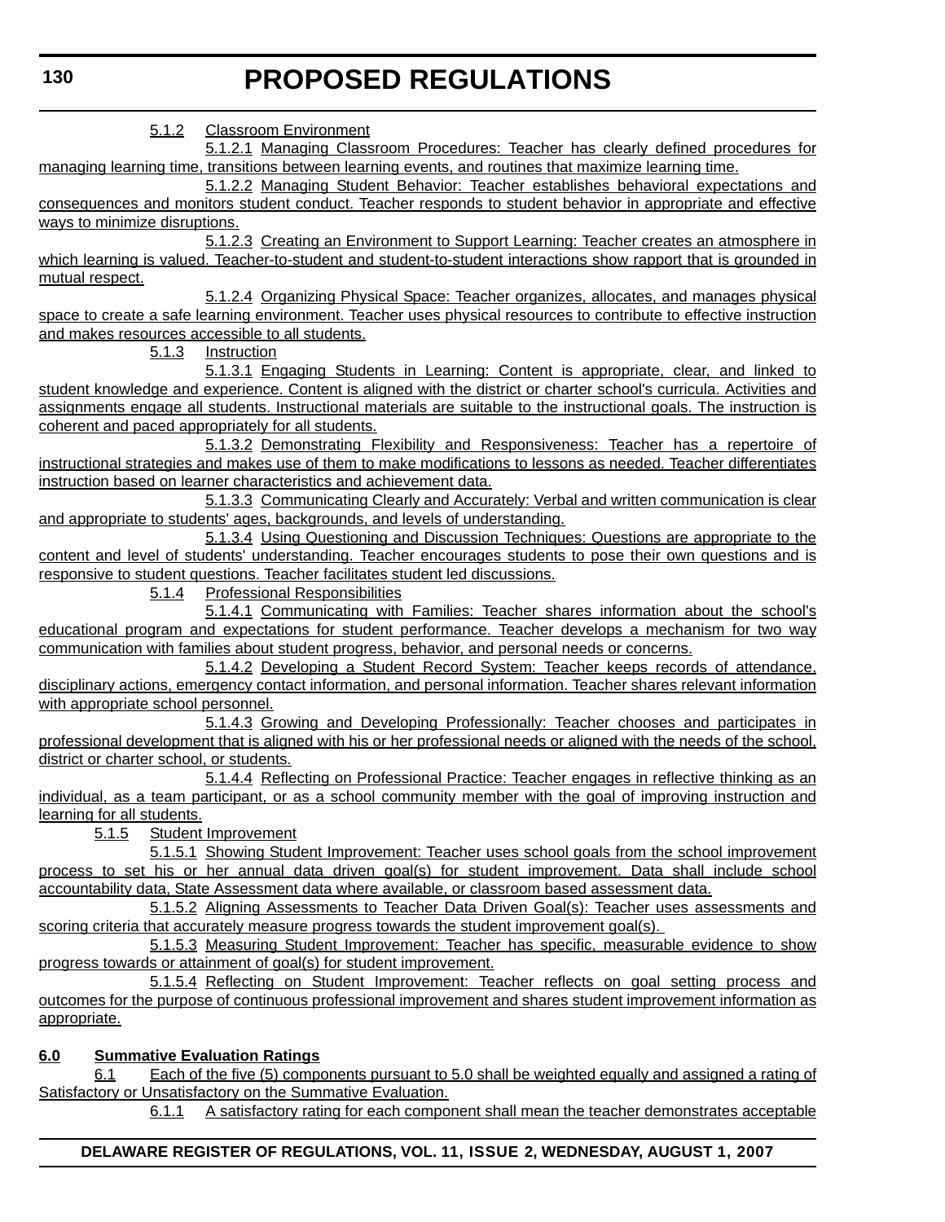5.1.2 Classroom Environment

5.1.2.1 Managing Classroom Procedures: Teacher has clearly defined procedures for managing learning time, transitions between learning events, and routines that maximize learning time.

5.1.2.2 Managing Student Behavior: Teacher establishes behavioral expectations and consequences and monitors student conduct. Teacher responds to student behavior in appropriate and effective ways to minimize disruptions.

5.1.2.3 Creating an Environment to Support Learning: Teacher creates an atmosphere in which learning is valued. Teacher-to-student and student-to-student interactions show rapport that is grounded in mutual respect.

5.1.2.4 Organizing Physical Space: Teacher organizes, allocates, and manages physical space to create a safe learning environment. Teacher uses physical resources to contribute to effective instruction and makes resources accessible to all students.

5.1.3 Instruction

5.1.3.1 Engaging Students in Learning: Content is appropriate, clear, and linked to student knowledge and experience. Content is aligned with the district or charter school's curricula. Activities and assignments engage all students. Instructional materials are suitable to the instructional goals. The instruction is coherent and paced appropriately for all students.

5.1.3.2 Demonstrating Flexibility and Responsiveness: Teacher has a repertoire of instructional strategies and makes use of them to make modifications to lessons as needed. Teacher differentiates instruction based on learner characteristics and achievement data.

5.1.3.3 Communicating Clearly and Accurately: Verbal and written communication is clear and appropriate to students' ages, backgrounds, and levels of understanding.

5.1.3.4 Using Questioning and Discussion Techniques: Questions are appropriate to the content and level of students' understanding. Teacher encourages students to pose their own questions and is responsive to student questions. Teacher facilitates student led discussions.

5.1.4 Professional Responsibilities

5.1.4.1 Communicating with Families: Teacher shares information about the school's educational program and expectations for student performance. Teacher develops a mechanism for two way communication with families about student progress, behavior, and personal needs or concerns.

5.1.4.2 Developing a Student Record System: Teacher keeps records of attendance, disciplinary actions, emergency contact information, and personal information. Teacher shares relevant information with appropriate school personnel.

5.1.4.3 Growing and Developing Professionally: Teacher chooses and participates in professional development that is aligned with his or her professional needs or aligned with the needs of the school, district or charter school, or students.

5.1.4.4 Reflecting on Professional Practice: Teacher engages in reflective thinking as an individual, as a team participant, or as a school community member with the goal of improving instruction and learning for all students.

5.1.5 Student Improvement

5.1.5.1 Showing Student Improvement: Teacher uses school goals from the school improvement process to set his or her annual data driven goal(s) for student improvement. Data shall include school accountability data, State Assessment data where available, or classroom based assessment data.

5.1.5.2 Aligning Assessments to Teacher Data Driven Goal(s): Teacher uses assessments and scoring criteria that accurately measure progress towards the student improvement goal(s).

5.1.5.3 Measuring Student Improvement: Teacher has specific, measurable evidence to show progress towards or attainment of goal(s) for student improvement.

5.1.5.4 Reflecting on Student Improvement: Teacher reflects on goal setting process and outcomes for the purpose of continuous professional improvement and shares student improvement information as appropriate.

**6.0 Summative Evaluation Ratings**

6.1 Each of the five (5) components pursuant to 5.0 shall be weighted equally and assigned a rating of Satisfactory or Unsatisfactory on the Summative Evaluation.

6.1.1 A satisfactory rating for each component shall mean the teacher demonstrates acceptable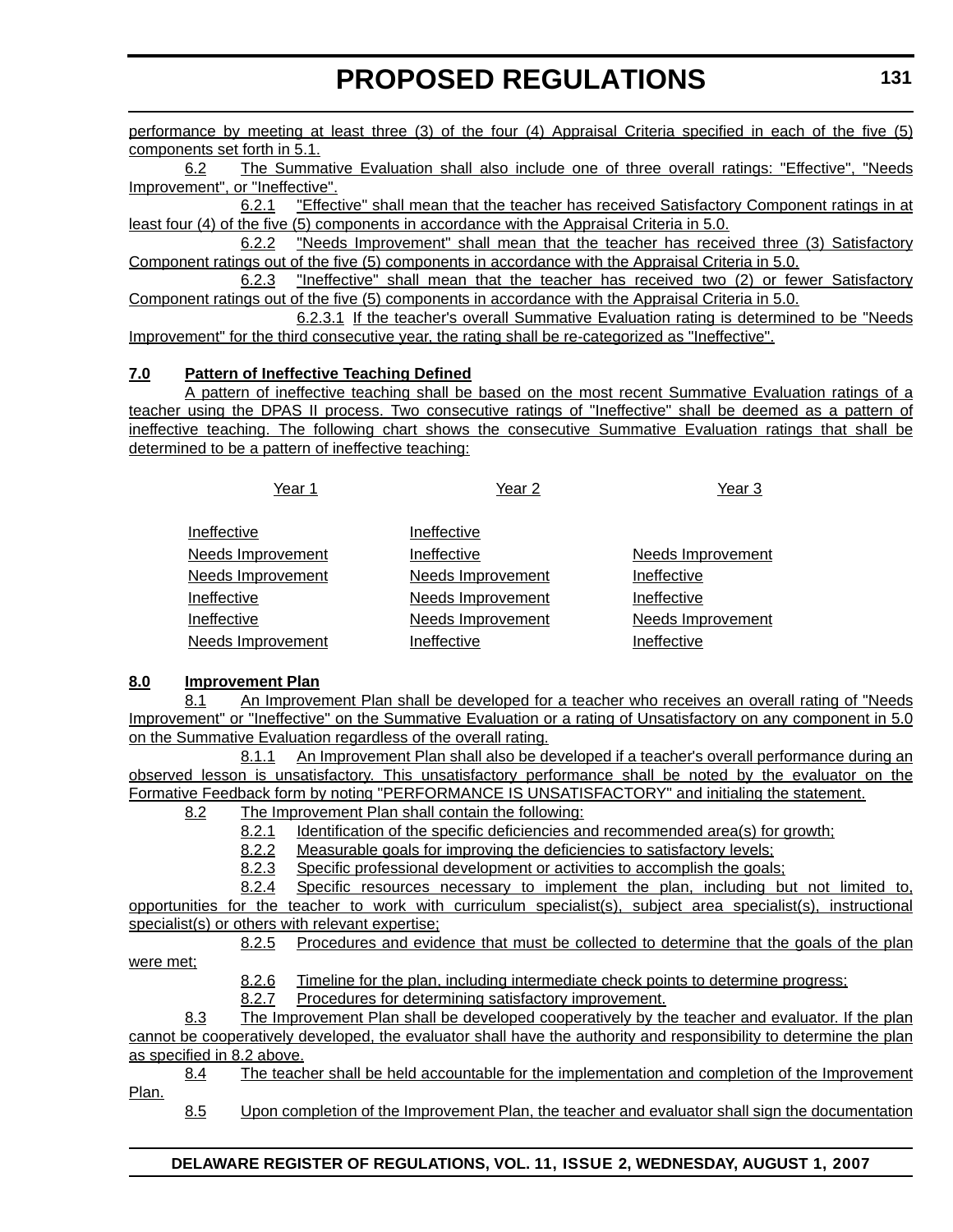performance by meeting at least three (3) of the four (4) Appraisal Criteria specified in each of the five (5) components set forth in 5.1.

6.2 The Summative Evaluation shall also include one of three overall ratings: "Effective", "Needs Improvement", or "Ineffective".

6.2.1 "Effective" shall mean that the teacher has received Satisfactory Component ratings in at least four (4) of the five (5) components in accordance with the Appraisal Criteria in 5.0.

6.2.2 "Needs Improvement" shall mean that the teacher has received three (3) Satisfactory Component ratings out of the five (5) components in accordance with the Appraisal Criteria in 5.0.

6.2.3 "Ineffective" shall mean that the teacher has received two (2) or fewer Satisfactory Component ratings out of the five (5) components in accordance with the Appraisal Criteria in 5.0.

6.2.3.1 If the teacher's overall Summative Evaluation rating is determined to be "Needs Improvement" for the third consecutive year, the rating shall be re-categorized as "Ineffective".

**7.0 Pattern of Ineffective Teaching Defined**

A pattern of ineffective teaching shall be based on the most recent Summative Evaluation ratings of a teacher using the DPAS II process. Two consecutive ratings of "Ineffective" shall be deemed as a pattern of ineffective teaching. The following chart shows the consecutive Summative Evaluation ratings that shall be determined to be a pattern of ineffective teaching:

| Year 1 | Year 2 | Year 3 |
|---|---|---|
| Ineffective | Ineffective | |
| Needs Improvement | Ineffective | Needs Improvement |
| Needs Improvement | Needs Improvement | Ineffective |
| Ineffective | Needs Improvement | Ineffective |
| Ineffective | Needs Improvement | Needs Improvement |
| Needs Improvement | Ineffective | Ineffective |

**8.0 Improvement Plan**

8.1 An Improvement Plan shall be developed for a teacher who receives an overall rating of "Needs Improvement" or "Ineffective" on the Summative Evaluation or a rating of Unsatisfactory on any component in 5.0 on the Summative Evaluation regardless of the overall rating.

8.1.1 An Improvement Plan shall also be developed if a teacher's overall performance during an observed lesson is unsatisfactory. This unsatisfactory performance shall be noted by the evaluator on the Formative Feedback form by noting "PERFORMANCE IS UNSATISFACTORY" and initialing the statement.

8.2 The Improvement Plan shall contain the following:

8.2.1 Identification of the specific deficiencies and recommended area(s) for growth;

8.2.2 Measurable goals for improving the deficiencies to satisfactory levels;

8.2.3 Specific professional development or activities to accomplish the goals;

8.2.4 Specific resources necessary to implement the plan, including but not limited to, opportunities for the teacher to work with curriculum specialist(s), subject area specialist(s), instructional specialist(s) or others with relevant expertise;

8.2.5 Procedures and evidence that must be collected to determine that the goals of the plan were met;

8.2.6 Timeline for the plan, including intermediate check points to determine progress;

8.2.7 Procedures for determining satisfactory improvement.

8.3 The Improvement Plan shall be developed cooperatively by the teacher and evaluator. If the plan cannot be cooperatively developed, the evaluator shall have the authority and responsibility to determine the plan as specified in 8.2 above.

8.4 The teacher shall be held accountable for the implementation and completion of the Improvement Plan.

8.5 Upon completion of the Improvement Plan, the teacher and evaluator shall sign the documentation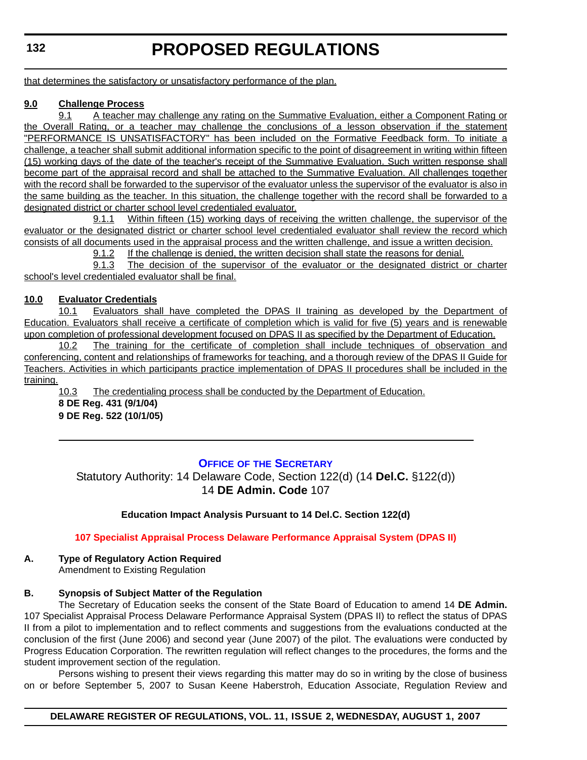that determines the satisfactory or unsatisfactory performance of the plan.

**9.0 Challenge Process**

9.1 A teacher may challenge any rating on the Summative Evaluation, either a Component Rating or the Overall Rating, or a teacher may challenge the conclusions of a lesson observation if the statement "PERFORMANCE IS UNSATISFACTORY" has been included on the Formative Feedback form. To initiate a challenge, a teacher shall submit additional information specific to the point of disagreement in writing within fifteen (15) working days of the date of the teacher's receipt of the Summative Evaluation. Such written response shall become part of the appraisal record and shall be attached to the Summative Evaluation. All challenges together with the record shall be forwarded to the supervisor of the evaluator unless the supervisor of the evaluator is also in the same building as the teacher. In this situation, the challenge together with the record shall be forwarded to a designated district or charter school level credentialed evaluator.

9.1.1 Within fifteen (15) working days of receiving the written challenge, the supervisor of the evaluator or the designated district or charter school level credentialed evaluator shall review the record which consists of all documents used in the appraisal process and the written challenge, and issue a written decision.

9.1.2 If the challenge is denied, the written decision shall state the reasons for denial.

9.1.3 The decision of the supervisor of the evaluator or the designated district or charter school's level credentialed evaluator shall be final.

**10.0 Evaluator Credentials**

10.1 Evaluators shall have completed the DPAS II training as developed by the Department of Education. Evaluators shall receive a certificate of completion which is valid for five (5) years and is renewable upon completion of professional development focused on DPAS II as specified by the Department of Education.

10.2 The training for the certificate of completion shall include techniques of observation and conferencing, content and relationships of frameworks for teaching, and a thorough review of the DPAS II Guide for Teachers. Activities in which participants practice implementation of DPAS II procedures shall be included in the training.

10.3 The credentialing process shall be conducted by the Department of Education.

**8 DE Reg. 431 (9/1/04)**
**9 DE Reg. 522 (10/1/05)**

---

## OFFICE OF THE SECRETARY

Statutory Authority: 14 Delaware Code, Section 122(d) (14 **Del.C.** §122(d))
14 **DE Admin. Code** 107

**Education Impact Analysis Pursuant to 14 Del.C. Section 122(d)**

**107 Specialist Appraisal Process Delaware Performance Appraisal System (DPAS II)**

**A. Type of Regulatory Action Required**
Amendment to Existing Regulation

**B. Synopsis of Subject Matter of the Regulation**

The Secretary of Education seeks the consent of the State Board of Education to amend 14 **DE Admin.** 107 Specialist Appraisal Process Delaware Performance Appraisal System (DPAS II) to reflect the status of DPAS II from a pilot to implementation and to reflect comments and suggestions from the evaluations conducted at the conclusion of the first (June 2006) and second year (June 2007) of the pilot. The evaluations were conducted by Progress Education Corporation. The rewritten regulation will reflect changes to the procedures, the forms and the student improvement section of the regulation.

Persons wishing to present their views regarding this matter may do so in writing by the close of business on or before September 5, 2007 to Susan Keene Haberstroh, Education Associate, Regulation Review and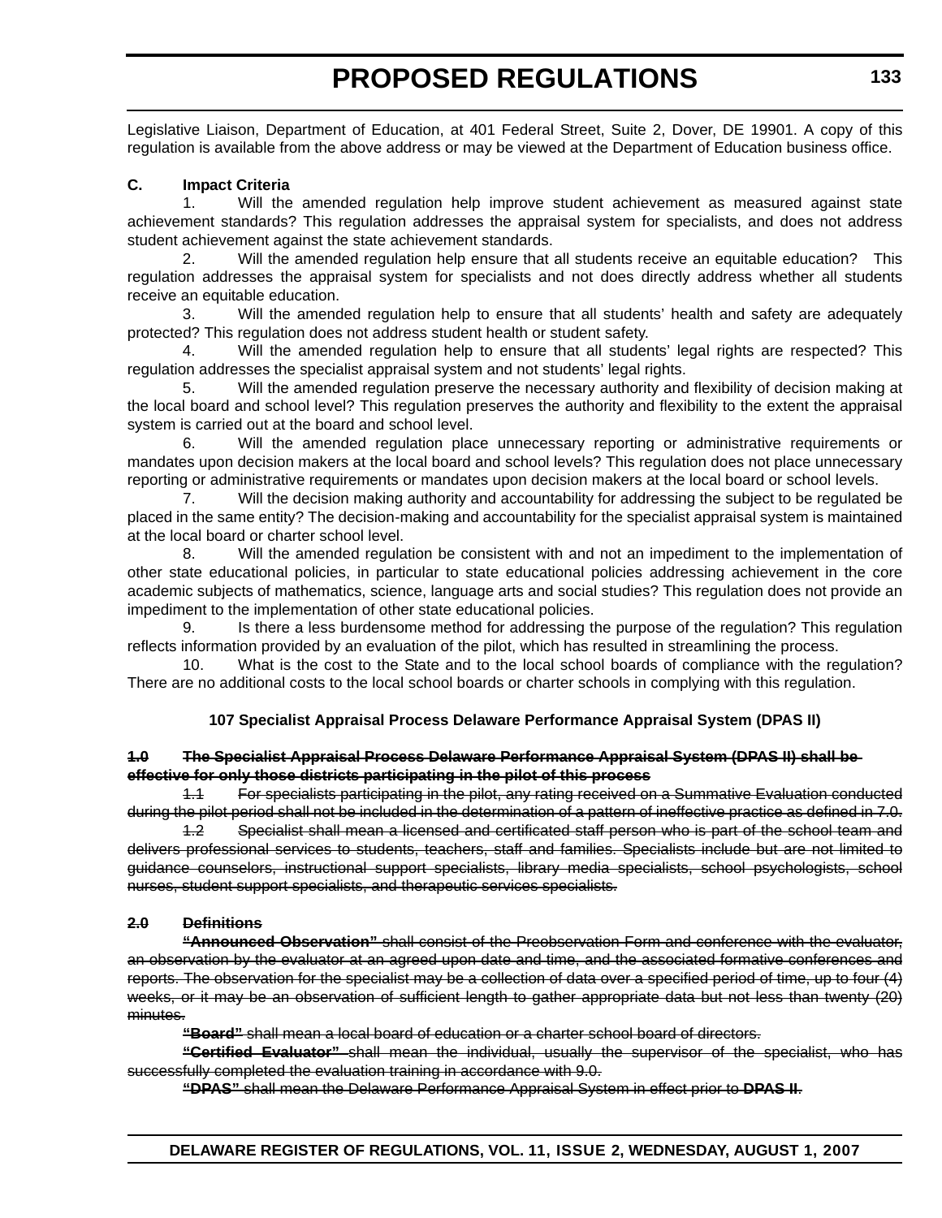Legislative Liaison, Department of Education, at 401 Federal Street, Suite 2, Dover, DE 19901. A copy of this regulation is available from the above address or may be viewed at the Department of Education business office.

**C. Impact Criteria**

1. Will the amended regulation help improve student achievement as measured against state achievement standards? This regulation addresses the appraisal system for specialists, and does not address student achievement against the state achievement standards.

2. Will the amended regulation help ensure that all students receive an equitable education? This regulation addresses the appraisal system for specialists and not does directly address whether all students receive an equitable education.

3. Will the amended regulation help to ensure that all students' health and safety are adequately protected? This regulation does not address student health or student safety.

4. Will the amended regulation help to ensure that all students' legal rights are respected? This regulation addresses the specialist appraisal system and not students' legal rights.

5. Will the amended regulation preserve the necessary authority and flexibility of decision making at the local board and school level? This regulation preserves the authority and flexibility to the extent the appraisal system is carried out at the board and school level.

6. Will the amended regulation place unnecessary reporting or administrative requirements or mandates upon decision makers at the local board and school levels? This regulation does not place unnecessary reporting or administrative requirements or mandates upon decision makers at the local board or school levels.

7. Will the decision making authority and accountability for addressing the subject to be regulated be placed in the same entity? The decision-making and accountability for the specialist appraisal system is maintained at the local board or charter school level.

8. Will the amended regulation be consistent with and not an impediment to the implementation of other state educational policies, in particular to state educational policies addressing achievement in the core academic subjects of mathematics, science, language arts and social studies? This regulation does not provide an impediment to the implementation of other state educational policies.

9. Is there a less burdensome method for addressing the purpose of the regulation? This regulation reflects information provided by an evaluation of the pilot, which has resulted in streamlining the process.

10. What is the cost to the State and to the local school boards of compliance with the regulation? There are no additional costs to the local school boards or charter schools in complying with this regulation.

**107 Specialist Appraisal Process Delaware Performance Appraisal System (DPAS II)**

~~**1.0 The Specialist Appraisal Process Delaware Performance Appraisal System (DPAS II) shall be effective for only those districts participating in the pilot of this process**~~

~~1.1 For specialists participating in the pilot, any rating received on a Summative Evaluation conducted during the pilot period shall not be included in the determination of a pattern of ineffective practice as defined in 7.0.~~

~~1.2 Specialist shall mean a licensed and certificated staff person who is part of the school team and delivers professional services to students, teachers, staff and families. Specialists include but are not limited to guidance counselors, instructional support specialists, library media specialists, school psychologists, school nurses, student support specialists, and therapeutic services specialists.~~

~~**2.0 Definitions**~~

~~**"Announced Observation"** shall consist of the Preobservation Form and conference with the evaluator, an observation by the evaluator at an agreed upon date and time, and the associated formative conferences and reports. The observation for the specialist may be a collection of data over a specified period of time, up to four (4) weeks, or it may be an observation of sufficient length to gather appropriate data but not less than twenty (20) minutes.~~

~~**"Board"** shall mean a local board of education or a charter school board of directors.~~

~~**"Certified Evaluator"** shall mean the individual, usually the supervisor of the specialist, who has successfully completed the evaluation training in accordance with 9.0.~~

~~**"DPAS"** shall mean the Delaware Performance Appraisal System in effect prior to **DPAS II**.~~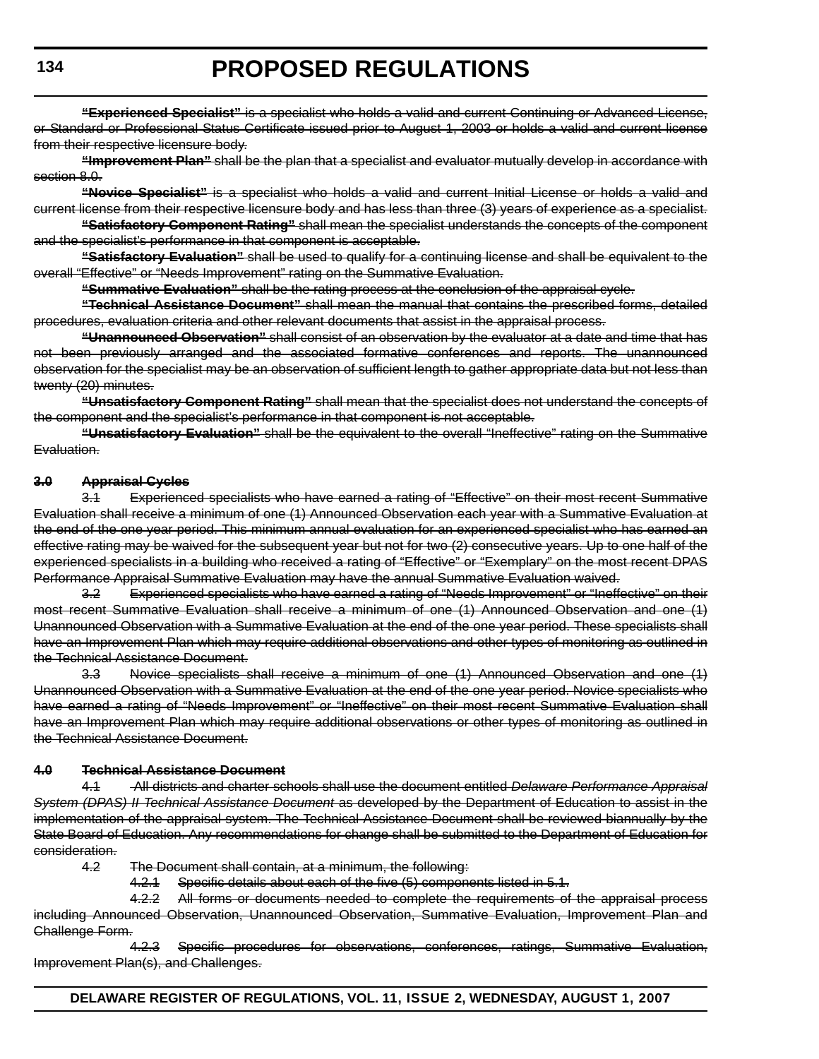~~**"Experienced Specialist"** is a specialist who holds a valid and current Continuing or Advanced License, or Standard or Professional Status Certificate issued prior to August 1, 2003 or holds a valid and current license from their respective licensure body.~~

~~**"Improvement Plan"** shall be the plan that a specialist and evaluator mutually develop in accordance with section 8.0.~~

~~**"Novice Specialist"** is a specialist who holds a valid and current Initial License or holds a valid and current license from their respective licensure body and has less than three (3) years of experience as a specialist.~~

~~**"Satisfactory Component Rating"** shall mean the specialist understands the concepts of the component and the specialist's performance in that component is acceptable.~~

~~**"Satisfactory Evaluation"** shall be used to qualify for a continuing license and shall be equivalent to the overall "Effective" or "Needs Improvement" rating on the Summative Evaluation.~~

~~**"Summative Evaluation"** shall be the rating process at the conclusion of the appraisal cycle.~~

~~**"Technical Assistance Document"** shall mean the manual that contains the prescribed forms, detailed procedures, evaluation criteria and other relevant documents that assist in the appraisal process.~~

~~**"Unannounced Observation"** shall consist of an observation by the evaluator at a date and time that has not been previously arranged and the associated formative conferences and reports. The unannounced observation for the specialist may be an observation of sufficient length to gather appropriate data but not less than twenty (20) minutes.~~

~~**"Unsatisfactory Component Rating"** shall mean that the specialist does not understand the concepts of the component and the specialist's performance in that component is not acceptable.~~

~~**"Unsatisfactory Evaluation"** shall be the equivalent to the overall "Ineffective" rating on the Summative Evaluation.~~

~~**3.0 Appraisal Cycles**~~

~~3.1 Experienced specialists who have earned a rating of "Effective" on their most recent Summative Evaluation shall receive a minimum of one (1) Announced Observation each year with a Summative Evaluation at the end of the one year period. This minimum annual evaluation for an experienced specialist who has earned an effective rating may be waived for the subsequent year but not for two (2) consecutive years. Up to one half of the experienced specialists in a building who received a rating of "Effective" or "Exemplary" on the most recent DPAS Performance Appraisal Summative Evaluation may have the annual Summative Evaluation waived.~~

~~3.2 Experienced specialists who have earned a rating of "Needs Improvement" or "Ineffective" on their most recent Summative Evaluation shall receive a minimum of one (1) Announced Observation and one (1) Unannounced Observation with a Summative Evaluation at the end of the one year period. These specialists shall have an Improvement Plan which may require additional observations and other types of monitoring as outlined in the Technical Assistance Document.~~

~~3.3 Novice specialists shall receive a minimum of one (1) Announced Observation and one (1) Unannounced Observation with a Summative Evaluation at the end of the one year period. Novice specialists who have earned a rating of "Needs Improvement" or "Ineffective" on their most recent Summative Evaluation shall have an Improvement Plan which may require additional observations or other types of monitoring as outlined in the Technical Assistance Document.~~

~~**4.0 Technical Assistance Document**~~

~~4.1 All districts and charter schools shall use the document entitled *Delaware Performance Appraisal System (DPAS) II Technical Assistance Document* as developed by the Department of Education to assist in the implementation of the appraisal system. The Technical Assistance Document shall be reviewed biannually by the State Board of Education. Any recommendations for change shall be submitted to the Department of Education for consideration.~~

~~4.2 The Document shall contain, at a minimum, the following:~~

~~4.2.1 Specific details about each of the five (5) components listed in 5.1.~~

~~4.2.2 All forms or documents needed to complete the requirements of the appraisal process including Announced Observation, Unannounced Observation, Summative Evaluation, Improvement Plan and Challenge Form.~~

~~4.2.3 Specific procedures for observations, conferences, ratings, Summative Evaluation, Improvement Plan(s), and Challenges.~~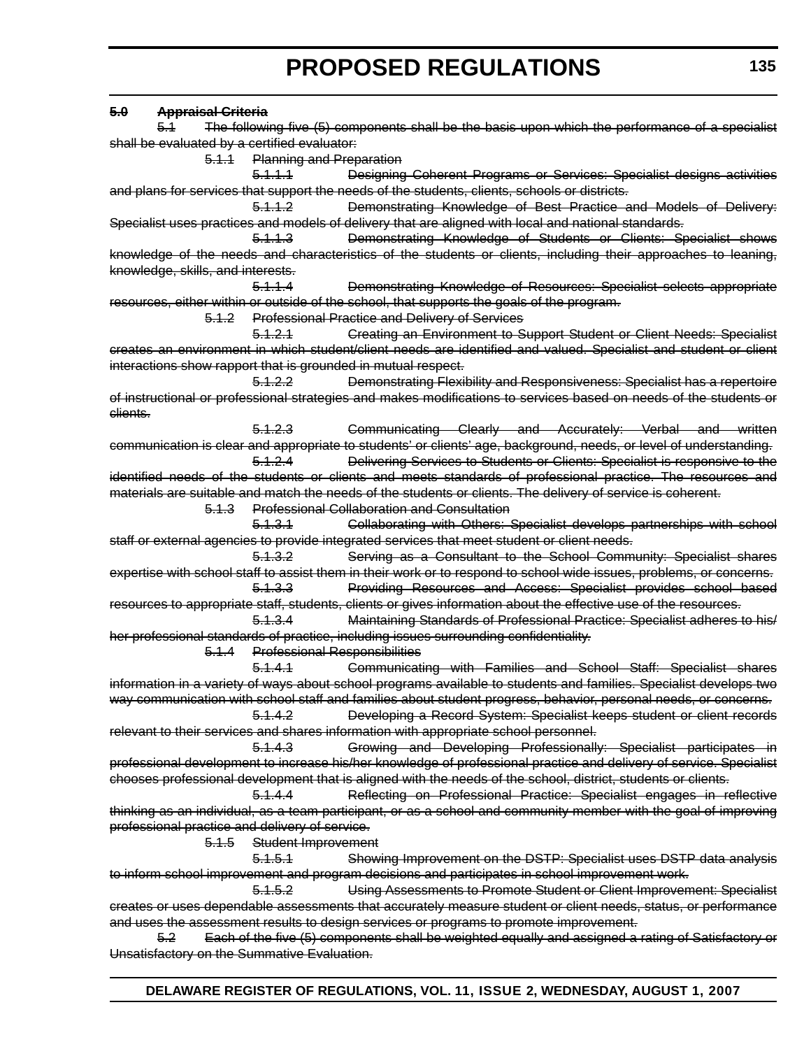~~**5.0 Appraisal Criteria**~~

~~5.1 The following five (5) components shall be the basis upon which the performance of a specialist shall be evaluated by a certified evaluator:~~

~~5.1.1 Planning and Preparation~~

~~5.1.1.1 Designing Coherent Programs or Services: Specialist designs activities and plans for services that support the needs of the students, clients, schools or districts.~~

~~5.1.1.2 Demonstrating Knowledge of Best Practice and Models of Delivery: Specialist uses practices and models of delivery that are aligned with local and national standards.~~

~~5.1.1.3 Demonstrating Knowledge of Students or Clients: Specialist shows knowledge of the needs and characteristics of the students or clients, including their approaches to leaning, knowledge, skills, and interests.~~

~~5.1.1.4 Demonstrating Knowledge of Resources: Specialist selects appropriate resources, either within or outside of the school, that supports the goals of the program.~~

~~5.1.2 Professional Practice and Delivery of Services~~

~~5.1.2.1 Creating an Environment to Support Student or Client Needs: Specialist creates an environment in which student/client needs are identified and valued. Specialist and student or client interactions show rapport that is grounded in mutual respect.~~

~~5.1.2.2 Demonstrating Flexibility and Responsiveness: Specialist has a repertoire of instructional or professional strategies and makes modifications to services based on needs of the students or clients.~~

~~5.1.2.3 Communicating Clearly and Accurately: Verbal and written communication is clear and appropriate to students' or clients' age, background, needs, or level of understanding.~~

~~5.1.2.4 Delivering Services to Students or Clients: Specialist is responsive to the identified needs of the students or clients and meets standards of professional practice. The resources and materials are suitable and match the needs of the students or clients. The delivery of service is coherent.~~

~~5.1.3 Professional Collaboration and Consultation~~

~~5.1.3.1 Collaborating with Others: Specialist develops partnerships with school staff or external agencies to provide integrated services that meet student or client needs.~~

~~5.1.3.2 Serving as a Consultant to the School Community: Specialist shares expertise with school staff to assist them in their work or to respond to school wide issues, problems, or concerns.~~

~~5.1.3.3 Providing Resources and Access: Specialist provides school based resources to appropriate staff, students, clients or gives information about the effective use of the resources.~~

~~5.1.3.4 Maintaining Standards of Professional Practice: Specialist adheres to his/her professional standards of practice, including issues surrounding confidentiality.~~

~~5.1.4 Professional Responsibilities~~

~~5.1.4.1 Communicating with Families and School Staff: Specialist shares information in a variety of ways about school programs available to students and families. Specialist develops two way communication with school staff and families about student progress, behavior, personal needs, or concerns.~~

~~5.1.4.2 Developing a Record System: Specialist keeps student or client records relevant to their services and shares information with appropriate school personnel.~~

~~5.1.4.3 Growing and Developing Professionally: Specialist participates in professional development to increase his/her knowledge of professional practice and delivery of service. Specialist chooses professional development that is aligned with the needs of the school, district, students or clients.~~

~~5.1.4.4 Reflecting on Professional Practice: Specialist engages in reflective thinking as an individual, as a team participant, or as a school and community member with the goal of improving professional practice and delivery of service.~~

~~5.1.5 Student Improvement~~

~~5.1.5.1 Showing Improvement on the DSTP: Specialist uses DSTP data analysis to inform school improvement and program decisions and participates in school improvement work.~~

~~5.1.5.2 Using Assessments to Promote Student or Client Improvement: Specialist creates or uses dependable assessments that accurately measure student or client needs, status, or performance and uses the assessment results to design services or programs to promote improvement.~~

~~5.2 Each of the five (5) components shall be weighted equally and assigned a rating of Satisfactory or Unsatisfactory on the Summative Evaluation.~~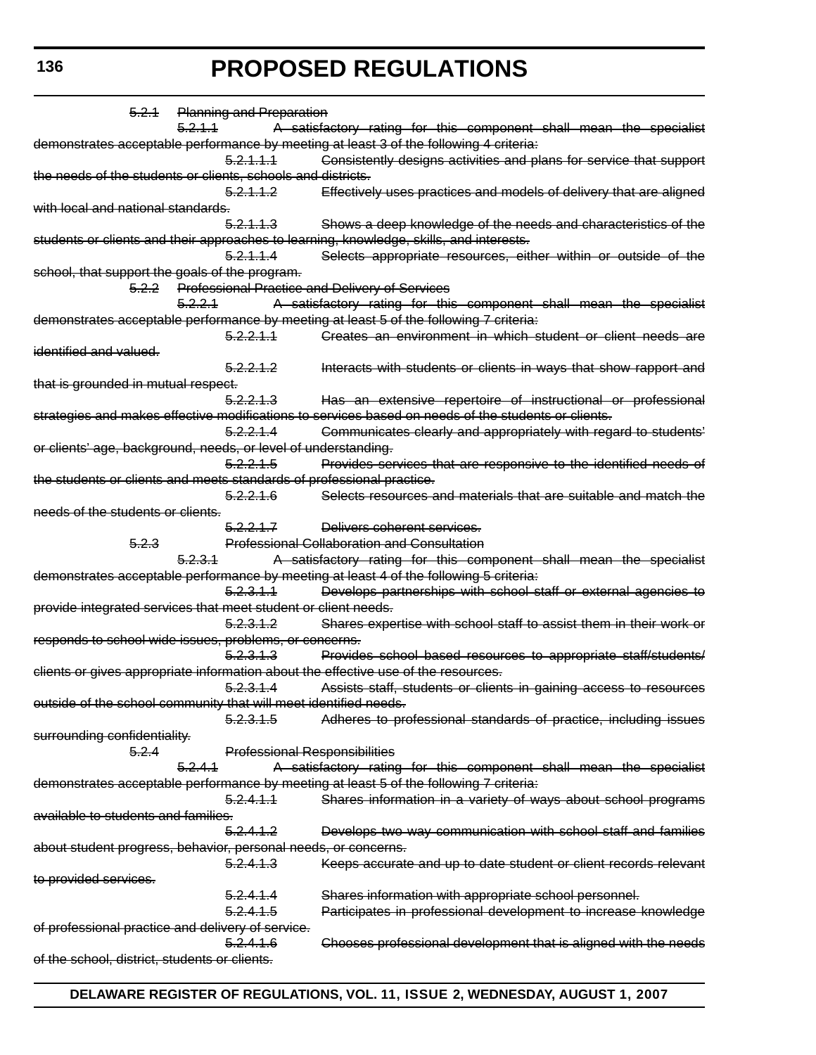~~5.2.1 Planning and Preparation~~

~~5.2.1.1 A satisfactory rating for this component shall mean the specialist demonstrates acceptable performance by meeting at least 3 of the following 4 criteria:~~

~~5.2.1.1.1 Consistently designs activities and plans for service that support the needs of the students or clients, schools and districts.~~

~~5.2.1.1.2 Effectively uses practices and models of delivery that are aligned with local and national standards.~~

~~5.2.1.1.3 Shows a deep knowledge of the needs and characteristics of the students or clients and their approaches to learning, knowledge, skills, and interests.~~

~~5.2.1.1.4 Selects appropriate resources, either within or outside of the school, that support the goals of the program.~~

~~5.2.2 Professional Practice and Delivery of Services~~

~~5.2.2.1 A satisfactory rating for this component shall mean the specialist demonstrates acceptable performance by meeting at least 5 of the following 7 criteria:~~

~~5.2.2.1.1 Creates an environment in which student or client needs are identified and valued.~~

~~5.2.2.1.2 Interacts with students or clients in ways that show rapport and that is grounded in mutual respect.~~

~~5.2.2.1.3 Has an extensive repertoire of instructional or professional strategies and makes effective modifications to services based on needs of the students or clients.~~

~~5.2.2.1.4 Communicates clearly and appropriately with regard to students' or clients' age, background, needs, or level of understanding.~~

~~5.2.2.1.5 Provides services that are responsive to the identified needs of the students or clients and meets standards of professional practice.~~

~~5.2.2.1.6 Selects resources and materials that are suitable and match the needs of the students or clients.~~

~~5.2.2.1.7 Delivers coherent services.~~

~~5.2.3 Professional Collaboration and Consultation~~

~~5.2.3.1 A satisfactory rating for this component shall mean the specialist demonstrates acceptable performance by meeting at least 4 of the following 5 criteria:~~

~~5.2.3.1.1 Develops partnerships with school staff or external agencies to provide integrated services that meet student or client needs.~~

~~5.2.3.1.2 Shares expertise with school staff to assist them in their work or responds to school wide issues, problems, or concerns.~~

~~5.2.3.1.3 Provides school based resources to appropriate staff/students/clients or gives appropriate information about the effective use of the resources.~~

~~5.2.3.1.4 Assists staff, students or clients in gaining access to resources outside of the school community that will meet identified needs.~~

~~5.2.3.1.5 Adheres to professional standards of practice, including issues surrounding confidentiality.~~

~~5.2.4 Professional Responsibilities~~

~~5.2.4.1 A satisfactory rating for this component shall mean the specialist demonstrates acceptable performance by meeting at least 5 of the following 7 criteria:~~

~~5.2.4.1.1 Shares information in a variety of ways about school programs available to students and families.~~

~~5.2.4.1.2 Develops two way communication with school staff and families about student progress, behavior, personal needs, or concerns.~~

~~5.2.4.1.3 Keeps accurate and up to date student or client records relevant to provided services.~~

~~5.2.4.1.4 Shares information with appropriate school personnel.~~

~~5.2.4.1.5 Participates in professional development to increase knowledge of professional practice and delivery of service.~~

~~5.2.4.1.6 Chooses professional development that is aligned with the needs of the school, district, students or clients.~~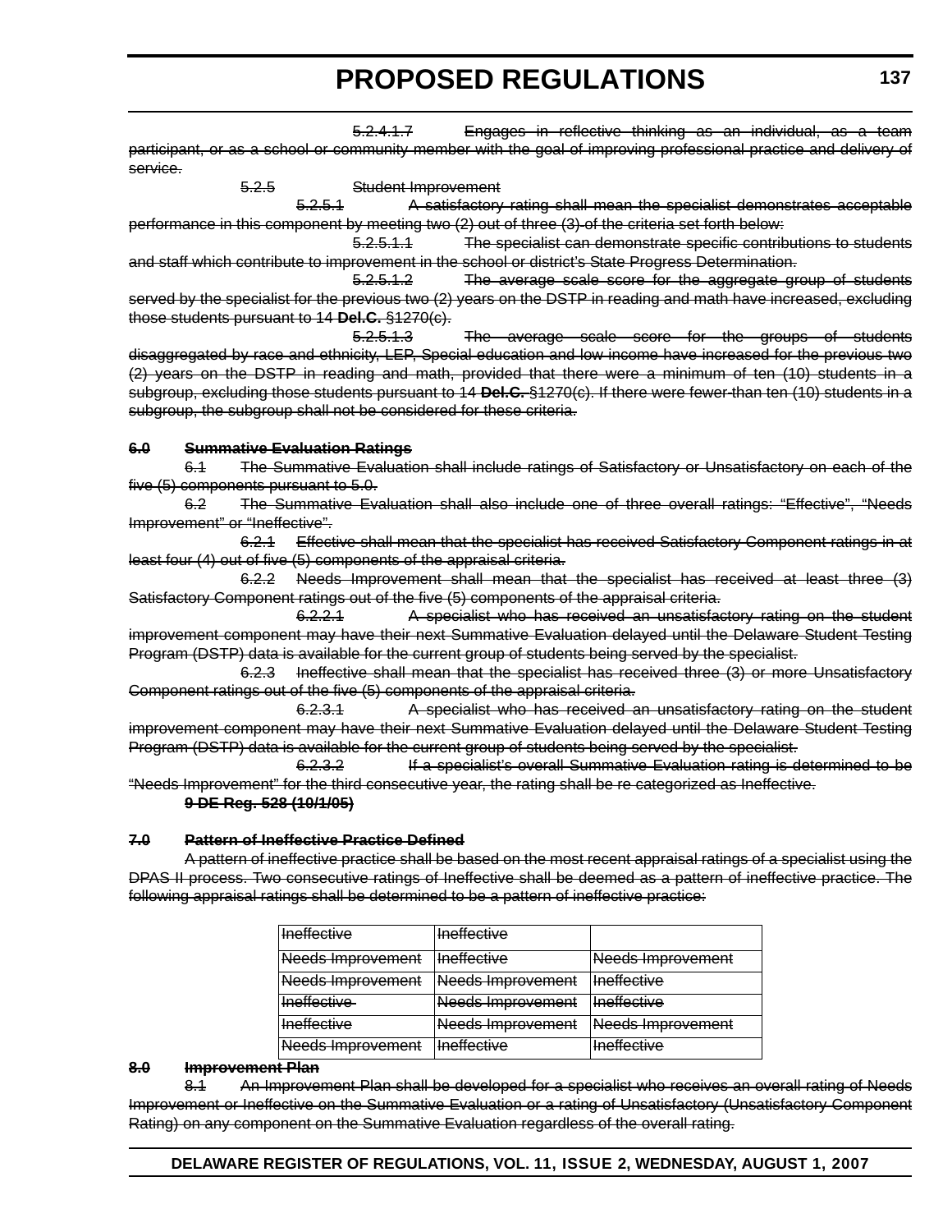5.2.4.1.7 Engages in reflective thinking as an individual, as a team participant, or as a school or community member with the goal of improving professional practice and delivery of service.

5.2.5 Student Improvement

5.2.5.1 A satisfactory rating shall mean the specialist demonstrates acceptable performance in this component by meeting two (2) out of three (3) of the criteria set forth below:

5.2.5.1.1 The specialist can demonstrate specific contributions to students and staff which contribute to improvement in the school or district's State Progress Determination.

5.2.5.1.2 The average scale score for the aggregate group of students served by the specialist for the previous two (2) years on the DSTP in reading and math have increased, excluding those students pursuant to 14 **Del.C.** §1270(c).

5.2.5.1.3 The average scale score for the groups of students disaggregated by race and ethnicity, LEP, Special education and low income have increased for the previous two (2) years on the DSTP in reading and math, provided that there were a minimum of ten (10) students in a subgroup, excluding those students pursuant to 14 **Del.C.** §1270(c). If there were fewer than ten (10) students in a subgroup, the subgroup shall not be considered for these criteria.

**6.0 Summative Evaluation Ratings**

6.1 The Summative Evaluation shall include ratings of Satisfactory or Unsatisfactory on each of the five (5) components pursuant to 5.0.

6.2 The Summative Evaluation shall also include one of three overall ratings: "Effective", "Needs Improvement" or "Ineffective".

6.2.1 Effective shall mean that the specialist has received Satisfactory Component ratings in at least four (4) out of five (5) components of the appraisal criteria.

6.2.2 Needs Improvement shall mean that the specialist has received at least three (3) Satisfactory Component ratings out of the five (5) components of the appraisal criteria.

6.2.2.1 A specialist who has received an unsatisfactory rating on the student improvement component may have their next Summative Evaluation delayed until the Delaware Student Testing Program (DSTP) data is available for the current group of students being served by the specialist.

6.2.3 Ineffective shall mean that the specialist has received three (3) or more Unsatisfactory Component ratings out of the five (5) components of the appraisal criteria.

6.2.3.1 A specialist who has received an unsatisfactory rating on the student improvement component may have their next Summative Evaluation delayed until the Delaware Student Testing Program (DSTP) data is available for the current group of students being served by the specialist.

6.2.3.2 If a specialist's overall Summative Evaluation rating is determined to be "Needs Improvement" for the third consecutive year, the rating shall be re categorized as Ineffective.

**9 DE Reg. 528 (10/1/05)**

**7.0 Pattern of Ineffective Practice Defined**

A pattern of ineffective practice shall be based on the most recent appraisal ratings of a specialist using the DPAS II process. Two consecutive ratings of Ineffective shall be deemed as a pattern of ineffective practice. The following appraisal ratings shall be determined to be a pattern of ineffective practice:

| Ineffective | Ineffective | |
|---|---|---|
| Needs Improvement | Ineffective | Needs Improvement |
| Needs Improvement | Needs Improvement | Ineffective |
| Ineffective | Needs Improvement | Ineffective |
| Ineffective | Needs Improvement | Needs Improvement |
| Needs Improvement | Ineffective | Ineffective |

**8.0 Improvement Plan**

8.1 An Improvement Plan shall be developed for a specialist who receives an overall rating of Needs Improvement or Ineffective on the Summative Evaluation or a rating of Unsatisfactory (Unsatisfactory Component Rating) on any component on the Summative Evaluation regardless of the overall rating.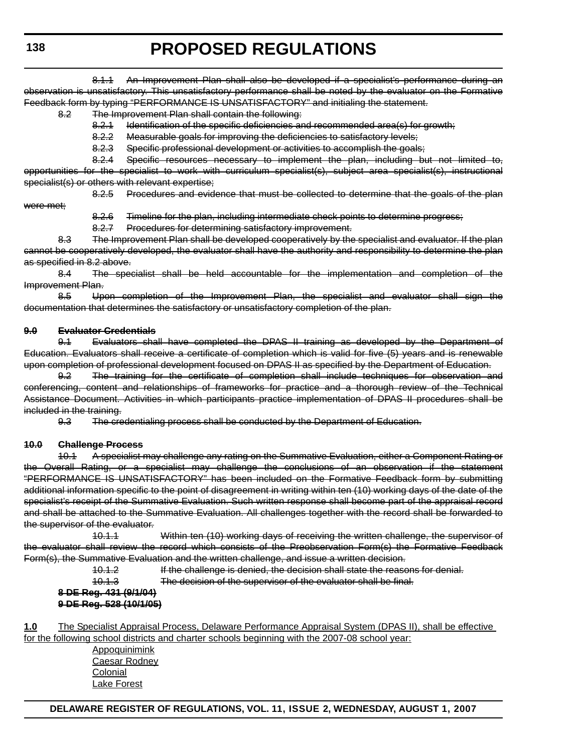~~8.1.1 An Improvement Plan shall also be developed if a specialist's performance during an observation is unsatisfactory. This unsatisfactory performance shall be noted by the evaluator on the Formative Feedback form by typing "PERFORMANCE IS UNSATISFACTORY" and initialing the statement.~~

~~8.2 The Improvement Plan shall contain the following:~~

~~8.2.1 Identification of the specific deficiencies and recommended area(s) for growth;~~

~~8.2.2 Measurable goals for improving the deficiencies to satisfactory levels;~~

~~8.2.3 Specific professional development or activities to accomplish the goals;~~

~~8.2.4 Specific resources necessary to implement the plan, including but not limited to, opportunities for the specialist to work with curriculum specialist(s), subject area specialist(s), instructional specialist(s) or others with relevant expertise;~~

~~8.2.5 Procedures and evidence that must be collected to determine that the goals of the plan were met;~~

~~8.2.6 Timeline for the plan, including intermediate check points to determine progress;~~

~~8.2.7 Procedures for determining satisfactory improvement.~~

~~8.3 The Improvement Plan shall be developed cooperatively by the specialist and evaluator. If the plan cannot be cooperatively developed, the evaluator shall have the authority and responsibility to determine the plan as specified in 8.2 above.~~

~~8.4 The specialist shall be held accountable for the implementation and completion of the Improvement Plan.~~

~~8.5 Upon completion of the Improvement Plan, the specialist and evaluator shall sign the documentation that determines the satisfactory or unsatisfactory completion of the plan.~~

~~**9.0 Evaluator Credentials**~~

~~9.1 Evaluators shall have completed the DPAS II training as developed by the Department of Education. Evaluators shall receive a certificate of completion which is valid for five (5) years and is renewable upon completion of professional development focused on DPAS II as specified by the Department of Education.~~

~~9.2 The training for the certificate of completion shall include techniques for observation and conferencing, content and relationships of frameworks for practice and a thorough review of the Technical Assistance Document. Activities in which participants practice implementation of DPAS II procedures shall be included in the training.~~

~~9.3 The credentialing process shall be conducted by the Department of Education.~~

~~**10.0 Challenge Process**~~

~~10.1 A specialist may challenge any rating on the Summative Evaluation, either a Component Rating or the Overall Rating, or a specialist may challenge the conclusions of an observation if the statement "PERFORMANCE IS UNSATISFACTORY" has been included on the Formative Feedback form by submitting additional information specific to the point of disagreement in writing within ten (10) working days of the date of the specialist's receipt of the Summative Evaluation. Such written response shall become part of the appraisal record and shall be attached to the Summative Evaluation. All challenges together with the record shall be forwarded to the supervisor of the evaluator.~~

~~10.1.1 Within ten (10) working days of receiving the written challenge, the supervisor of the evaluator shall review the record which consists of the Preobservation Form(s) the Formative Feedback Form(s), the Summative Evaluation and the written challenge, and issue a written decision.~~

~~10.1.2 If the challenge is denied, the decision shall state the reasons for denial.~~

~~10.1.3 The decision of the supervisor of the evaluator shall be final.~~

~~**8 DE Reg. 431 (9/1/04)**~~
~~**9 DE Reg. 528 (10/1/05)**~~

**1.0** The Specialist Appraisal Process, Delaware Performance Appraisal System (DPAS II), shall be effective for the following school districts and charter schools beginning with the 2007-08 school year:

Appoquinimink
Caesar Rodney
Colonial
Lake Forest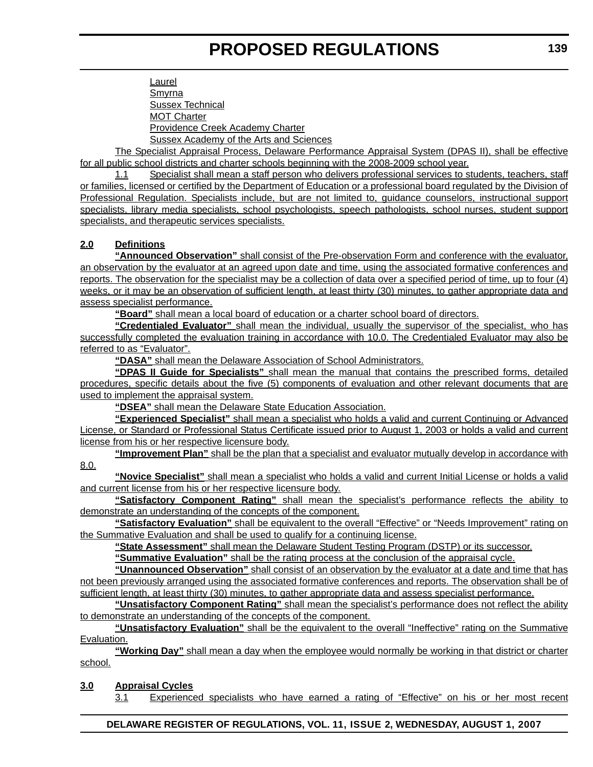Laurel
Smyrna
Sussex Technical
MOT Charter
Providence Creek Academy Charter
Sussex Academy of the Arts and Sciences

The Specialist Appraisal Process, Delaware Performance Appraisal System (DPAS II), shall be effective for all public school districts and charter schools beginning with the 2008-2009 school year.

1.1 Specialist shall mean a staff person who delivers professional services to students, teachers, staff or families, licensed or certified by the Department of Education or a professional board regulated by the Division of Professional Regulation. Specialists include, but are not limited to, guidance counselors, instructional support specialists, library media specialists, school psychologists, speech pathologists, school nurses, student support specialists, and therapeutic services specialists.

**2.0 Definitions**

**"Announced Observation"** shall consist of the Pre-observation Form and conference with the evaluator, an observation by the evaluator at an agreed upon date and time, using the associated formative conferences and reports. The observation for the specialist may be a collection of data over a specified period of time, up to four (4) weeks, or it may be an observation of sufficient length, at least thirty (30) minutes, to gather appropriate data and assess specialist performance.

**"Board"** shall mean a local board of education or a charter school board of directors.

**"Credentialed Evaluator"** shall mean the individual, usually the supervisor of the specialist, who has successfully completed the evaluation training in accordance with 10.0. The Credentialed Evaluator may also be referred to as "Evaluator".

**"DASA"** shall mean the Delaware Association of School Administrators.

**"DPAS II Guide for Specialists"** shall mean the manual that contains the prescribed forms, detailed procedures, specific details about the five (5) components of evaluation and other relevant documents that are used to implement the appraisal system.

**"DSEA"** shall mean the Delaware State Education Association.

**"Experienced Specialist"** shall mean a specialist who holds a valid and current Continuing or Advanced License, or Standard or Professional Status Certificate issued prior to August 1, 2003 or holds a valid and current license from his or her respective licensure body.

**"Improvement Plan"** shall be the plan that a specialist and evaluator mutually develop in accordance with 8.0.

**"Novice Specialist"** shall mean a specialist who holds a valid and current Initial License or holds a valid and current license from his or her respective licensure body.

**"Satisfactory Component Rating"** shall mean the specialist's performance reflects the ability to demonstrate an understanding of the concepts of the component.

**"Satisfactory Evaluation"** shall be equivalent to the overall "Effective" or "Needs Improvement" rating on the Summative Evaluation and shall be used to qualify for a continuing license.

**"State Assessment"** shall mean the Delaware Student Testing Program (DSTP) or its successor.

**"Summative Evaluation"** shall be the rating process at the conclusion of the appraisal cycle.

**"Unannounced Observation"** shall consist of an observation by the evaluator at a date and time that has not been previously arranged using the associated formative conferences and reports. The observation shall be of sufficient length, at least thirty (30) minutes, to gather appropriate data and assess specialist performance.

**"Unsatisfactory Component Rating"** shall mean the specialist's performance does not reflect the ability to demonstrate an understanding of the concepts of the component.

**"Unsatisfactory Evaluation"** shall be the equivalent to the overall "Ineffective" rating on the Summative Evaluation.

**"Working Day"** shall mean a day when the employee would normally be working in that district or charter school.

**3.0 Appraisal Cycles**

3.1 Experienced specialists who have earned a rating of "Effective" on his or her most recent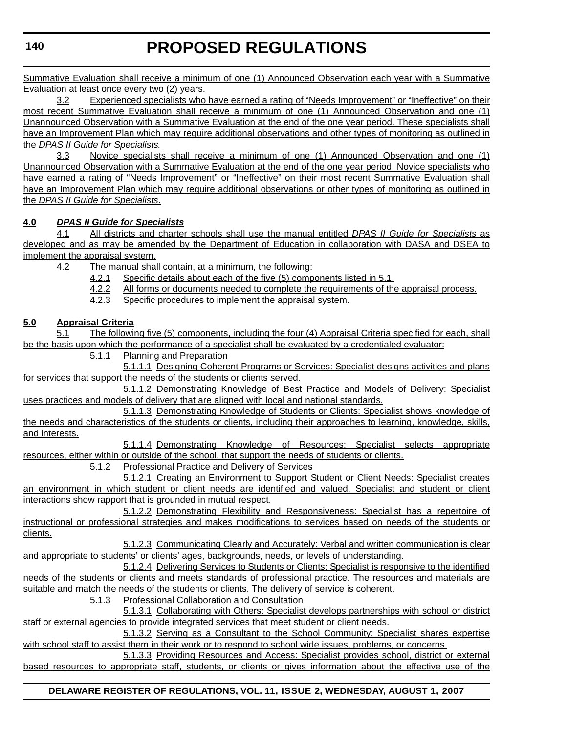Summative Evaluation shall receive a minimum of one (1) Announced Observation each year with a Summative Evaluation at least once every two (2) years.

3.2 Experienced specialists who have earned a rating of "Needs Improvement" or "Ineffective" on their most recent Summative Evaluation shall receive a minimum of one (1) Announced Observation and one (1) Unannounced Observation with a Summative Evaluation at the end of the one year period. These specialists shall have an Improvement Plan which may require additional observations and other types of monitoring as outlined in the *DPAS II Guide for Specialists.*

3.3 Novice specialists shall receive a minimum of one (1) Announced Observation and one (1) Unannounced Observation with a Summative Evaluation at the end of the one year period. Novice specialists who have earned a rating of "Needs Improvement" or "Ineffective" on their most recent Summative Evaluation shall have an Improvement Plan which may require additional observations or other types of monitoring as outlined in the *DPAS II Guide for Specialists*.

**4.0 *DPAS II Guide for Specialists***

4.1 All districts and charter schools shall use the manual entitled *DPAS II Guide for Specialists* as developed and as may be amended by the Department of Education in collaboration with DASA and DSEA to implement the appraisal system.

4.2 The manual shall contain, at a minimum, the following:

4.2.1 Specific details about each of the five (5) components listed in 5.1.

4.2.2 All forms or documents needed to complete the requirements of the appraisal process.

4.2.3 Specific procedures to implement the appraisal system.

**5.0 Appraisal Criteria**

5.1 The following five (5) components, including the four (4) Appraisal Criteria specified for each, shall be the basis upon which the performance of a specialist shall be evaluated by a credentialed evaluator:

5.1.1 Planning and Preparation

5.1.1.1 Designing Coherent Programs or Services: Specialist designs activities and plans for services that support the needs of the students or clients served.

5.1.1.2 Demonstrating Knowledge of Best Practice and Models of Delivery: Specialist uses practices and models of delivery that are aligned with local and national standards.

5.1.1.3 Demonstrating Knowledge of Students or Clients: Specialist shows knowledge of the needs and characteristics of the students or clients, including their approaches to learning, knowledge, skills, and interests.

5.1.1.4 Demonstrating Knowledge of Resources: Specialist selects appropriate resources, either within or outside of the school, that support the needs of students or clients.

5.1.2 Professional Practice and Delivery of Services

5.1.2.1 Creating an Environment to Support Student or Client Needs: Specialist creates an environment in which student or client needs are identified and valued. Specialist and student or client interactions show rapport that is grounded in mutual respect.

5.1.2.2 Demonstrating Flexibility and Responsiveness: Specialist has a repertoire of instructional or professional strategies and makes modifications to services based on needs of the students or clients.

5.1.2.3 Communicating Clearly and Accurately: Verbal and written communication is clear and appropriate to students' or clients' ages, backgrounds, needs, or levels of understanding.

5.1.2.4 Delivering Services to Students or Clients: Specialist is responsive to the identified needs of the students or clients and meets standards of professional practice. The resources and materials are suitable and match the needs of the students or clients. The delivery of service is coherent.

5.1.3 Professional Collaboration and Consultation

5.1.3.1 Collaborating with Others: Specialist develops partnerships with school or district staff or external agencies to provide integrated services that meet student or client needs.

5.1.3.2 Serving as a Consultant to the School Community: Specialist shares expertise with school staff to assist them in their work or to respond to school wide issues, problems, or concerns.

5.1.3.3 Providing Resources and Access: Specialist provides school, district or external based resources to appropriate staff, students, or clients or gives information about the effective use of the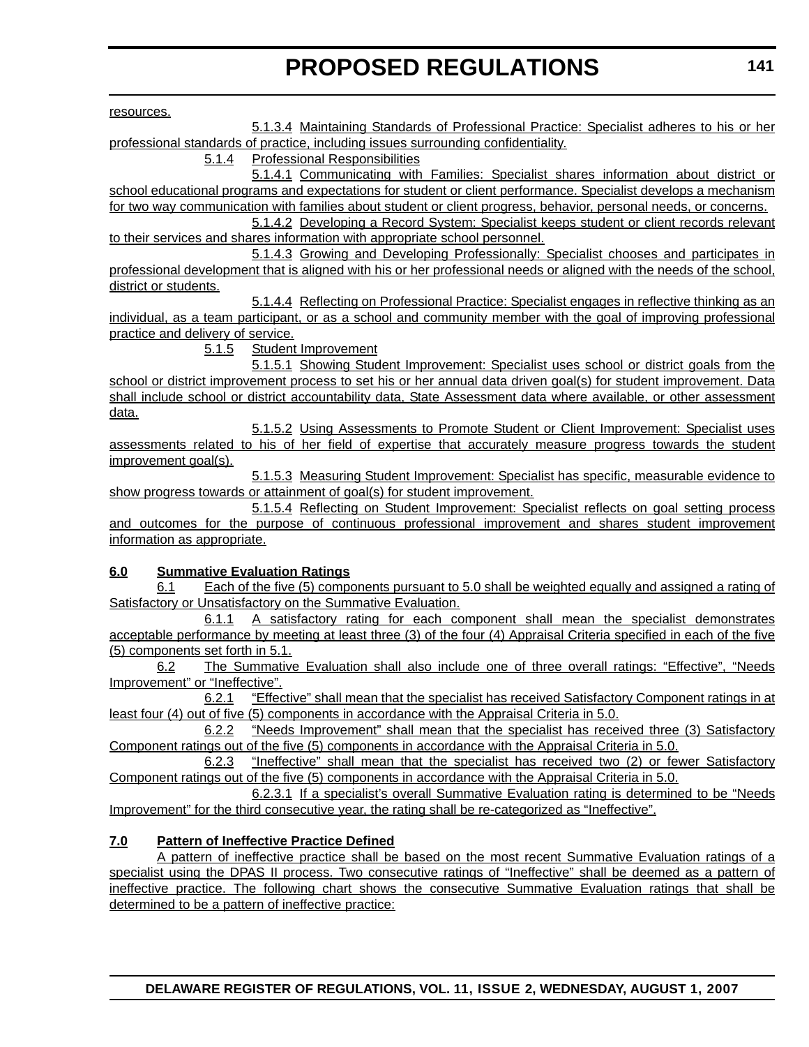resources.

5.1.3.4 Maintaining Standards of Professional Practice: Specialist adheres to his or her professional standards of practice, including issues surrounding confidentiality.

5.1.4 Professional Responsibilities

5.1.4.1 Communicating with Families: Specialist shares information about district or school educational programs and expectations for student or client performance. Specialist develops a mechanism for two way communication with families about student or client progress, behavior, personal needs, or concerns.

5.1.4.2 Developing a Record System: Specialist keeps student or client records relevant to their services and shares information with appropriate school personnel.

5.1.4.3 Growing and Developing Professionally: Specialist chooses and participates in professional development that is aligned with his or her professional needs or aligned with the needs of the school, district or students.

5.1.4.4 Reflecting on Professional Practice: Specialist engages in reflective thinking as an individual, as a team participant, or as a school and community member with the goal of improving professional practice and delivery of service.

5.1.5 Student Improvement

5.1.5.1 Showing Student Improvement: Specialist uses school or district goals from the school or district improvement process to set his or her annual data driven goal(s) for student improvement. Data shall include school or district accountability data, State Assessment data where available, or other assessment data.

5.1.5.2 Using Assessments to Promote Student or Client Improvement: Specialist uses assessments related to his of her field of expertise that accurately measure progress towards the student improvement goal(s).

5.1.5.3 Measuring Student Improvement: Specialist has specific, measurable evidence to show progress towards or attainment of goal(s) for student improvement.

5.1.5.4 Reflecting on Student Improvement: Specialist reflects on goal setting process and outcomes for the purpose of continuous professional improvement and shares student improvement information as appropriate.

**6.0 Summative Evaluation Ratings**

6.1 Each of the five (5) components pursuant to 5.0 shall be weighted equally and assigned a rating of Satisfactory or Unsatisfactory on the Summative Evaluation.

6.1.1 A satisfactory rating for each component shall mean the specialist demonstrates acceptable performance by meeting at least three (3) of the four (4) Appraisal Criteria specified in each of the five (5) components set forth in 5.1.

6.2 The Summative Evaluation shall also include one of three overall ratings: "Effective", "Needs Improvement" or "Ineffective".

6.2.1 "Effective" shall mean that the specialist has received Satisfactory Component ratings in at least four (4) out of five (5) components in accordance with the Appraisal Criteria in 5.0.

6.2.2 "Needs Improvement" shall mean that the specialist has received three (3) Satisfactory Component ratings out of the five (5) components in accordance with the Appraisal Criteria in 5.0.

6.2.3 "Ineffective" shall mean that the specialist has received two (2) or fewer Satisfactory Component ratings out of the five (5) components in accordance with the Appraisal Criteria in 5.0.

6.2.3.1 If a specialist's overall Summative Evaluation rating is determined to be "Needs Improvement" for the third consecutive year, the rating shall be re-categorized as "Ineffective".

**7.0 Pattern of Ineffective Practice Defined**

A pattern of ineffective practice shall be based on the most recent Summative Evaluation ratings of a specialist using the DPAS II process. Two consecutive ratings of "Ineffective" shall be deemed as a pattern of ineffective practice. The following chart shows the consecutive Summative Evaluation ratings that shall be determined to be a pattern of ineffective practice: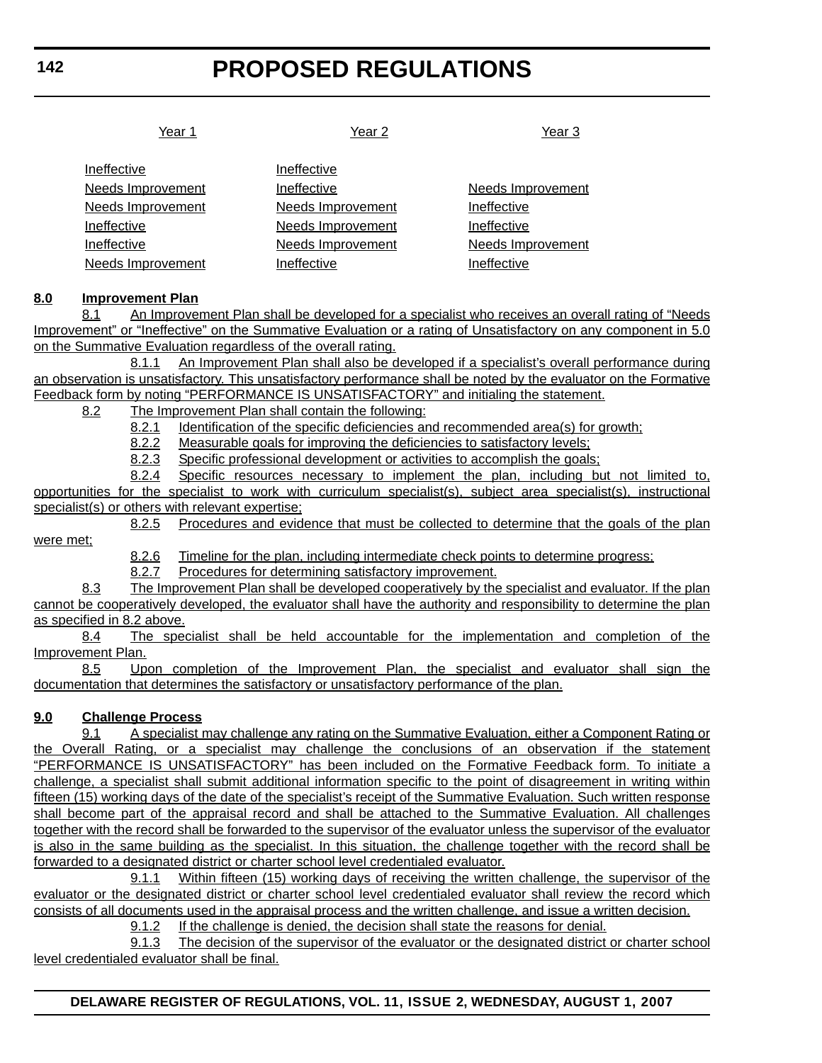| Year 1 | Year 2 | Year 3 |
|---|---|---|
| Ineffective | Ineffective | |
| Needs Improvement | Ineffective | Needs Improvement |
| Needs Improvement | Needs Improvement | Ineffective |
| Ineffective | Needs Improvement | Ineffective |
| Ineffective | Needs Improvement | Needs Improvement |
| Needs Improvement | Ineffective | Ineffective |

**8.0 Improvement Plan**

8.1 An Improvement Plan shall be developed for a specialist who receives an overall rating of "Needs Improvement" or "Ineffective" on the Summative Evaluation or a rating of Unsatisfactory on any component in 5.0 on the Summative Evaluation regardless of the overall rating.

8.1.1 An Improvement Plan shall also be developed if a specialist's overall performance during an observation is unsatisfactory. This unsatisfactory performance shall be noted by the evaluator on the Formative Feedback form by noting "PERFORMANCE IS UNSATISFACTORY" and initialing the statement.

8.2 The Improvement Plan shall contain the following:

8.2.1 Identification of the specific deficiencies and recommended area(s) for growth;

8.2.2 Measurable goals for improving the deficiencies to satisfactory levels;

8.2.3 Specific professional development or activities to accomplish the goals;

8.2.4 Specific resources necessary to implement the plan, including but not limited to, opportunities for the specialist to work with curriculum specialist(s), subject area specialist(s), instructional specialist(s) or others with relevant expertise;

8.2.5 Procedures and evidence that must be collected to determine that the goals of the plan were met;

8.2.6 Timeline for the plan, including intermediate check points to determine progress;

8.2.7 Procedures for determining satisfactory improvement.

8.3 The Improvement Plan shall be developed cooperatively by the specialist and evaluator. If the plan cannot be cooperatively developed, the evaluator shall have the authority and responsibility to determine the plan as specified in 8.2 above.

8.4 The specialist shall be held accountable for the implementation and completion of the Improvement Plan.

8.5 Upon completion of the Improvement Plan, the specialist and evaluator shall sign the documentation that determines the satisfactory or unsatisfactory performance of the plan.

**9.0 Challenge Process**

9.1 A specialist may challenge any rating on the Summative Evaluation, either a Component Rating or the Overall Rating, or a specialist may challenge the conclusions of an observation if the statement "PERFORMANCE IS UNSATISFACTORY" has been included on the Formative Feedback form. To initiate a challenge, a specialist shall submit additional information specific to the point of disagreement in writing within fifteen (15) working days of the date of the specialist's receipt of the Summative Evaluation. Such written response shall become part of the appraisal record and shall be attached to the Summative Evaluation. All challenges together with the record shall be forwarded to the supervisor of the evaluator unless the supervisor of the evaluator is also in the same building as the specialist. In this situation, the challenge together with the record shall be forwarded to a designated district or charter school level credentialed evaluator.

9.1.1 Within fifteen (15) working days of receiving the written challenge, the supervisor of the evaluator or the designated district or charter school level credentialed evaluator shall review the record which consists of all documents used in the appraisal process and the written challenge, and issue a written decision.

9.1.2 If the challenge is denied, the decision shall state the reasons for denial.

9.1.3 The decision of the supervisor of the evaluator or the designated district or charter school level credentialed evaluator shall be final.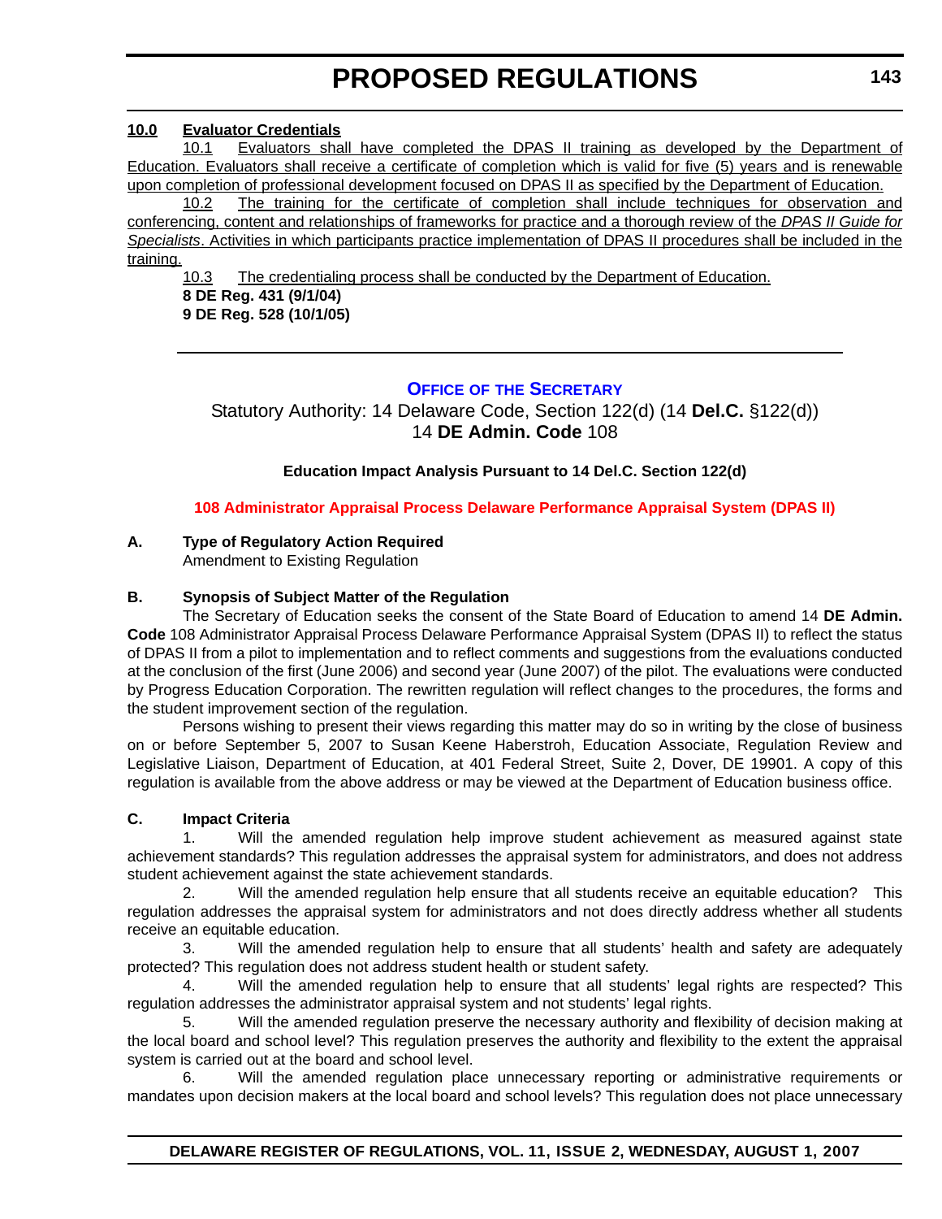**10.0 Evaluator Credentials**

10.1 Evaluators shall have completed the DPAS II training as developed by the Department of Education. Evaluators shall receive a certificate of completion which is valid for five (5) years and is renewable upon completion of professional development focused on DPAS II as specified by the Department of Education.

10.2 The training for the certificate of completion shall include techniques for observation and conferencing, content and relationships of frameworks for practice and a thorough review of the *DPAS II Guide for Specialists*. Activities in which participants practice implementation of DPAS II procedures shall be included in the training.

10.3 The credentialing process shall be conducted by the Department of Education.

**8 DE Reg. 431 (9/1/04)**
**9 DE Reg. 528 (10/1/05)**

---

## OFFICE OF THE SECRETARY

Statutory Authority: 14 Delaware Code, Section 122(d) (14 **Del.C.** §122(d))
14 **DE Admin. Code** 108

**Education Impact Analysis Pursuant to 14 Del.C. Section 122(d)**

**108 Administrator Appraisal Process Delaware Performance Appraisal System (DPAS II)**

**A. Type of Regulatory Action Required**
Amendment to Existing Regulation

**B. Synopsis of Subject Matter of the Regulation**

The Secretary of Education seeks the consent of the State Board of Education to amend 14 **DE Admin. Code** 108 Administrator Appraisal Process Delaware Performance Appraisal System (DPAS II) to reflect the status of DPAS II from a pilot to implementation and to reflect comments and suggestions from the evaluations conducted at the conclusion of the first (June 2006) and second year (June 2007) of the pilot. The evaluations were conducted by Progress Education Corporation. The rewritten regulation will reflect changes to the procedures, the forms and the student improvement section of the regulation.

Persons wishing to present their views regarding this matter may do so in writing by the close of business on or before September 5, 2007 to Susan Keene Haberstroh, Education Associate, Regulation Review and Legislative Liaison, Department of Education, at 401 Federal Street, Suite 2, Dover, DE 19901. A copy of this regulation is available from the above address or may be viewed at the Department of Education business office.

**C. Impact Criteria**

1. Will the amended regulation help improve student achievement as measured against state achievement standards? This regulation addresses the appraisal system for administrators, and does not address student achievement against the state achievement standards.

2. Will the amended regulation help ensure that all students receive an equitable education? This regulation addresses the appraisal system for administrators and not does directly address whether all students receive an equitable education.

3. Will the amended regulation help to ensure that all students' health and safety are adequately protected? This regulation does not address student health or student safety.

4. Will the amended regulation help to ensure that all students' legal rights are respected? This regulation addresses the administrator appraisal system and not students' legal rights.

5. Will the amended regulation preserve the necessary authority and flexibility of decision making at the local board and school level? This regulation preserves the authority and flexibility to the extent the appraisal system is carried out at the board and school level.

6. Will the amended regulation place unnecessary reporting or administrative requirements or mandates upon decision makers at the local board and school levels? This regulation does not place unnecessary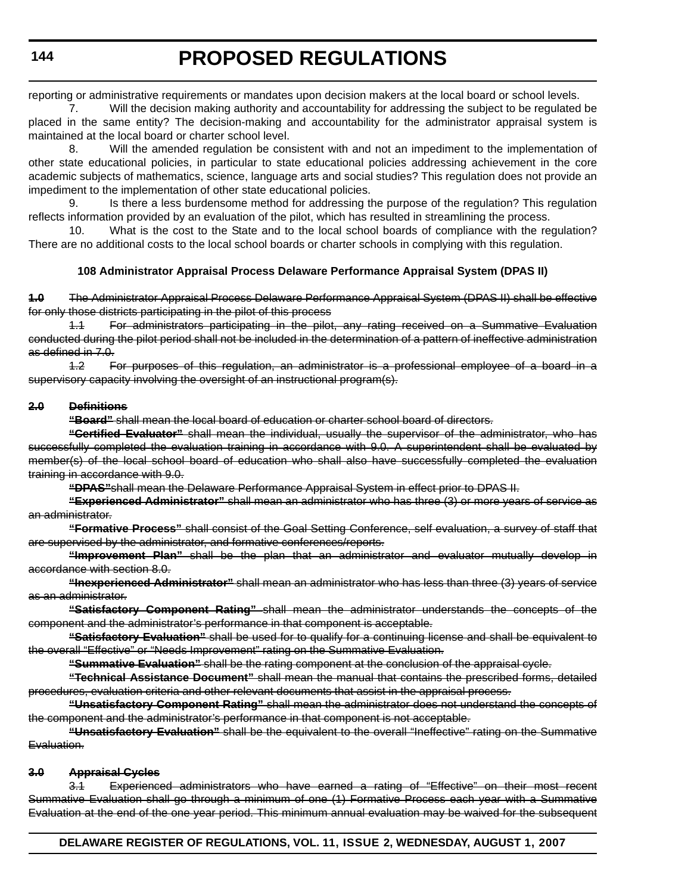reporting or administrative requirements or mandates upon decision makers at the local board or school levels.

7. Will the decision making authority and accountability for addressing the subject to be regulated be placed in the same entity? The decision-making and accountability for the administrator appraisal system is maintained at the local board or charter school level.

8. Will the amended regulation be consistent with and not an impediment to the implementation of other state educational policies, in particular to state educational policies addressing achievement in the core academic subjects of mathematics, science, language arts and social studies? This regulation does not provide an impediment to the implementation of other state educational policies.

9. Is there a less burdensome method for addressing the purpose of the regulation? This regulation reflects information provided by an evaluation of the pilot, which has resulted in streamlining the process.

10. What is the cost to the State and to the local school boards of compliance with the regulation? There are no additional costs to the local school boards or charter schools in complying with this regulation.

### 108 Administrator Appraisal Process Delaware Performance Appraisal System (DPAS II)

~~**1.0** The Administrator Appraisal Process Delaware Performance Appraisal System (DPAS II) shall be effective for only those districts participating in the pilot of this process~~

~~1.1 For administrators participating in the pilot, any rating received on a Summative Evaluation conducted during the pilot period shall not be included in the determination of a pattern of ineffective administration as defined in 7.0.~~

~~1.2 For purposes of this regulation, an administrator is a professional employee of a board in a supervisory capacity involving the oversight of an instructional program(s).~~

~~**2.0 Definitions**~~

~~**"Board"** shall mean the local board of education or charter school board of directors.~~

~~**"Certified Evaluator"** shall mean the individual, usually the supervisor of the administrator, who has successfully completed the evaluation training in accordance with 9.0. A superintendent shall be evaluated by member(s) of the local school board of education who shall also have successfully completed the evaluation training in accordance with 9.0.~~

~~**"DPAS"** shall mean the Delaware Performance Appraisal System in effect prior to DPAS II.~~

~~**"Experienced Administrator"** shall mean an administrator who has three (3) or more years of service as an administrator.~~

~~**"Formative Process"** shall consist of the Goal Setting Conference, self evaluation, a survey of staff that are supervised by the administrator, and formative conferences/reports.~~

~~**"Improvement Plan"** shall be the plan that an administrator and evaluator mutually develop in accordance with section 8.0.~~

~~**"Inexperienced Administrator"** shall mean an administrator who has less than three (3) years of service as an administrator.~~

~~**"Satisfactory Component Rating"** shall mean the administrator understands the concepts of the component and the administrator's performance in that component is acceptable.~~

~~**"Satisfactory Evaluation"** shall be used for to qualify for a continuing license and shall be equivalent to the overall "Effective" or "Needs Improvement" rating on the Summative Evaluation.~~

~~**"Summative Evaluation"** shall be the rating component at the conclusion of the appraisal cycle.~~

~~**"Technical Assistance Document"** shall mean the manual that contains the prescribed forms, detailed procedures, evaluation criteria and other relevant documents that assist in the appraisal process.~~

~~**"Unsatisfactory Component Rating"** shall mean the administrator does not understand the concepts of the component and the administrator's performance in that component is not acceptable.~~

~~**"Unsatisfactory Evaluation"** shall be the equivalent to the overall "Ineffective" rating on the Summative Evaluation.~~

~~**3.0 Appraisal Cycles**~~

~~3.1 Experienced administrators who have earned a rating of "Effective" on their most recent Summative Evaluation shall go through a minimum of one (1) Formative Process each year with a Summative Evaluation at the end of the one year period. This minimum annual evaluation may be waived for the subsequent~~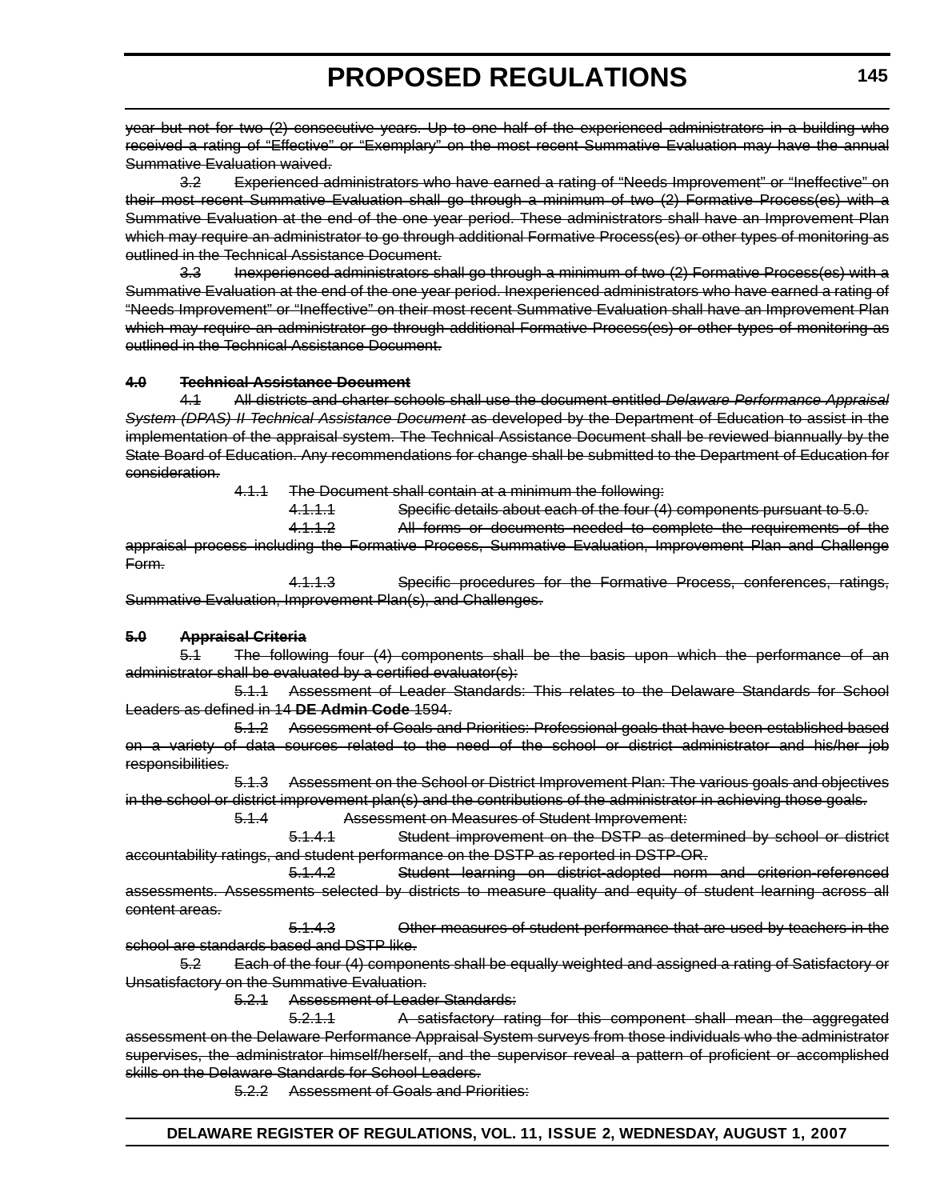~~year but not for two (2) consecutive years. Up to one half of the experienced administrators in a building who received a rating of "Effective" or "Exemplary" on the most recent Summative Evaluation may have the annual Summative Evaluation waived.~~

~~3.2 Experienced administrators who have earned a rating of "Needs Improvement" or "Ineffective" on their most recent Summative Evaluation shall go through a minimum of two (2) Formative Process(es) with a Summative Evaluation at the end of the one year period. These administrators shall have an Improvement Plan which may require an administrator to go through additional Formative Process(es) or other types of monitoring as outlined in the Technical Assistance Document.~~

~~3.3 Inexperienced administrators shall go through a minimum of two (2) Formative Process(es) with a Summative Evaluation at the end of the one year period. Inexperienced administrators who have earned a rating of "Needs Improvement" or "Ineffective" on their most recent Summative Evaluation shall have an Improvement Plan which may require an administrator go through additional Formative Process(es) or other types of monitoring as outlined in the Technical Assistance Document.~~

**~~4.0 Technical Assistance Document~~**

~~4.1 All districts and charter schools shall use the document entitled *Delaware Performance Appraisal System (DPAS) II Technical Assistance Document* as developed by the Department of Education to assist in the implementation of the appraisal system. The Technical Assistance Document shall be reviewed biannually by the State Board of Education. Any recommendations for change shall be submitted to the Department of Education for consideration.~~

~~4.1.1 The Document shall contain at a minimum the following:~~

~~4.1.1.1 Specific details about each of the four (4) components pursuant to 5.0.~~

~~4.1.1.2 All forms or documents needed to complete the requirements of the appraisal process including the Formative Process, Summative Evaluation, Improvement Plan and Challenge Form.~~

~~4.1.1.3 Specific procedures for the Formative Process, conferences, ratings, Summative Evaluation, Improvement Plan(s), and Challenges.~~

**~~5.0 Appraisal Criteria~~**

~~5.1 The following four (4) components shall be the basis upon which the performance of an administrator shall be evaluated by a certified evaluator(s):~~

~~5.1.1 Assessment of Leader Standards: This relates to the Delaware Standards for School Leaders as defined in 14 **DE Admin Code** 1594.~~

~~5.1.2 Assessment of Goals and Priorities: Professional goals that have been established based on a variety of data sources related to the need of the school or district administrator and his/her job responsibilities.~~

~~5.1.3 Assessment on the School or District Improvement Plan: The various goals and objectives in the school or district improvement plan(s) and the contributions of the administrator in achieving those goals.~~

~~5.1.4 Assessment on Measures of Student Improvement:~~

~~5.1.4.1 Student improvement on the DSTP as determined by school or district accountability ratings, and student performance on the DSTP as reported in DSTP-OR.~~

~~5.1.4.2 Student learning on district-adopted norm and criterion-referenced assessments. Assessments selected by districts to measure quality and equity of student learning across all content areas.~~

~~5.1.4.3 Other measures of student performance that are used by teachers in the school are standards based and DSTP like.~~

~~5.2 Each of the four (4) components shall be equally weighted and assigned a rating of Satisfactory or Unsatisfactory on the Summative Evaluation.~~

~~5.2.1 Assessment of Leader Standards:~~

~~5.2.1.1 A satisfactory rating for this component shall mean the aggregated assessment on the Delaware Performance Appraisal System surveys from those individuals who the administrator supervises, the administrator himself/herself, and the supervisor reveal a pattern of proficient or accomplished skills on the Delaware Standards for School Leaders.~~

~~5.2.2 Assessment of Goals and Priorities:~~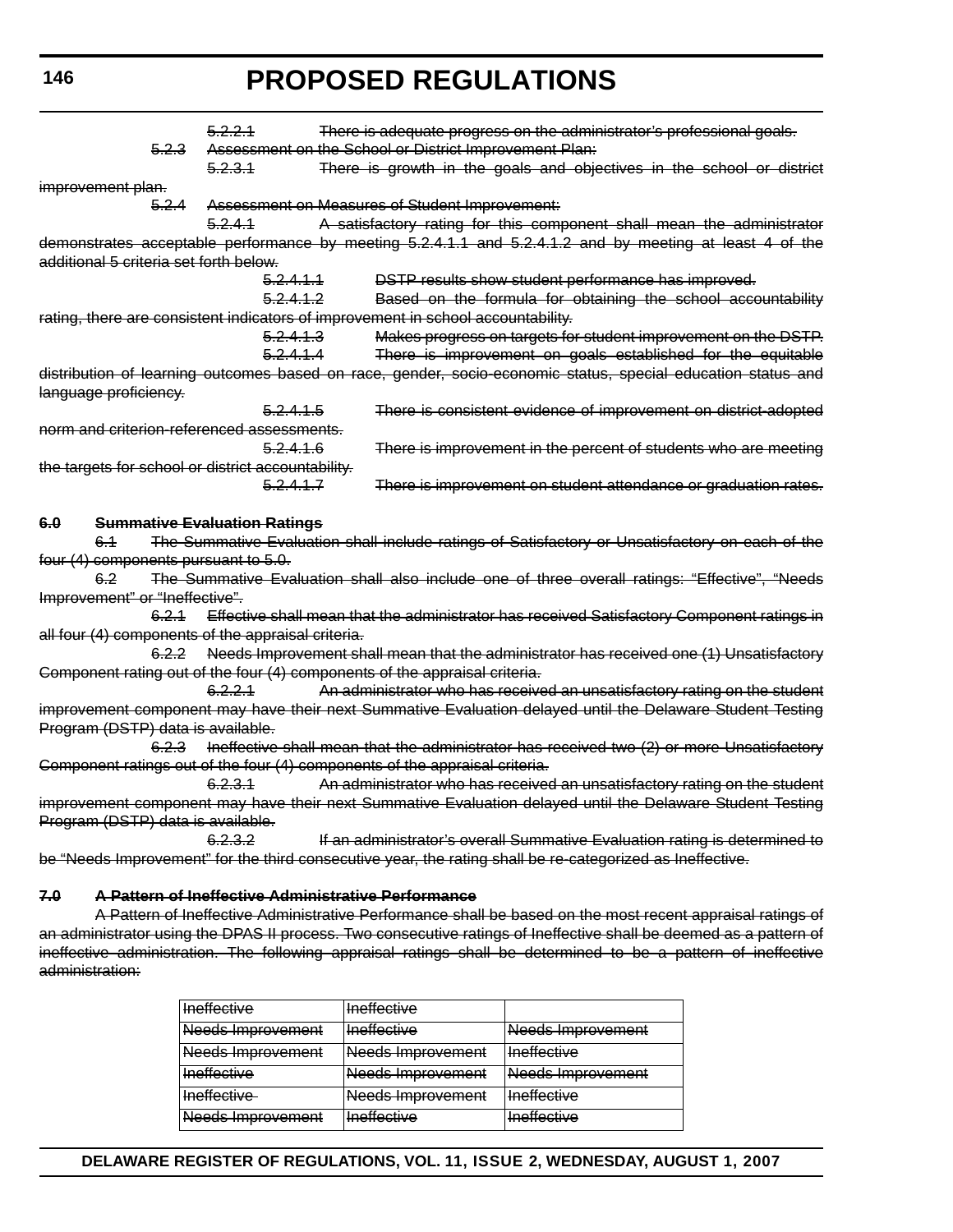~~5.2.2.1 There is adequate progress on the administrator's professional goals.~~

~~5.2.3 Assessment on the School or District Improvement Plan:~~

~~5.2.3.1 There is growth in the goals and objectives in the school or district improvement plan.~~

~~5.2.4 Assessment on Measures of Student Improvement:~~

~~5.2.4.1 A satisfactory rating for this component shall mean the administrator demonstrates acceptable performance by meeting 5.2.4.1.1 and 5.2.4.1.2 and by meeting at least 4 of the additional 5 criteria set forth below.~~

~~5.2.4.1.1 DSTP results show student performance has improved.~~

~~5.2.4.1.2 Based on the formula for obtaining the school accountability rating, there are consistent indicators of improvement in school accountability.~~

~~5.2.4.1.3 Makes progress on targets for student improvement on the DSTP.~~

~~5.2.4.1.4 There is improvement on goals established for the equitable distribution of learning outcomes based on race, gender, socio-economic status, special education status and language proficiency.~~

~~5.2.4.1.5 There is consistent evidence of improvement on district-adopted norm and criterion-referenced assessments.~~

~~5.2.4.1.6 There is improvement in the percent of students who are meeting the targets for school or district accountability.~~

~~5.2.4.1.7 There is improvement on student attendance or graduation rates.~~

**~~6.0 Summative Evaluation Ratings~~**

~~6.1 The Summative Evaluation shall include ratings of Satisfactory or Unsatisfactory on each of the four (4) components pursuant to 5.0.~~

~~6.2 The Summative Evaluation shall also include one of three overall ratings: "Effective", "Needs Improvement" or "Ineffective".~~

~~6.2.1 Effective shall mean that the administrator has received Satisfactory Component ratings in all four (4) components of the appraisal criteria.~~

~~6.2.2 Needs Improvement shall mean that the administrator has received one (1) Unsatisfactory Component rating out of the four (4) components of the appraisal criteria.~~

~~6.2.2.1 An administrator who has received an unsatisfactory rating on the student improvement component may have their next Summative Evaluation delayed until the Delaware Student Testing Program (DSTP) data is available.~~

~~6.2.3 Ineffective shall mean that the administrator has received two (2) or more Unsatisfactory Component ratings out of the four (4) components of the appraisal criteria.~~

~~6.2.3.1 An administrator who has received an unsatisfactory rating on the student improvement component may have their next Summative Evaluation delayed until the Delaware Student Testing Program (DSTP) data is available.~~

~~6.2.3.2 If an administrator's overall Summative Evaluation rating is determined to be "Needs Improvement" for the third consecutive year, the rating shall be re-categorized as Ineffective.~~

**~~7.0 A Pattern of Ineffective Administrative Performance~~**

~~A Pattern of Ineffective Administrative Performance shall be based on the most recent appraisal ratings of an administrator using the DPAS II process. Two consecutive ratings of Ineffective shall be deemed as a pattern of ineffective administration. The following appraisal ratings shall be determined to be a pattern of ineffective administration:~~

| | | |
|---|---|---|
| ~~Ineffective~~ | ~~Ineffective~~ | |
| ~~Needs Improvement~~ | ~~Ineffective~~ | ~~Needs Improvement~~ |
| ~~Needs Improvement~~ | ~~Needs Improvement~~ | ~~Ineffective~~ |
| ~~Ineffective~~ | ~~Needs Improvement~~ | ~~Needs Improvement~~ |
| ~~Ineffective~~ | ~~Needs Improvement~~ | ~~Ineffective~~ |
| ~~Needs Improvement~~ | ~~Ineffective~~ | ~~Ineffective~~ |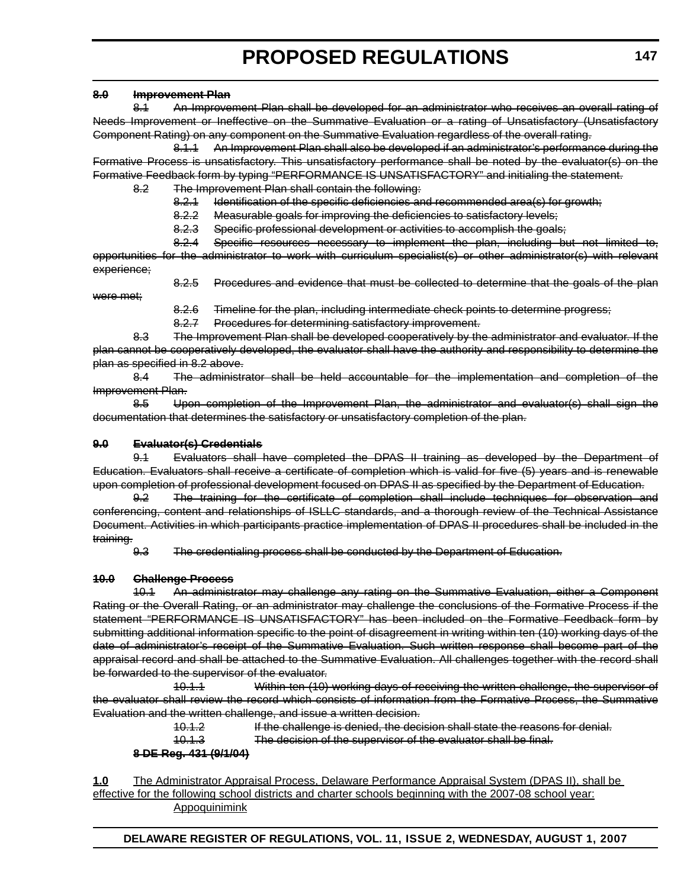~~**8.0 Improvement Plan**~~

~~8.1 An Improvement Plan shall be developed for an administrator who receives an overall rating of Needs Improvement or Ineffective on the Summative Evaluation or a rating of Unsatisfactory (Unsatisfactory Component Rating) on any component on the Summative Evaluation regardless of the overall rating.~~

~~8.1.1 An Improvement Plan shall also be developed if an administrator's performance during the Formative Process is unsatisfactory. This unsatisfactory performance shall be noted by the evaluator(s) on the Formative Feedback form by typing "PERFORMANCE IS UNSATISFACTORY" and initialing the statement.~~

~~8.2 The Improvement Plan shall contain the following:~~

~~8.2.1 Identification of the specific deficiencies and recommended area(s) for growth;~~

~~8.2.2 Measurable goals for improving the deficiencies to satisfactory levels;~~

~~8.2.3 Specific professional development or activities to accomplish the goals;~~

~~8.2.4 Specific resources necessary to implement the plan, including but not limited to, opportunities for the administrator to work with curriculum specialist(s) or other administrator(s) with relevant experience;~~

~~8.2.5 Procedures and evidence that must be collected to determine that the goals of the plan were met;~~

~~8.2.6 Timeline for the plan, including intermediate check points to determine progress;~~

~~8.2.7 Procedures for determining satisfactory improvement.~~

~~8.3 The Improvement Plan shall be developed cooperatively by the administrator and evaluator. If the plan cannot be cooperatively developed, the evaluator shall have the authority and responsibility to determine the plan as specified in 8.2 above.~~

~~8.4 The administrator shall be held accountable for the implementation and completion of the Improvement Plan.~~

~~8.5 Upon completion of the Improvement Plan, the administrator and evaluator(s) shall sign the documentation that determines the satisfactory or unsatisfactory completion of the plan.~~

~~**9.0 Evaluator(s) Credentials**~~

~~9.1 Evaluators shall have completed the DPAS II training as developed by the Department of Education. Evaluators shall receive a certificate of completion which is valid for five (5) years and is renewable upon completion of professional development focused on DPAS II as specified by the Department of Education.~~

~~9.2 The training for the certificate of completion shall include techniques for observation and conferencing, content and relationships of ISLLC standards, and a thorough review of the Technical Assistance Document. Activities in which participants practice implementation of DPAS II procedures shall be included in the training.~~

~~9.3 The credentialing process shall be conducted by the Department of Education.~~

~~**10.0 Challenge Process**~~

~~10.1 An administrator may challenge any rating on the Summative Evaluation, either a Component Rating or the Overall Rating, or an administrator may challenge the conclusions of the Formative Process if the statement "PERFORMANCE IS UNSATISFACTORY" has been included on the Formative Feedback form by submitting additional information specific to the point of disagreement in writing within ten (10) working days of the date of administrator's receipt of the Summative Evaluation. Such written response shall become part of the appraisal record and shall be attached to the Summative Evaluation. All challenges together with the record shall be forwarded to the supervisor of the evaluator.~~

~~10.1.1 Within ten (10) working days of receiving the written challenge, the supervisor of the evaluator shall review the record which consists of information from the Formative Process, the Summative Evaluation and the written challenge, and issue a written decision.~~

~~10.1.2 If the challenge is denied, the decision shall state the reasons for denial.~~

~~10.1.3 The decision of the supervisor of the evaluator shall be final.~~

~~**8 DE Reg. 431 (9/1/04)**~~

<u>**1.0**</u> <u>The Administrator Appraisal Process, Delaware Performance Appraisal System (DPAS II), shall be effective for the following school districts and charter schools beginning with the 2007-08 school year:</u>

<u>Appoquinimink</u>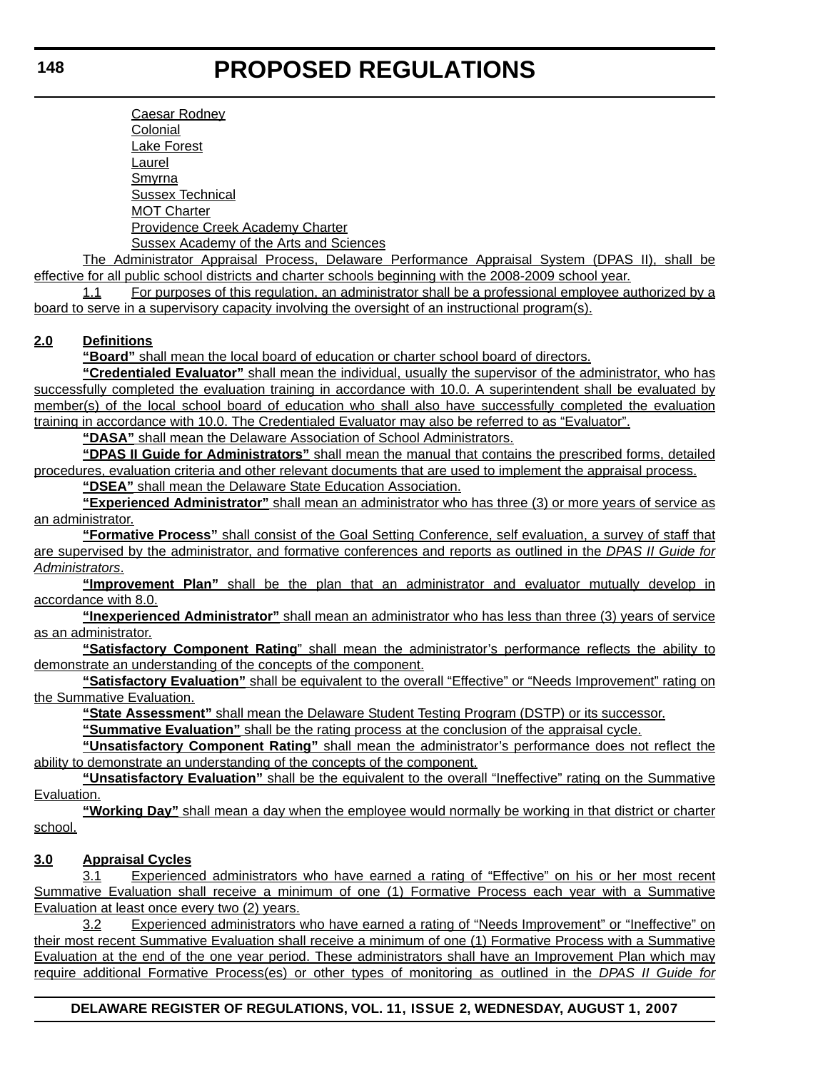Caesar Rodney
Colonial
Lake Forest
Laurel
Smyrna
Sussex Technical
MOT Charter
Providence Creek Academy Charter
Sussex Academy of the Arts and Sciences

The Administrator Appraisal Process, Delaware Performance Appraisal System (DPAS II), shall be effective for all public school districts and charter schools beginning with the 2008-2009 school year.

1.1 For purposes of this regulation, an administrator shall be a professional employee authorized by a board to serve in a supervisory capacity involving the oversight of an instructional program(s).

**2.0 Definitions**

**"Board"** shall mean the local board of education or charter school board of directors.

**"Credentialed Evaluator"** shall mean the individual, usually the supervisor of the administrator, who has successfully completed the evaluation training in accordance with 10.0. A superintendent shall be evaluated by member(s) of the local school board of education who shall also have successfully completed the evaluation training in accordance with 10.0. The Credentialed Evaluator may also be referred to as "Evaluator".

**"DASA"** shall mean the Delaware Association of School Administrators.

**"DPAS II Guide for Administrators"** shall mean the manual that contains the prescribed forms, detailed procedures, evaluation criteria and other relevant documents that are used to implement the appraisal process.

**"DSEA"** shall mean the Delaware State Education Association.

**"Experienced Administrator"** shall mean an administrator who has three (3) or more years of service as an administrator.

**"Formative Process"** shall consist of the Goal Setting Conference, self evaluation, a survey of staff that are supervised by the administrator, and formative conferences and reports as outlined in the *DPAS II Guide for Administrators*.

**"Improvement Plan"** shall be the plan that an administrator and evaluator mutually develop in accordance with 8.0.

**"Inexperienced Administrator"** shall mean an administrator who has less than three (3) years of service as an administrator.

**"Satisfactory Component Rating"** shall mean the administrator's performance reflects the ability to demonstrate an understanding of the concepts of the component.

**"Satisfactory Evaluation"** shall be equivalent to the overall "Effective" or "Needs Improvement" rating on the Summative Evaluation.

**"State Assessment"** shall mean the Delaware Student Testing Program (DSTP) or its successor.

**"Summative Evaluation"** shall be the rating process at the conclusion of the appraisal cycle.

**"Unsatisfactory Component Rating"** shall mean the administrator's performance does not reflect the ability to demonstrate an understanding of the concepts of the component.

**"Unsatisfactory Evaluation"** shall be the equivalent to the overall "Ineffective" rating on the Summative Evaluation.

**"Working Day"** shall mean a day when the employee would normally be working in that district or charter school.

**3.0 Appraisal Cycles**

3.1 Experienced administrators who have earned a rating of "Effective" on his or her most recent Summative Evaluation shall receive a minimum of one (1) Formative Process each year with a Summative Evaluation at least once every two (2) years.

3.2 Experienced administrators who have earned a rating of "Needs Improvement" or "Ineffective" on their most recent Summative Evaluation shall receive a minimum of one (1) Formative Process with a Summative Evaluation at the end of the one year period. These administrators shall have an Improvement Plan which may require additional Formative Process(es) or other types of monitoring as outlined in the *DPAS II Guide for*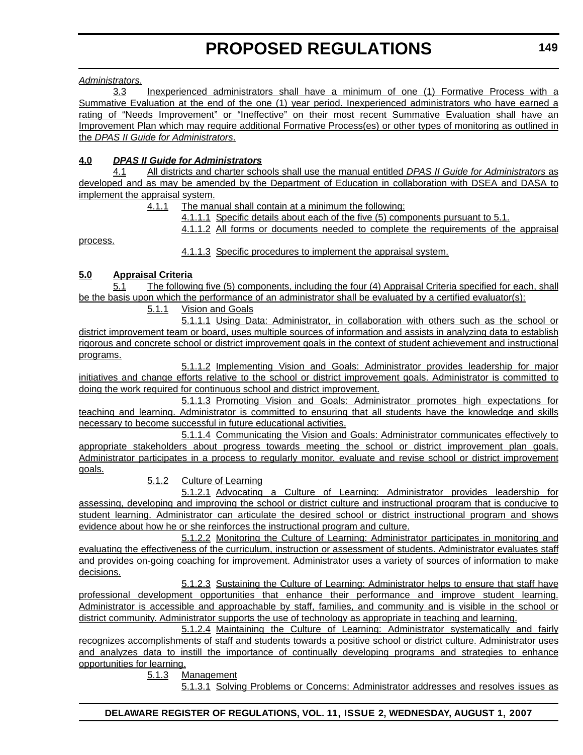*Administrators*.

3.3 Inexperienced administrators shall have a minimum of one (1) Formative Process with a Summative Evaluation at the end of the one (1) year period. Inexperienced administrators who have earned a rating of "Needs Improvement" or "Ineffective" on their most recent Summative Evaluation shall have an Improvement Plan which may require additional Formative Process(es) or other types of monitoring as outlined in the *DPAS II Guide for Administrators*.

**4.0 *DPAS II Guide for Administrators***

4.1 All districts and charter schools shall use the manual entitled *DPAS II Guide for Administrators* as developed and as may be amended by the Department of Education in collaboration with DSEA and DASA to implement the appraisal system.

4.1.1 The manual shall contain at a minimum the following:

4.1.1.1 Specific details about each of the five (5) components pursuant to 5.1.

4.1.1.2 All forms or documents needed to complete the requirements of the appraisal process.

4.1.1.3 Specific procedures to implement the appraisal system.

**5.0 Appraisal Criteria**

5.1 The following five (5) components, including the four (4) Appraisal Criteria specified for each, shall be the basis upon which the performance of an administrator shall be evaluated by a certified evaluator(s):

5.1.1 Vision and Goals

5.1.1.1 Using Data: Administrator, in collaboration with others such as the school or district improvement team or board, uses multiple sources of information and assists in analyzing data to establish rigorous and concrete school or district improvement goals in the context of student achievement and instructional programs.

5.1.1.2 Implementing Vision and Goals: Administrator provides leadership for major initiatives and change efforts relative to the school or district improvement goals. Administrator is committed to doing the work required for continuous school and district improvement.

5.1.1.3 Promoting Vision and Goals: Administrator promotes high expectations for teaching and learning. Administrator is committed to ensuring that all students have the knowledge and skills necessary to become successful in future educational activities.

5.1.1.4 Communicating the Vision and Goals: Administrator communicates effectively to appropriate stakeholders about progress towards meeting the school or district improvement plan goals. Administrator participates in a process to regularly monitor, evaluate and revise school or district improvement goals.

5.1.2 Culture of Learning

5.1.2.1 Advocating a Culture of Learning: Administrator provides leadership for assessing, developing and improving the school or district culture and instructional program that is conducive to student learning. Administrator can articulate the desired school or district instructional program and shows evidence about how he or she reinforces the instructional program and culture.

5.1.2.2 Monitoring the Culture of Learning: Administrator participates in monitoring and evaluating the effectiveness of the curriculum, instruction or assessment of students. Administrator evaluates staff and provides on-going coaching for improvement. Administrator uses a variety of sources of information to make decisions.

5.1.2.3 Sustaining the Culture of Learning: Administrator helps to ensure that staff have professional development opportunities that enhance their performance and improve student learning. Administrator is accessible and approachable by staff, families, and community and is visible in the school or district community. Administrator supports the use of technology as appropriate in teaching and learning.

5.1.2.4 Maintaining the Culture of Learning: Administrator systematically and fairly recognizes accomplishments of staff and students towards a positive school or district culture. Administrator uses and analyzes data to instill the importance of continually developing programs and strategies to enhance opportunities for learning.

5.1.3 Management

5.1.3.1 Solving Problems or Concerns: Administrator addresses and resolves issues as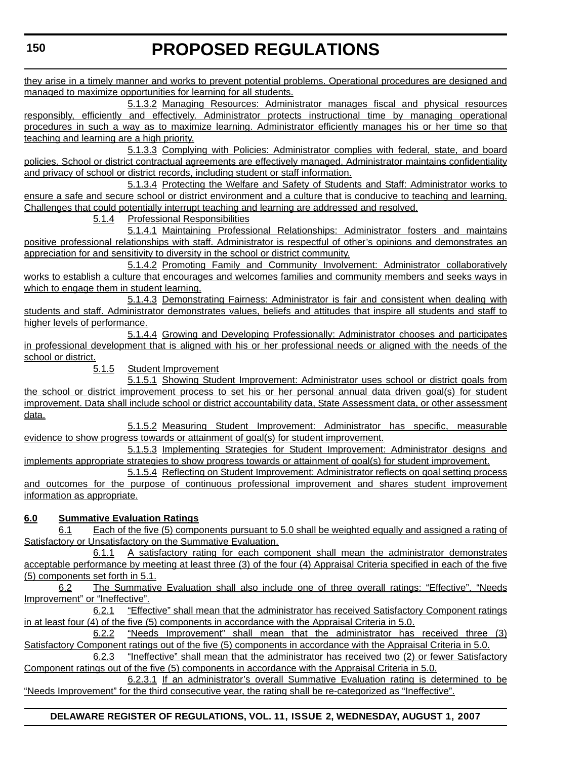they arise in a timely manner and works to prevent potential problems. Operational procedures are designed and managed to maximize opportunities for learning for all students.

5.1.3.2 Managing Resources: Administrator manages fiscal and physical resources responsibly, efficiently and effectively. Administrator protects instructional time by managing operational procedures in such a way as to maximize learning. Administrator efficiently manages his or her time so that teaching and learning are a high priority.

5.1.3.3 Complying with Policies: Administrator complies with federal, state, and board policies. School or district contractual agreements are effectively managed. Administrator maintains confidentiality and privacy of school or district records, including student or staff information.

5.1.3.4 Protecting the Welfare and Safety of Students and Staff: Administrator works to ensure a safe and secure school or district environment and a culture that is conducive to teaching and learning. Challenges that could potentially interrupt teaching and learning are addressed and resolved.

5.1.4 Professional Responsibilities

5.1.4.1 Maintaining Professional Relationships: Administrator fosters and maintains positive professional relationships with staff. Administrator is respectful of other's opinions and demonstrates an appreciation for and sensitivity to diversity in the school or district community.

5.1.4.2 Promoting Family and Community Involvement: Administrator collaboratively works to establish a culture that encourages and welcomes families and community members and seeks ways in which to engage them in student learning.

5.1.4.3 Demonstrating Fairness: Administrator is fair and consistent when dealing with students and staff. Administrator demonstrates values, beliefs and attitudes that inspire all students and staff to higher levels of performance.

5.1.4.4 Growing and Developing Professionally: Administrator chooses and participates in professional development that is aligned with his or her professional needs or aligned with the needs of the school or district.

5.1.5 Student Improvement

5.1.5.1 Showing Student Improvement: Administrator uses school or district goals from the school or district improvement process to set his or her personal annual data driven goal(s) for student improvement. Data shall include school or district accountability data, State Assessment data, or other assessment data.

5.1.5.2 Measuring Student Improvement: Administrator has specific, measurable evidence to show progress towards or attainment of goal(s) for student improvement.

5.1.5.3 Implementing Strategies for Student Improvement: Administrator designs and implements appropriate strategies to show progress towards or attainment of goal(s) for student improvement.

5.1.5.4 Reflecting on Student Improvement: Administrator reflects on goal setting process and outcomes for the purpose of continuous professional improvement and shares student improvement information as appropriate.

**6.0 Summative Evaluation Ratings**

6.1 Each of the five (5) components pursuant to 5.0 shall be weighted equally and assigned a rating of Satisfactory or Unsatisfactory on the Summative Evaluation.

6.1.1 A satisfactory rating for each component shall mean the administrator demonstrates acceptable performance by meeting at least three (3) of the four (4) Appraisal Criteria specified in each of the five (5) components set forth in 5.1.

6.2 The Summative Evaluation shall also include one of three overall ratings: "Effective", "Needs Improvement" or "Ineffective".

6.2.1 "Effective" shall mean that the administrator has received Satisfactory Component ratings in at least four (4) of the five (5) components in accordance with the Appraisal Criteria in 5.0.

6.2.2 "Needs Improvement" shall mean that the administrator has received three (3) Satisfactory Component ratings out of the five (5) components in accordance with the Appraisal Criteria in 5.0.

6.2.3 "Ineffective" shall mean that the administrator has received two (2) or fewer Satisfactory Component ratings out of the five (5) components in accordance with the Appraisal Criteria in 5.0.

6.2.3.1 If an administrator's overall Summative Evaluation rating is determined to be "Needs Improvement" for the third consecutive year, the rating shall be re-categorized as "Ineffective".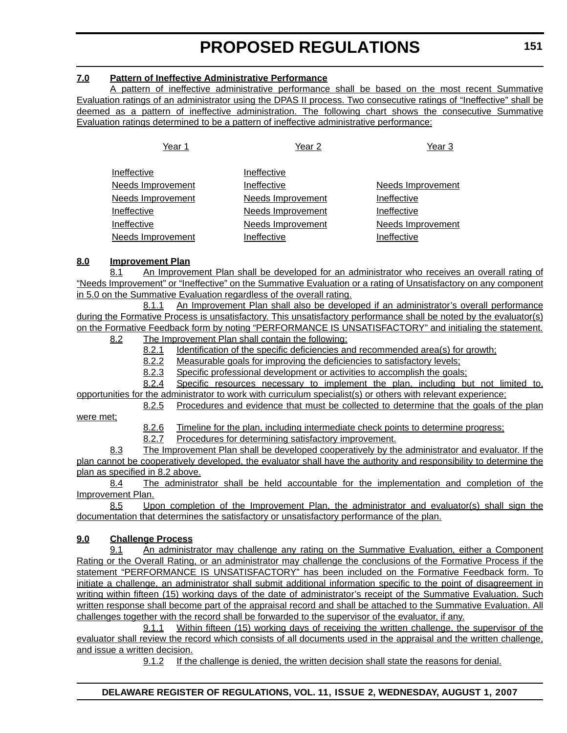**7.0 Pattern of Ineffective Administrative Performance**

A pattern of ineffective administrative performance shall be based on the most recent Summative Evaluation ratings of an administrator using the DPAS II process. Two consecutive ratings of "Ineffective" shall be deemed as a pattern of ineffective administration. The following chart shows the consecutive Summative Evaluation ratings determined to be a pattern of ineffective administrative performance:

| Year 1 | Year 2 | Year 3 |
|---|---|---|
| Ineffective | Ineffective | |
| Needs Improvement | Ineffective | Needs Improvement |
| Needs Improvement | Needs Improvement | Ineffective |
| Ineffective | Needs Improvement | Ineffective |
| Ineffective | Needs Improvement | Needs Improvement |
| Needs Improvement | Ineffective | Ineffective |

**8.0 Improvement Plan**

8.1 An Improvement Plan shall be developed for an administrator who receives an overall rating of "Needs Improvement" or "Ineffective" on the Summative Evaluation or a rating of Unsatisfactory on any component in 5.0 on the Summative Evaluation regardless of the overall rating.

8.1.1 An Improvement Plan shall also be developed if an administrator's overall performance during the Formative Process is unsatisfactory. This unsatisfactory performance shall be noted by the evaluator(s) on the Formative Feedback form by noting "PERFORMANCE IS UNSATISFACTORY" and initialing the statement.

8.2 The Improvement Plan shall contain the following:

8.2.1 Identification of the specific deficiencies and recommended area(s) for growth;

8.2.2 Measurable goals for improving the deficiencies to satisfactory levels;

8.2.3 Specific professional development or activities to accomplish the goals;

8.2.4 Specific resources necessary to implement the plan, including but not limited to, opportunities for the administrator to work with curriculum specialist(s) or others with relevant experience;

8.2.5 Procedures and evidence that must be collected to determine that the goals of the plan were met;

8.2.6 Timeline for the plan, including intermediate check points to determine progress;

8.2.7 Procedures for determining satisfactory improvement.

8.3 The Improvement Plan shall be developed cooperatively by the administrator and evaluator. If the plan cannot be cooperatively developed, the evaluator shall have the authority and responsibility to determine the plan as specified in 8.2 above.

8.4 The administrator shall be held accountable for the implementation and completion of the Improvement Plan.

8.5 Upon completion of the Improvement Plan, the administrator and evaluator(s) shall sign the documentation that determines the satisfactory or unsatisfactory performance of the plan.

**9.0 Challenge Process**

9.1 An administrator may challenge any rating on the Summative Evaluation, either a Component Rating or the Overall Rating, or an administrator may challenge the conclusions of the Formative Process if the statement "PERFORMANCE IS UNSATISFACTORY" has been included on the Formative Feedback form. To initiate a challenge, an administrator shall submit additional information specific to the point of disagreement in writing within fifteen (15) working days of the date of administrator's receipt of the Summative Evaluation. Such written response shall become part of the appraisal record and shall be attached to the Summative Evaluation. All challenges together with the record shall be forwarded to the supervisor of the evaluator, if any.

9.1.1 Within fifteen (15) working days of receiving the written challenge, the supervisor of the evaluator shall review the record which consists of all documents used in the appraisal and the written challenge, and issue a written decision.

9.1.2 If the challenge is denied, the written decision shall state the reasons for denial.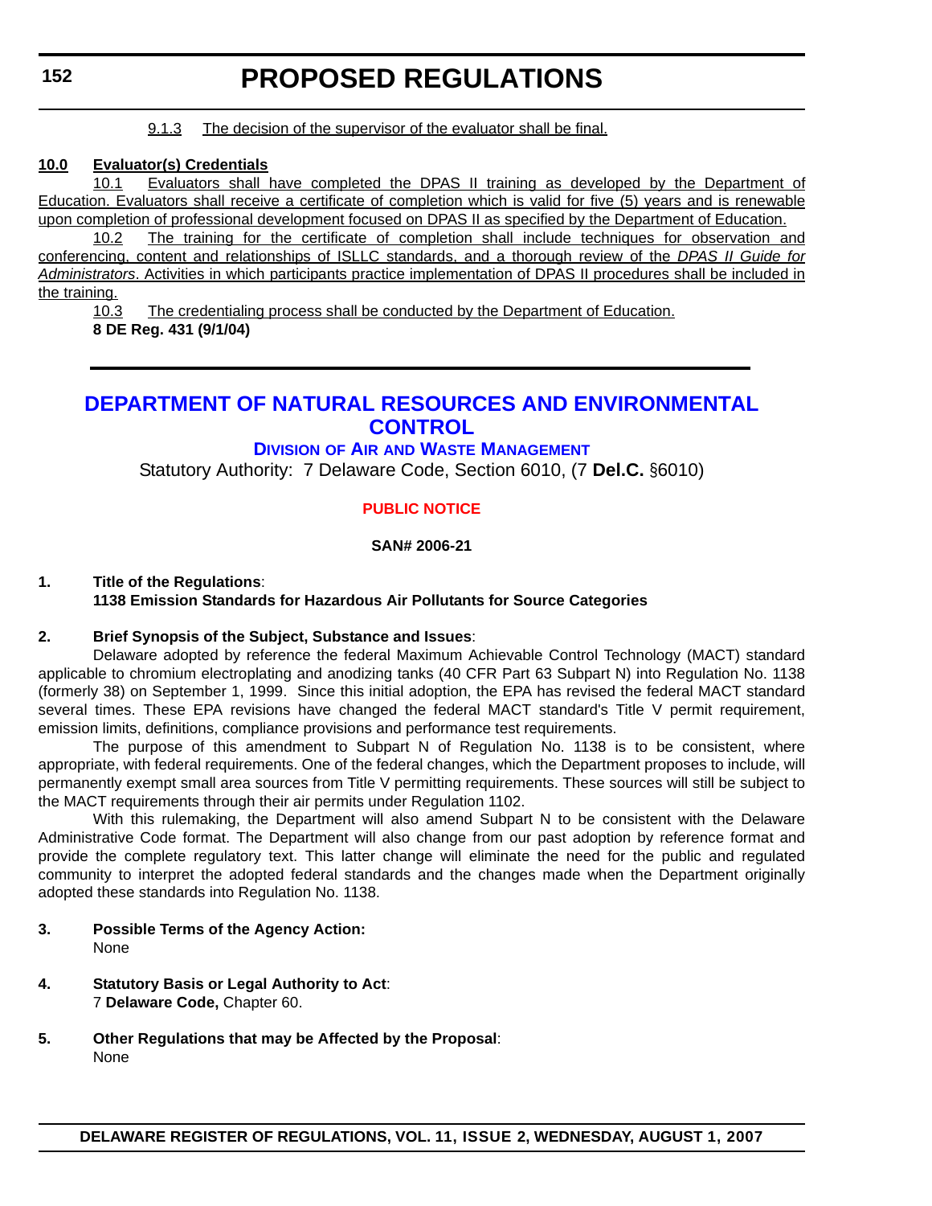9.1.3 The decision of the supervisor of the evaluator shall be final.

**10.0 Evaluator(s) Credentials**

10.1 Evaluators shall have completed the DPAS II training as developed by the Department of Education. Evaluators shall receive a certificate of completion which is valid for five (5) years and is renewable upon completion of professional development focused on DPAS II as specified by the Department of Education.

10.2 The training for the certificate of completion shall include techniques for observation and conferencing, content and relationships of ISLLC standards, and a thorough review of the *DPAS II Guide for Administrators*. Activities in which participants practice implementation of DPAS II procedures shall be included in the training.

10.3 The credentialing process shall be conducted by the Department of Education.

**8 DE Reg. 431 (9/1/04)**

# DEPARTMENT OF NATURAL RESOURCES AND ENVIRONMENTAL CONTROL

## DIVISION OF AIR AND WASTE MANAGEMENT

Statutory Authority: 7 Delaware Code, Section 6010, (7 **Del.C.** §6010)

### PUBLIC NOTICE

**SAN# 2006-21**

**1. Title of the Regulations**:
**1138 Emission Standards for Hazardous Air Pollutants for Source Categories**

**2. Brief Synopsis of the Subject, Substance and Issues**:

Delaware adopted by reference the federal Maximum Achievable Control Technology (MACT) standard applicable to chromium electroplating and anodizing tanks (40 CFR Part 63 Subpart N) into Regulation No. 1138 (formerly 38) on September 1, 1999. Since this initial adoption, the EPA has revised the federal MACT standard several times. These EPA revisions have changed the federal MACT standard's Title V permit requirement, emission limits, definitions, compliance provisions and performance test requirements.

The purpose of this amendment to Subpart N of Regulation No. 1138 is to be consistent, where appropriate, with federal requirements. One of the federal changes, which the Department proposes to include, will permanently exempt small area sources from Title V permitting requirements. These sources will still be subject to the MACT requirements through their air permits under Regulation 1102.

With this rulemaking, the Department will also amend Subpart N to be consistent with the Delaware Administrative Code format. The Department will also change from our past adoption by reference format and provide the complete regulatory text. This latter change will eliminate the need for the public and regulated community to interpret the adopted federal standards and the changes made when the Department originally adopted these standards into Regulation No. 1138.

**3. Possible Terms of the Agency Action:**
None

**4. Statutory Basis or Legal Authority to Act**:
7 **Delaware Code,** Chapter 60.

**5. Other Regulations that may be Affected by the Proposal**:
None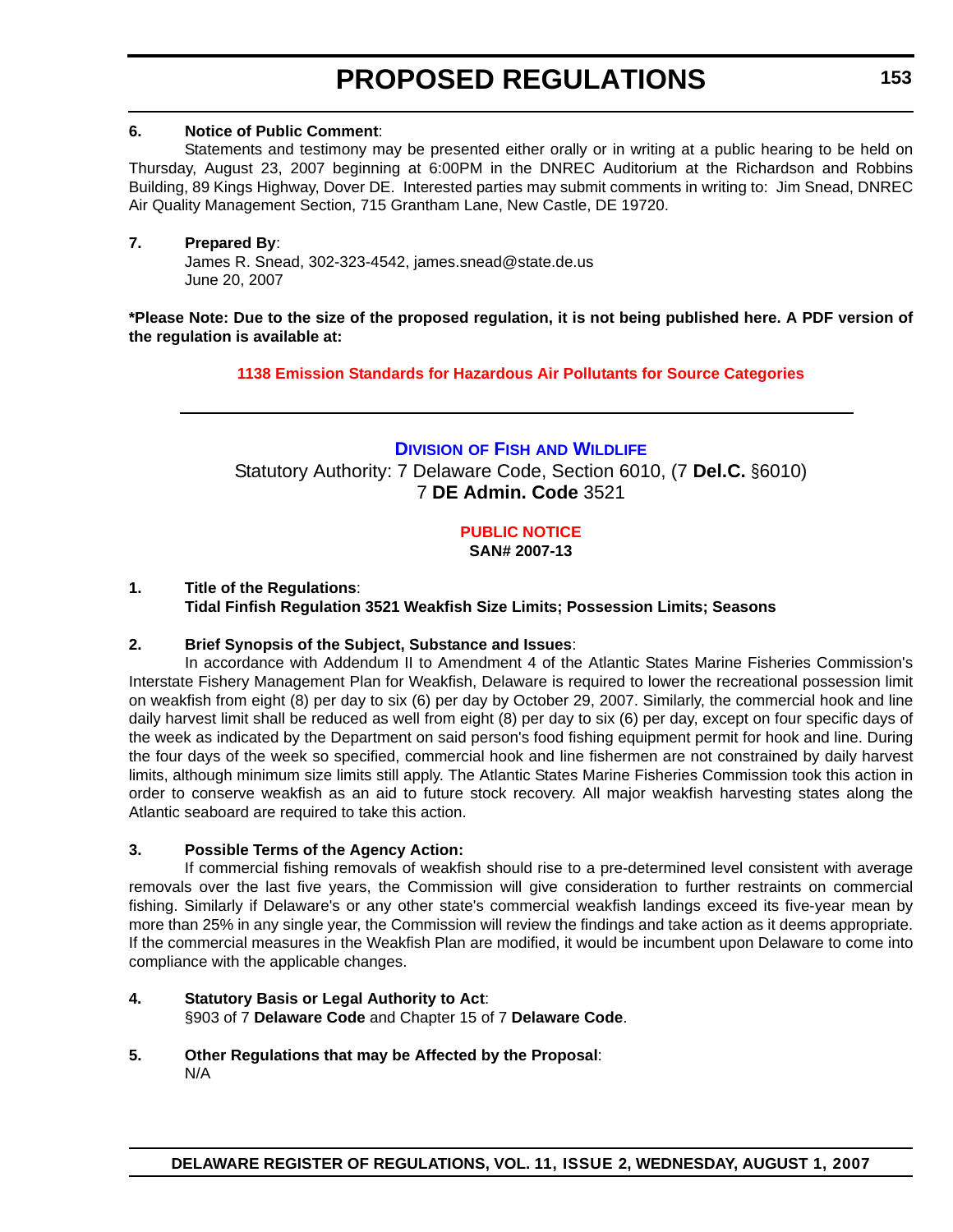**6. Notice of Public Comment**:

Statements and testimony may be presented either orally or in writing at a public hearing to be held on Thursday, August 23, 2007 beginning at 6:00PM in the DNREC Auditorium at the Richardson and Robbins Building, 89 Kings Highway, Dover DE. Interested parties may submit comments in writing to: Jim Snead, DNREC Air Quality Management Section, 715 Grantham Lane, New Castle, DE 19720.

**7. Prepared By**:

James R. Snead, 302-323-4542, james.snead@state.de.us
June 20, 2007

**\*Please Note: Due to the size of the proposed regulation, it is not being published here. A PDF version of the regulation is available at:**

**1138 Emission Standards for Hazardous Air Pollutants for Source Categories**

---

## DIVISION OF FISH AND WILDLIFE

Statutory Authority: 7 Delaware Code, Section 6010, (7 **Del.C.** §6010)
7 **DE Admin. Code** 3521

### PUBLIC NOTICE

**SAN# 2007-13**

**1. Title of the Regulations**:
**Tidal Finfish Regulation 3521 Weakfish Size Limits; Possession Limits; Seasons**

**2. Brief Synopsis of the Subject, Substance and Issues**:

In accordance with Addendum II to Amendment 4 of the Atlantic States Marine Fisheries Commission's Interstate Fishery Management Plan for Weakfish, Delaware is required to lower the recreational possession limit on weakfish from eight (8) per day to six (6) per day by October 29, 2007. Similarly, the commercial hook and line daily harvest limit shall be reduced as well from eight (8) per day to six (6) per day, except on four specific days of the week as indicated by the Department on said person's food fishing equipment permit for hook and line. During the four days of the week so specified, commercial hook and line fishermen are not constrained by daily harvest limits, although minimum size limits still apply. The Atlantic States Marine Fisheries Commission took this action in order to conserve weakfish as an aid to future stock recovery. All major weakfish harvesting states along the Atlantic seaboard are required to take this action.

**3. Possible Terms of the Agency Action:**

If commercial fishing removals of weakfish should rise to a pre-determined level consistent with average removals over the last five years, the Commission will give consideration to further restraints on commercial fishing. Similarly if Delaware's or any other state's commercial weakfish landings exceed its five-year mean by more than 25% in any single year, the Commission will review the findings and take action as it deems appropriate. If the commercial measures in the Weakfish Plan are modified, it would be incumbent upon Delaware to come into compliance with the applicable changes.

**4. Statutory Basis or Legal Authority to Act**:

§903 of 7 **Delaware Code** and Chapter 15 of 7 **Delaware Code**.

**5. Other Regulations that may be Affected by the Proposal**:

N/A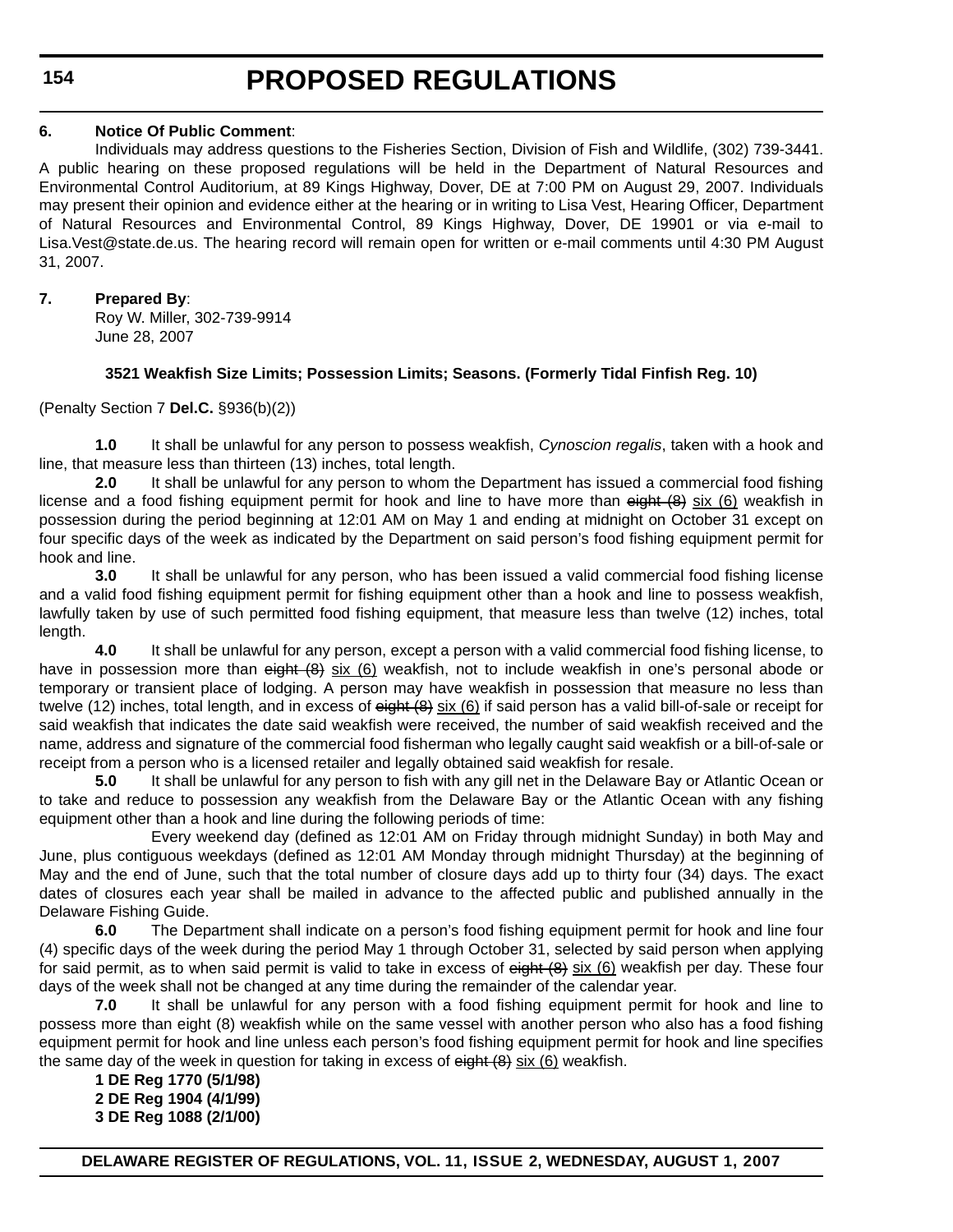**6. Notice Of Public Comment**:

Individuals may address questions to the Fisheries Section, Division of Fish and Wildlife, (302) 739-3441. A public hearing on these proposed regulations will be held in the Department of Natural Resources and Environmental Control Auditorium, at 89 Kings Highway, Dover, DE at 7:00 PM on August 29, 2007. Individuals may present their opinion and evidence either at the hearing or in writing to Lisa Vest, Hearing Officer, Department of Natural Resources and Environmental Control, 89 Kings Highway, Dover, DE 19901 or via e-mail to Lisa.Vest@state.de.us. The hearing record will remain open for written or e-mail comments until 4:30 PM August 31, 2007.

**7. Prepared By**:

Roy W. Miller, 302-739-9914
June 28, 2007

**3521 Weakfish Size Limits; Possession Limits; Seasons. (Formerly Tidal Finfish Reg. 10)**

(Penalty Section 7 **Del.C.** §936(b)(2))

**1.0** It shall be unlawful for any person to possess weakfish, *Cynoscion regalis*, taken with a hook and line, that measure less than thirteen (13) inches, total length.

**2.0** It shall be unlawful for any person to whom the Department has issued a commercial food fishing license and a food fishing equipment permit for hook and line to have more than ~~eight (8)~~ <u>six (6)</u> weakfish in possession during the period beginning at 12:01 AM on May 1 and ending at midnight on October 31 except on four specific days of the week as indicated by the Department on said person's food fishing equipment permit for hook and line.

**3.0** It shall be unlawful for any person, who has been issued a valid commercial food fishing license and a valid food fishing equipment permit for fishing equipment other than a hook and line to possess weakfish, lawfully taken by use of such permitted food fishing equipment, that measure less than twelve (12) inches, total length.

**4.0** It shall be unlawful for any person, except a person with a valid commercial food fishing license, to have in possession more than ~~eight (8)~~ <u>six (6)</u> weakfish, not to include weakfish in one's personal abode or temporary or transient place of lodging. A person may have weakfish in possession that measure no less than twelve (12) inches, total length, and in excess of ~~eight (8)~~ <u>six (6)</u> if said person has a valid bill-of-sale or receipt for said weakfish that indicates the date said weakfish were received, the number of said weakfish received and the name, address and signature of the commercial food fisherman who legally caught said weakfish or a bill-of-sale or receipt from a person who is a licensed retailer and legally obtained said weakfish for resale.

**5.0** It shall be unlawful for any person to fish with any gill net in the Delaware Bay or Atlantic Ocean or to take and reduce to possession any weakfish from the Delaware Bay or the Atlantic Ocean with any fishing equipment other than a hook and line during the following periods of time:

Every weekend day (defined as 12:01 AM on Friday through midnight Sunday) in both May and June, plus contiguous weekdays (defined as 12:01 AM Monday through midnight Thursday) at the beginning of May and the end of June, such that the total number of closure days add up to thirty four (34) days. The exact dates of closures each year shall be mailed in advance to the affected public and published annually in the Delaware Fishing Guide.

**6.0** The Department shall indicate on a person's food fishing equipment permit for hook and line four (4) specific days of the week during the period May 1 through October 31, selected by said person when applying for said permit, as to when said permit is valid to take in excess of ~~eight (8)~~ <u>six (6)</u> weakfish per day. These four days of the week shall not be changed at any time during the remainder of the calendar year.

**7.0** It shall be unlawful for any person with a food fishing equipment permit for hook and line to possess more than eight (8) weakfish while on the same vessel with another person who also has a food fishing equipment permit for hook and line unless each person's food fishing equipment permit for hook and line specifies the same day of the week in question for taking in excess of ~~eight (8)~~ <u>six (6)</u> weakfish.

**1 DE Reg 1770 (5/1/98)**
**2 DE Reg 1904 (4/1/99)**
**3 DE Reg 1088 (2/1/00)**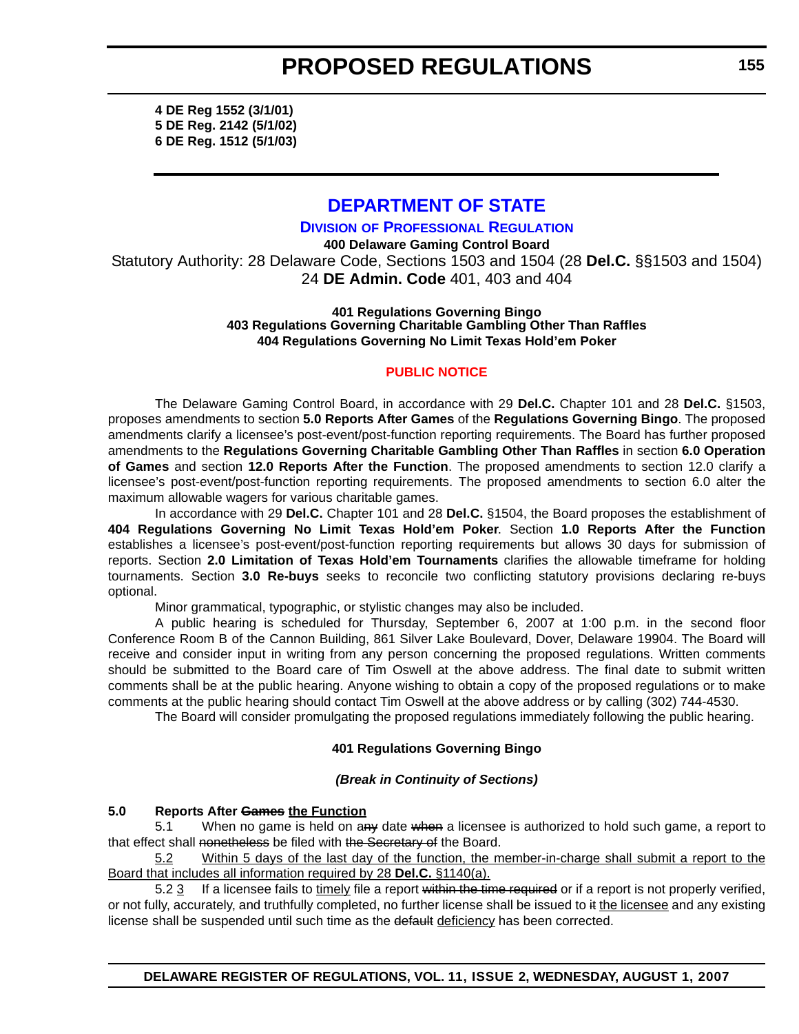**4 DE Reg 1552 (3/1/01)**
**5 DE Reg. 2142 (5/1/02)**
**6 DE Reg. 1512 (5/1/03)**

---

# DEPARTMENT OF STATE

## DIVISION OF PROFESSIONAL REGULATION

**400 Delaware Gaming Control Board**

Statutory Authority: 28 Delaware Code, Sections 1503 and 1504 (28 **Del.C.** §§1503 and 1504)
24 **DE Admin. Code** 401, 403 and 404

**401 Regulations Governing Bingo**
**403 Regulations Governing Charitable Gambling Other Than Raffles**
**404 Regulations Governing No Limit Texas Hold'em Poker**

**PUBLIC NOTICE**

The Delaware Gaming Control Board, in accordance with 29 **Del.C.** Chapter 101 and 28 **Del.C.** §1503, proposes amendments to section **5.0 Reports After Games** of the **Regulations Governing Bingo**. The proposed amendments clarify a licensee's post-event/post-function reporting requirements. The Board has further proposed amendments to the **Regulations Governing Charitable Gambling Other Than Raffles** in section **6.0 Operation of Games** and section **12.0 Reports After the Function**. The proposed amendments to section 12.0 clarify a licensee's post-event/post-function reporting requirements. The proposed amendments to section 6.0 alter the maximum allowable wagers for various charitable games.

In accordance with 29 **Del.C.** Chapter 101 and 28 **Del.C.** §1504, the Board proposes the establishment of **404 Regulations Governing No Limit Texas Hold'em Poker**. Section **1.0 Reports After the Function** establishes a licensee's post-event/post-function reporting requirements but allows 30 days for submission of reports. Section **2.0 Limitation of Texas Hold'em Tournaments** clarifies the allowable timeframe for holding tournaments. Section **3.0 Re-buys** seeks to reconcile two conflicting statutory provisions declaring re-buys optional.

Minor grammatical, typographic, or stylistic changes may also be included.

A public hearing is scheduled for Thursday, September 6, 2007 at 1:00 p.m. in the second floor Conference Room B of the Cannon Building, 861 Silver Lake Boulevard, Dover, Delaware 19904. The Board will receive and consider input in writing from any person concerning the proposed regulations. Written comments should be submitted to the Board care of Tim Oswell at the above address. The final date to submit written comments shall be at the public hearing. Anyone wishing to obtain a copy of the proposed regulations or to make comments at the public hearing should contact Tim Oswell at the above address or by calling (302) 744-4530.

The Board will consider promulgating the proposed regulations immediately following the public hearing.

**401 Regulations Governing Bingo**

***(Break in Continuity of Sections)***

**5.0 Reports After ~~Games~~ <u>the Function</u>**

5.1 When no game is held on a~~ny~~ date ~~when~~ a licensee is authorized to hold such game, a report to that effect shall ~~nonetheless~~ be filed with ~~the Secretary of~~ the Board.

<u>5.2 Within 5 days of the last day of the function, the member-in-charge shall submit a report to the Board that includes all information required by 28 **Del.C.** §1140(a).</u>

5.~~2~~ <u>3</u> If a licensee fails to <u>timely</u> file a report ~~within the time required~~ or if a report is not properly verified, or not fully, accurately, and truthfully completed, no further license shall be issued to ~~it~~ <u>the licensee</u> and any existing license shall be suspended until such time as the ~~default~~ <u>deficiency</u> has been corrected.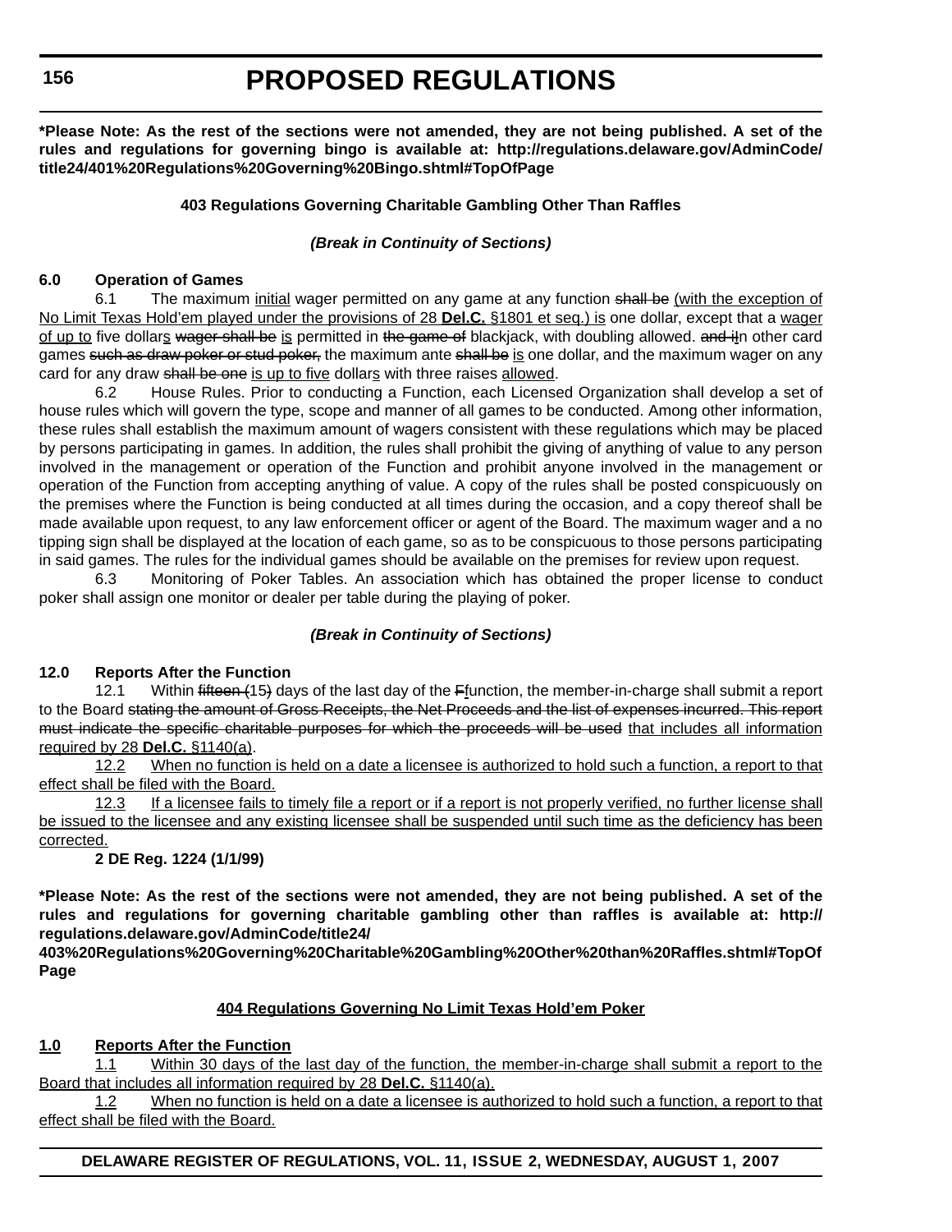**\*Please Note: As the rest of the sections were not amended, they are not being published. A set of the rules and regulations for governing bingo is available at: http://regulations.delaware.gov/AdminCode/title24/401%20Regulations%20Governing%20Bingo.shtml#TopOfPage**

**403 Regulations Governing Charitable Gambling Other Than Raffles**

***(Break in Continuity of Sections)***

**6.0 Operation of Games**

6.1 The maximum <u>initial</u> wager permitted on any game at any function ~~shall be~~ <u>(with the exception of No Limit Texas Hold'em played under the provisions of 28 **Del.C.** §1801 et seq.) is</u> one dollar, except that a <u>wager of up to</u> five dollar<u>s</u> ~~wager shall be~~ <u>is</u> permitted in ~~the game of~~ blackjack, with doubling allowed. ~~and i~~<u>I</u>n other card games ~~such as draw poker or stud poker,~~ the maximum ante ~~shall be~~ <u>is</u> one dollar, and the maximum wager on any card for any draw ~~shall be one~~ <u>is up to five</u> dollar<u>s</u> with three raises <u>allowed</u>.

6.2 House Rules. Prior to conducting a Function, each Licensed Organization shall develop a set of house rules which will govern the type, scope and manner of all games to be conducted. Among other information, these rules shall establish the maximum amount of wagers consistent with these regulations which may be placed by persons participating in games. In addition, the rules shall prohibit the giving of anything of value to any person involved in the management or operation of the Function and prohibit anyone involved in the management or operation of the Function from accepting anything of value. A copy of the rules shall be posted conspicuously on the premises where the Function is being conducted at all times during the occasion, and a copy thereof shall be made available upon request, to any law enforcement officer or agent of the Board. The maximum wager and a no tipping sign shall be displayed at the location of each game, so as to be conspicuous to those persons participating in said games. The rules for the individual games should be available on the premises for review upon request.

6.3 Monitoring of Poker Tables. An association which has obtained the proper license to conduct poker shall assign one monitor or dealer per table during the playing of poker.

***(Break in Continuity of Sections)***

**12.0 Reports After the Function**

12.1 Within ~~fifteen (~~15~~)~~ days of the last day of the ~~F~~<u>f</u>unction, the member-in-charge shall submit a report to the Board ~~stating the amount of Gross Receipts, the Net Proceeds and the list of expenses incurred. This report must indicate the specific charitable purposes for which the proceeds will be used~~ <u>that includes all information required by 28 **Del.C.** §1140(a)</u>.

<u>12.2 When no function is held on a date a licensee is authorized to hold such a function, a report to that effect shall be filed with the Board.</u>

<u>12.3 If a licensee fails to timely file a report or if a report is not properly verified, no further license shall be issued to the licensee and any existing licensee shall be suspended until such time as the deficiency has been corrected.</u>

**2 DE Reg. 1224 (1/1/99)**

**\*Please Note: As the rest of the sections were not amended, they are not being published. A set of the rules and regulations for governing charitable gambling other than raffles is available at: http://regulations.delaware.gov/AdminCode/title24/403%20Regulations%20Governing%20Charitable%20Gambling%20Other%20than%20Raffles.shtml#TopOfPage**

<u>**404 Regulations Governing No Limit Texas Hold'em Poker**</u>

<u>**1.0 Reports After the Function**</u>

<u>1.1 Within 30 days of the last day of the function, the member-in-charge shall submit a report to the Board that includes all information required by 28 **Del.C.** §1140(a).</u>

<u>1.2 When no function is held on a date a licensee is authorized to hold such a function, a report to that effect shall be filed with the Board.</u>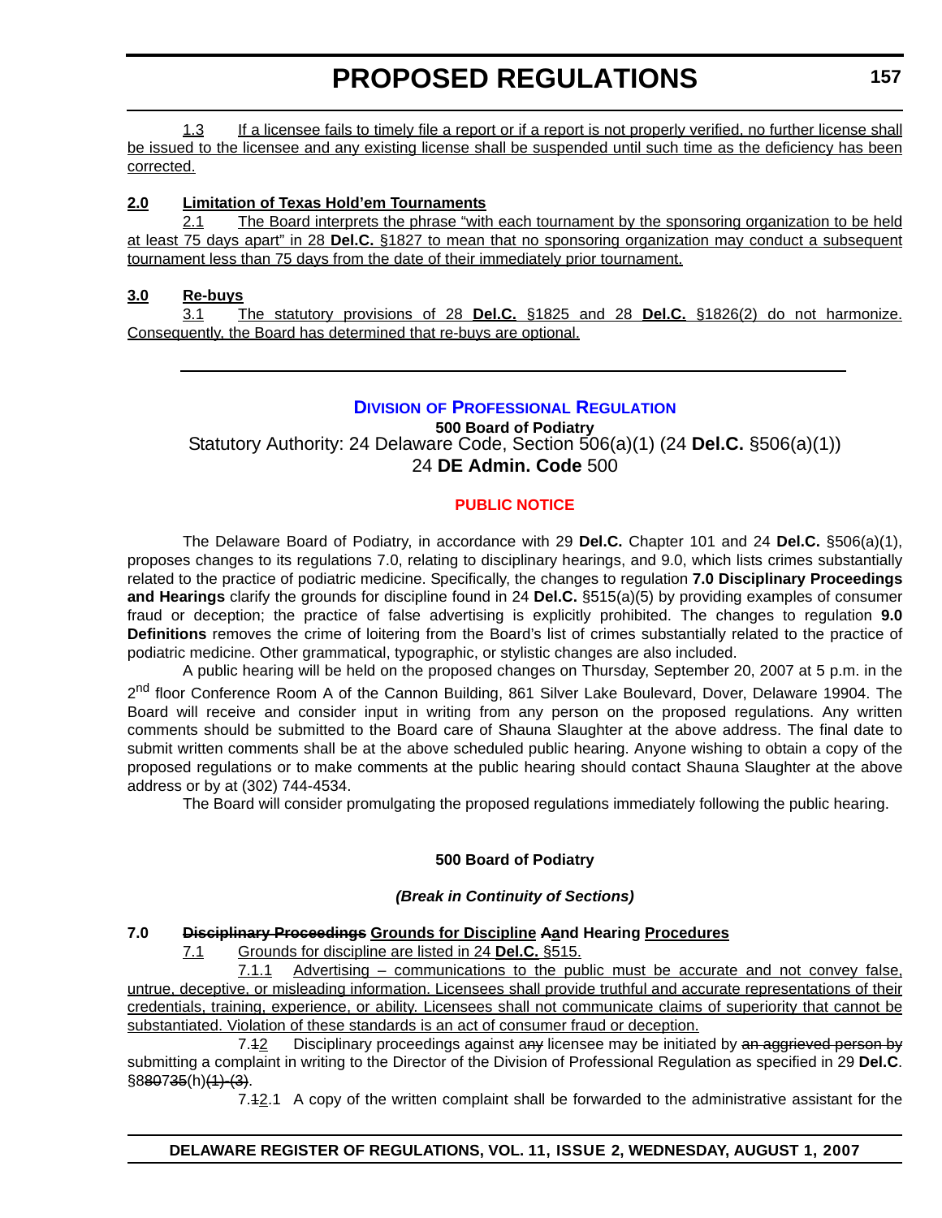1.3 If a licensee fails to timely file a report or if a report is not properly verified, no further license shall be issued to the licensee and any existing license shall be suspended until such time as the deficiency has been corrected.

**2.0 Limitation of Texas Hold'em Tournaments**

2.1 The Board interprets the phrase "with each tournament by the sponsoring organization to be held at least 75 days apart" in 28 **Del.C.** §1827 to mean that no sponsoring organization may conduct a subsequent tournament less than 75 days from the date of their immediately prior tournament.

**3.0 Re-buys**

3.1 The statutory provisions of 28 **Del.C.** §1825 and 28 **Del.C.** §1826(2) do not harmonize. Consequently, the Board has determined that re-buys are optional.

---

## Division of Professional Regulation

**500 Board of Podiatry**

Statutory Authority: 24 Delaware Code, Section 506(a)(1) (24 **Del.C.** §506(a)(1))

24 **DE Admin. Code** 500

### PUBLIC NOTICE

The Delaware Board of Podiatry, in accordance with 29 **Del.C.** Chapter 101 and 24 **Del.C.** §506(a)(1), proposes changes to its regulations 7.0, relating to disciplinary hearings, and 9.0, which lists crimes substantially related to the practice of podiatric medicine. Specifically, the changes to regulation **7.0 Disciplinary Proceedings and Hearings** clarify the grounds for discipline found in 24 **Del.C.** §515(a)(5) by providing examples of consumer fraud or deception; the practice of false advertising is explicitly prohibited. The changes to regulation **9.0 Definitions** removes the crime of loitering from the Board's list of crimes substantially related to the practice of podiatric medicine. Other grammatical, typographic, or stylistic changes are also included.

A public hearing will be held on the proposed changes on Thursday, September 20, 2007 at 5 p.m. in the 2nd floor Conference Room A of the Cannon Building, 861 Silver Lake Boulevard, Dover, Delaware 19904. The Board will receive and consider input in writing from any person on the proposed regulations. Any written comments should be submitted to the Board care of Shauna Slaughter at the above address. The final date to submit written comments shall be at the above scheduled public hearing. Anyone wishing to obtain a copy of the proposed regulations or to make comments at the public hearing should contact Shauna Slaughter at the above address or by at (302) 744-4534.

The Board will consider promulgating the proposed regulations immediately following the public hearing.

**500 Board of Podiatry**

***(Break in Continuity of Sections)***

**7.0 ~~Disciplinary Proceedings~~ Grounds for Discipline ~~A~~and Hearing Procedures**

7.1 Grounds for discipline are listed in 24 **Del.C.** §515.

7.1.1 Advertising – communications to the public must be accurate and not convey false, untrue, deceptive, or misleading information. Licensees shall provide truthful and accurate representations of their credentials, training, experience, or ability. Licensees shall not communicate claims of superiority that cannot be substantiated. Violation of these standards is an act of consumer fraud or deception.

7.~~1~~2 Disciplinary proceedings against ~~any~~ licensee may be initiated by ~~an aggrieved person by~~ submitting a complaint in writing to the Director of the Division of Professional Regulation as specified in 29 **Del.C**. §8~~80~~7~~35~~(h)~~(1)-(3)~~.

7.~~1~~2.1 A copy of the written complaint shall be forwarded to the administrative assistant for the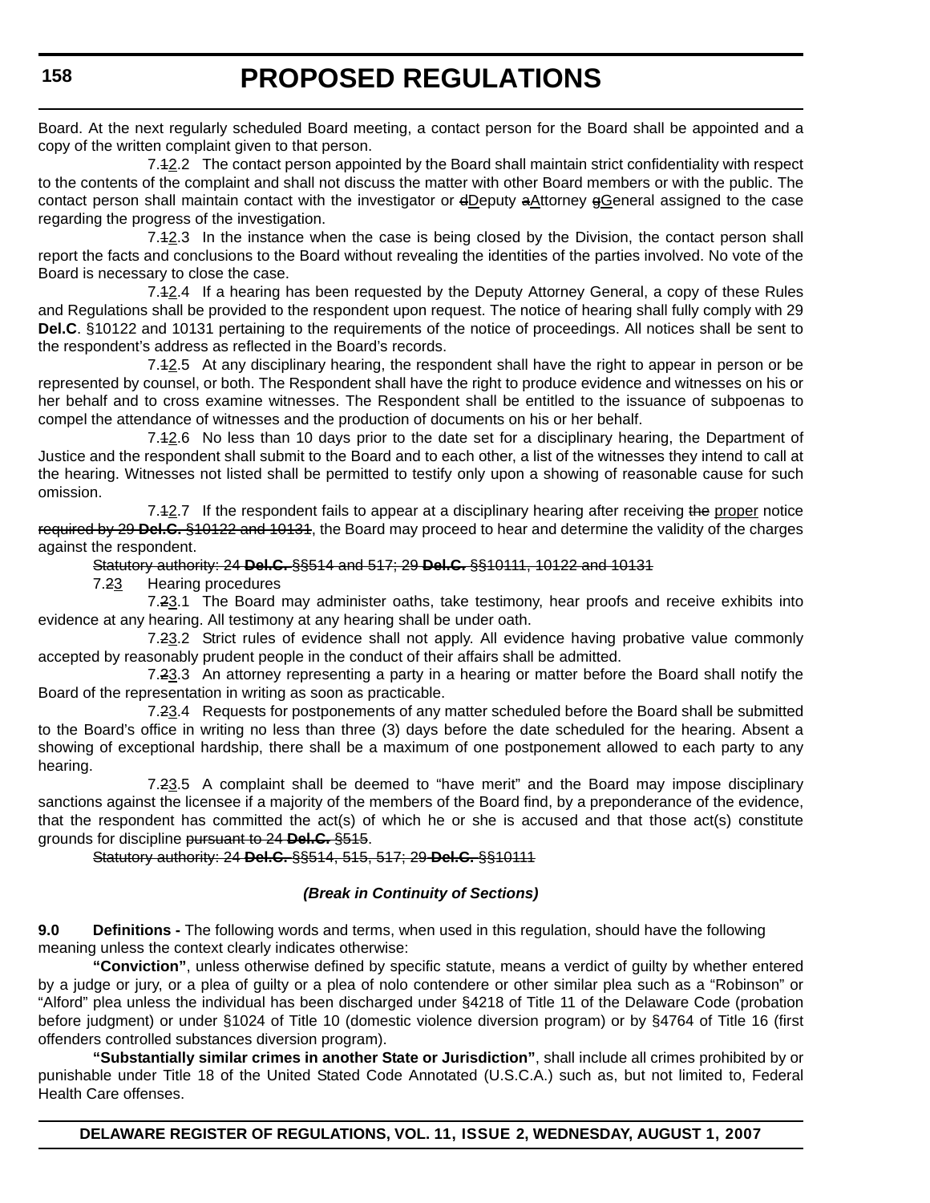Board. At the next regularly scheduled Board meeting, a contact person for the Board shall be appointed and a copy of the written complaint given to that person.

7.12.2 The contact person appointed by the Board shall maintain strict confidentiality with respect to the contents of the complaint and shall not discuss the matter with other Board members or with the public. The contact person shall maintain contact with the investigator or dDeputy aAttorney gGeneral assigned to the case regarding the progress of the investigation.

7.12.3 In the instance when the case is being closed by the Division, the contact person shall report the facts and conclusions to the Board without revealing the identities of the parties involved. No vote of the Board is necessary to close the case.

7.12.4 If a hearing has been requested by the Deputy Attorney General, a copy of these Rules and Regulations shall be provided to the respondent upon request. The notice of hearing shall fully comply with 29 **Del.C**. §10122 and 10131 pertaining to the requirements of the notice of proceedings. All notices shall be sent to the respondent's address as reflected in the Board's records.

7.12.5 At any disciplinary hearing, the respondent shall have the right to appear in person or be represented by counsel, or both. The Respondent shall have the right to produce evidence and witnesses on his or her behalf and to cross examine witnesses. The Respondent shall be entitled to the issuance of subpoenas to compel the attendance of witnesses and the production of documents on his or her behalf.

7.12.6 No less than 10 days prior to the date set for a disciplinary hearing, the Department of Justice and the respondent shall submit to the Board and to each other, a list of the witnesses they intend to call at the hearing. Witnesses not listed shall be permitted to testify only upon a showing of reasonable cause for such omission.

7.12.7 If the respondent fails to appear at a disciplinary hearing after receiving the proper notice required by 29 **Del.C.** §10122 and 10131, the Board may proceed to hear and determine the validity of the charges against the respondent.

Statutory authority: 24 **Del.C.** §§514 and 517; 29 **Del.C.** §§10111, 10122 and 10131

7.23 Hearing procedures

7.23.1 The Board may administer oaths, take testimony, hear proofs and receive exhibits into evidence at any hearing. All testimony at any hearing shall be under oath.

7.23.2 Strict rules of evidence shall not apply. All evidence having probative value commonly accepted by reasonably prudent people in the conduct of their affairs shall be admitted.

7.23.3 An attorney representing a party in a hearing or matter before the Board shall notify the Board of the representation in writing as soon as practicable.

7.23.4 Requests for postponements of any matter scheduled before the Board shall be submitted to the Board's office in writing no less than three (3) days before the date scheduled for the hearing. Absent a showing of exceptional hardship, there shall be a maximum of one postponement allowed to each party to any hearing.

7.23.5 A complaint shall be deemed to "have merit" and the Board may impose disciplinary sanctions against the licensee if a majority of the members of the Board find, by a preponderance of the evidence, that the respondent has committed the act(s) of which he or she is accused and that those act(s) constitute grounds for discipline pursuant to 24 **Del.C.** §515.

Statutory authority: 24 **Del.C.** §§514, 515, 517; 29 **Del.C.** §§10111

***(Break in Continuity of Sections)***

**9.0 Definitions -** The following words and terms, when used in this regulation, should have the following meaning unless the context clearly indicates otherwise:

**"Conviction"**, unless otherwise defined by specific statute, means a verdict of guilty by whether entered by a judge or jury, or a plea of guilty or a plea of nolo contendere or other similar plea such as a "Robinson" or "Alford" plea unless the individual has been discharged under §4218 of Title 11 of the Delaware Code (probation before judgment) or under §1024 of Title 10 (domestic violence diversion program) or by §4764 of Title 16 (first offenders controlled substances diversion program).

**"Substantially similar crimes in another State or Jurisdiction"**, shall include all crimes prohibited by or punishable under Title 18 of the United Stated Code Annotated (U.S.C.A.) such as, but not limited to, Federal Health Care offenses.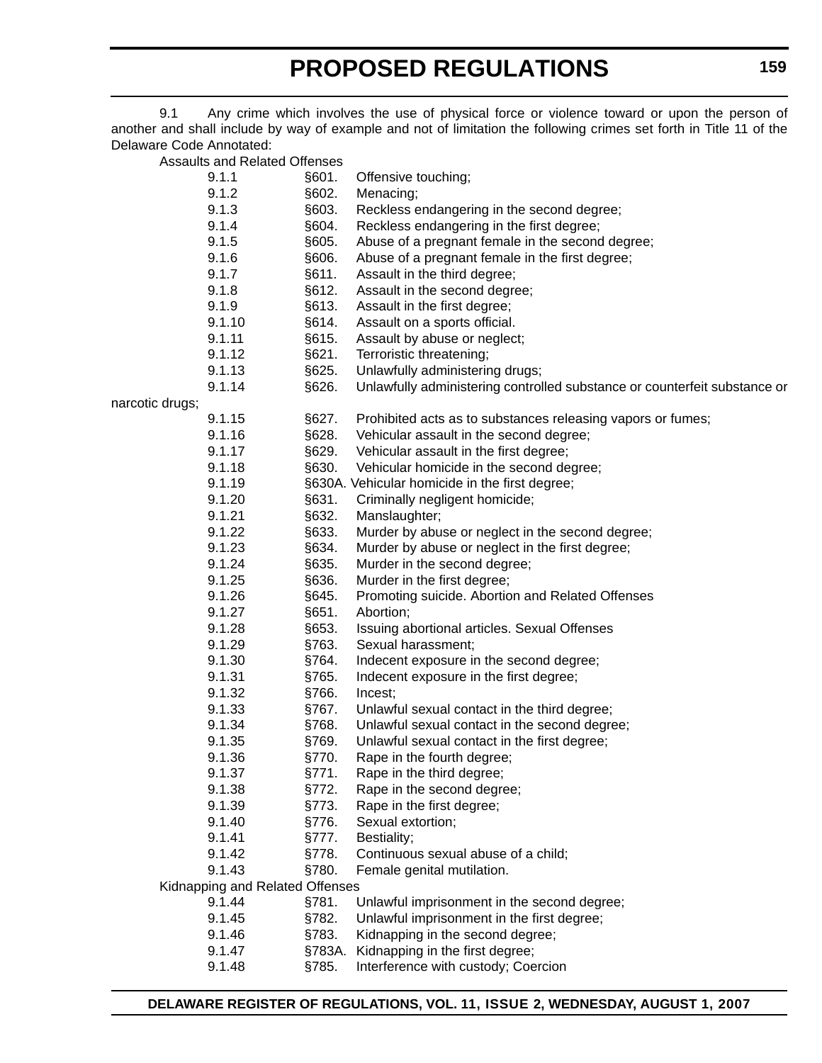9.1 Any crime which involves the use of physical force or violence toward or upon the person of another and shall include by way of example and not of limitation the following crimes set forth in Title 11 of the Delaware Code Annotated:

Assaults and Related Offenses

9.1.1 §601. Offensive touching;

9.1.2 §602. Menacing;

9.1.3 §603. Reckless endangering in the second degree;

9.1.4 §604. Reckless endangering in the first degree;

9.1.5 §605. Abuse of a pregnant female in the second degree;

9.1.6 §606. Abuse of a pregnant female in the first degree;

9.1.7 §611. Assault in the third degree;

9.1.8 §612. Assault in the second degree;

9.1.9 §613. Assault in the first degree;

9.1.10 §614. Assault on a sports official.

9.1.11 §615. Assault by abuse or neglect;

9.1.12 §621. Terroristic threatening;

9.1.13 §625. Unlawfully administering drugs;

9.1.14 §626. Unlawfully administering controlled substance or counterfeit substance or narcotic drugs;

9.1.15 §627. Prohibited acts as to substances releasing vapors or fumes;

9.1.16 §628. Vehicular assault in the second degree;

9.1.17 §629. Vehicular assault in the first degree;

9.1.18 §630. Vehicular homicide in the second degree;

9.1.19 §630A. Vehicular homicide in the first degree;

9.1.20 §631. Criminally negligent homicide;

9.1.21 §632. Manslaughter;

9.1.22 §633. Murder by abuse or neglect in the second degree;

9.1.23 §634. Murder by abuse or neglect in the first degree;

9.1.24 §635. Murder in the second degree;

9.1.25 §636. Murder in the first degree;

9.1.26 §645. Promoting suicide. Abortion and Related Offenses

9.1.27 §651. Abortion;

9.1.28 §653. Issuing abortional articles. Sexual Offenses

9.1.29 §763. Sexual harassment;

9.1.30 §764. Indecent exposure in the second degree;

9.1.31 §765. Indecent exposure in the first degree;

9.1.32 §766. Incest;

9.1.33 §767. Unlawful sexual contact in the third degree;

9.1.34 §768. Unlawful sexual contact in the second degree;

9.1.35 §769. Unlawful sexual contact in the first degree;

9.1.36 §770. Rape in the fourth degree;

9.1.37 §771. Rape in the third degree;

9.1.38 §772. Rape in the second degree;

9.1.39 §773. Rape in the first degree;

9.1.40 §776. Sexual extortion;

9.1.41 §777. Bestiality;

9.1.42 §778. Continuous sexual abuse of a child;

9.1.43 §780. Female genital mutilation.

Kidnapping and Related Offenses

9.1.44 §781. Unlawful imprisonment in the second degree;

9.1.45 §782. Unlawful imprisonment in the first degree;

9.1.46 §783. Kidnapping in the second degree;

9.1.47 §783A. Kidnapping in the first degree;

9.1.48 §785. Interference with custody; Coercion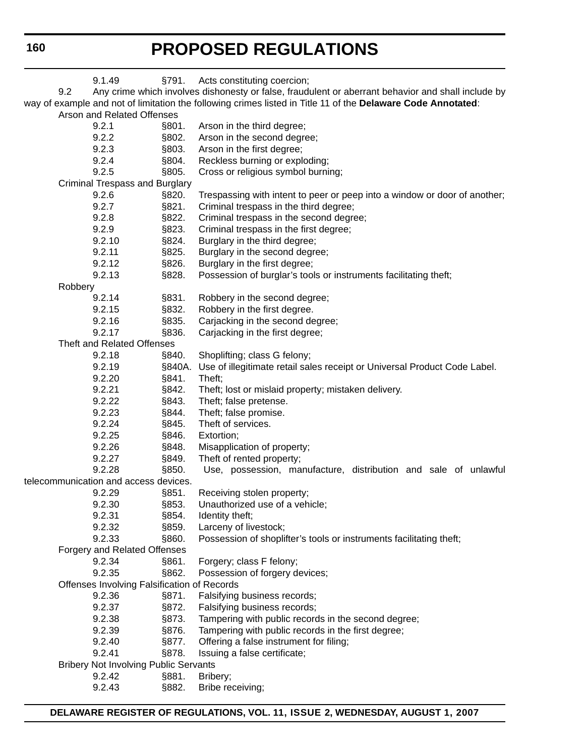9.1.49 §791. Acts constituting coercion;

9.2 Any crime which involves dishonesty or false, fraudulent or aberrant behavior and shall include by way of example and not of limitation the following crimes listed in Title 11 of the **Delaware Code Annotated**:

Arson and Related Offenses

9.2.1 §801. Arson in the third degree;

9.2.2 §802. Arson in the second degree;

9.2.3 §803. Arson in the first degree;

9.2.4 §804. Reckless burning or exploding;

9.2.5 §805. Cross or religious symbol burning;

Criminal Trespass and Burglary

9.2.6 §820. Trespassing with intent to peer or peep into a window or door of another;

9.2.7 §821. Criminal trespass in the third degree;

9.2.8 §822. Criminal trespass in the second degree;

9.2.9 §823. Criminal trespass in the first degree;

9.2.10 §824. Burglary in the third degree;

9.2.11 §825. Burglary in the second degree;

9.2.12 §826. Burglary in the first degree;

9.2.13 §828. Possession of burglar's tools or instruments facilitating theft;

Robbery

9.2.14 §831. Robbery in the second degree;

9.2.15 §832. Robbery in the first degree.

9.2.16 §835. Carjacking in the second degree;

9.2.17 §836. Carjacking in the first degree;

Theft and Related Offenses

9.2.18 §840. Shoplifting; class G felony;

9.2.19 §840A. Use of illegitimate retail sales receipt or Universal Product Code Label.

9.2.20 §841. Theft;

9.2.21 §842. Theft; lost or mislaid property; mistaken delivery.

9.2.22 §843. Theft; false pretense.

9.2.23 §844. Theft; false promise.

9.2.24 §845. Theft of services.

9.2.25 §846. Extortion;

9.2.26 §848. Misapplication of property;

9.2.27 §849. Theft of rented property;

9.2.28 §850. Use, possession, manufacture, distribution and sale of unlawful telecommunication and access devices.

9.2.29 §851. Receiving stolen property;

9.2.30 §853. Unauthorized use of a vehicle;

9.2.31 §854. Identity theft;

9.2.32 §859. Larceny of livestock;

9.2.33 §860. Possession of shoplifter's tools or instruments facilitating theft;

Forgery and Related Offenses

9.2.34 §861. Forgery; class F felony;

9.2.35 §862. Possession of forgery devices;

Offenses Involving Falsification of Records

9.2.36 §871. Falsifying business records;

9.2.37 §872. Falsifying business records;

9.2.38 §873. Tampering with public records in the second degree;

9.2.39 §876. Tampering with public records in the first degree;

9.2.40 §877. Offering a false instrument for filing;

9.2.41 §878. Issuing a false certificate;

Bribery Not Involving Public Servants

9.2.42 §881. Bribery;

9.2.43 §882. Bribe receiving;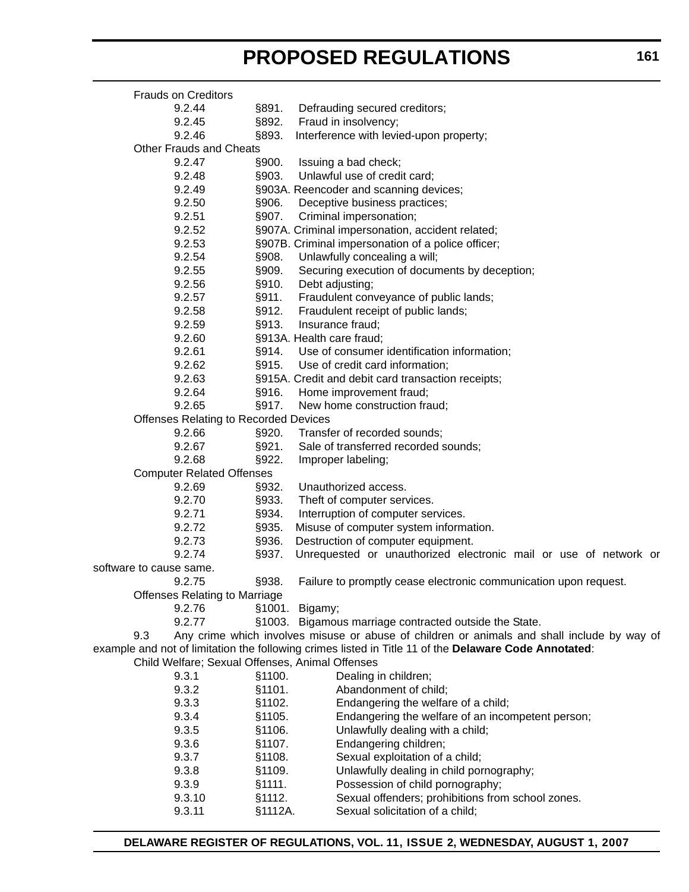Frauds on Creditors

9.2.44 §891. Defrauding secured creditors;
9.2.45 §892. Fraud in insolvency;
9.2.46 §893. Interference with levied-upon property;

Other Frauds and Cheats

9.2.47 §900. Issuing a bad check;
9.2.48 §903. Unlawful use of credit card;
9.2.49 §903A. Reencoder and scanning devices;
9.2.50 §906. Deceptive business practices;
9.2.51 §907. Criminal impersonation;
9.2.52 §907A. Criminal impersonation, accident related;
9.2.53 §907B. Criminal impersonation of a police officer;
9.2.54 §908. Unlawfully concealing a will;
9.2.55 §909. Securing execution of documents by deception;
9.2.56 §910. Debt adjusting;
9.2.57 §911. Fraudulent conveyance of public lands;
9.2.58 §912. Fraudulent receipt of public lands;
9.2.59 §913. Insurance fraud;
9.2.60 §913A. Health care fraud;
9.2.61 §914. Use of consumer identification information;
9.2.62 §915. Use of credit card information;
9.2.63 §915A. Credit and debit card transaction receipts;
9.2.64 §916. Home improvement fraud;
9.2.65 §917. New home construction fraud;

Offenses Relating to Recorded Devices

9.2.66 §920. Transfer of recorded sounds;
9.2.67 §921. Sale of transferred recorded sounds;
9.2.68 §922. Improper labeling;

Computer Related Offenses

9.2.69 §932. Unauthorized access.
9.2.70 §933. Theft of computer services.
9.2.71 §934. Interruption of computer services.
9.2.72 §935. Misuse of computer system information.
9.2.73 §936. Destruction of computer equipment.
9.2.74 §937. Unrequested or unauthorized electronic mail or use of network or software to cause same.
9.2.75 §938. Failure to promptly cease electronic communication upon request.

Offenses Relating to Marriage

9.2.76 §1001. Bigamy;
9.2.77 §1003. Bigamous marriage contracted outside the State.

9.3 Any crime which involves misuse or abuse of children or animals and shall include by way of example and not of limitation the following crimes listed in Title 11 of the **Delaware Code Annotated**:

Child Welfare; Sexual Offenses, Animal Offenses

9.3.1 §1100. Dealing in children;
9.3.2 §1101. Abandonment of child;
9.3.3 §1102. Endangering the welfare of a child;
9.3.4 §1105. Endangering the welfare of an incompetent person;
9.3.5 §1106. Unlawfully dealing with a child;
9.3.6 §1107. Endangering children;
9.3.7 §1108. Sexual exploitation of a child;
9.3.8 §1109. Unlawfully dealing in child pornography;
9.3.9 §1111. Possession of child pornography;
9.3.10 §1112. Sexual offenders; prohibitions from school zones.
9.3.11 §1112A. Sexual solicitation of a child;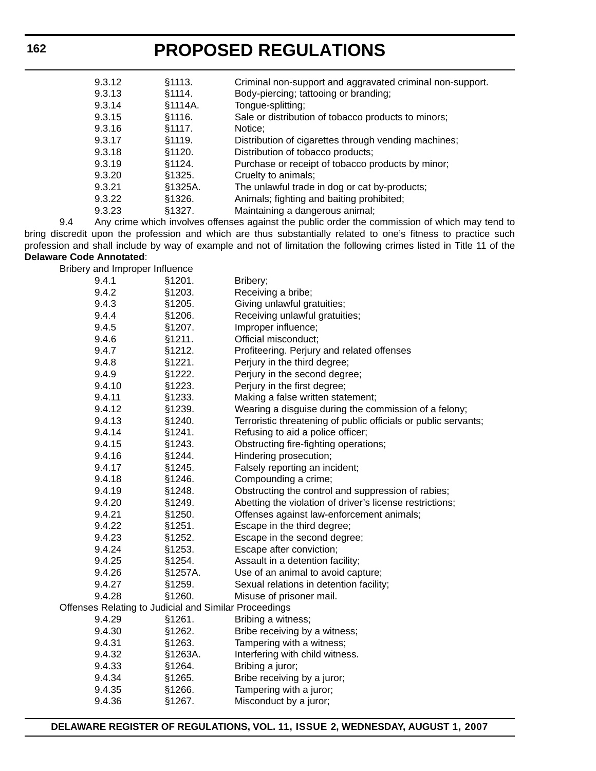| | | |
|---|---|---|
| 9.3.12 | §1113. | Criminal non-support and aggravated criminal non-support. |
| 9.3.13 | §1114. | Body-piercing; tattooing or branding; |
| 9.3.14 | §1114A. | Tongue-splitting; |
| 9.3.15 | §1116. | Sale or distribution of tobacco products to minors; |
| 9.3.16 | §1117. | Notice; |
| 9.3.17 | §1119. | Distribution of cigarettes through vending machines; |
| 9.3.18 | §1120. | Distribution of tobacco products; |
| 9.3.19 | §1124. | Purchase or receipt of tobacco products by minor; |
| 9.3.20 | §1325. | Cruelty to animals; |
| 9.3.21 | §1325A. | The unlawful trade in dog or cat by-products; |
| 9.3.22 | §1326. | Animals; fighting and baiting prohibited; |
| 9.3.23 | §1327. | Maintaining a dangerous animal; |

9.4 Any crime which involves offenses against the public order the commission of which may tend to bring discredit upon the profession and which are thus substantially related to one's fitness to practice such profession and shall include by way of example and not of limitation the following crimes listed in Title 11 of the **Delaware Code Annotated**:

Bribery and Improper Influence

| | | |
|---|---|---|
| 9.4.1 | §1201. | Bribery; |
| 9.4.2 | §1203. | Receiving a bribe; |
| 9.4.3 | §1205. | Giving unlawful gratuities; |
| 9.4.4 | §1206. | Receiving unlawful gratuities; |
| 9.4.5 | §1207. | Improper influence; |
| 9.4.6 | §1211. | Official misconduct; |
| 9.4.7 | §1212. | Profiteering. Perjury and related offenses |
| 9.4.8 | §1221. | Perjury in the third degree; |
| 9.4.9 | §1222. | Perjury in the second degree; |
| 9.4.10 | §1223. | Perjury in the first degree; |
| 9.4.11 | §1233. | Making a false written statement; |
| 9.4.12 | §1239. | Wearing a disguise during the commission of a felony; |
| 9.4.13 | §1240. | Terroristic threatening of public officials or public servants; |
| 9.4.14 | §1241. | Refusing to aid a police officer; |
| 9.4.15 | §1243. | Obstructing fire-fighting operations; |
| 9.4.16 | §1244. | Hindering prosecution; |
| 9.4.17 | §1245. | Falsely reporting an incident; |
| 9.4.18 | §1246. | Compounding a crime; |
| 9.4.19 | §1248. | Obstructing the control and suppression of rabies; |
| 9.4.20 | §1249. | Abetting the violation of driver's license restrictions; |
| 9.4.21 | §1250. | Offenses against law-enforcement animals; |
| 9.4.22 | §1251. | Escape in the third degree; |
| 9.4.23 | §1252. | Escape in the second degree; |
| 9.4.24 | §1253. | Escape after conviction; |
| 9.4.25 | §1254. | Assault in a detention facility; |
| 9.4.26 | §1257A. | Use of an animal to avoid capture; |
| 9.4.27 | §1259. | Sexual relations in detention facility; |
| 9.4.28 | §1260. | Misuse of prisoner mail. |

Offenses Relating to Judicial and Similar Proceedings

| | | |
|---|---|---|
| 9.4.29 | §1261. | Bribing a witness; |
| 9.4.30 | §1262. | Bribe receiving by a witness; |
| 9.4.31 | §1263. | Tampering with a witness; |
| 9.4.32 | §1263A. | Interfering with child witness. |
| 9.4.33 | §1264. | Bribing a juror; |
| 9.4.34 | §1265. | Bribe receiving by a juror; |
| 9.4.35 | §1266. | Tampering with a juror; |
| 9.4.36 | §1267. | Misconduct by a juror; |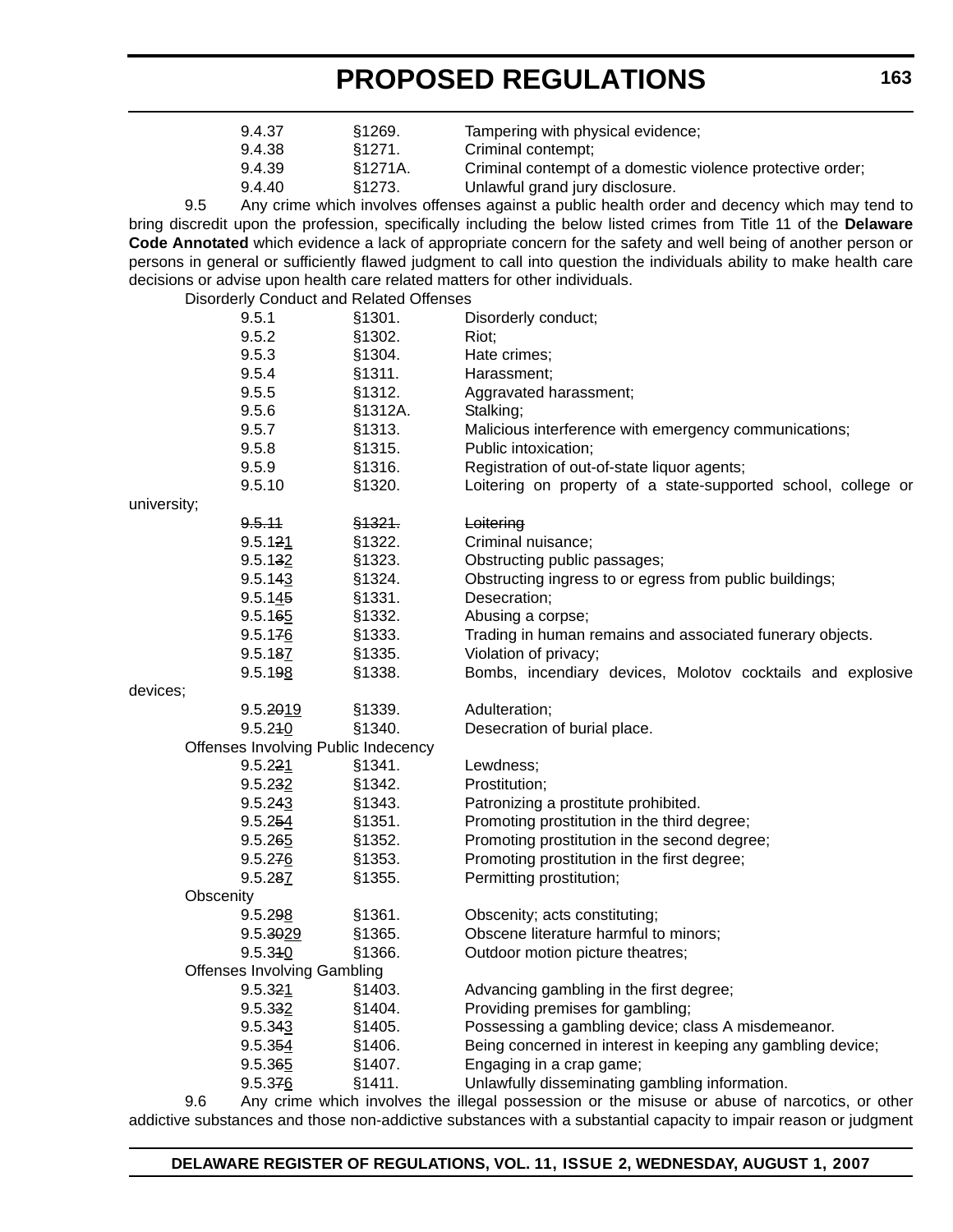9.4.37 §1269. Tampering with physical evidence;

9.4.38 §1271. Criminal contempt;

9.4.39 §1271A. Criminal contempt of a domestic violence protective order;

9.4.40 §1273. Unlawful grand jury disclosure.

9.5 Any crime which involves offenses against a public health order and decency which may tend to bring discredit upon the profession, specifically including the below listed crimes from Title 11 of the **Delaware Code Annotated** which evidence a lack of appropriate concern for the safety and well being of another person or persons in general or sufficiently flawed judgment to call into question the individuals ability to make health care decisions or advise upon health care related matters for other individuals.

Disorderly Conduct and Related Offenses

9.5.1 §1301. Disorderly conduct;

9.5.2 §1302. Riot;

9.5.3 §1304. Hate crimes;

9.5.4 §1311. Harassment;

9.5.5 §1312. Aggravated harassment;

9.5.6 §1312A. Stalking;

9.5.7 §1313. Malicious interference with emergency communications;

9.5.8 §1315. Public intoxication;

9.5.9 §1316. Registration of out-of-state liquor agents;

9.5.10 §1320. Loitering on property of a state-supported school, college or university;

~~9.5.11 §1321. Loitering~~

9.5.1~~2~~<u>1</u> §1322. Criminal nuisance;

9.5.1~~3~~<u>2</u> §1323. Obstructing public passages;

9.5.1~~4~~<u>3</u> §1324. Obstructing ingress to or egress from public buildings;

9.5.1~~5~~<u>4</u> §1331. Desecration;

9.5.1~~6~~<u>5</u> §1332. Abusing a corpse;

9.5.1~~7~~<u>6</u> §1333. Trading in human remains and associated funerary objects.

9.5.1~~8~~<u>7</u> §1335. Violation of privacy;

9.5.1~~9~~<u>8</u> §1338. Bombs, incendiary devices, Molotov cocktails and explosive devices;

9.5.~~20~~<u>19</u> §1339. Adulteration;

9.5.2~~1~~<u>0</u> §1340. Desecration of burial place.

Offenses Involving Public Indecency

9.5.2~~2~~<u>1</u> §1341. Lewdness;

9.5.2~~3~~<u>2</u> §1342. Prostitution;

9.5.2~~4~~<u>3</u> §1343. Patronizing a prostitute prohibited.

9.5.2~~5~~<u>4</u> §1351. Promoting prostitution in the third degree;

9.5.2~~6~~<u>5</u> §1352. Promoting prostitution in the second degree;

9.5.2~~7~~<u>6</u> §1353. Promoting prostitution in the first degree;

9.5.2~~8~~<u>7</u> §1355. Permitting prostitution;

Obscenity

9.5.2~~9~~<u>8</u> §1361. Obscenity; acts constituting;

9.5.~~30~~<u>29</u> §1365. Obscene literature harmful to minors;

9.5.3~~1~~<u>0</u> §1366. Outdoor motion picture theatres;

Offenses Involving Gambling

9.5.3~~2~~<u>1</u> §1403. Advancing gambling in the first degree;

9.5.3~~3~~<u>2</u> §1404. Providing premises for gambling;

9.5.3~~4~~<u>3</u> §1405. Possessing a gambling device; class A misdemeanor.

9.5.3~~5~~<u>4</u> §1406. Being concerned in interest in keeping any gambling device;

9.5.3~~6~~<u>5</u> §1407. Engaging in a crap game;

9.5.3~~7~~<u>6</u> §1411. Unlawfully disseminating gambling information.

9.6 Any crime which involves the illegal possession or the misuse or abuse of narcotics, or other addictive substances and those non-addictive substances with a substantial capacity to impair reason or judgment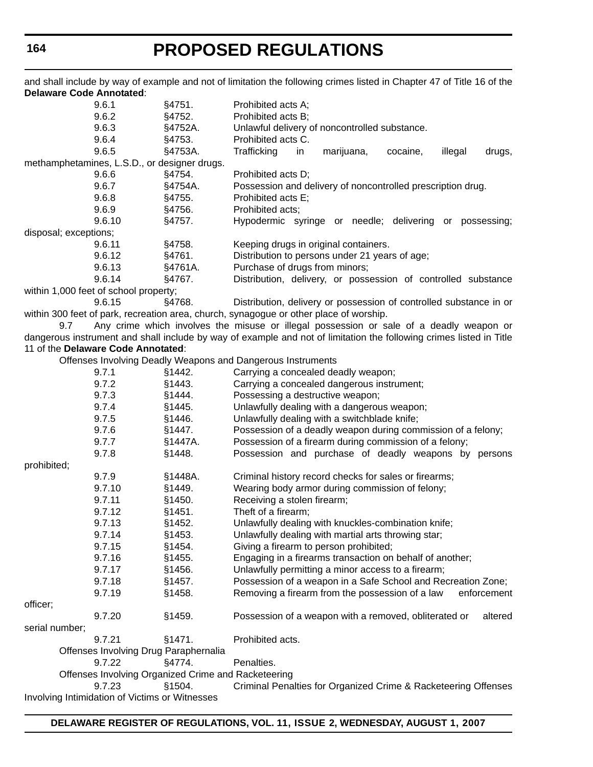and shall include by way of example and not of limitation the following crimes listed in Chapter 47 of Title 16 of the **Delaware Code Annotated**:

9.6.1 §4751. Prohibited acts A;

9.6.2 §4752. Prohibited acts B;

9.6.3 §4752A. Unlawful delivery of noncontrolled substance.

9.6.4 §4753. Prohibited acts C.

9.6.5 §4753A. Trafficking in marijuana, cocaine, illegal drugs, methamphetamines, L.S.D., or designer drugs.

9.6.6 §4754. Prohibited acts D;

9.6.7 §4754A. Possession and delivery of noncontrolled prescription drug.

9.6.8 §4755. Prohibited acts E;

9.6.9 §4756. Prohibited acts;

9.6.10 §4757. Hypodermic syringe or needle; delivering or possessing; disposal; exceptions;

9.6.11 §4758. Keeping drugs in original containers.

9.6.12 §4761. Distribution to persons under 21 years of age;

9.6.13 §4761A. Purchase of drugs from minors;

9.6.14 §4767. Distribution, delivery, or possession of controlled substance within 1,000 feet of school property;

9.6.15 §4768. Distribution, delivery or possession of controlled substance in or within 300 feet of park, recreation area, church, synagogue or other place of worship.

9.7 Any crime which involves the misuse or illegal possession or sale of a deadly weapon or dangerous instrument and shall include by way of example and not of limitation the following crimes listed in Title 11 of the **Delaware Code Annotated**:

Offenses Involving Deadly Weapons and Dangerous Instruments

9.7.1 §1442. Carrying a concealed deadly weapon;

9.7.2 §1443. Carrying a concealed dangerous instrument;

9.7.3 §1444. Possessing a destructive weapon;

9.7.4 §1445. Unlawfully dealing with a dangerous weapon;

9.7.5 §1446. Unlawfully dealing with a switchblade knife;

9.7.6 §1447. Possession of a deadly weapon during commission of a felony;

9.7.7 §1447A. Possession of a firearm during commission of a felony;

9.7.8 §1448. Possession and purchase of deadly weapons by persons prohibited;

9.7.9 §1448A. Criminal history record checks for sales or firearms;

9.7.10 §1449. Wearing body armor during commission of felony;

9.7.11 §1450. Receiving a stolen firearm;

9.7.12 §1451. Theft of a firearm;

9.7.13 §1452. Unlawfully dealing with knuckles-combination knife;

9.7.14 §1453. Unlawfully dealing with martial arts throwing star;

9.7.15 §1454. Giving a firearm to person prohibited;

9.7.16 §1455. Engaging in a firearms transaction on behalf of another;

9.7.17 §1456. Unlawfully permitting a minor access to a firearm;

9.7.18 §1457. Possession of a weapon in a Safe School and Recreation Zone;

9.7.19 §1458. Removing a firearm from the possession of a law enforcement officer;

9.7.20 §1459. Possession of a weapon with a removed, obliterated or altered serial number;

9.7.21 §1471. Prohibited acts.

Offenses Involving Drug Paraphernalia

9.7.22 §4774. Penalties.

Offenses Involving Organized Crime and Racketeering

9.7.23 §1504. Criminal Penalties for Organized Crime & Racketeering Offenses Involving Intimidation of Victims or Witnesses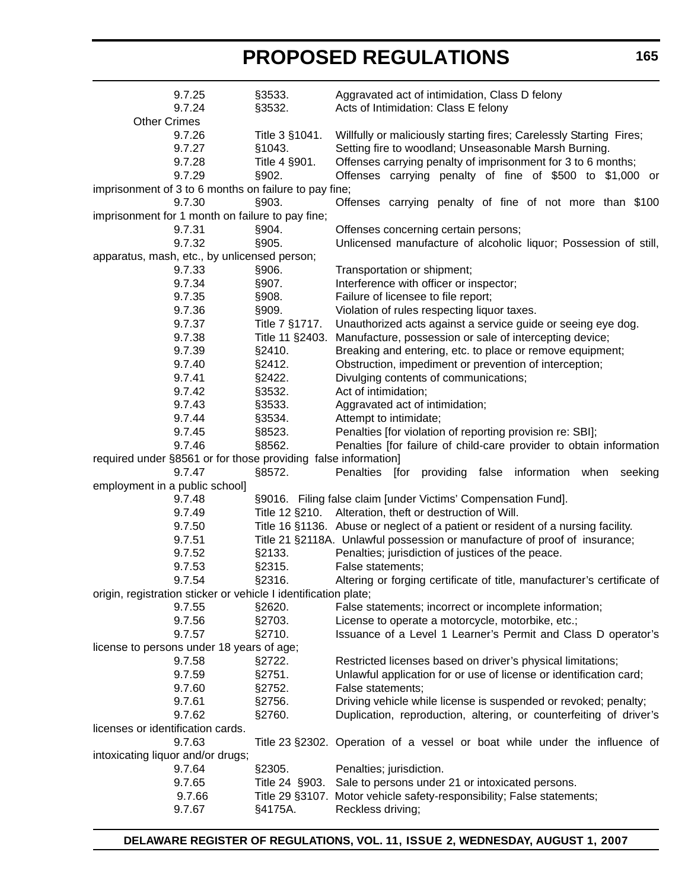| | | |
|---|---|---|
| 9.7.25 | §3533. | Aggravated act of intimidation, Class D felony |
| 9.7.24 | §3532. | Acts of Intimidation: Class E felony |
| Other Crimes | | |
| 9.7.26 | Title 3 §1041. | Willfully or maliciously starting fires; Carelessly Starting Fires; |
| 9.7.27 | §1043. | Setting fire to woodland; Unseasonable Marsh Burning. |
| 9.7.28 | Title 4 §901. | Offenses carrying penalty of imprisonment for 3 to 6 months; |
| 9.7.29 | §902. | Offenses carrying penalty of fine of $500 to $1,000 or imprisonment of 3 to 6 months on failure to pay fine; |
| 9.7.30 | §903. | Offenses carrying penalty of fine of not more than $100 imprisonment for 1 month on failure to pay fine; |
| 9.7.31 | §904. | Offenses concerning certain persons; |
| 9.7.32 | §905. | Unlicensed manufacture of alcoholic liquor; Possession of still, apparatus, mash, etc., by unlicensed person; |
| 9.7.33 | §906. | Transportation or shipment; |
| 9.7.34 | §907. | Interference with officer or inspector; |
| 9.7.35 | §908. | Failure of licensee to file report; |
| 9.7.36 | §909. | Violation of rules respecting liquor taxes. |
| 9.7.37 | Title 7 §1717. | Unauthorized acts against a service guide or seeing eye dog. |
| 9.7.38 | Title 11 §2403. | Manufacture, possession or sale of intercepting device; |
| 9.7.39 | §2410. | Breaking and entering, etc. to place or remove equipment; |
| 9.7.40 | §2412. | Obstruction, impediment or prevention of interception; |
| 9.7.41 | §2422. | Divulging contents of communications; |
| 9.7.42 | §3532. | Act of intimidation; |
| 9.7.43 | §3533. | Aggravated act of intimidation; |
| 9.7.44 | §3534. | Attempt to intimidate; |
| 9.7.45 | §8523. | Penalties [for violation of reporting provision re: SBI]; |
| 9.7.46 | §8562. | Penalties [for failure of child-care provider to obtain information required under §8561 or for those providing false information] |
| 9.7.47 | §8572. | Penalties [for providing false information when seeking employment in a public school] |
| 9.7.48 | §9016. | Filing false claim [under Victims' Compensation Fund]. |
| 9.7.49 | Title 12 §210. | Alteration, theft or destruction of Will. |
| 9.7.50 | Title 16 §1136. | Abuse or neglect of a patient or resident of a nursing facility. |
| 9.7.51 | Title 21 §2118A. | Unlawful possession or manufacture of proof of insurance; |
| 9.7.52 | §2133. | Penalties; jurisdiction of justices of the peace. |
| 9.7.53 | §2315. | False statements; |
| 9.7.54 | §2316. | Altering or forging certificate of title, manufacturer's certificate of origin, registration sticker or vehicle I identification plate; |
| 9.7.55 | §2620. | False statements; incorrect or incomplete information; |
| 9.7.56 | §2703. | License to operate a motorcycle, motorbike, etc.; |
| 9.7.57 | §2710. | Issuance of a Level 1 Learner's Permit and Class D operator's license to persons under 18 years of age; |
| 9.7.58 | §2722. | Restricted licenses based on driver's physical limitations; |
| 9.7.59 | §2751. | Unlawful application for or use of license or identification card; |
| 9.7.60 | §2752. | False statements; |
| 9.7.61 | §2756. | Driving vehicle while license is suspended or revoked; penalty; |
| 9.7.62 | §2760. | Duplication, reproduction, altering, or counterfeiting of driver's licenses or identification cards. |
| 9.7.63 | Title 23 §2302. | Operation of a vessel or boat while under the influence of intoxicating liquor and/or drugs; |
| 9.7.64 | §2305. | Penalties; jurisdiction. |
| 9.7.65 | Title 24 §903. | Sale to persons under 21 or intoxicated persons. |
| 9.7.66 | Title 29 §3107. | Motor vehicle safety-responsibility; False statements; |
| 9.7.67 | §4175A. | Reckless driving; |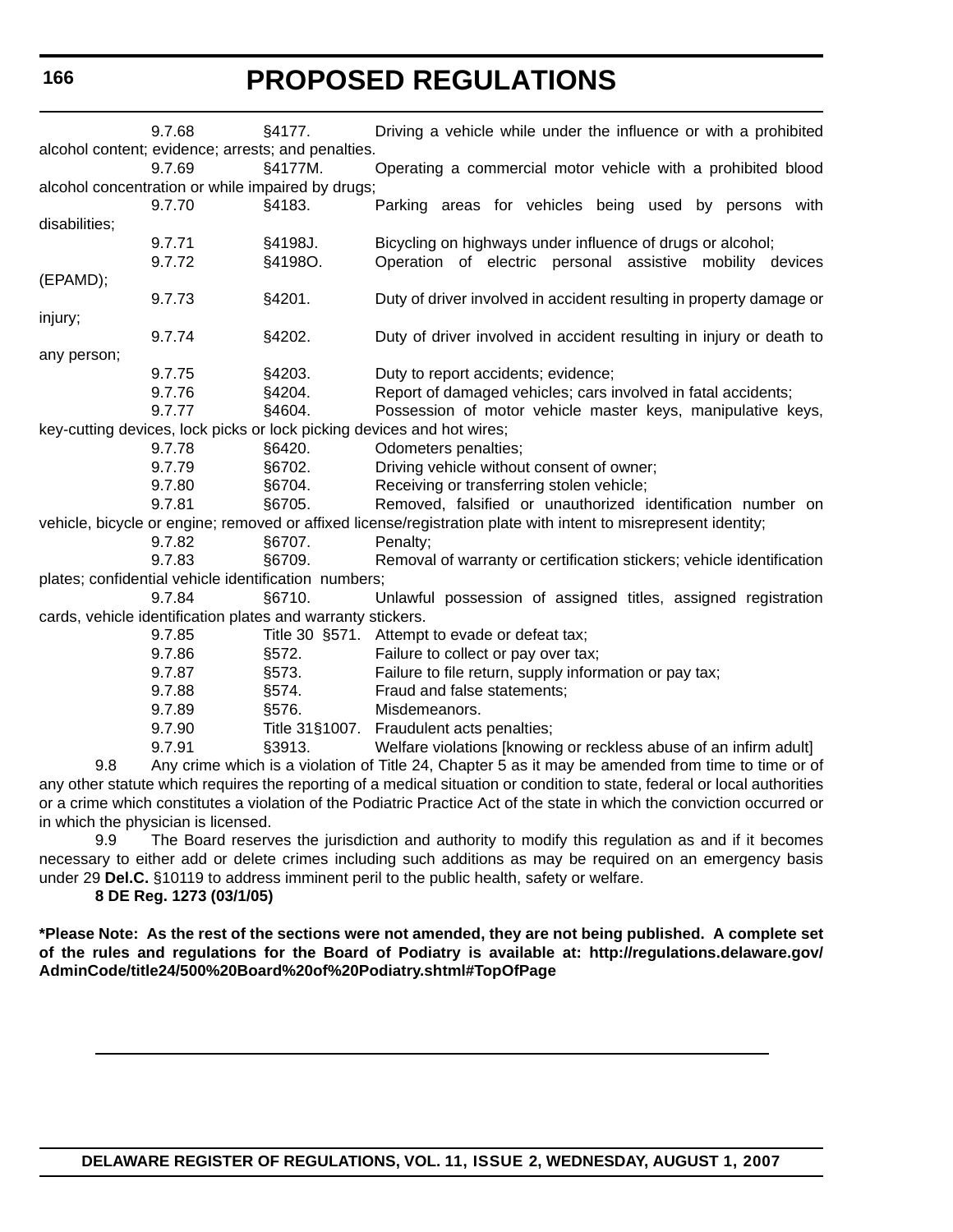9.7.68 §4177. Driving a vehicle while under the influence or with a prohibited alcohol content; evidence; arrests; and penalties.

9.7.69 §4177M. Operating a commercial motor vehicle with a prohibited blood alcohol concentration or while impaired by drugs;

9.7.70 §4183. Parking areas for vehicles being used by persons with disabilities;

9.7.71 §4198J. Bicycling on highways under influence of drugs or alcohol;

9.7.72 §4198O. Operation of electric personal assistive mobility devices (EPAMD);

9.7.73 §4201. Duty of driver involved in accident resulting in property damage or injury;

9.7.74 §4202. Duty of driver involved in accident resulting in injury or death to any person;

9.7.75 §4203. Duty to report accidents; evidence;

9.7.76 §4204. Report of damaged vehicles; cars involved in fatal accidents;

9.7.77 §4604. Possession of motor vehicle master keys, manipulative keys, key-cutting devices, lock picks or lock picking devices and hot wires;

9.7.78 §6420. Odometers penalties;

9.7.79 §6702. Driving vehicle without consent of owner;

9.7.80 §6704. Receiving or transferring stolen vehicle;

9.7.81 §6705. Removed, falsified or unauthorized identification number on vehicle, bicycle or engine; removed or affixed license/registration plate with intent to misrepresent identity;

9.7.82 §6707. Penalty;

9.7.83 §6709. Removal of warranty or certification stickers; vehicle identification plates; confidential vehicle identification numbers;

9.7.84 §6710. Unlawful possession of assigned titles, assigned registration cards, vehicle identification plates and warranty stickers.

9.7.85 Title 30 §571. Attempt to evade or defeat tax;

9.7.86 §572. Failure to collect or pay over tax;

9.7.87 §573. Failure to file return, supply information or pay tax;

9.7.88 §574. Fraud and false statements;

9.7.89 §576. Misdemeanors.

9.7.90 Title 31§1007. Fraudulent acts penalties;

9.7.91 §3913. Welfare violations [knowing or reckless abuse of an infirm adult]

9.8 Any crime which is a violation of Title 24, Chapter 5 as it may be amended from time to time or of any other statute which requires the reporting of a medical situation or condition to state, federal or local authorities or a crime which constitutes a violation of the Podiatric Practice Act of the state in which the conviction occurred or in which the physician is licensed.

9.9 The Board reserves the jurisdiction and authority to modify this regulation as and if it becomes necessary to either add or delete crimes including such additions as may be required on an emergency basis under 29 **Del.C.** §10119 to address imminent peril to the public health, safety or welfare.

**8 DE Reg. 1273 (03/1/05)**

***Please Note: As the rest of the sections were not amended, they are not being published. A complete set of the rules and regulations for the Board of Podiatry is available at: http://regulations.delaware.gov/AdminCode/title24/500%20Board%20of%20Podiatry.shtml#TopOfPage**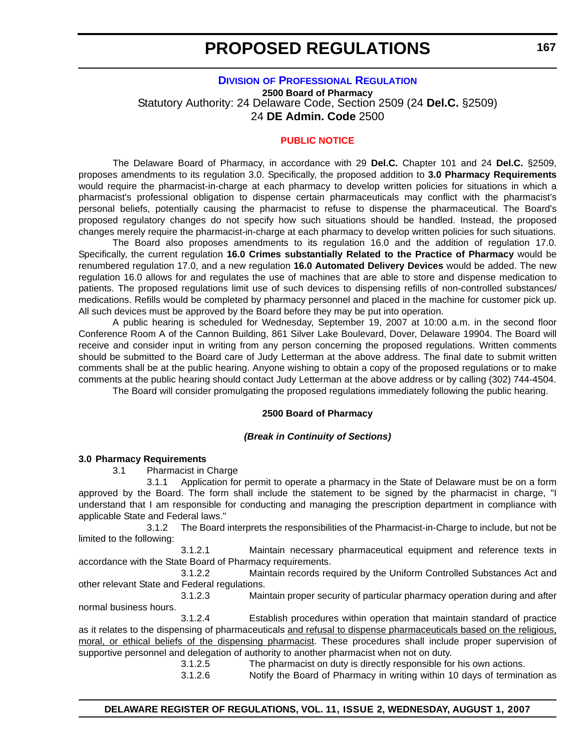# PROPOSED REGULATIONS

## DIVISION OF PROFESSIONAL REGULATION

**2500 Board of Pharmacy**

Statutory Authority: 24 Delaware Code, Section 2509 (24 **Del.C.** §2509)
24 **DE Admin. Code** 2500

### PUBLIC NOTICE

The Delaware Board of Pharmacy, in accordance with 29 **Del.C.** Chapter 101 and 24 **Del.C.** §2509, proposes amendments to its regulation 3.0. Specifically, the proposed addition to **3.0 Pharmacy Requirements** would require the pharmacist-in-charge at each pharmacy to develop written policies for situations in which a pharmacist's professional obligation to dispense certain pharmaceuticals may conflict with the pharmacist's personal beliefs, potentially causing the pharmacist to refuse to dispense the pharmaceutical. The Board's proposed regulatory changes do not specify how such situations should be handled. Instead, the proposed changes merely require the pharmacist-in-charge at each pharmacy to develop written policies for such situations.

The Board also proposes amendments to its regulation 16.0 and the addition of regulation 17.0. Specifically, the current regulation **16.0 Crimes substantially Related to the Practice of Pharmacy** would be renumbered regulation 17.0, and a new regulation **16.0 Automated Delivery Devices** would be added. The new regulation 16.0 allows for and regulates the use of machines that are able to store and dispense medication to patients. The proposed regulations limit use of such devices to dispensing refills of non-controlled substances/ medications. Refills would be completed by pharmacy personnel and placed in the machine for customer pick up. All such devices must be approved by the Board before they may be put into operation.

A public hearing is scheduled for Wednesday, September 19, 2007 at 10:00 a.m. in the second floor Conference Room A of the Cannon Building, 861 Silver Lake Boulevard, Dover, Delaware 19904. The Board will receive and consider input in writing from any person concerning the proposed regulations. Written comments should be submitted to the Board care of Judy Letterman at the above address. The final date to submit written comments shall be at the public hearing. Anyone wishing to obtain a copy of the proposed regulations or to make comments at the public hearing should contact Judy Letterman at the above address or by calling (302) 744-4504.

The Board will consider promulgating the proposed regulations immediately following the public hearing.

**2500 Board of Pharmacy**

***(Break in Continuity of Sections)***

**3.0 Pharmacy Requirements**

3.1 Pharmacist in Charge

3.1.1 Application for permit to operate a pharmacy in the State of Delaware must be on a form approved by the Board. The form shall include the statement to be signed by the pharmacist in charge, "I understand that I am responsible for conducting and managing the prescription department in compliance with applicable State and Federal laws."

3.1.2 The Board interprets the responsibilities of the Pharmacist-in-Charge to include, but not be limited to the following:

3.1.2.1 Maintain necessary pharmaceutical equipment and reference texts in accordance with the State Board of Pharmacy requirements.

3.1.2.2 Maintain records required by the Uniform Controlled Substances Act and other relevant State and Federal regulations.

3.1.2.3 Maintain proper security of particular pharmacy operation during and after normal business hours.

3.1.2.4 Establish procedures within operation that maintain standard of practice as it relates to the dispensing of pharmaceuticals <u>and refusal to dispense pharmaceuticals based on the religious, moral, or ethical beliefs of the dispensing pharmacist</u>. These procedures shall include proper supervision of supportive personnel and delegation of authority to another pharmacist when not on duty.

3.1.2.5 The pharmacist on duty is directly responsible for his own actions.

3.1.2.6 Notify the Board of Pharmacy in writing within 10 days of termination as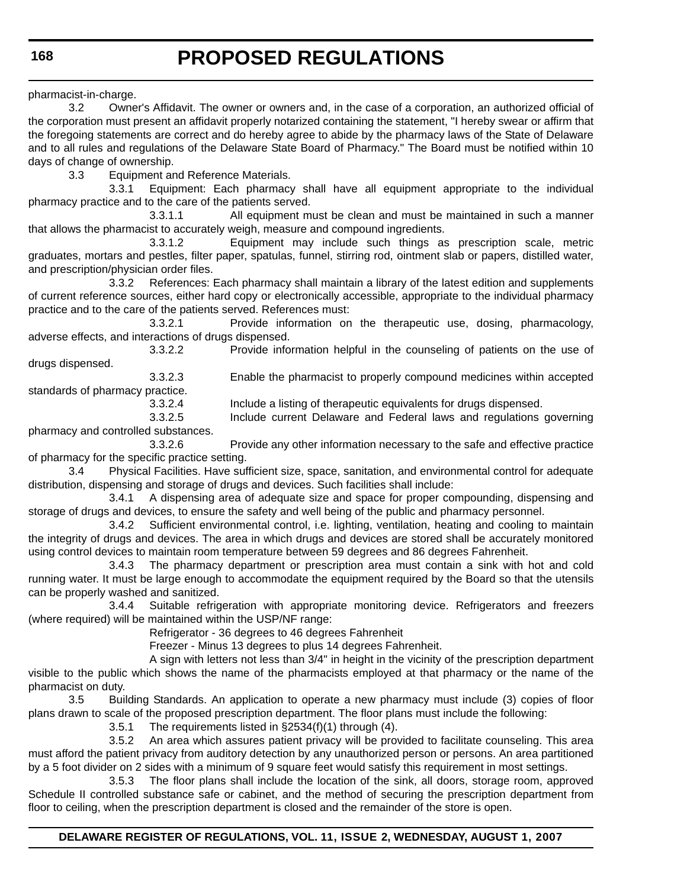pharmacist-in-charge.

3.2 Owner's Affidavit. The owner or owners and, in the case of a corporation, an authorized official of the corporation must present an affidavit properly notarized containing the statement, "I hereby swear or affirm that the foregoing statements are correct and do hereby agree to abide by the pharmacy laws of the State of Delaware and to all rules and regulations of the Delaware State Board of Pharmacy." The Board must be notified within 10 days of change of ownership.

3.3 Equipment and Reference Materials.

3.3.1 Equipment: Each pharmacy shall have all equipment appropriate to the individual pharmacy practice and to the care of the patients served.

3.3.1.1 All equipment must be clean and must be maintained in such a manner that allows the pharmacist to accurately weigh, measure and compound ingredients.

3.3.1.2 Equipment may include such things as prescription scale, metric graduates, mortars and pestles, filter paper, spatulas, funnel, stirring rod, ointment slab or papers, distilled water, and prescription/physician order files.

3.3.2 References: Each pharmacy shall maintain a library of the latest edition and supplements of current reference sources, either hard copy or electronically accessible, appropriate to the individual pharmacy practice and to the care of the patients served. References must:

3.3.2.1 Provide information on the therapeutic use, dosing, pharmacology, adverse effects, and interactions of drugs dispensed.

3.3.2.2 Provide information helpful in the counseling of patients on the use of drugs dispensed.

3.3.2.3 Enable the pharmacist to properly compound medicines within accepted standards of pharmacy practice.

3.3.2.4 Include a listing of therapeutic equivalents for drugs dispensed.

3.3.2.5 Include current Delaware and Federal laws and regulations governing pharmacy and controlled substances.

3.3.2.6 Provide any other information necessary to the safe and effective practice of pharmacy for the specific practice setting.

3.4 Physical Facilities. Have sufficient size, space, sanitation, and environmental control for adequate distribution, dispensing and storage of drugs and devices. Such facilities shall include:

3.4.1 A dispensing area of adequate size and space for proper compounding, dispensing and storage of drugs and devices, to ensure the safety and well being of the public and pharmacy personnel.

3.4.2 Sufficient environmental control, i.e. lighting, ventilation, heating and cooling to maintain the integrity of drugs and devices. The area in which drugs and devices are stored shall be accurately monitored using control devices to maintain room temperature between 59 degrees and 86 degrees Fahrenheit.

3.4.3 The pharmacy department or prescription area must contain a sink with hot and cold running water. It must be large enough to accommodate the equipment required by the Board so that the utensils can be properly washed and sanitized.

3.4.4 Suitable refrigeration with appropriate monitoring device. Refrigerators and freezers (where required) will be maintained within the USP/NF range:

Refrigerator - 36 degrees to 46 degrees Fahrenheit

Freezer - Minus 13 degrees to plus 14 degrees Fahrenheit.

A sign with letters not less than 3/4" in height in the vicinity of the prescription department visible to the public which shows the name of the pharmacists employed at that pharmacy or the name of the pharmacist on duty.

3.5 Building Standards. An application to operate a new pharmacy must include (3) copies of floor plans drawn to scale of the proposed prescription department. The floor plans must include the following:

3.5.1 The requirements listed in §2534(f)(1) through (4).

3.5.2 An area which assures patient privacy will be provided to facilitate counseling. This area must afford the patient privacy from auditory detection by any unauthorized person or persons. An area partitioned by a 5 foot divider on 2 sides with a minimum of 9 square feet would satisfy this requirement in most settings.

3.5.3 The floor plans shall include the location of the sink, all doors, storage room, approved Schedule II controlled substance safe or cabinet, and the method of securing the prescription department from floor to ceiling, when the prescription department is closed and the remainder of the store is open.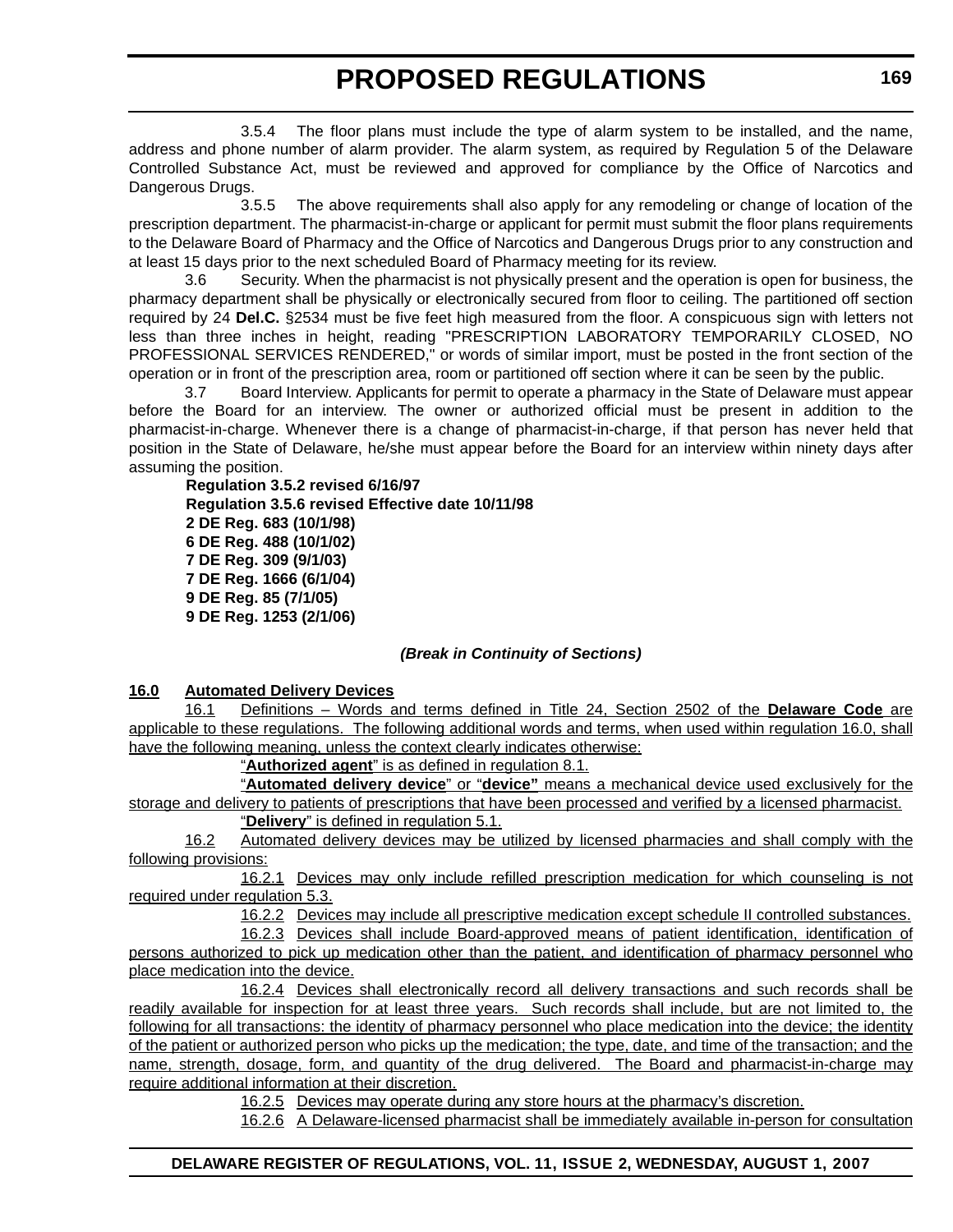3.5.4 The floor plans must include the type of alarm system to be installed, and the name, address and phone number of alarm provider. The alarm system, as required by Regulation 5 of the Delaware Controlled Substance Act, must be reviewed and approved for compliance by the Office of Narcotics and Dangerous Drugs.

3.5.5 The above requirements shall also apply for any remodeling or change of location of the prescription department. The pharmacist-in-charge or applicant for permit must submit the floor plans requirements to the Delaware Board of Pharmacy and the Office of Narcotics and Dangerous Drugs prior to any construction and at least 15 days prior to the next scheduled Board of Pharmacy meeting for its review.

3.6 Security. When the pharmacist is not physically present and the operation is open for business, the pharmacy department shall be physically or electronically secured from floor to ceiling. The partitioned off section required by 24 **Del.C.** §2534 must be five feet high measured from the floor. A conspicuous sign with letters not less than three inches in height, reading "PRESCRIPTION LABORATORY TEMPORARILY CLOSED, NO PROFESSIONAL SERVICES RENDERED," or words of similar import, must be posted in the front section of the operation or in front of the prescription area, room or partitioned off section where it can be seen by the public.

3.7 Board Interview. Applicants for permit to operate a pharmacy in the State of Delaware must appear before the Board for an interview. The owner or authorized official must be present in addition to the pharmacist-in-charge. Whenever there is a change of pharmacist-in-charge, if that person has never held that position in the State of Delaware, he/she must appear before the Board for an interview within ninety days after assuming the position.

**Regulation 3.5.2 revised 6/16/97**
**Regulation 3.5.6 revised Effective date 10/11/98**
**2 DE Reg. 683 (10/1/98)**
**6 DE Reg. 488 (10/1/02)**
**7 DE Reg. 309 (9/1/03)**
**7 DE Reg. 1666 (6/1/04)**
**9 DE Reg. 85 (7/1/05)**
**9 DE Reg. 1253 (2/1/06)**

***(Break in Continuity of Sections)***

**16.0 Automated Delivery Devices**

16.1 Definitions – Words and terms defined in Title 24, Section 2502 of the **Delaware Code** are applicable to these regulations. The following additional words and terms, when used within regulation 16.0, shall have the following meaning, unless the context clearly indicates otherwise:

"**Authorized agent**" is as defined in regulation 8.1.

"**Automated delivery device**" or "**device"** means a mechanical device used exclusively for the storage and delivery to patients of prescriptions that have been processed and verified by a licensed pharmacist.

"**Delivery**" is defined in regulation 5.1.

16.2 Automated delivery devices may be utilized by licensed pharmacies and shall comply with the following provisions:

16.2.1 Devices may only include refilled prescription medication for which counseling is not required under regulation 5.3.

16.2.2 Devices may include all prescriptive medication except schedule II controlled substances.

16.2.3 Devices shall include Board-approved means of patient identification, identification of persons authorized to pick up medication other than the patient, and identification of pharmacy personnel who place medication into the device.

16.2.4 Devices shall electronically record all delivery transactions and such records shall be readily available for inspection for at least three years. Such records shall include, but are not limited to, the following for all transactions: the identity of pharmacy personnel who place medication into the device; the identity of the patient or authorized person who picks up the medication; the type, date, and time of the transaction; and the name, strength, dosage, form, and quantity of the drug delivered. The Board and pharmacist-in-charge may require additional information at their discretion.

16.2.5 Devices may operate during any store hours at the pharmacy's discretion.

16.2.6 A Delaware-licensed pharmacist shall be immediately available in-person for consultation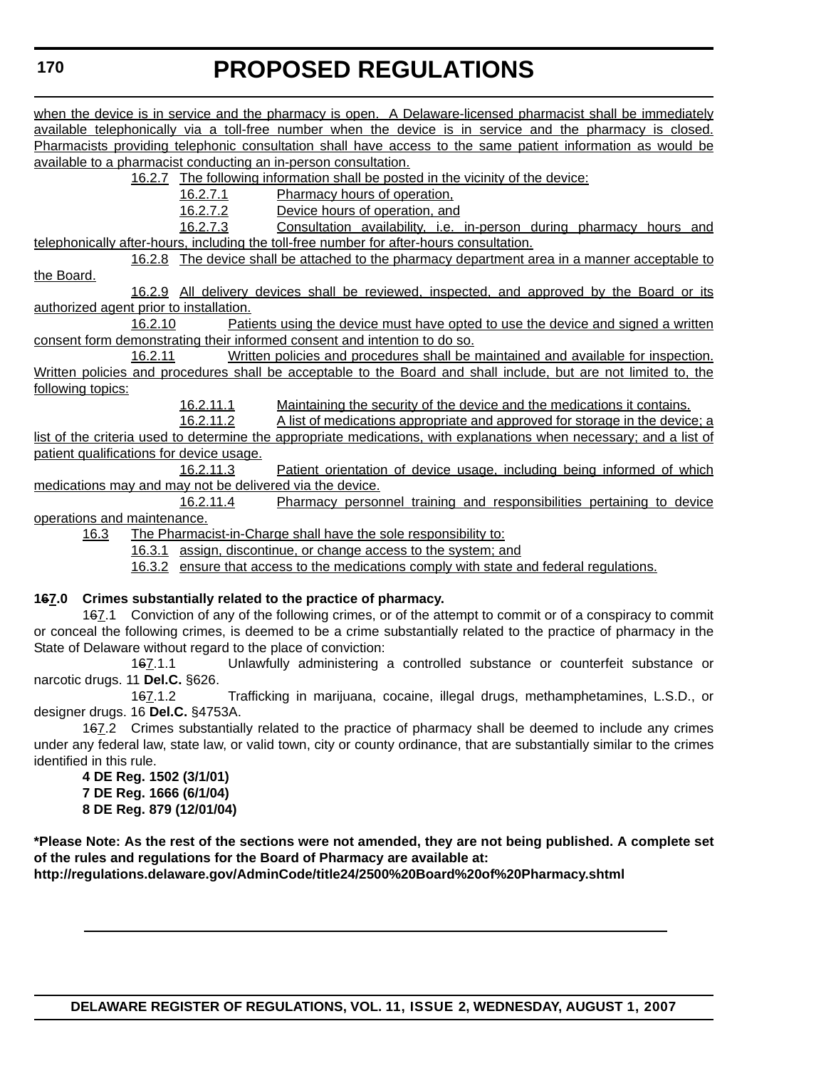when the device is in service and the pharmacy is open. A Delaware-licensed pharmacist shall be immediately available telephonically via a toll-free number when the device is in service and the pharmacy is closed. Pharmacists providing telephonic consultation shall have access to the same patient information as would be available to a pharmacist conducting an in-person consultation.

16.2.7 The following information shall be posted in the vicinity of the device:

16.2.7.1 Pharmacy hours of operation,

16.2.7.2 Device hours of operation, and

16.2.7.3 Consultation availability, i.e. in-person during pharmacy hours and telephonically after-hours, including the toll-free number for after-hours consultation.

16.2.8 The device shall be attached to the pharmacy department area in a manner acceptable to the Board.

16.2.9 All delivery devices shall be reviewed, inspected, and approved by the Board or its authorized agent prior to installation.

16.2.10 Patients using the device must have opted to use the device and signed a written consent form demonstrating their informed consent and intention to do so.

16.2.11 Written policies and procedures shall be maintained and available for inspection. Written policies and procedures shall be acceptable to the Board and shall include, but are not limited to, the following topics:

16.2.11.1 Maintaining the security of the device and the medications it contains.

16.2.11.2 A list of medications appropriate and approved for storage in the device; a list of the criteria used to determine the appropriate medications, with explanations when necessary; and a list of patient qualifications for device usage.

16.2.11.3 Patient orientation of device usage, including being informed of which medications may and may not be delivered via the device.

16.2.11.4 Pharmacy personnel training and responsibilities pertaining to device operations and maintenance.

16.3 The Pharmacist-in-Charge shall have the sole responsibility to:

16.3.1 assign, discontinue, or change access to the system; and

16.3.2 ensure that access to the medications comply with state and federal regulations.

**1~~6~~7.0 Crimes substantially related to the practice of pharmacy.**

1~~6~~7.1 Conviction of any of the following crimes, or of the attempt to commit or of a conspiracy to commit or conceal the following crimes, is deemed to be a crime substantially related to the practice of pharmacy in the State of Delaware without regard to the place of conviction:

1~~6~~7.1.1 Unlawfully administering a controlled substance or counterfeit substance or narcotic drugs. 11 **Del.C.** §626.

1~~6~~7.1.2 Trafficking in marijuana, cocaine, illegal drugs, methamphetamines, L.S.D., or designer drugs. 16 **Del.C.** §4753A.

1~~6~~7.2 Crimes substantially related to the practice of pharmacy shall be deemed to include any crimes under any federal law, state law, or valid town, city or county ordinance, that are substantially similar to the crimes identified in this rule.

**4 DE Reg. 1502 (3/1/01)**
**7 DE Reg. 1666 (6/1/04)**
**8 DE Reg. 879 (12/01/04)**

**\*Please Note: As the rest of the sections were not amended, they are not being published. A complete set of the rules and regulations for the Board of Pharmacy are available at:**
**http://regulations.delaware.gov/AdminCode/title24/2500%20Board%20of%20Pharmacy.shtml**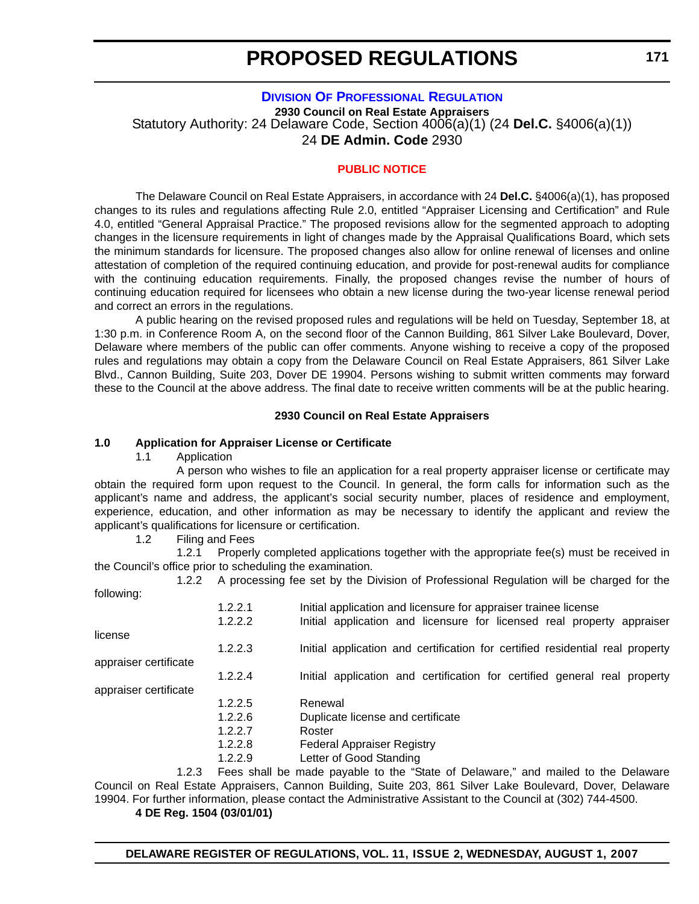# PROPOSED REGULATIONS

## DIVISION OF PROFESSIONAL REGULATION

**2930 Council on Real Estate Appraisers**

Statutory Authority: 24 Delaware Code, Section 4006(a)(1) (24 **Del.C.** §4006(a)(1))

24 **DE Admin. Code** 2930

### PUBLIC NOTICE

The Delaware Council on Real Estate Appraisers, in accordance with 24 **Del.C.** §4006(a)(1), has proposed changes to its rules and regulations affecting Rule 2.0, entitled "Appraiser Licensing and Certification" and Rule 4.0, entitled "General Appraisal Practice." The proposed revisions allow for the segmented approach to adopting changes in the licensure requirements in light of changes made by the Appraisal Qualifications Board, which sets the minimum standards for licensure. The proposed changes also allow for online renewal of licenses and online attestation of completion of the required continuing education, and provide for post-renewal audits for compliance with the continuing education requirements. Finally, the proposed changes revise the number of hours of continuing education required for licensees who obtain a new license during the two-year license renewal period and correct an errors in the regulations.

A public hearing on the revised proposed rules and regulations will be held on Tuesday, September 18, at 1:30 p.m. in Conference Room A, on the second floor of the Cannon Building, 861 Silver Lake Boulevard, Dover, Delaware where members of the public can offer comments. Anyone wishing to receive a copy of the proposed rules and regulations may obtain a copy from the Delaware Council on Real Estate Appraisers, 861 Silver Lake Blvd., Cannon Building, Suite 203, Dover DE 19904. Persons wishing to submit written comments may forward these to the Council at the above address. The final date to receive written comments will be at the public hearing.

**2930 Council on Real Estate Appraisers**

**1.0 Application for Appraiser License or Certificate**

1.1 Application

A person who wishes to file an application for a real property appraiser license or certificate may obtain the required form upon request to the Council. In general, the form calls for information such as the applicant's name and address, the applicant's social security number, places of residence and employment, experience, education, and other information as may be necessary to identify the applicant and review the applicant's qualifications for licensure or certification.

1.2 Filing and Fees

1.2.1 Properly completed applications together with the appropriate fee(s) must be received in the Council's office prior to scheduling the examination.

1.2.2 A processing fee set by the Division of Professional Regulation will be charged for the following:

1.2.2.1 Initial application and licensure for appraiser trainee license

1.2.2.2 Initial application and licensure for licensed real property appraiser license

1.2.2.3 Initial application and certification for certified residential real property appraiser certificate

1.2.2.4 Initial application and certification for certified general real property appraiser certificate

1.2.2.5 Renewal

1.2.2.6 Duplicate license and certificate

1.2.2.7 Roster

1.2.2.8 Federal Appraiser Registry

1.2.2.9 Letter of Good Standing

1.2.3 Fees shall be made payable to the "State of Delaware," and mailed to the Delaware Council on Real Estate Appraisers, Cannon Building, Suite 203, 861 Silver Lake Boulevard, Dover, Delaware 19904. For further information, please contact the Administrative Assistant to the Council at (302) 744-4500.

**4 DE Reg. 1504 (03/01/01)**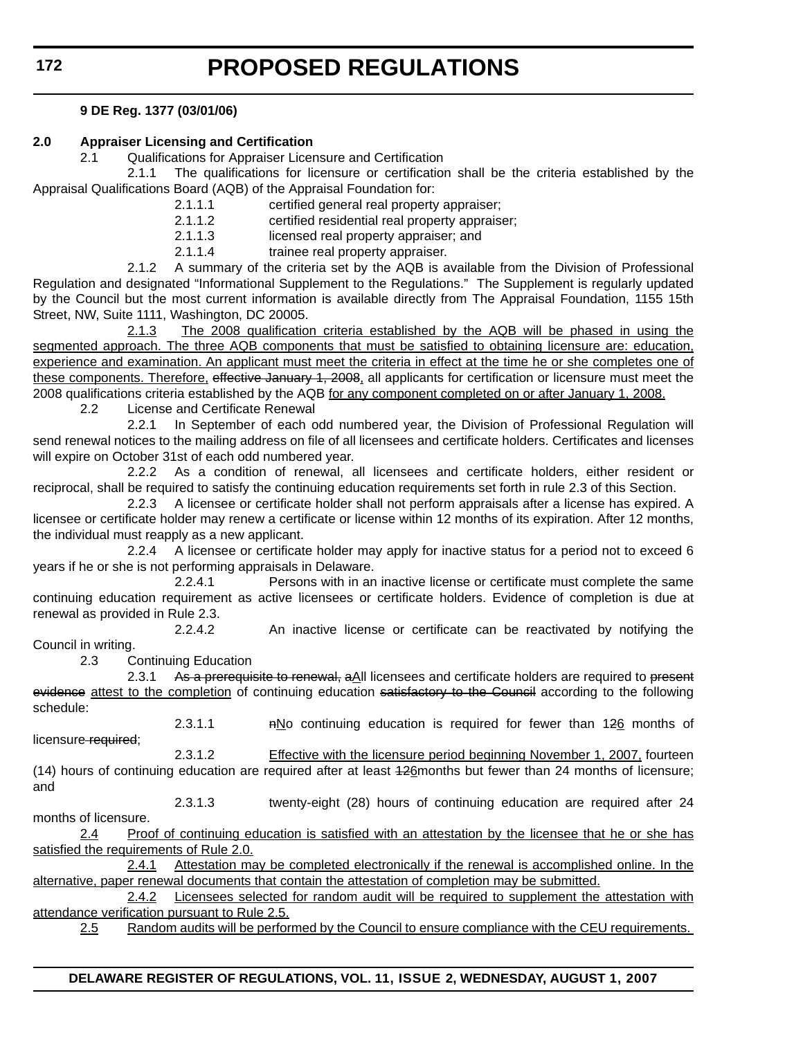**9 DE Reg. 1377 (03/01/06)**

**2.0 Appraiser Licensing and Certification**

2.1 Qualifications for Appraiser Licensure and Certification

2.1.1 The qualifications for licensure or certification shall be the criteria established by the Appraisal Qualifications Board (AQB) of the Appraisal Foundation for:

2.1.1.1 certified general real property appraiser;

2.1.1.2 certified residential real property appraiser;

2.1.1.3 licensed real property appraiser; and

2.1.1.4 trainee real property appraiser.

2.1.2 A summary of the criteria set by the AQB is available from the Division of Professional Regulation and designated "Informational Supplement to the Regulations." The Supplement is regularly updated by the Council but the most current information is available directly from The Appraisal Foundation, 1155 15th Street, NW, Suite 1111, Washington, DC 20005.

2.1.3 The 2008 qualification criteria established by the AQB will be phased in using the segmented approach. The three AQB components that must be satisfied to obtaining licensure are: education, experience and examination. An applicant must meet the criteria in effect at the time he or she completes one of these components. Therefore, ~~effective January 1, 2008~~, all applicants for certification or licensure must meet the 2008 qualifications criteria established by the AQB for any component completed on or after January 1, 2008.

2.2 License and Certificate Renewal

2.2.1 In September of each odd numbered year, the Division of Professional Regulation will send renewal notices to the mailing address on file of all licensees and certificate holders. Certificates and licenses will expire on October 31st of each odd numbered year.

2.2.2 As a condition of renewal, all licensees and certificate holders, either resident or reciprocal, shall be required to satisfy the continuing education requirements set forth in rule 2.3 of this Section.

2.2.3 A licensee or certificate holder shall not perform appraisals after a license has expired. A licensee or certificate holder may renew a certificate or license within 12 months of its expiration. After 12 months, the individual must reapply as a new applicant.

2.2.4 A licensee or certificate holder may apply for inactive status for a period not to exceed 6 years if he or she is not performing appraisals in Delaware.

2.2.4.1 Persons with in an inactive license or certificate must complete the same continuing education requirement as active licensees or certificate holders. Evidence of completion is due at renewal as provided in Rule 2.3.

2.2.4.2 An inactive license or certificate can be reactivated by notifying the Council in writing.

2.3 Continuing Education

2.3.1 ~~As a prerequisite to renewal, a~~All licensees and certificate holders are required to ~~present evidence~~ attest to the completion of continuing education ~~satisfactory to the Council~~ according to the following schedule:

2.3.1.1 ~~n~~No continuing education is required for fewer than 1~~2~~6 months of licensure~~ required~~;

2.3.1.2 Effective with the licensure period beginning November 1, 2007, fourteen (14) hours of continuing education are required after at least ~~12~~6months but fewer than 24 months of licensure; and

2.3.1.3 twenty-eight (28) hours of continuing education are required after 24 months of licensure.

2.4 Proof of continuing education is satisfied with an attestation by the licensee that he or she has satisfied the requirements of Rule 2.0.

2.4.1 Attestation may be completed electronically if the renewal is accomplished online. In the alternative, paper renewal documents that contain the attestation of completion may be submitted.

2.4.2 Licensees selected for random audit will be required to supplement the attestation with attendance verification pursuant to Rule 2.5.

2.5 Random audits will be performed by the Council to ensure compliance with the CEU requirements.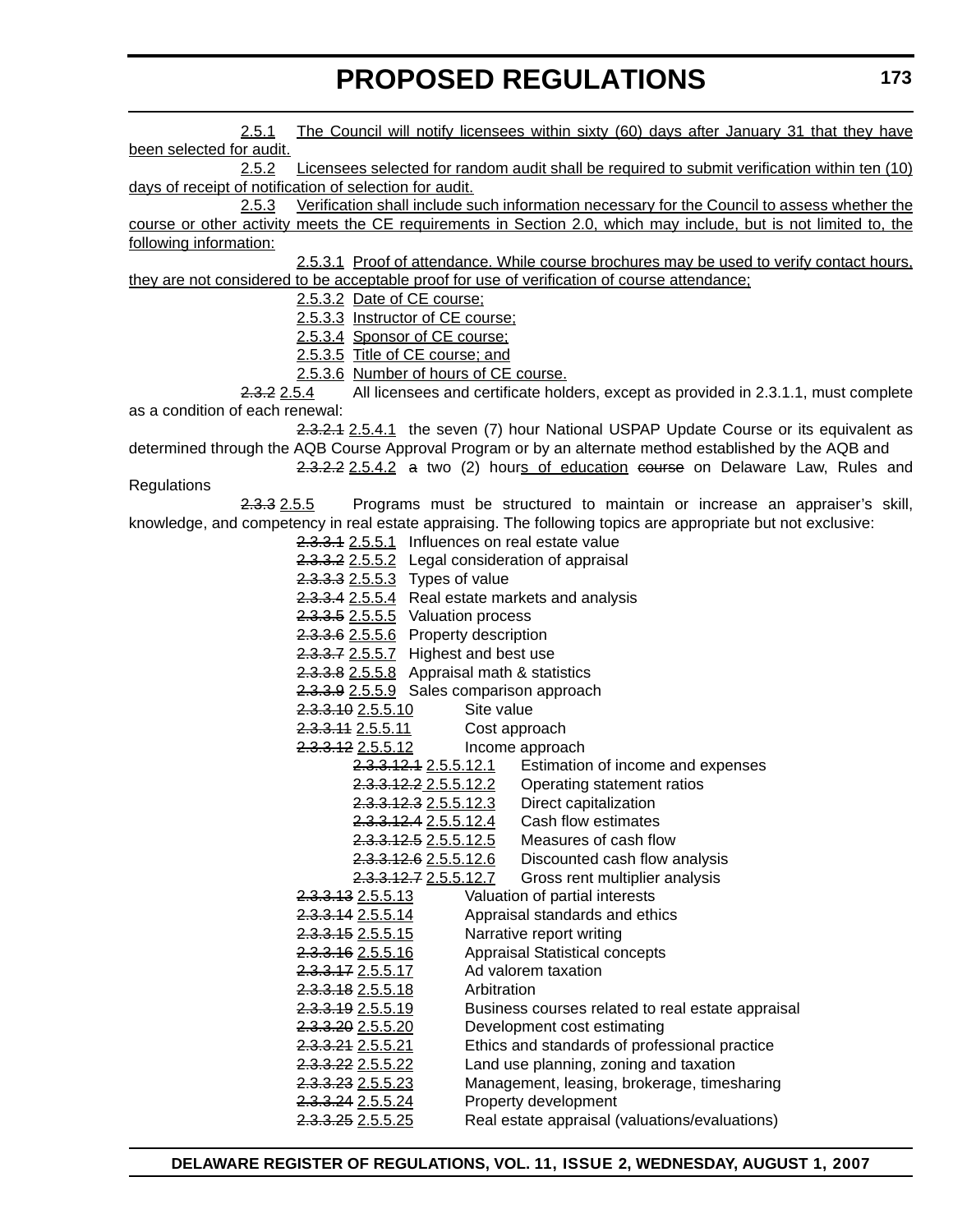2.5.1 The Council will notify licensees within sixty (60) days after January 31 that they have been selected for audit.

2.5.2 Licensees selected for random audit shall be required to submit verification within ten (10) days of receipt of notification of selection for audit.

2.5.3 Verification shall include such information necessary for the Council to assess whether the course or other activity meets the CE requirements in Section 2.0, which may include, but is not limited to, the following information:

2.5.3.1 Proof of attendance. While course brochures may be used to verify contact hours, they are not considered to be acceptable proof for use of verification of course attendance;

2.5.3.2 Date of CE course;

2.5.3.3 Instructor of CE course;

2.5.3.4 Sponsor of CE course;

2.5.3.5 Title of CE course; and

2.5.3.6 Number of hours of CE course.

~~2.3.2~~ 2.5.4 All licensees and certificate holders, except as provided in 2.3.1.1, must complete as a condition of each renewal:

~~2.3.2.1~~ 2.5.4.1 the seven (7) hour National USPAP Update Course or its equivalent as determined through the AQB Course Approval Program or by an alternate method established by the AQB and

~~2.3.2.2~~ 2.5.4.2 ~~a~~ two (2) hours of education ~~course~~ on Delaware Law, Rules and Regulations

~~2.3.3~~ 2.5.5 Programs must be structured to maintain or increase an appraiser's skill, knowledge, and competency in real estate appraising. The following topics are appropriate but not exclusive:

~~2.3.3.1~~ 2.5.5.1 Influences on real estate value

~~2.3.3.2~~ 2.5.5.2 Legal consideration of appraisal

~~2.3.3.3~~ 2.5.5.3 Types of value

~~2.3.3.4~~ 2.5.5.4 Real estate markets and analysis

~~2.3.3.5~~ 2.5.5.5 Valuation process

~~2.3.3.6~~ 2.5.5.6 Property description

~~2.3.3.7~~ 2.5.5.7 Highest and best use

~~2.3.3.8~~ 2.5.5.8 Appraisal math & statistics

~~2.3.3.9~~ 2.5.5.9 Sales comparison approach

~~2.3.3.10~~ 2.5.5.10 Site value

~~2.3.3.11~~ 2.5.5.11 Cost approach

~~2.3.3.12~~ 2.5.5.12 Income approach

~~2.3.3.12.1~~ 2.5.5.12.1 Estimation of income and expenses

~~2.3.3.12.2~~ 2.5.5.12.2 Operating statement ratios

~~2.3.3.12.3~~ 2.5.5.12.3 Direct capitalization

~~2.3.3.12.4~~ 2.5.5.12.4 Cash flow estimates

~~2.3.3.12.5~~ 2.5.5.12.5 Measures of cash flow

~~2.3.3.12.6~~ 2.5.5.12.6 Discounted cash flow analysis

~~2.3.3.12.7~~ 2.5.5.12.7 Gross rent multiplier analysis

~~2.3.3.13~~ 2.5.5.13 Valuation of partial interests

~~2.3.3.14~~ 2.5.5.14 Appraisal standards and ethics

~~2.3.3.15~~ 2.5.5.15 Narrative report writing

~~2.3.3.16~~ 2.5.5.16 Appraisal Statistical concepts

~~2.3.3.17~~ 2.5.5.17 Ad valorem taxation

~~2.3.3.18~~ 2.5.5.18 Arbitration

~~2.3.3.19~~ 2.5.5.19 Business courses related to real estate appraisal

~~2.3.3.20~~ 2.5.5.20 Development cost estimating

~~2.3.3.21~~ 2.5.5.21 Ethics and standards of professional practice

~~2.3.3.22~~ 2.5.5.22 Land use planning, zoning and taxation

~~2.3.3.23~~ 2.5.5.23 Management, leasing, brokerage, timesharing

~~2.3.3.24~~ 2.5.5.24 Property development

~~2.3.3.25~~ 2.5.5.25 Real estate appraisal (valuations/evaluations)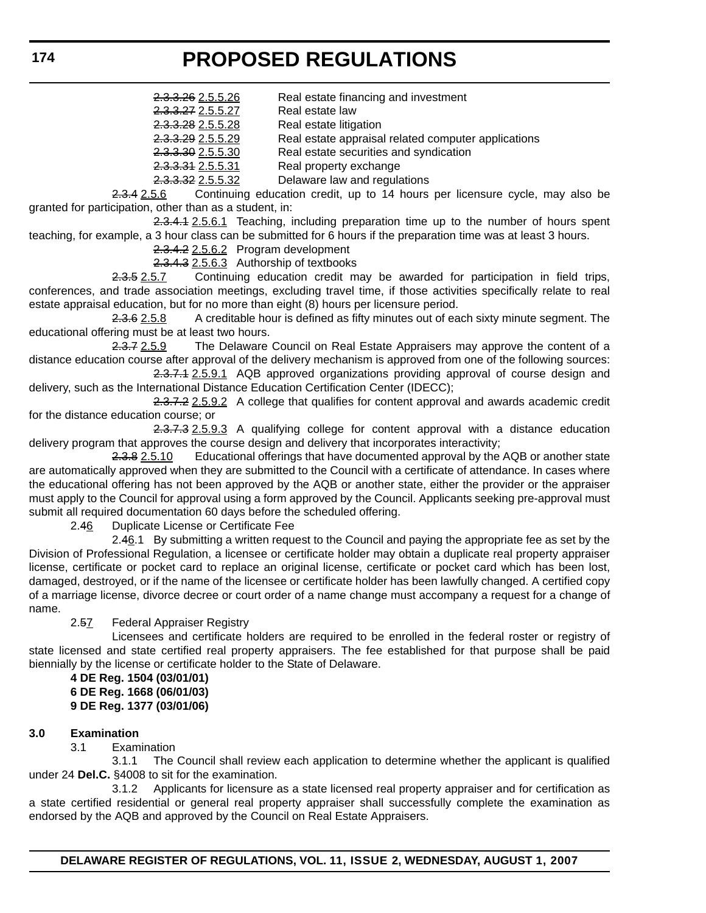~~2.3.3.26~~ 2.5.5.26 Real estate financing and investment

~~2.3.3.27~~ 2.5.5.27 Real estate law

~~2.3.3.28~~ 2.5.5.28 Real estate litigation

~~2.3.3.29~~ 2.5.5.29 Real estate appraisal related computer applications

~~2.3.3.30~~ 2.5.5.30 Real estate securities and syndication

~~2.3.3.31~~ 2.5.5.31 Real property exchange

~~2.3.3.32~~ 2.5.5.32 Delaware law and regulations

~~2.3.4~~ 2.5.6 Continuing education credit, up to 14 hours per licensure cycle, may also be granted for participation, other than as a student, in:

~~2.3.4.1~~ 2.5.6.1 Teaching, including preparation time up to the number of hours spent teaching, for example, a 3 hour class can be submitted for 6 hours if the preparation time was at least 3 hours.

~~2.3.4.2~~ 2.5.6.2 Program development

~~2.3.4.3~~ 2.5.6.3 Authorship of textbooks

~~2.3.5~~ 2.5.7 Continuing education credit may be awarded for participation in field trips, conferences, and trade association meetings, excluding travel time, if those activities specifically relate to real estate appraisal education, but for no more than eight (8) hours per licensure period.

~~2.3.6~~ 2.5.8 A creditable hour is defined as fifty minutes out of each sixty minute segment. The educational offering must be at least two hours.

~~2.3.7~~ 2.5.9 The Delaware Council on Real Estate Appraisers may approve the content of a distance education course after approval of the delivery mechanism is approved from one of the following sources:

~~2.3.7.1~~ 2.5.9.1 AQB approved organizations providing approval of course design and delivery, such as the International Distance Education Certification Center (IDECC);

~~2.3.7.2~~ 2.5.9.2 A college that qualifies for content approval and awards academic credit for the distance education course; or

~~2.3.7.3~~ 2.5.9.3 A qualifying college for content approval with a distance education delivery program that approves the course design and delivery that incorporates interactivity;

~~2.3.8~~ 2.5.10 Educational offerings that have documented approval by the AQB or another state are automatically approved when they are submitted to the Council with a certificate of attendance. In cases where the educational offering has not been approved by the AQB or another state, either the provider or the appraiser must apply to the Council for approval using a form approved by the Council. Applicants seeking pre-approval must submit all required documentation 60 days before the scheduled offering.

2.4̶6 Duplicate License or Certificate Fee

2.4̶6.1 By submitting a written request to the Council and paying the appropriate fee as set by the Division of Professional Regulation, a licensee or certificate holder may obtain a duplicate real property appraiser license, certificate or pocket card to replace an original license, certificate or pocket card which has been lost, damaged, destroyed, or if the name of the licensee or certificate holder has been lawfully changed. A certified copy of a marriage license, divorce decree or court order of a name change must accompany a request for a change of name.

2.5̶7 Federal Appraiser Registry

Licensees and certificate holders are required to be enrolled in the federal roster or registry of state licensed and state certified real property appraisers. The fee established for that purpose shall be paid biennially by the license or certificate holder to the State of Delaware.

**4 DE Reg. 1504 (03/01/01)**
**6 DE Reg. 1668 (06/01/03)**
**9 DE Reg. 1377 (03/01/06)**

**3.0 Examination**

3.1 Examination

3.1.1 The Council shall review each application to determine whether the applicant is qualified under 24 **Del.C.** §4008 to sit for the examination.

3.1.2 Applicants for licensure as a state licensed real property appraiser and for certification as a state certified residential or general real property appraiser shall successfully complete the examination as endorsed by the AQB and approved by the Council on Real Estate Appraisers.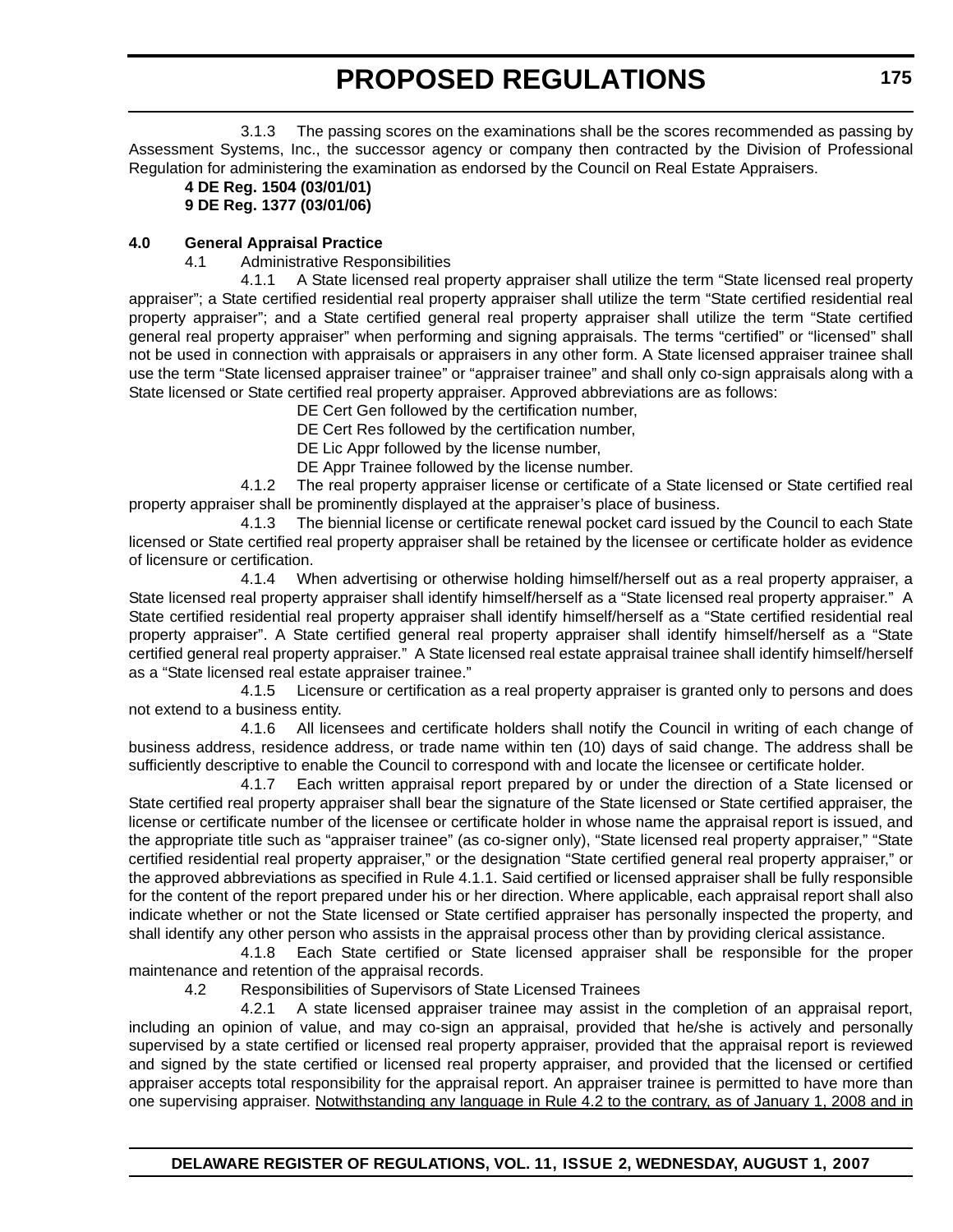3.1.3 The passing scores on the examinations shall be the scores recommended as passing by Assessment Systems, Inc., the successor agency or company then contracted by the Division of Professional Regulation for administering the examination as endorsed by the Council on Real Estate Appraisers.

**4 DE Reg. 1504 (03/01/01)**
**9 DE Reg. 1377 (03/01/06)**

**4.0 General Appraisal Practice**

4.1 Administrative Responsibilities

4.1.1 A State licensed real property appraiser shall utilize the term "State licensed real property appraiser"; a State certified residential real property appraiser shall utilize the term "State certified residential real property appraiser"; and a State certified general real property appraiser shall utilize the term "State certified general real property appraiser" when performing and signing appraisals. The terms "certified" or "licensed" shall not be used in connection with appraisals or appraisers in any other form. A State licensed appraiser trainee shall use the term "State licensed appraiser trainee" or "appraiser trainee" and shall only co-sign appraisals along with a State licensed or State certified real property appraiser. Approved abbreviations are as follows:

DE Cert Gen followed by the certification number,
DE Cert Res followed by the certification number,
DE Lic Appr followed by the license number,
DE Appr Trainee followed by the license number.

4.1.2 The real property appraiser license or certificate of a State licensed or State certified real property appraiser shall be prominently displayed at the appraiser's place of business.

4.1.3 The biennial license or certificate renewal pocket card issued by the Council to each State licensed or State certified real property appraiser shall be retained by the licensee or certificate holder as evidence of licensure or certification.

4.1.4 When advertising or otherwise holding himself/herself out as a real property appraiser, a State licensed real property appraiser shall identify himself/herself as a "State licensed real property appraiser." A State certified residential real property appraiser shall identify himself/herself as a "State certified residential real property appraiser". A State certified general real property appraiser shall identify himself/herself as a "State certified general real property appraiser." A State licensed real estate appraisal trainee shall identify himself/herself as a "State licensed real estate appraiser trainee."

4.1.5 Licensure or certification as a real property appraiser is granted only to persons and does not extend to a business entity.

4.1.6 All licensees and certificate holders shall notify the Council in writing of each change of business address, residence address, or trade name within ten (10) days of said change. The address shall be sufficiently descriptive to enable the Council to correspond with and locate the licensee or certificate holder.

4.1.7 Each written appraisal report prepared by or under the direction of a State licensed or State certified real property appraiser shall bear the signature of the State licensed or State certified appraiser, the license or certificate number of the licensee or certificate holder in whose name the appraisal report is issued, and the appropriate title such as "appraiser trainee" (as co-signer only), "State licensed real property appraiser," "State certified residential real property appraiser," or the designation "State certified general real property appraiser," or the approved abbreviations as specified in Rule 4.1.1. Said certified or licensed appraiser shall be fully responsible for the content of the report prepared under his or her direction. Where applicable, each appraisal report shall also indicate whether or not the State licensed or State certified appraiser has personally inspected the property, and shall identify any other person who assists in the appraisal process other than by providing clerical assistance.

4.1.8 Each State certified or State licensed appraiser shall be responsible for the proper maintenance and retention of the appraisal records.

4.2 Responsibilities of Supervisors of State Licensed Trainees

4.2.1 A state licensed appraiser trainee may assist in the completion of an appraisal report, including an opinion of value, and may co-sign an appraisal, provided that he/she is actively and personally supervised by a state certified or licensed real property appraiser, provided that the appraisal report is reviewed and signed by the state certified or licensed real property appraiser, and provided that the licensed or certified appraiser accepts total responsibility for the appraisal report. An appraiser trainee is permitted to have more than one supervising appraiser. <u>Notwithstanding any language in Rule 4.2 to the contrary, as of January 1, 2008 and in</u>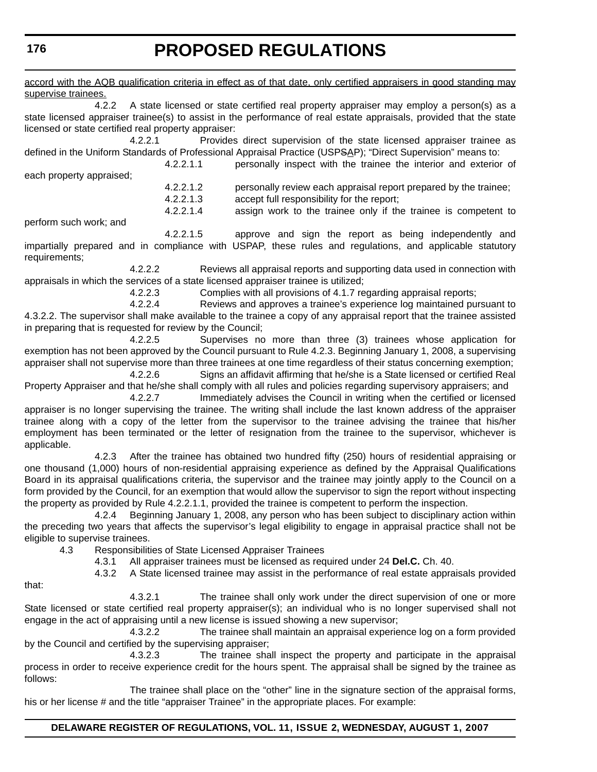<u>accord with the AQB qualification criteria in effect as of that date, only certified appraisers in good standing may supervise trainees.</u>

4.2.2 A state licensed or state certified real property appraiser may employ a person(s) as a state licensed appraiser trainee(s) to assist in the performance of real estate appraisals, provided that the state licensed or state certified real property appraiser:

4.2.2.1 Provides direct supervision of the state licensed appraiser trainee as defined in the Uniform Standards of Professional Appraisal Practice (USP~~S~~<u>A</u>P); "Direct Supervision" means to:

4.2.2.1.1 personally inspect with the trainee the interior and exterior of each property appraised;

4.2.2.1.2 personally review each appraisal report prepared by the trainee;

4.2.2.1.3 accept full responsibility for the report;

4.2.2.1.4 assign work to the trainee only if the trainee is competent to perform such work; and

4.2.2.1.5 approve and sign the report as being independently and impartially prepared and in compliance with USPAP, these rules and regulations, and applicable statutory requirements;

4.2.2.2 Reviews all appraisal reports and supporting data used in connection with appraisals in which the services of a state licensed appraiser trainee is utilized;

4.2.2.3 Complies with all provisions of 4.1.7 regarding appraisal reports;

4.2.2.4 Reviews and approves a trainee's experience log maintained pursuant to 4.3.2.2. The supervisor shall make available to the trainee a copy of any appraisal report that the trainee assisted in preparing that is requested for review by the Council;

4.2.2.5 Supervises no more than three (3) trainees whose application for exemption has not been approved by the Council pursuant to Rule 4.2.3. Beginning January 1, 2008, a supervising appraiser shall not supervise more than three trainees at one time regardless of their status concerning exemption;

4.2.2.6 Signs an affidavit affirming that he/she is a State licensed or certified Real Property Appraiser and that he/she shall comply with all rules and policies regarding supervisory appraisers; and

4.2.2.7 Immediately advises the Council in writing when the certified or licensed appraiser is no longer supervising the trainee. The writing shall include the last known address of the appraiser trainee along with a copy of the letter from the supervisor to the trainee advising the trainee that his/her employment has been terminated or the letter of resignation from the trainee to the supervisor, whichever is applicable.

4.2.3 After the trainee has obtained two hundred fifty (250) hours of residential appraising or one thousand (1,000) hours of non-residential appraising experience as defined by the Appraisal Qualifications Board in its appraisal qualifications criteria, the supervisor and the trainee may jointly apply to the Council on a form provided by the Council, for an exemption that would allow the supervisor to sign the report without inspecting the property as provided by Rule 4.2.2.1.1, provided the trainee is competent to perform the inspection.

4.2.4 Beginning January 1, 2008, any person who has been subject to disciplinary action within the preceding two years that affects the supervisor's legal eligibility to engage in appraisal practice shall not be eligible to supervise trainees.

4.3 Responsibilities of State Licensed Appraiser Trainees

4.3.1 All appraiser trainees must be licensed as required under 24 **Del.C.** Ch. 40.

4.3.2 A State licensed trainee may assist in the performance of real estate appraisals provided that:

4.3.2.1 The trainee shall only work under the direct supervision of one or more State licensed or state certified real property appraiser(s); an individual who is no longer supervised shall not engage in the act of appraising until a new license is issued showing a new supervisor;

4.3.2.2 The trainee shall maintain an appraisal experience log on a form provided by the Council and certified by the supervising appraiser;

4.3.2.3 The trainee shall inspect the property and participate in the appraisal process in order to receive experience credit for the hours spent. The appraisal shall be signed by the trainee as follows:

The trainee shall place on the "other" line in the signature section of the appraisal forms, his or her license # and the title "appraiser Trainee" in the appropriate places. For example: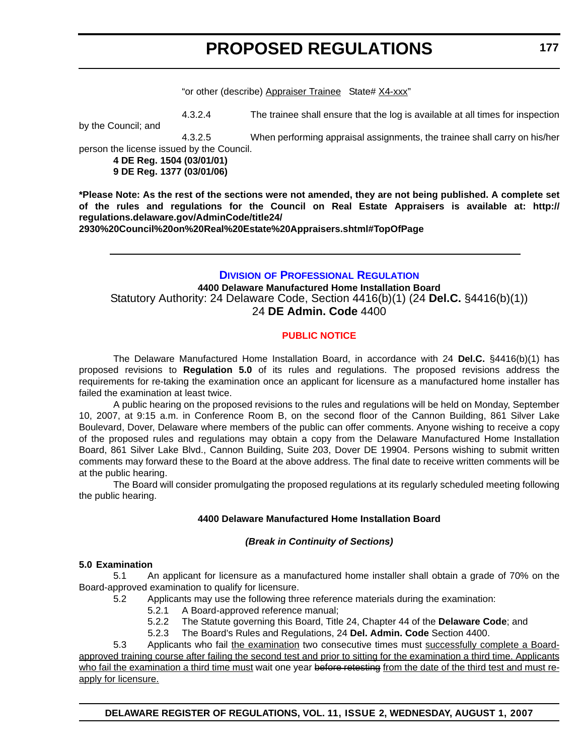"or other (describe) <u>Appraiser Trainee</u> State# <u>X4-xxx</u>"

4.3.2.4 The trainee shall ensure that the log is available at all times for inspection by the Council; and

4.3.2.5 When performing appraisal assignments, the trainee shall carry on his/her person the license issued by the Council.

**4 DE Reg. 1504 (03/01/01)**
**9 DE Reg. 1377 (03/01/06)**

**\*Please Note: As the rest of the sections were not amended, they are not being published. A complete set of the rules and regulations for the Council on Real Estate Appraisers is available at: http://regulations.delaware.gov/AdminCode/title24/2930%20Council%20on%20Real%20Estate%20Appraisers.shtml#TopOfPage**

---

## Division of Professional Regulation

**4400 Delaware Manufactured Home Installation Board**
Statutory Authority: 24 Delaware Code, Section 4416(b)(1) (24 **Del.C.** §4416(b)(1))
24 **DE Admin. Code** 4400

### PUBLIC NOTICE

The Delaware Manufactured Home Installation Board, in accordance with 24 **Del.C.** §4416(b)(1) has proposed revisions to **Regulation 5.0** of its rules and regulations. The proposed revisions address the requirements for re-taking the examination once an applicant for licensure as a manufactured home installer has failed the examination at least twice.

A public hearing on the proposed revisions to the rules and regulations will be held on Monday, September 10, 2007, at 9:15 a.m. in Conference Room B, on the second floor of the Cannon Building, 861 Silver Lake Boulevard, Dover, Delaware where members of the public can offer comments. Anyone wishing to receive a copy of the proposed rules and regulations may obtain a copy from the Delaware Manufactured Home Installation Board, 861 Silver Lake Blvd., Cannon Building, Suite 203, Dover DE 19904. Persons wishing to submit written comments may forward these to the Board at the above address. The final date to receive written comments will be at the public hearing.

The Board will consider promulgating the proposed regulations at its regularly scheduled meeting following the public hearing.

**4400 Delaware Manufactured Home Installation Board**

***(Break in Continuity of Sections)***

**5.0 Examination**

5.1 An applicant for licensure as a manufactured home installer shall obtain a grade of 70% on the Board-approved examination to qualify for licensure.

5.2 Applicants may use the following three reference materials during the examination:

5.2.1 A Board-approved reference manual;

5.2.2 The Statute governing this Board, Title 24, Chapter 44 of the **Delaware Code**; and

5.2.3 The Board's Rules and Regulations, 24 **Del. Admin. Code** Section 4400.

5.3 Applicants who fail <u>the examination</u> two consecutive times must <u>successfully complete a Board-approved training course after failing the second test and prior to sitting for the examination a third time. Applicants who fail the examination a third time must</u> wait one year ~~before retesting~~ <u>from the date of the third test and must re-apply for licensure.</u>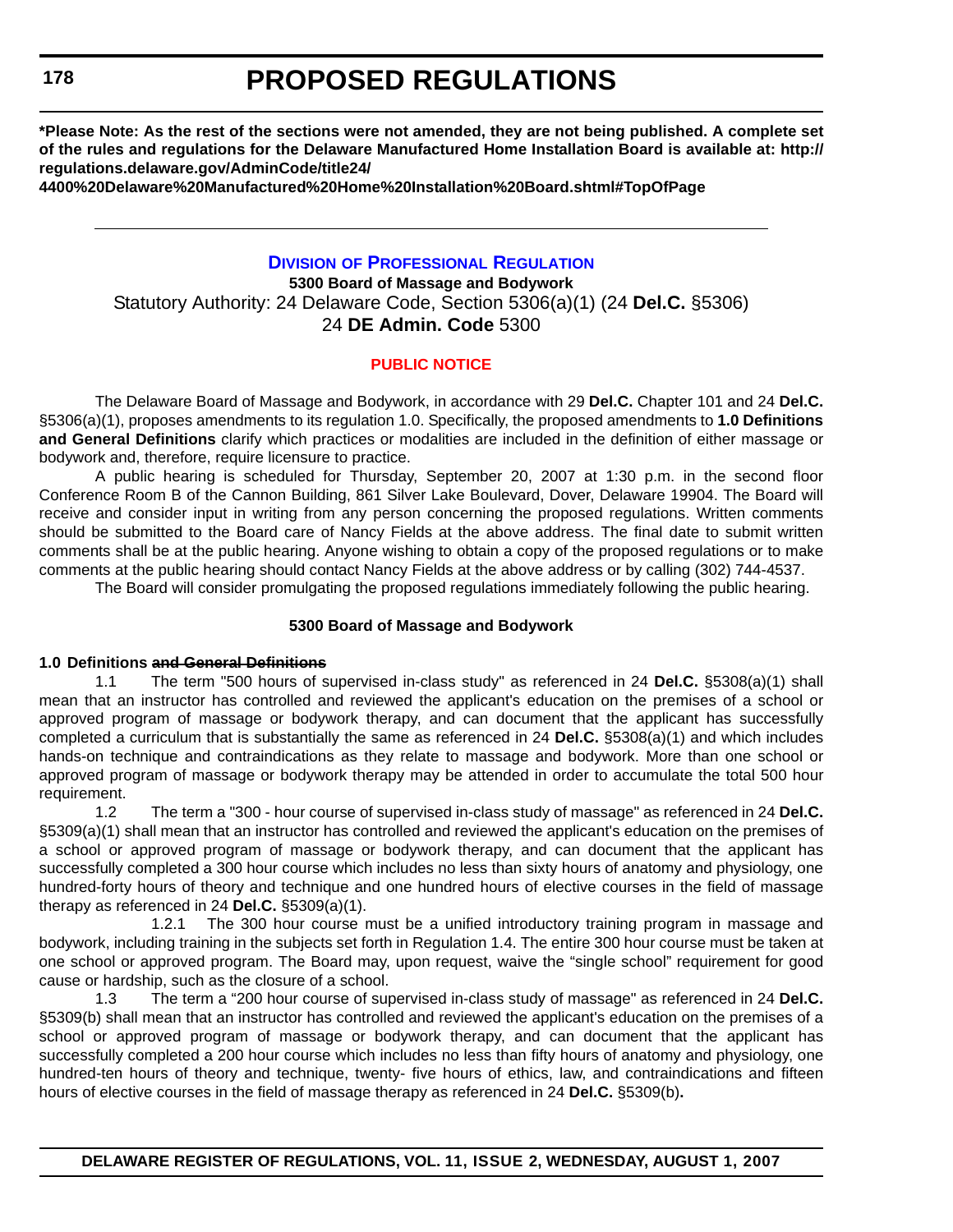**\*Please Note: As the rest of the sections were not amended, they are not being published. A complete set of the rules and regulations for the Delaware Manufactured Home Installation Board is available at: http://regulations.delaware.gov/AdminCode/title24/4400%20Delaware%20Manufactured%20Home%20Installation%20Board.shtml#TopOfPage**

---

## DIVISION OF PROFESSIONAL REGULATION

**5300 Board of Massage and Bodywork**

Statutory Authority: 24 Delaware Code, Section 5306(a)(1) (24 **Del.C.** §5306)

24 **DE Admin. Code** 5300

### PUBLIC NOTICE

The Delaware Board of Massage and Bodywork, in accordance with 29 **Del.C.** Chapter 101 and 24 **Del.C.** §5306(a)(1), proposes amendments to its regulation 1.0. Specifically, the proposed amendments to **1.0 Definitions and General Definitions** clarify which practices or modalities are included in the definition of either massage or bodywork and, therefore, require licensure to practice.

A public hearing is scheduled for Thursday, September 20, 2007 at 1:30 p.m. in the second floor Conference Room B of the Cannon Building, 861 Silver Lake Boulevard, Dover, Delaware 19904. The Board will receive and consider input in writing from any person concerning the proposed regulations. Written comments should be submitted to the Board care of Nancy Fields at the above address. The final date to submit written comments shall be at the public hearing. Anyone wishing to obtain a copy of the proposed regulations or to make comments at the public hearing should contact Nancy Fields at the above address or by calling (302) 744-4537.

The Board will consider promulgating the proposed regulations immediately following the public hearing.

### 5300 Board of Massage and Bodywork

**1.0 Definitions ~~and General Definitions~~**

1.1 The term "500 hours of supervised in-class study" as referenced in 24 **Del.C.** §5308(a)(1) shall mean that an instructor has controlled and reviewed the applicant's education on the premises of a school or approved program of massage or bodywork therapy, and can document that the applicant has successfully completed a curriculum that is substantially the same as referenced in 24 **Del.C.** §5308(a)(1) and which includes hands-on technique and contraindications as they relate to massage and bodywork. More than one school or approved program of massage or bodywork therapy may be attended in order to accumulate the total 500 hour requirement.

1.2 The term a "300 - hour course of supervised in-class study of massage" as referenced in 24 **Del.C.** §5309(a)(1) shall mean that an instructor has controlled and reviewed the applicant's education on the premises of a school or approved program of massage or bodywork therapy, and can document that the applicant has successfully completed a 300 hour course which includes no less than sixty hours of anatomy and physiology, one hundred-forty hours of theory and technique and one hundred hours of elective courses in the field of massage therapy as referenced in 24 **Del.C.** §5309(a)(1).

1.2.1 The 300 hour course must be a unified introductory training program in massage and bodywork, including training in the subjects set forth in Regulation 1.4. The entire 300 hour course must be taken at one school or approved program. The Board may, upon request, waive the "single school" requirement for good cause or hardship, such as the closure of a school.

1.3 The term a "200 hour course of supervised in-class study of massage" as referenced in 24 **Del.C.** §5309(b) shall mean that an instructor has controlled and reviewed the applicant's education on the premises of a school or approved program of massage or bodywork therapy, and can document that the applicant has successfully completed a 200 hour course which includes no less than fifty hours of anatomy and physiology, one hundred-ten hours of theory and technique, twenty- five hours of ethics, law, and contraindications and fifteen hours of elective courses in the field of massage therapy as referenced in 24 **Del.C.** §5309(b)**.**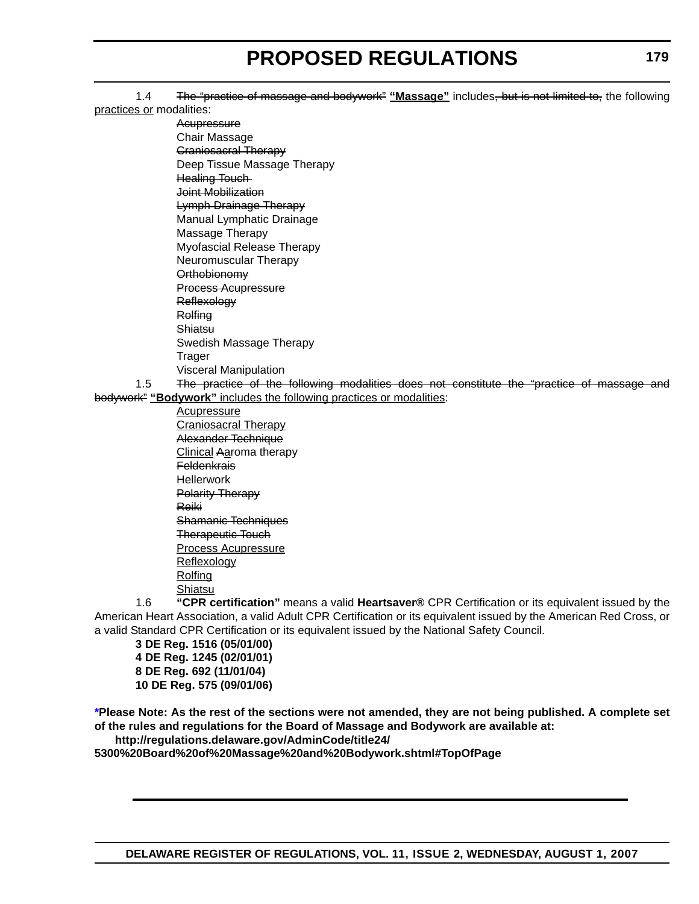1.4 ~~The "practice of massage and bodywork"~~ **"Massage"** includes~~, but is not limited to,~~ the following practices or modalities:

~~Acupressure~~
Chair Massage
~~Craniosacral Therapy~~
Deep Tissue Massage Therapy
~~Healing Touch~~
~~Joint Mobilization~~
~~Lymph Drainage Therapy~~
Manual Lymphatic Drainage
Massage Therapy
Myofascial Release Therapy
Neuromuscular Therapy
~~Orthobionomy~~
~~Process Acupressure~~
~~Reflexology~~
~~Rolfing~~
~~Shiatsu~~
Swedish Massage Therapy
Trager
Visceral Manipulation

1.5 ~~The practice of the following modalities does not constitute the "practice of massage and bodywork"~~ **"Bodywork"** includes the following practices or modalities:

Acupressure
Craniosacral Therapy
~~Alexander Technique~~
Clinical ~~A~~aroma therapy
~~Feldenkrais~~
Hellerwork
~~Polarity Therapy~~
~~Reiki~~
~~Shamanic Techniques~~
~~Therapeutic Touch~~
Process Acupressure
Reflexology
Rolfing
Shiatsu

1.6 **"CPR certification"** means a valid **Heartsaver®** CPR Certification or its equivalent issued by the American Heart Association, a valid Adult CPR Certification or its equivalent issued by the American Red Cross, or a valid Standard CPR Certification or its equivalent issued by the National Safety Council.

**3 DE Reg. 1516 (05/01/00)**
**4 DE Reg. 1245 (02/01/01)**
**8 DE Reg. 692 (11/01/04)**
**10 DE Reg. 575 (09/01/06)**

***Please Note: As the rest of the sections were not amended, they are not being published. A complete set of the rules and regulations for the Board of Massage and Bodywork are available at:**
**http://regulations.delaware.gov/AdminCode/title24/5300%20Board%20of%20Massage%20and%20Bodywork.shtml#TopOfPage**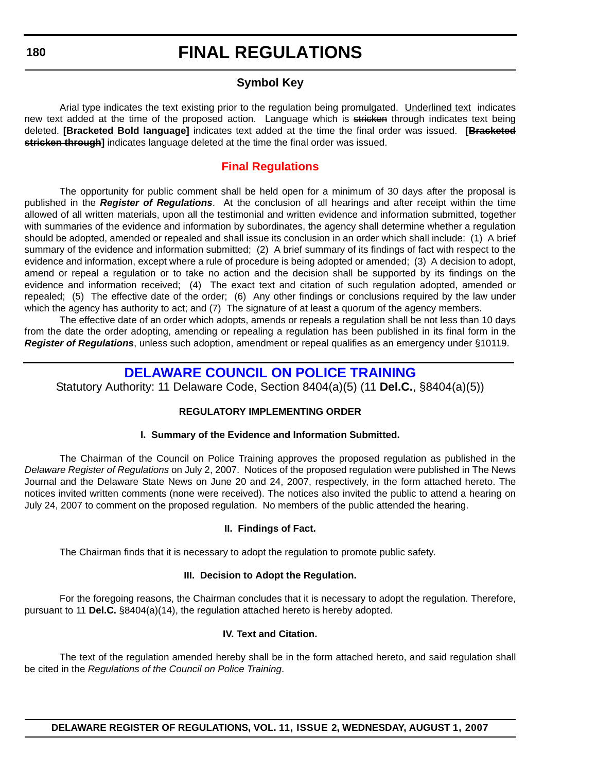# FINAL REGULATIONS

## Symbol Key

Arial type indicates the text existing prior to the regulation being promulgated. <u>Underlined text</u> indicates new text added at the time of the proposed action. Language which is ~~stricken~~ through indicates text being deleted. **[Bracketed Bold language]** indicates text added at the time the final order was issued. **[~~Bracketed stricken through~~]** indicates language deleted at the time the final order was issued.

## Final Regulations

The opportunity for public comment shall be held open for a minimum of 30 days after the proposal is published in the ***Register of Regulations***. At the conclusion of all hearings and after receipt within the time allowed of all written materials, upon all the testimonial and written evidence and information submitted, together with summaries of the evidence and information by subordinates, the agency shall determine whether a regulation should be adopted, amended or repealed and shall issue its conclusion in an order which shall include: (1) A brief summary of the evidence and information submitted; (2) A brief summary of its findings of fact with respect to the evidence and information, except where a rule of procedure is being adopted or amended; (3) A decision to adopt, amend or repeal a regulation or to take no action and the decision shall be supported by its findings on the evidence and information received; (4) The exact text and citation of such regulation adopted, amended or repealed; (5) The effective date of the order; (6) Any other findings or conclusions required by the law under which the agency has authority to act; and (7) The signature of at least a quorum of the agency members.

The effective date of an order which adopts, amends or repeals a regulation shall be not less than 10 days from the date the order adopting, amending or repealing a regulation has been published in its final form in the ***Register of Regulations***, unless such adoption, amendment or repeal qualifies as an emergency under §10119.

## DELAWARE COUNCIL ON POLICE TRAINING

Statutory Authority: 11 Delaware Code, Section 8404(a)(5) (11 **Del.C.**, §8404(a)(5))

### REGULATORY IMPLEMENTING ORDER

#### I. Summary of the Evidence and Information Submitted.

The Chairman of the Council on Police Training approves the proposed regulation as published in the *Delaware Register of Regulations* on July 2, 2007. Notices of the proposed regulation were published in The News Journal and the Delaware State News on June 20 and 24, 2007, respectively, in the form attached hereto. The notices invited written comments (none were received). The notices also invited the public to attend a hearing on July 24, 2007 to comment on the proposed regulation. No members of the public attended the hearing.

#### II. Findings of Fact.

The Chairman finds that it is necessary to adopt the regulation to promote public safety.

#### III. Decision to Adopt the Regulation.

For the foregoing reasons, the Chairman concludes that it is necessary to adopt the regulation. Therefore, pursuant to 11 **Del.C.** §8404(a)(14), the regulation attached hereto is hereby adopted.

#### IV. Text and Citation.

The text of the regulation amended hereby shall be in the form attached hereto, and said regulation shall be cited in the *Regulations of the Council on Police Training*.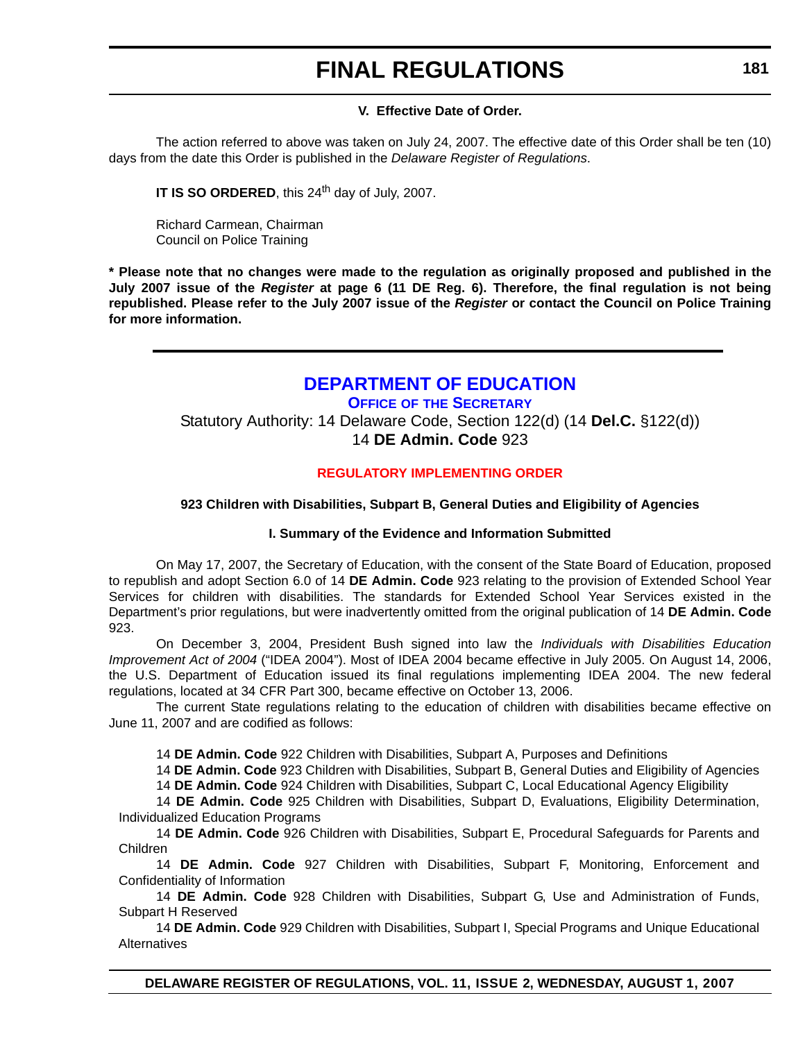**V. Effective Date of Order.**

The action referred to above was taken on July 24, 2007. The effective date of this Order shall be ten (10) days from the date this Order is published in the *Delaware Register of Regulations*.

**IT IS SO ORDERED**, this 24th day of July, 2007.

Richard Carmean, Chairman
Council on Police Training

**\* Please note that no changes were made to the regulation as originally proposed and published in the July 2007 issue of the *Register* at page 6 (11 DE Reg. 6). Therefore, the final regulation is not being republished. Please refer to the July 2007 issue of the *Register* or contact the Council on Police Training for more information.**

---

## DEPARTMENT OF EDUCATION

### OFFICE OF THE SECRETARY

Statutory Authority: 14 Delaware Code, Section 122(d) (14 **Del.C.** §122(d))
14 **DE Admin. Code** 923

### REGULATORY IMPLEMENTING ORDER

**923 Children with Disabilities, Subpart B, General Duties and Eligibility of Agencies**

**I. Summary of the Evidence and Information Submitted**

On May 17, 2007, the Secretary of Education, with the consent of the State Board of Education, proposed to republish and adopt Section 6.0 of 14 **DE Admin. Code** 923 relating to the provision of Extended School Year Services for children with disabilities. The standards for Extended School Year Services existed in the Department's prior regulations, but were inadvertently omitted from the original publication of 14 **DE Admin. Code** 923.

On December 3, 2004, President Bush signed into law the *Individuals with Disabilities Education Improvement Act of 2004* ("IDEA 2004"). Most of IDEA 2004 became effective in July 2005. On August 14, 2006, the U.S. Department of Education issued its final regulations implementing IDEA 2004. The new federal regulations, located at 34 CFR Part 300, became effective on October 13, 2006.

The current State regulations relating to the education of children with disabilities became effective on June 11, 2007 and are codified as follows:

14 **DE Admin. Code** 922 Children with Disabilities, Subpart A, Purposes and Definitions

14 **DE Admin. Code** 923 Children with Disabilities, Subpart B, General Duties and Eligibility of Agencies

14 **DE Admin. Code** 924 Children with Disabilities, Subpart C, Local Educational Agency Eligibility

14 **DE Admin. Code** 925 Children with Disabilities, Subpart D, Evaluations, Eligibility Determination, Individualized Education Programs

14 **DE Admin. Code** 926 Children with Disabilities, Subpart E, Procedural Safeguards for Parents and Children

14 **DE Admin. Code** 927 Children with Disabilities, Subpart F, Monitoring, Enforcement and Confidentiality of Information

14 **DE Admin. Code** 928 Children with Disabilities, Subpart G, Use and Administration of Funds, Subpart H Reserved

14 **DE Admin. Code** 929 Children with Disabilities, Subpart I, Special Programs and Unique Educational Alternatives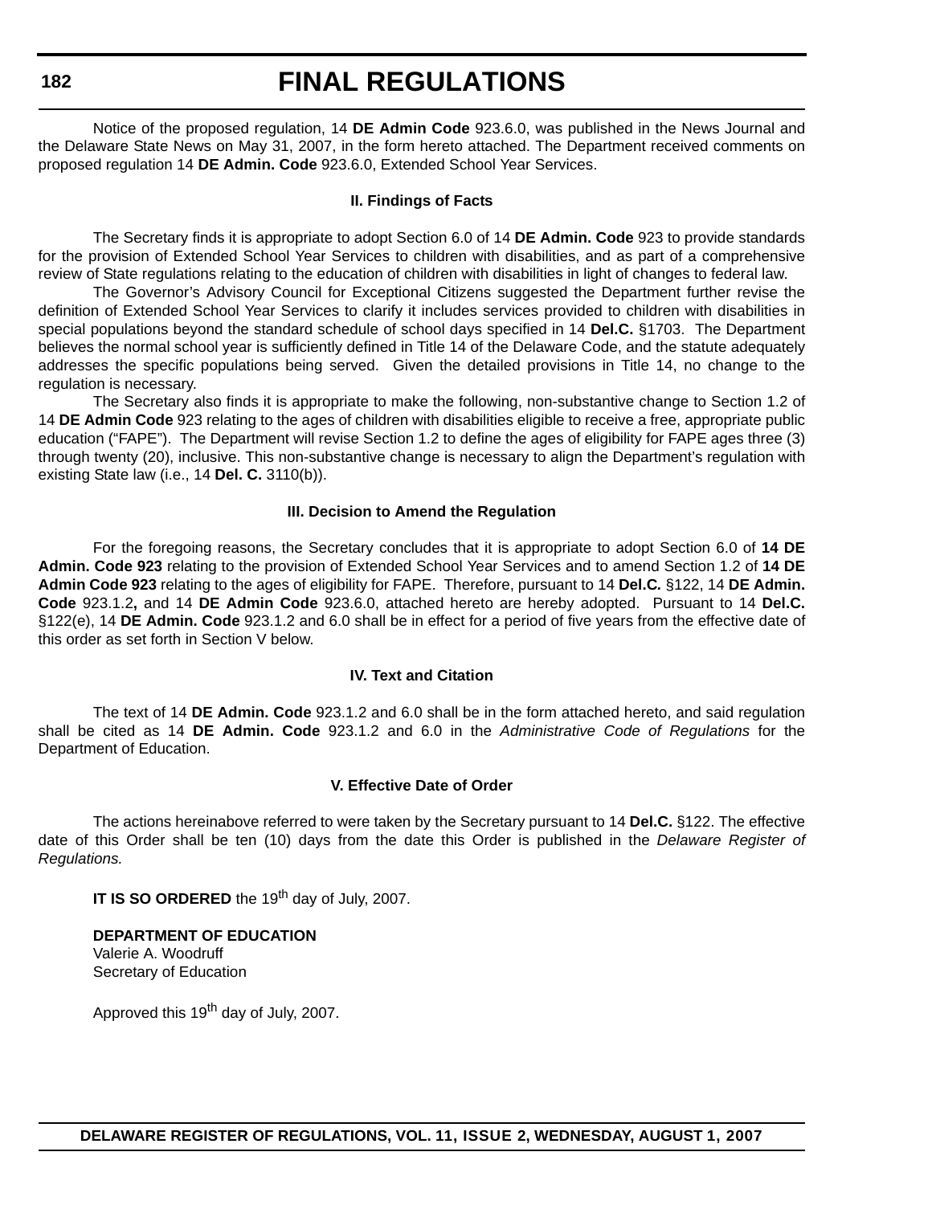Notice of the proposed regulation, 14 **DE Admin Code** 923.6.0, was published in the News Journal and the Delaware State News on May 31, 2007, in the form hereto attached. The Department received comments on proposed regulation 14 **DE Admin. Code** 923.6.0, Extended School Year Services.

**II. Findings of Facts**

The Secretary finds it is appropriate to adopt Section 6.0 of 14 **DE Admin. Code** 923 to provide standards for the provision of Extended School Year Services to children with disabilities, and as part of a comprehensive review of State regulations relating to the education of children with disabilities in light of changes to federal law.

The Governor's Advisory Council for Exceptional Citizens suggested the Department further revise the definition of Extended School Year Services to clarify it includes services provided to children with disabilities in special populations beyond the standard schedule of school days specified in 14 **Del.C.** §1703. The Department believes the normal school year is sufficiently defined in Title 14 of the Delaware Code, and the statute adequately addresses the specific populations being served. Given the detailed provisions in Title 14, no change to the regulation is necessary.

The Secretary also finds it is appropriate to make the following, non-substantive change to Section 1.2 of 14 **DE Admin Code** 923 relating to the ages of children with disabilities eligible to receive a free, appropriate public education ("FAPE"). The Department will revise Section 1.2 to define the ages of eligibility for FAPE ages three (3) through twenty (20), inclusive. This non-substantive change is necessary to align the Department's regulation with existing State law (i.e., 14 **Del. C.** 3110(b)).

**III. Decision to Amend the Regulation**

For the foregoing reasons, the Secretary concludes that it is appropriate to adopt Section 6.0 of **14 DE Admin. Code 923** relating to the provision of Extended School Year Services and to amend Section 1.2 of **14 DE Admin Code 923** relating to the ages of eligibility for FAPE. Therefore, pursuant to 14 **Del.C.** §122, 14 **DE Admin. Code** 923.1.2**,** and 14 **DE Admin Code** 923.6.0, attached hereto are hereby adopted. Pursuant to 14 **Del.C.** §122(e), 14 **DE Admin. Code** 923.1.2 and 6.0 shall be in effect for a period of five years from the effective date of this order as set forth in Section V below.

**IV. Text and Citation**

The text of 14 **DE Admin. Code** 923.1.2 and 6.0 shall be in the form attached hereto, and said regulation shall be cited as 14 **DE Admin. Code** 923.1.2 and 6.0 in the *Administrative Code of Regulations* for the Department of Education.

**V. Effective Date of Order**

The actions hereinabove referred to were taken by the Secretary pursuant to 14 **Del.C.** §122. The effective date of this Order shall be ten (10) days from the date this Order is published in the *Delaware Register of Regulations.*

**IT IS SO ORDERED** the 19th day of July, 2007.

**DEPARTMENT OF EDUCATION**
Valerie A. Woodruff
Secretary of Education

Approved this 19th day of July, 2007.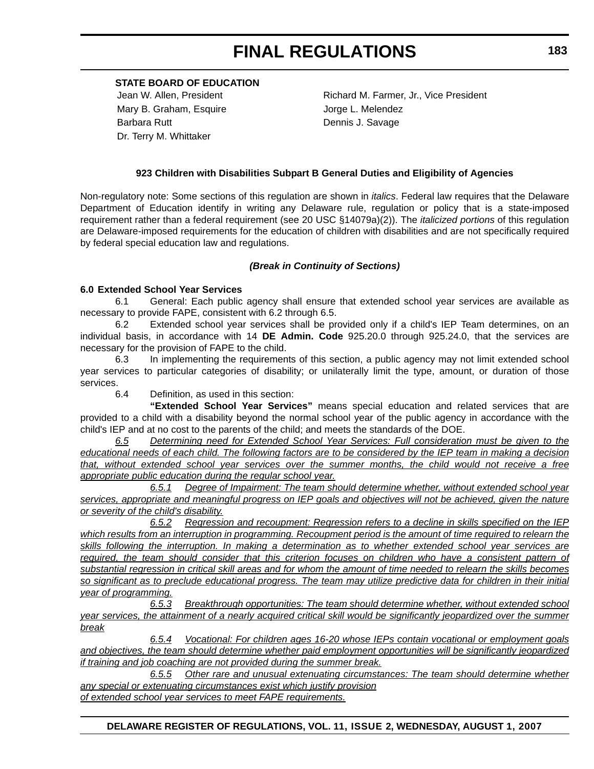**STATE BOARD OF EDUCATION**

Jean W. Allen, President
Richard M. Farmer, Jr., Vice President
Mary B. Graham, Esquire
Jorge L. Melendez
Barbara Rutt
Dennis J. Savage
Dr. Terry M. Whittaker

**923 Children with Disabilities Subpart B General Duties and Eligibility of Agencies**

Non-regulatory note: Some sections of this regulation are shown in *italics*. Federal law requires that the Delaware Department of Education identify in writing any Delaware rule, regulation or policy that is a state-imposed requirement rather than a federal requirement (see 20 USC §14079a)(2)). The *italicized portions* of this regulation are Delaware-imposed requirements for the education of children with disabilities and are not specifically required by federal special education law and regulations.

***(Break in Continuity of Sections)***

**6.0 Extended School Year Services**

6.1 General: Each public agency shall ensure that extended school year services are available as necessary to provide FAPE, consistent with 6.2 through 6.5.

6.2 Extended school year services shall be provided only if a child's IEP Team determines, on an individual basis, in accordance with 14 **DE Admin. Code** 925.20.0 through 925.24.0, that the services are necessary for the provision of FAPE to the child.

6.3 In implementing the requirements of this section, a public agency may not limit extended school year services to particular categories of disability; or unilaterally limit the type, amount, or duration of those services.

6.4 Definition, as used in this section:

**"Extended School Year Services"** means special education and related services that are provided to a child with a disability beyond the normal school year of the public agency in accordance with the child's IEP and at no cost to the parents of the child; and meets the standards of the DOE.

*6.5 Determining need for Extended School Year Services: Full consideration must be given to the educational needs of each child. The following factors are to be considered by the IEP team in making a decision that, without extended school year services over the summer months, the child would not receive a free appropriate public education during the regular school year.*

*6.5.1 Degree of Impairment: The team should determine whether, without extended school year services, appropriate and meaningful progress on IEP goals and objectives will not be achieved, given the nature or severity of the child's disability.*

*6.5.2 Regression and recoupment: Regression refers to a decline in skills specified on the IEP which results from an interruption in programming. Recoupment period is the amount of time required to relearn the skills following the interruption. In making a determination as to whether extended school year services are required, the team should consider that this criterion focuses on children who have a consistent pattern of substantial regression in critical skill areas and for whom the amount of time needed to relearn the skills becomes so significant as to preclude educational progress. The team may utilize predictive data for children in their initial year of programming.*

*6.5.3 Breakthrough opportunities: The team should determine whether, without extended school year services, the attainment of a nearly acquired critical skill would be significantly jeopardized over the summer break*

*6.5.4 Vocational: For children ages 16-20 whose IEPs contain vocational or employment goals and objectives, the team should determine whether paid employment opportunities will be significantly jeopardized if training and job coaching are not provided during the summer break.*

*6.5.5 Other rare and unusual extenuating circumstances: The team should determine whether any special or extenuating circumstances exist which justify provision of extended school year services to meet FAPE requirements.*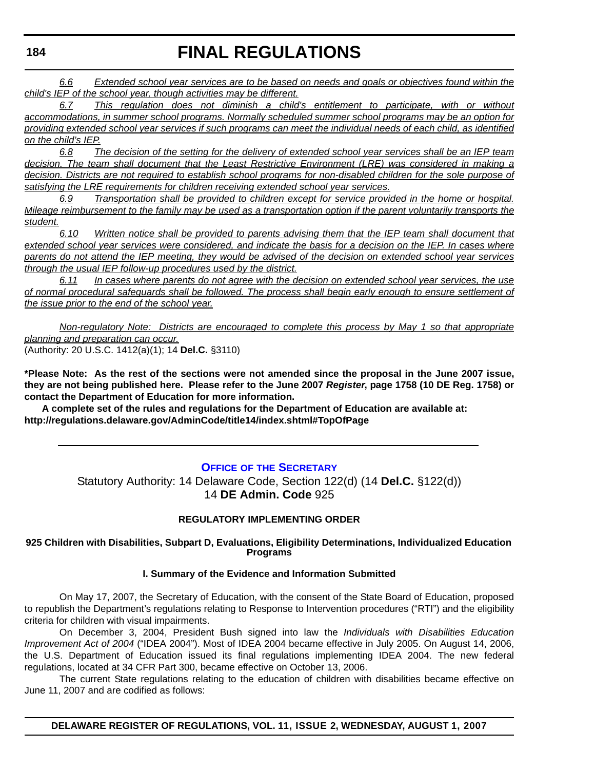*6.6 Extended school year services are to be based on needs and goals or objectives found within the child's IEP of the school year, though activities may be different.*

*6.7 This regulation does not diminish a child's entitlement to participate, with or without accommodations, in summer school programs. Normally scheduled summer school programs may be an option for providing extended school year services if such programs can meet the individual needs of each child, as identified on the child's IEP.*

*6.8 The decision of the setting for the delivery of extended school year services shall be an IEP team decision. The team shall document that the Least Restrictive Environment (LRE) was considered in making a decision. Districts are not required to establish school programs for non-disabled children for the sole purpose of satisfying the LRE requirements for children receiving extended school year services.*

*6.9 Transportation shall be provided to children except for service provided in the home or hospital. Mileage reimbursement to the family may be used as a transportation option if the parent voluntarily transports the student.*

*6.10 Written notice shall be provided to parents advising them that the IEP team shall document that extended school year services were considered, and indicate the basis for a decision on the IEP. In cases where parents do not attend the IEP meeting, they would be advised of the decision on extended school year services through the usual IEP follow-up procedures used by the district.*

*6.11 In cases where parents do not agree with the decision on extended school year services, the use of normal procedural safeguards shall be followed. The process shall begin early enough to ensure settlement of the issue prior to the end of the school year.*

*Non-regulatory Note: Districts are encouraged to complete this process by May 1 so that appropriate planning and preparation can occur.*

(Authority: 20 U.S.C. 1412(a)(1); 14 **Del.C.** §3110)

**\*Please Note: As the rest of the sections were not amended since the proposal in the June 2007 issue, they are not being published here. Please refer to the June 2007 *Register*, page 1758 (10 DE Reg. 1758) or contact the Department of Education for more information.**

**A complete set of the rules and regulations for the Department of Education are available at: http://regulations.delaware.gov/AdminCode/title14/index.shtml#TopOfPage**

---

## Office of the Secretary

Statutory Authority: 14 Delaware Code, Section 122(d) (14 **Del.C.** §122(d))
14 **DE Admin. Code** 925

### REGULATORY IMPLEMENTING ORDER

### 925 Children with Disabilities, Subpart D, Evaluations, Eligibility Determinations, Individualized Education Programs

#### I. Summary of the Evidence and Information Submitted

On May 17, 2007, the Secretary of Education, with the consent of the State Board of Education, proposed to republish the Department's regulations relating to Response to Intervention procedures ("RTI") and the eligibility criteria for children with visual impairments.

On December 3, 2004, President Bush signed into law the *Individuals with Disabilities Education Improvement Act of 2004* ("IDEA 2004"). Most of IDEA 2004 became effective in July 2005. On August 14, 2006, the U.S. Department of Education issued its final regulations implementing IDEA 2004. The new federal regulations, located at 34 CFR Part 300, became effective on October 13, 2006.

The current State regulations relating to the education of children with disabilities became effective on June 11, 2007 and are codified as follows: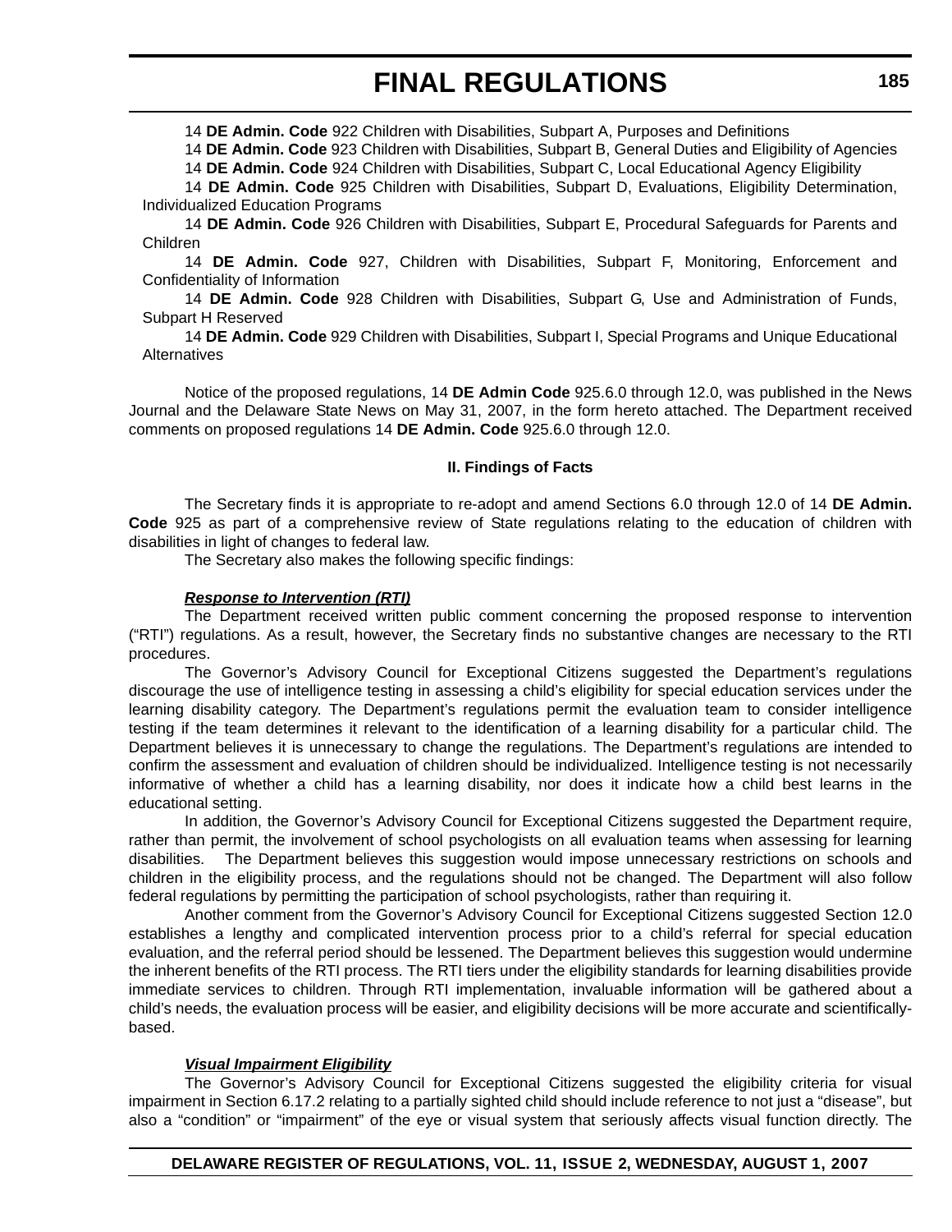14 **DE Admin. Code** 922 Children with Disabilities, Subpart A, Purposes and Definitions

14 **DE Admin. Code** 923 Children with Disabilities, Subpart B, General Duties and Eligibility of Agencies

14 **DE Admin. Code** 924 Children with Disabilities, Subpart C, Local Educational Agency Eligibility

14 **DE Admin. Code** 925 Children with Disabilities, Subpart D, Evaluations, Eligibility Determination, Individualized Education Programs

14 **DE Admin. Code** 926 Children with Disabilities, Subpart E, Procedural Safeguards for Parents and Children

14 **DE Admin. Code** 927, Children with Disabilities, Subpart F, Monitoring, Enforcement and Confidentiality of Information

14 **DE Admin. Code** 928 Children with Disabilities, Subpart G, Use and Administration of Funds, Subpart H Reserved

14 **DE Admin. Code** 929 Children with Disabilities, Subpart I, Special Programs and Unique Educational Alternatives

Notice of the proposed regulations, 14 **DE Admin Code** 925.6.0 through 12.0, was published in the News Journal and the Delaware State News on May 31, 2007, in the form hereto attached. The Department received comments on proposed regulations 14 **DE Admin. Code** 925.6.0 through 12.0.

**II. Findings of Facts**

The Secretary finds it is appropriate to re-adopt and amend Sections 6.0 through 12.0 of 14 **DE Admin. Code** 925 as part of a comprehensive review of State regulations relating to the education of children with disabilities in light of changes to federal law.

The Secretary also makes the following specific findings:

***Response to Intervention (RTI)***

The Department received written public comment concerning the proposed response to intervention ("RTI") regulations. As a result, however, the Secretary finds no substantive changes are necessary to the RTI procedures.

The Governor's Advisory Council for Exceptional Citizens suggested the Department's regulations discourage the use of intelligence testing in assessing a child's eligibility for special education services under the learning disability category. The Department's regulations permit the evaluation team to consider intelligence testing if the team determines it relevant to the identification of a learning disability for a particular child. The Department believes it is unnecessary to change the regulations. The Department's regulations are intended to confirm the assessment and evaluation of children should be individualized. Intelligence testing is not necessarily informative of whether a child has a learning disability, nor does it indicate how a child best learns in the educational setting.

In addition, the Governor's Advisory Council for Exceptional Citizens suggested the Department require, rather than permit, the involvement of school psychologists on all evaluation teams when assessing for learning disabilities. The Department believes this suggestion would impose unnecessary restrictions on schools and children in the eligibility process, and the regulations should not be changed. The Department will also follow federal regulations by permitting the participation of school psychologists, rather than requiring it.

Another comment from the Governor's Advisory Council for Exceptional Citizens suggested Section 12.0 establishes a lengthy and complicated intervention process prior to a child's referral for special education evaluation, and the referral period should be lessened. The Department believes this suggestion would undermine the inherent benefits of the RTI process. The RTI tiers under the eligibility standards for learning disabilities provide immediate services to children. Through RTI implementation, invaluable information will be gathered about a child's needs, the evaluation process will be easier, and eligibility decisions will be more accurate and scientifically-based.

***Visual Impairment Eligibility***

The Governor's Advisory Council for Exceptional Citizens suggested the eligibility criteria for visual impairment in Section 6.17.2 relating to a partially sighted child should include reference to not just a "disease", but also a "condition" or "impairment" of the eye or visual system that seriously affects visual function directly. The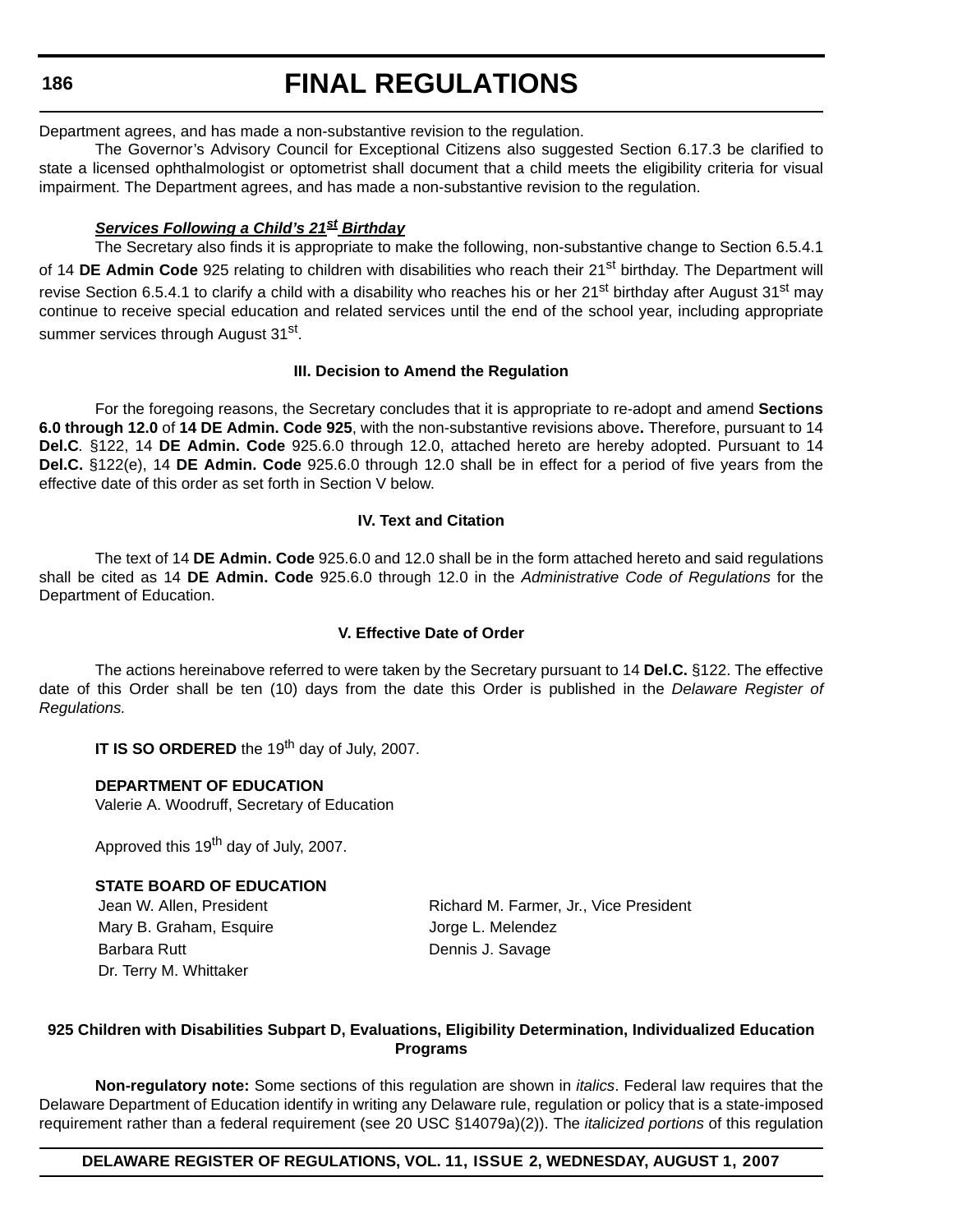Department agrees, and has made a non-substantive revision to the regulation.

The Governor's Advisory Council for Exceptional Citizens also suggested Section 6.17.3 be clarified to state a licensed ophthalmologist or optometrist shall document that a child meets the eligibility criteria for visual impairment. The Department agrees, and has made a non-substantive revision to the regulation.

***Services Following a Child's 21st Birthday***

The Secretary also finds it is appropriate to make the following, non-substantive change to Section 6.5.4.1 of 14 **DE Admin Code** 925 relating to children with disabilities who reach their 21st birthday. The Department will revise Section 6.5.4.1 to clarify a child with a disability who reaches his or her 21st birthday after August 31st may continue to receive special education and related services until the end of the school year, including appropriate summer services through August 31st.

**III. Decision to Amend the Regulation**

For the foregoing reasons, the Secretary concludes that it is appropriate to re-adopt and amend **Sections 6.0 through 12.0** of **14 DE Admin. Code 925**, with the non-substantive revisions above**.** Therefore, pursuant to 14 **Del.C**. §122, 14 **DE Admin. Code** 925.6.0 through 12.0, attached hereto are hereby adopted. Pursuant to 14 **Del.C.** §122(e), 14 **DE Admin. Code** 925.6.0 through 12.0 shall be in effect for a period of five years from the effective date of this order as set forth in Section V below.

**IV. Text and Citation**

The text of 14 **DE Admin. Code** 925.6.0 and 12.0 shall be in the form attached hereto and said regulations shall be cited as 14 **DE Admin. Code** 925.6.0 through 12.0 in the *Administrative Code of Regulations* for the Department of Education.

**V. Effective Date of Order**

The actions hereinabove referred to were taken by the Secretary pursuant to 14 **Del.C.** §122. The effective date of this Order shall be ten (10) days from the date this Order is published in the *Delaware Register of Regulations.*

**IT IS SO ORDERED** the 19th day of July, 2007.

**DEPARTMENT OF EDUCATION**
Valerie A. Woodruff, Secretary of Education

Approved this 19th day of July, 2007.

**STATE BOARD OF EDUCATION**

Jean W. Allen, President
Richard M. Farmer, Jr., Vice President
Mary B. Graham, Esquire
Jorge L. Melendez
Barbara Rutt
Dennis J. Savage
Dr. Terry M. Whittaker

**925 Children with Disabilities Subpart D, Evaluations, Eligibility Determination, Individualized Education Programs**

**Non-regulatory note:** Some sections of this regulation are shown in *italics*. Federal law requires that the Delaware Department of Education identify in writing any Delaware rule, regulation or policy that is a state-imposed requirement rather than a federal requirement (see 20 USC §14079a)(2)). The *italicized portions* of this regulation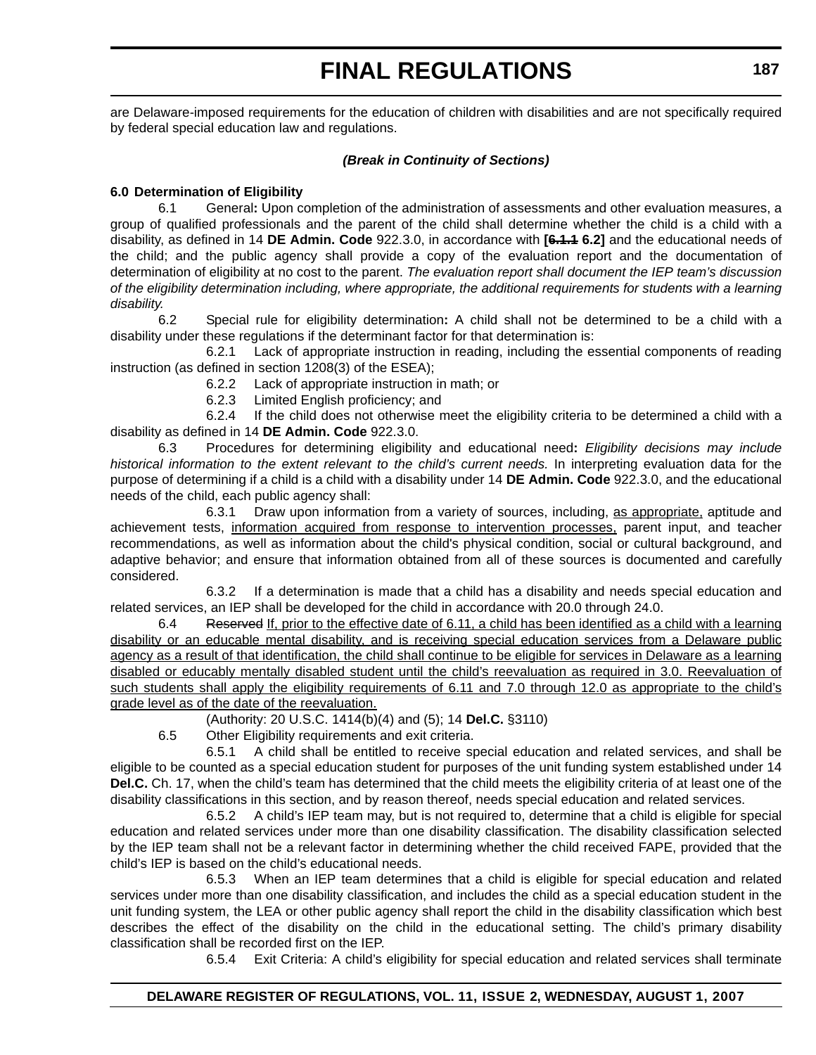are Delaware-imposed requirements for the education of children with disabilities and are not specifically required by federal special education law and regulations.

***(Break in Continuity of Sections)***

**6.0 Determination of Eligibility**

6.1 General**:** Upon completion of the administration of assessments and other evaluation measures, a group of qualified professionals and the parent of the child shall determine whether the child is a child with a disability, as defined in 14 **DE Admin. Code** 922.3.0, in accordance with **[~~6.1.1~~ 6.2]** and the educational needs of the child; and the public agency shall provide a copy of the evaluation report and the documentation of determination of eligibility at no cost to the parent. *The evaluation report shall document the IEP team's discussion of the eligibility determination including, where appropriate, the additional requirements for students with a learning disability.*

6.2 Special rule for eligibility determination**:** A child shall not be determined to be a child with a disability under these regulations if the determinant factor for that determination is:

6.2.1 Lack of appropriate instruction in reading, including the essential components of reading instruction (as defined in section 1208(3) of the ESEA);

6.2.2 Lack of appropriate instruction in math; or

6.2.3 Limited English proficiency; and

6.2.4 If the child does not otherwise meet the eligibility criteria to be determined a child with a disability as defined in 14 **DE Admin. Code** 922.3.0.

6.3 Procedures for determining eligibility and educational need**:** *Eligibility decisions may include historical information to the extent relevant to the child's current needs.* In interpreting evaluation data for the purpose of determining if a child is a child with a disability under 14 **DE Admin. Code** 922.3.0, and the educational needs of the child, each public agency shall:

6.3.1 Draw upon information from a variety of sources, including, <u>as appropriate,</u> aptitude and achievement tests, <u>information acquired from response to intervention processes,</u> parent input, and teacher recommendations, as well as information about the child's physical condition, social or cultural background, and adaptive behavior; and ensure that information obtained from all of these sources is documented and carefully considered.

6.3.2 If a determination is made that a child has a disability and needs special education and related services, an IEP shall be developed for the child in accordance with 20.0 through 24.0.

6.4 ~~Reserved~~ <u>If, prior to the effective date of 6.11, a child has been identified as a child with a learning disability or an educable mental disability, and is receiving special education services from a Delaware public agency as a result of that identification, the child shall continue to be eligible for services in Delaware as a learning disabled or educably mentally disabled student until the child's reevaluation as required in 3.0. Reevaluation of such students shall apply the eligibility requirements of 6.11 and 7.0 through 12.0 as appropriate to the child's grade level as of the date of the reevaluation.</u>

(Authority: 20 U.S.C. 1414(b)(4) and (5); 14 **Del.C.** §3110)

6.5 Other Eligibility requirements and exit criteria.

6.5.1 A child shall be entitled to receive special education and related services, and shall be eligible to be counted as a special education student for purposes of the unit funding system established under 14 **Del.C.** Ch. 17, when the child's team has determined that the child meets the eligibility criteria of at least one of the disability classifications in this section, and by reason thereof, needs special education and related services.

6.5.2 A child's IEP team may, but is not required to, determine that a child is eligible for special education and related services under more than one disability classification. The disability classification selected by the IEP team shall not be a relevant factor in determining whether the child received FAPE, provided that the child's IEP is based on the child's educational needs.

6.5.3 When an IEP team determines that a child is eligible for special education and related services under more than one disability classification, and includes the child as a special education student in the unit funding system, the LEA or other public agency shall report the child in the disability classification which best describes the effect of the disability on the child in the educational setting. The child's primary disability classification shall be recorded first on the IEP.

6.5.4 Exit Criteria: A child's eligibility for special education and related services shall terminate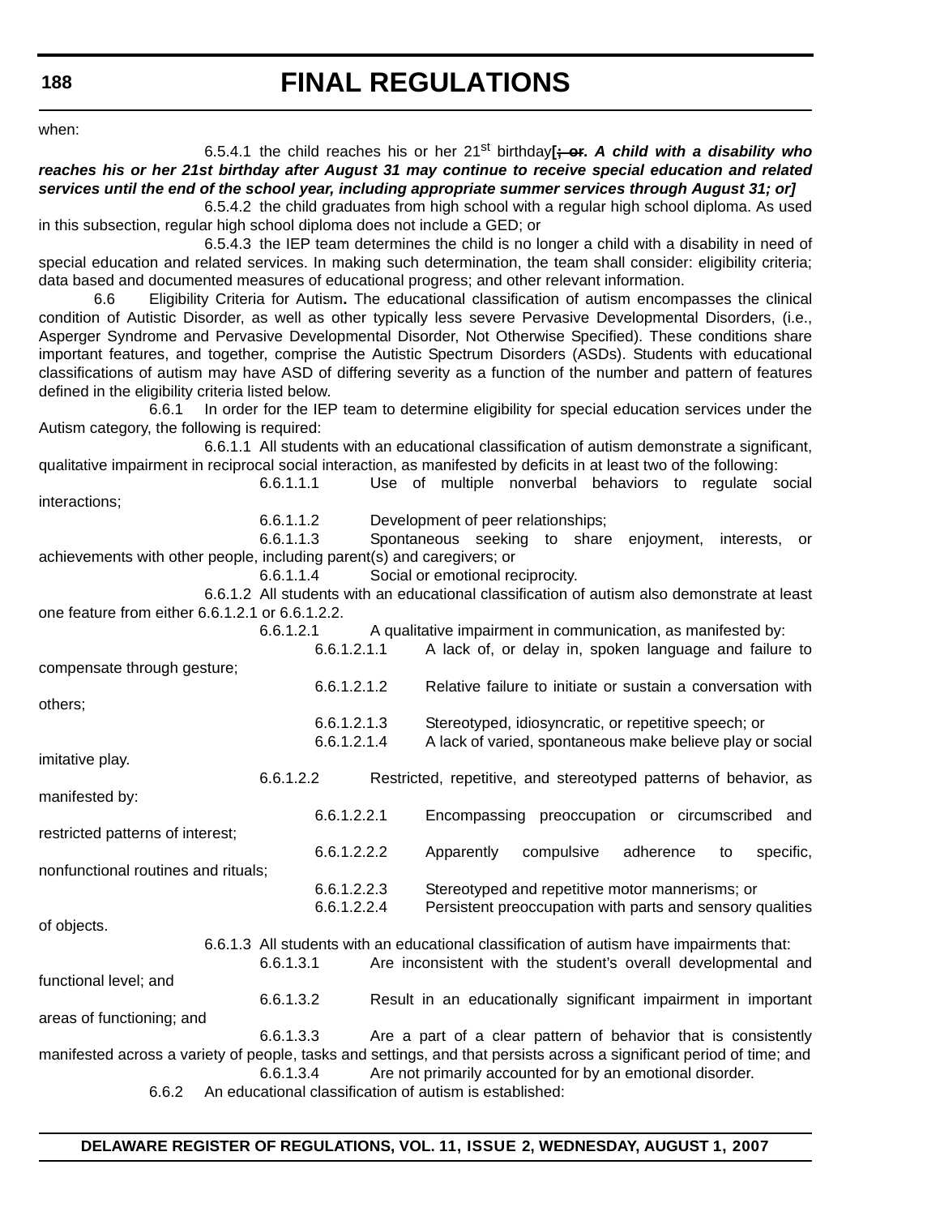when:

6.5.4.1 the child reaches his or her 21st birthday**[~~; or~~. *A child with a disability who reaches his or her 21st birthday after August 31 may continue to receive special education and related services until the end of the school year, including appropriate summer services through August 31; or*]**

6.5.4.2 the child graduates from high school with a regular high school diploma. As used in this subsection, regular high school diploma does not include a GED; or

6.5.4.3 the IEP team determines the child is no longer a child with a disability in need of special education and related services. In making such determination, the team shall consider: eligibility criteria; data based and documented measures of educational progress; and other relevant information.

6.6 Eligibility Criteria for Autism**.** The educational classification of autism encompasses the clinical condition of Autistic Disorder, as well as other typically less severe Pervasive Developmental Disorders, (i.e., Asperger Syndrome and Pervasive Developmental Disorder, Not Otherwise Specified). These conditions share important features, and together, comprise the Autistic Spectrum Disorders (ASDs). Students with educational classifications of autism may have ASD of differing severity as a function of the number and pattern of features defined in the eligibility criteria listed below.

6.6.1 In order for the IEP team to determine eligibility for special education services under the Autism category, the following is required:

6.6.1.1 All students with an educational classification of autism demonstrate a significant, qualitative impairment in reciprocal social interaction, as manifested by deficits in at least two of the following:

6.6.1.1.1 Use of multiple nonverbal behaviors to regulate social interactions;

6.6.1.1.2 Development of peer relationships;

6.6.1.1.3 Spontaneous seeking to share enjoyment, interests, or achievements with other people, including parent(s) and caregivers; or

6.6.1.1.4 Social or emotional reciprocity.

6.6.1.2 All students with an educational classification of autism also demonstrate at least one feature from either 6.6.1.2.1 or 6.6.1.2.2.

6.6.1.2.1 A qualitative impairment in communication, as manifested by:

6.6.1.2.1.1 A lack of, or delay in, spoken language and failure to compensate through gesture;

6.6.1.2.1.2 Relative failure to initiate or sustain a conversation with others;

6.6.1.2.1.3 Stereotyped, idiosyncratic, or repetitive speech; or

6.6.1.2.1.4 A lack of varied, spontaneous make believe play or social imitative play.

6.6.1.2.2 Restricted, repetitive, and stereotyped patterns of behavior, as manifested by:

6.6.1.2.2.1 Encompassing preoccupation or circumscribed and restricted patterns of interest;

6.6.1.2.2.2 Apparently compulsive adherence to specific, nonfunctional routines and rituals;

6.6.1.2.2.3 Stereotyped and repetitive motor mannerisms; or

6.6.1.2.2.4 Persistent preoccupation with parts and sensory qualities of objects.

6.6.1.3 All students with an educational classification of autism have impairments that:

6.6.1.3.1 Are inconsistent with the student's overall developmental and functional level; and

6.6.1.3.2 Result in an educationally significant impairment in important areas of functioning; and

6.6.1.3.3 Are a part of a clear pattern of behavior that is consistently manifested across a variety of people, tasks and settings, and that persists across a significant period of time; and

6.6.1.3.4 Are not primarily accounted for by an emotional disorder.

6.6.2 An educational classification of autism is established: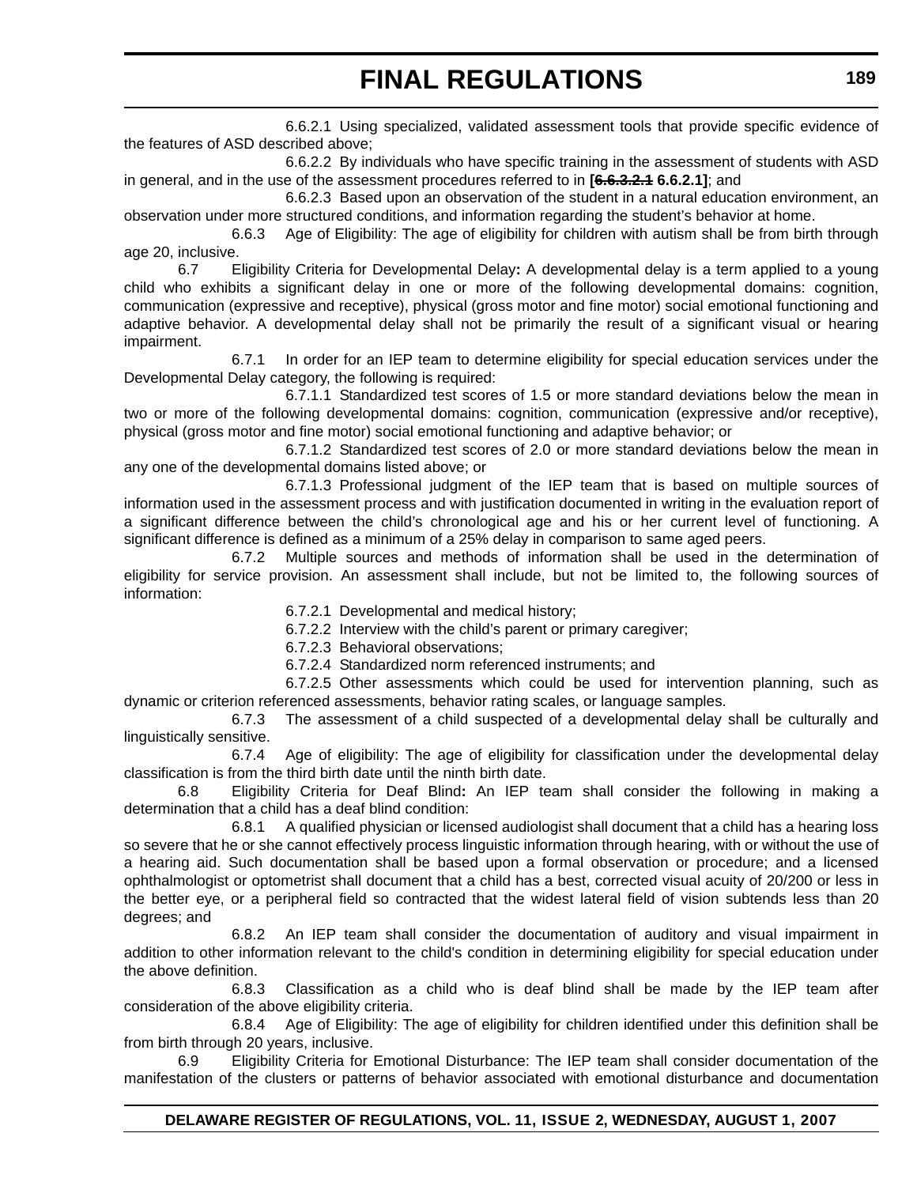6.6.2.1 Using specialized, validated assessment tools that provide specific evidence of the features of ASD described above;

6.6.2.2 By individuals who have specific training in the assessment of students with ASD in general, and in the use of the assessment procedures referred to in **[~~6.6.3.2.1~~ 6.6.2.1]**; and

6.6.2.3 Based upon an observation of the student in a natural education environment, an observation under more structured conditions, and information regarding the student's behavior at home.

6.6.3 Age of Eligibility: The age of eligibility for children with autism shall be from birth through age 20, inclusive.

6.7 Eligibility Criteria for Developmental Delay**:** A developmental delay is a term applied to a young child who exhibits a significant delay in one or more of the following developmental domains: cognition, communication (expressive and receptive), physical (gross motor and fine motor) social emotional functioning and adaptive behavior. A developmental delay shall not be primarily the result of a significant visual or hearing impairment.

6.7.1 In order for an IEP team to determine eligibility for special education services under the Developmental Delay category, the following is required:

6.7.1.1 Standardized test scores of 1.5 or more standard deviations below the mean in two or more of the following developmental domains: cognition, communication (expressive and/or receptive), physical (gross motor and fine motor) social emotional functioning and adaptive behavior; or

6.7.1.2 Standardized test scores of 2.0 or more standard deviations below the mean in any one of the developmental domains listed above; or

6.7.1.3 Professional judgment of the IEP team that is based on multiple sources of information used in the assessment process and with justification documented in writing in the evaluation report of a significant difference between the child's chronological age and his or her current level of functioning. A significant difference is defined as a minimum of a 25% delay in comparison to same aged peers.

6.7.2 Multiple sources and methods of information shall be used in the determination of eligibility for service provision. An assessment shall include, but not be limited to, the following sources of information:

6.7.2.1 Developmental and medical history;

6.7.2.2 Interview with the child's parent or primary caregiver;

6.7.2.3 Behavioral observations;

6.7.2.4 Standardized norm referenced instruments; and

6.7.2.5 Other assessments which could be used for intervention planning, such as dynamic or criterion referenced assessments, behavior rating scales, or language samples.

6.7.3 The assessment of a child suspected of a developmental delay shall be culturally and linguistically sensitive.

6.7.4 Age of eligibility: The age of eligibility for classification under the developmental delay classification is from the third birth date until the ninth birth date.

6.8 Eligibility Criteria for Deaf Blind**:** An IEP team shall consider the following in making a determination that a child has a deaf blind condition:

6.8.1 A qualified physician or licensed audiologist shall document that a child has a hearing loss so severe that he or she cannot effectively process linguistic information through hearing, with or without the use of a hearing aid. Such documentation shall be based upon a formal observation or procedure; and a licensed ophthalmologist or optometrist shall document that a child has a best, corrected visual acuity of 20/200 or less in the better eye, or a peripheral field so contracted that the widest lateral field of vision subtends less than 20 degrees; and

6.8.2 An IEP team shall consider the documentation of auditory and visual impairment in addition to other information relevant to the child's condition in determining eligibility for special education under the above definition.

6.8.3 Classification as a child who is deaf blind shall be made by the IEP team after consideration of the above eligibility criteria.

6.8.4 Age of Eligibility: The age of eligibility for children identified under this definition shall be from birth through 20 years, inclusive.

6.9 Eligibility Criteria for Emotional Disturbance: The IEP team shall consider documentation of the manifestation of the clusters or patterns of behavior associated with emotional disturbance and documentation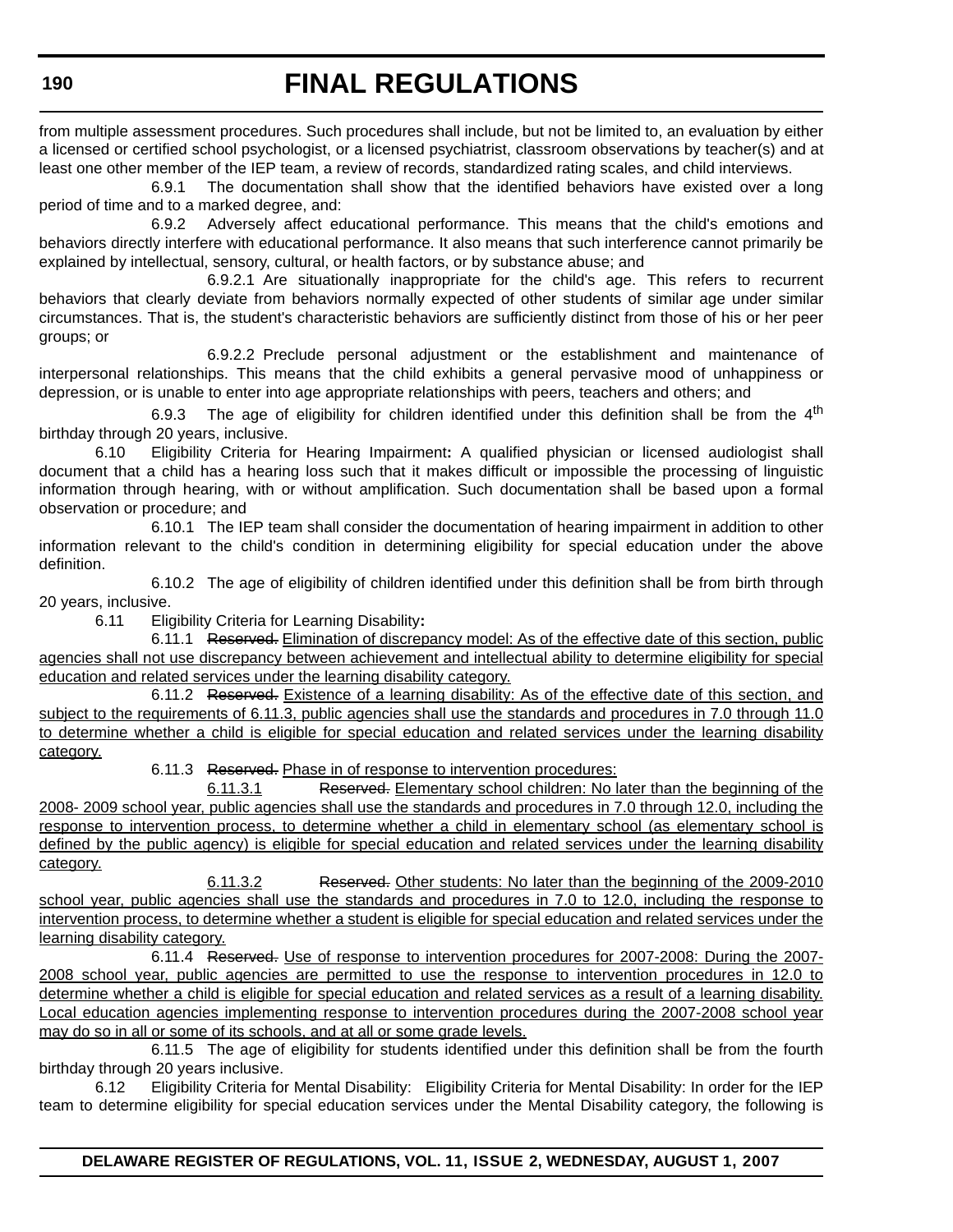from multiple assessment procedures. Such procedures shall include, but not be limited to, an evaluation by either a licensed or certified school psychologist, or a licensed psychiatrist, classroom observations by teacher(s) and at least one other member of the IEP team, a review of records, standardized rating scales, and child interviews.

6.9.1 The documentation shall show that the identified behaviors have existed over a long period of time and to a marked degree, and:

6.9.2 Adversely affect educational performance. This means that the child's emotions and behaviors directly interfere with educational performance. It also means that such interference cannot primarily be explained by intellectual, sensory, cultural, or health factors, or by substance abuse; and

6.9.2.1 Are situationally inappropriate for the child's age. This refers to recurrent behaviors that clearly deviate from behaviors normally expected of other students of similar age under similar circumstances. That is, the student's characteristic behaviors are sufficiently distinct from those of his or her peer groups; or

6.9.2.2 Preclude personal adjustment or the establishment and maintenance of interpersonal relationships. This means that the child exhibits a general pervasive mood of unhappiness or depression, or is unable to enter into age appropriate relationships with peers, teachers and others; and

6.9.3 The age of eligibility for children identified under this definition shall be from the 4th birthday through 20 years, inclusive.

6.10 Eligibility Criteria for Hearing Impairment**:** A qualified physician or licensed audiologist shall document that a child has a hearing loss such that it makes difficult or impossible the processing of linguistic information through hearing, with or without amplification. Such documentation shall be based upon a formal observation or procedure; and

6.10.1 The IEP team shall consider the documentation of hearing impairment in addition to other information relevant to the child's condition in determining eligibility for special education under the above definition.

6.10.2 The age of eligibility of children identified under this definition shall be from birth through 20 years, inclusive.

6.11 Eligibility Criteria for Learning Disability**:**

6.11.1 ~~Reserved.~~ Elimination of discrepancy model: As of the effective date of this section, public agencies shall not use discrepancy between achievement and intellectual ability to determine eligibility for special education and related services under the learning disability category.

6.11.2 ~~Reserved.~~ Existence of a learning disability: As of the effective date of this section, and subject to the requirements of 6.11.3, public agencies shall use the standards and procedures in 7.0 through 11.0 to determine whether a child is eligible for special education and related services under the learning disability category.

6.11.3 ~~Reserved.~~ Phase in of response to intervention procedures:

6.11.3.1 ~~Reserved.~~ Elementary school children: No later than the beginning of the 2008- 2009 school year, public agencies shall use the standards and procedures in 7.0 through 12.0, including the response to intervention process, to determine whether a child in elementary school (as elementary school is defined by the public agency) is eligible for special education and related services under the learning disability category.

6.11.3.2 ~~Reserved.~~ Other students: No later than the beginning of the 2009-2010 school year, public agencies shall use the standards and procedures in 7.0 to 12.0, including the response to intervention process, to determine whether a student is eligible for special education and related services under the learning disability category.

6.11.4 ~~Reserved.~~ Use of response to intervention procedures for 2007-2008: During the 2007-2008 school year, public agencies are permitted to use the response to intervention procedures in 12.0 to determine whether a child is eligible for special education and related services as a result of a learning disability. Local education agencies implementing response to intervention procedures during the 2007-2008 school year may do so in all or some of its schools, and at all or some grade levels.

6.11.5 The age of eligibility for students identified under this definition shall be from the fourth birthday through 20 years inclusive.

6.12 Eligibility Criteria for Mental Disability: Eligibility Criteria for Mental Disability: In order for the IEP team to determine eligibility for special education services under the Mental Disability category, the following is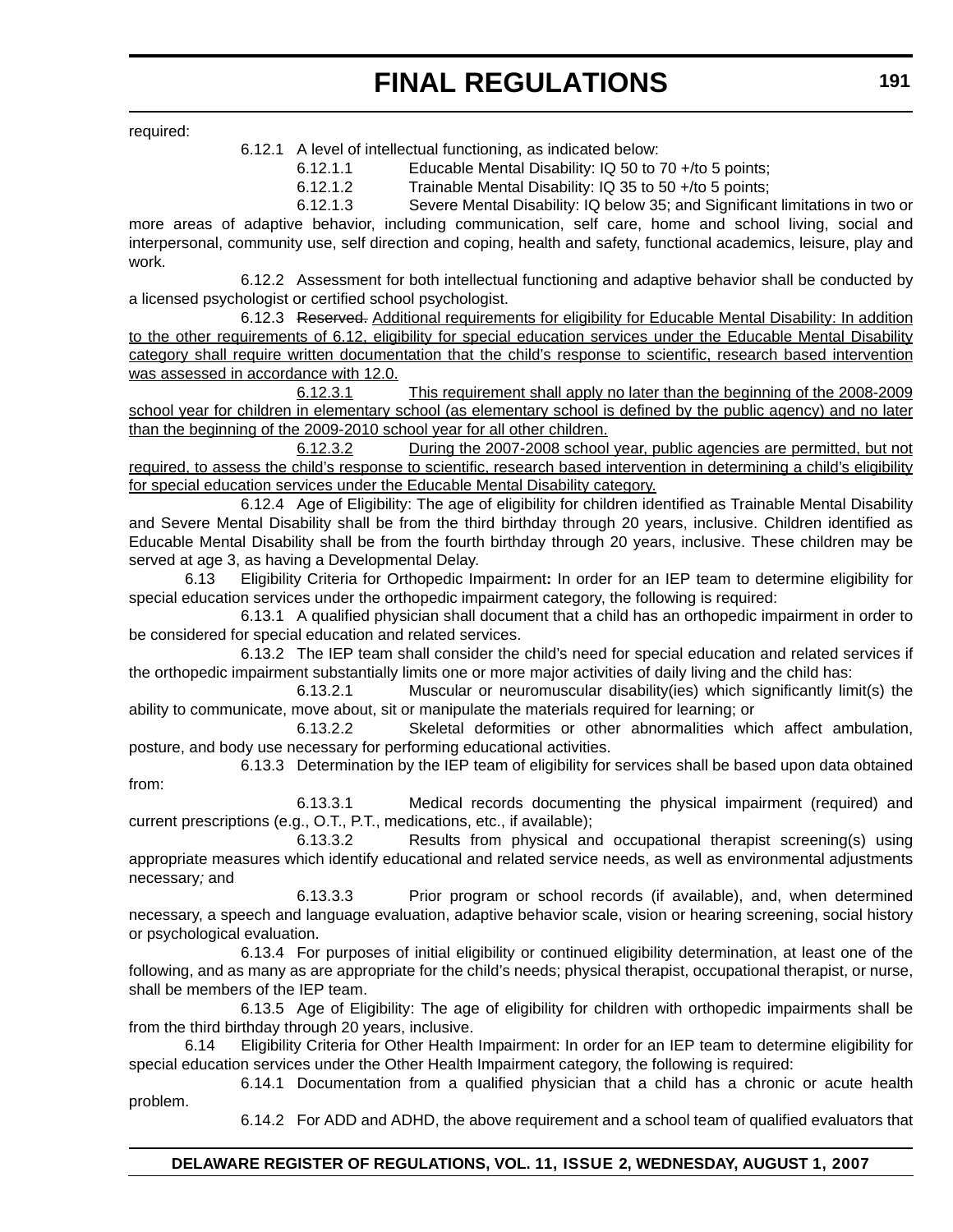required:

6.12.1 A level of intellectual functioning, as indicated below:

6.12.1.1 Educable Mental Disability: IQ 50 to 70 +/to 5 points;

6.12.1.2 Trainable Mental Disability: IQ 35 to 50 +/to 5 points;

6.12.1.3 Severe Mental Disability: IQ below 35; and Significant limitations in two or more areas of adaptive behavior, including communication, self care, home and school living, social and interpersonal, community use, self direction and coping, health and safety, functional academics, leisure, play and work.

6.12.2 Assessment for both intellectual functioning and adaptive behavior shall be conducted by a licensed psychologist or certified school psychologist.

6.12.3 ~~Reserved.~~ Additional requirements for eligibility for Educable Mental Disability: In addition to the other requirements of 6.12, eligibility for special education services under the Educable Mental Disability category shall require written documentation that the child's response to scientific, research based intervention was assessed in accordance with 12.0.

6.12.3.1 This requirement shall apply no later than the beginning of the 2008-2009 school year for children in elementary school (as elementary school is defined by the public agency) and no later than the beginning of the 2009-2010 school year for all other children.

6.12.3.2 During the 2007-2008 school year, public agencies are permitted, but not required, to assess the child's response to scientific, research based intervention in determining a child's eligibility for special education services under the Educable Mental Disability category.

6.12.4 Age of Eligibility: The age of eligibility for children identified as Trainable Mental Disability and Severe Mental Disability shall be from the third birthday through 20 years, inclusive. Children identified as Educable Mental Disability shall be from the fourth birthday through 20 years, inclusive. These children may be served at age 3, as having a Developmental Delay.

6.13 Eligibility Criteria for Orthopedic Impairment**:** In order for an IEP team to determine eligibility for special education services under the orthopedic impairment category, the following is required:

6.13.1 A qualified physician shall document that a child has an orthopedic impairment in order to be considered for special education and related services.

6.13.2 The IEP team shall consider the child's need for special education and related services if the orthopedic impairment substantially limits one or more major activities of daily living and the child has:

6.13.2.1 Muscular or neuromuscular disability(ies) which significantly limit(s) the ability to communicate, move about, sit or manipulate the materials required for learning; or

6.13.2.2 Skeletal deformities or other abnormalities which affect ambulation, posture, and body use necessary for performing educational activities.

6.13.3 Determination by the IEP team of eligibility for services shall be based upon data obtained from:

6.13.3.1 Medical records documenting the physical impairment (required) and current prescriptions (e.g., O.T., P.T., medications, etc., if available);

6.13.3.2 Results from physical and occupational therapist screening(s) using appropriate measures which identify educational and related service needs, as well as environmental adjustments necessary*;* and

6.13.3.3 Prior program or school records (if available), and, when determined necessary, a speech and language evaluation, adaptive behavior scale, vision or hearing screening, social history or psychological evaluation.

6.13.4 For purposes of initial eligibility or continued eligibility determination, at least one of the following, and as many as are appropriate for the child's needs; physical therapist, occupational therapist, or nurse, shall be members of the IEP team.

6.13.5 Age of Eligibility: The age of eligibility for children with orthopedic impairments shall be from the third birthday through 20 years, inclusive.

6.14 Eligibility Criteria for Other Health Impairment: In order for an IEP team to determine eligibility for special education services under the Other Health Impairment category, the following is required:

6.14.1 Documentation from a qualified physician that a child has a chronic or acute health problem.

6.14.2 For ADD and ADHD, the above requirement and a school team of qualified evaluators that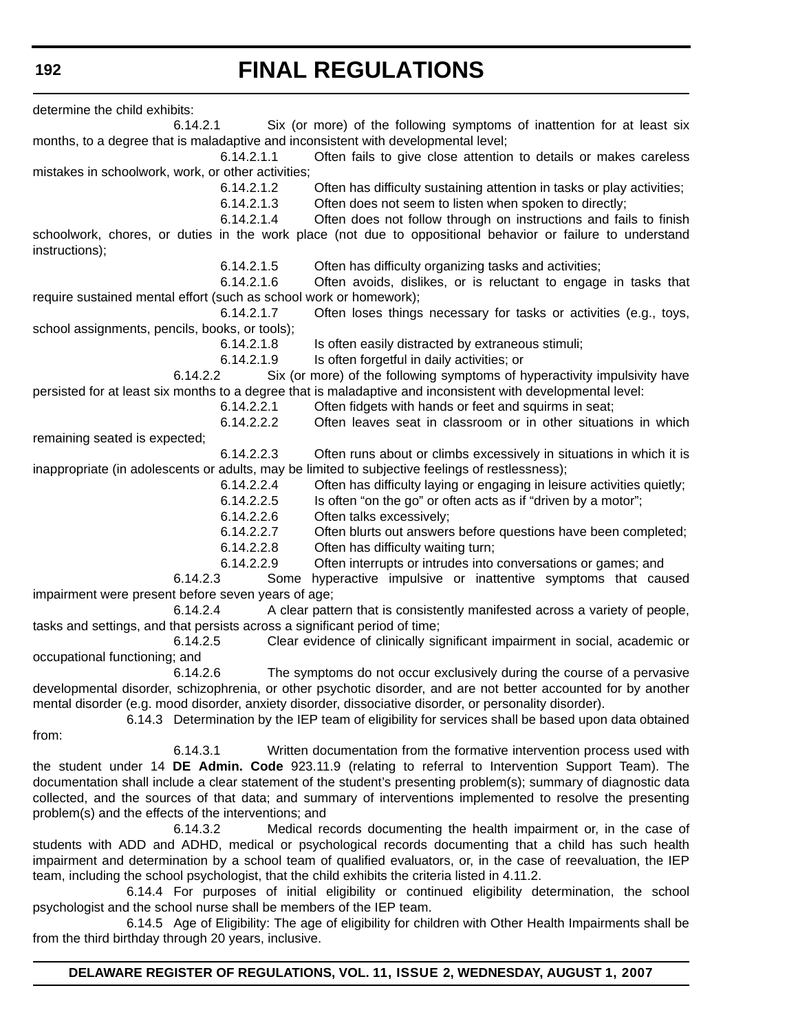determine the child exhibits:

6.14.2.1 Six (or more) of the following symptoms of inattention for at least six months, to a degree that is maladaptive and inconsistent with developmental level;

6.14.2.1.1 Often fails to give close attention to details or makes careless mistakes in schoolwork, work, or other activities;

6.14.2.1.2 Often has difficulty sustaining attention in tasks or play activities;

6.14.2.1.3 Often does not seem to listen when spoken to directly;

6.14.2.1.4 Often does not follow through on instructions and fails to finish schoolwork, chores, or duties in the work place (not due to oppositional behavior or failure to understand instructions);

6.14.2.1.5 Often has difficulty organizing tasks and activities;

6.14.2.1.6 Often avoids, dislikes, or is reluctant to engage in tasks that require sustained mental effort (such as school work or homework);

6.14.2.1.7 Often loses things necessary for tasks or activities (e.g., toys, school assignments, pencils, books, or tools);

6.14.2.1.8 Is often easily distracted by extraneous stimuli;

6.14.2.1.9 Is often forgetful in daily activities; or

6.14.2.2 Six (or more) of the following symptoms of hyperactivity impulsivity have persisted for at least six months to a degree that is maladaptive and inconsistent with developmental level:

6.14.2.2.1 Often fidgets with hands or feet and squirms in seat;

6.14.2.2.2 Often leaves seat in classroom or in other situations in which remaining seated is expected;

6.14.2.2.3 Often runs about or climbs excessively in situations in which it is inappropriate (in adolescents or adults, may be limited to subjective feelings of restlessness);

6.14.2.2.4 Often has difficulty laying or engaging in leisure activities quietly;

6.14.2.2.5 Is often "on the go" or often acts as if "driven by a motor";

6.14.2.2.6 Often talks excessively;

6.14.2.2.7 Often blurts out answers before questions have been completed;

6.14.2.2.8 Often has difficulty waiting turn;

6.14.2.2.9 Often interrupts or intrudes into conversations or games; and

6.14.2.3 Some hyperactive impulsive or inattentive symptoms that caused impairment were present before seven years of age;

6.14.2.4 A clear pattern that is consistently manifested across a variety of people, tasks and settings, and that persists across a significant period of time;

6.14.2.5 Clear evidence of clinically significant impairment in social, academic or occupational functioning; and

6.14.2.6 The symptoms do not occur exclusively during the course of a pervasive developmental disorder, schizophrenia, or other psychotic disorder, and are not better accounted for by another mental disorder (e.g. mood disorder, anxiety disorder, dissociative disorder, or personality disorder).

6.14.3 Determination by the IEP team of eligibility for services shall be based upon data obtained from:

6.14.3.1 Written documentation from the formative intervention process used with the student under 14 **DE Admin. Code** 923.11.9 (relating to referral to Intervention Support Team). The documentation shall include a clear statement of the student's presenting problem(s); summary of diagnostic data collected, and the sources of that data; and summary of interventions implemented to resolve the presenting problem(s) and the effects of the interventions; and

6.14.3.2 Medical records documenting the health impairment or, in the case of students with ADD and ADHD, medical or psychological records documenting that a child has such health impairment and determination by a school team of qualified evaluators, or, in the case of reevaluation, the IEP team, including the school psychologist, that the child exhibits the criteria listed in 4.11.2.

6.14.4 For purposes of initial eligibility or continued eligibility determination, the school psychologist and the school nurse shall be members of the IEP team.

6.14.5 Age of Eligibility: The age of eligibility for children with Other Health Impairments shall be from the third birthday through 20 years, inclusive.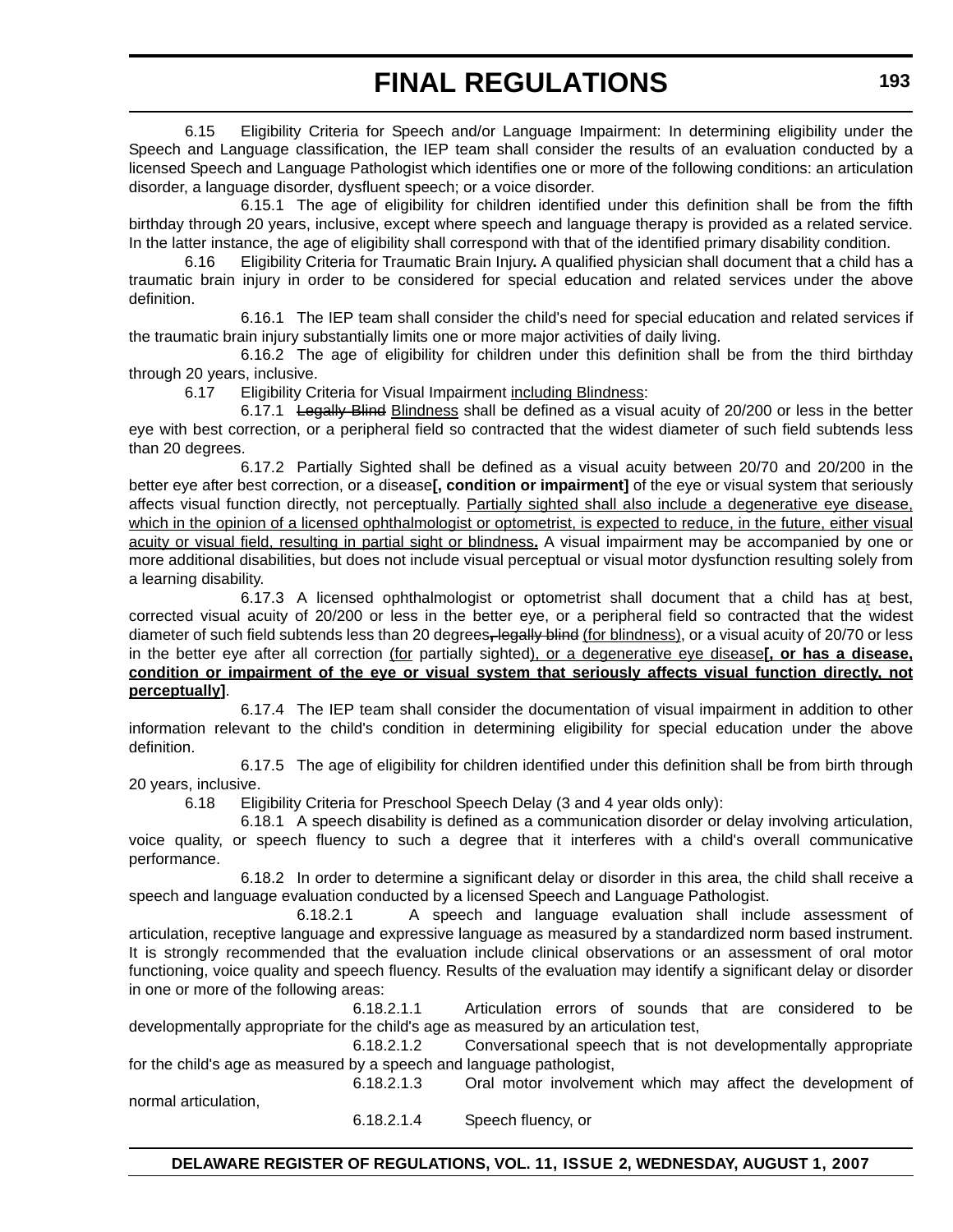6.15 Eligibility Criteria for Speech and/or Language Impairment: In determining eligibility under the Speech and Language classification, the IEP team shall consider the results of an evaluation conducted by a licensed Speech and Language Pathologist which identifies one or more of the following conditions: an articulation disorder, a language disorder, dysfluent speech; or a voice disorder.

6.15.1 The age of eligibility for children identified under this definition shall be from the fifth birthday through 20 years, inclusive, except where speech and language therapy is provided as a related service. In the latter instance, the age of eligibility shall correspond with that of the identified primary disability condition.

6.16 Eligibility Criteria for Traumatic Brain Injury**.** A qualified physician shall document that a child has a traumatic brain injury in order to be considered for special education and related services under the above definition.

6.16.1 The IEP team shall consider the child's need for special education and related services if the traumatic brain injury substantially limits one or more major activities of daily living.

6.16.2 The age of eligibility for children under this definition shall be from the third birthday through 20 years, inclusive.

6.17 Eligibility Criteria for Visual Impairment <u>including Blindness</u>:

6.17.1 ~~Legally Blind~~ <u>Blindness</u> shall be defined as a visual acuity of 20/200 or less in the better eye with best correction, or a peripheral field so contracted that the widest diameter of such field subtends less than 20 degrees.

6.17.2 Partially Sighted shall be defined as a visual acuity between 20/70 and 20/200 in the better eye after best correction, or a disease**[, condition or impairment]** of the eye or visual system that seriously affects visual function directly, not perceptually. <u>Partially sighted shall also include a degenerative eye disease, which in the opinion of a licensed ophthalmologist or optometrist, is expected to reduce, in the future, either visual acuity or visual field, resulting in partial sight or blindness</u>**.** A visual impairment may be accompanied by one or more additional disabilities, but does not include visual perceptual or visual motor dysfunction resulting solely from a learning disability.

6.17.3 A licensed ophthalmologist or optometrist shall document that a child has a<u>t</u> best, corrected visual acuity of 20/200 or less in the better eye, or a peripheral field so contracted that the widest diameter of such field subtends less than 20 degrees~~, legally blind~~ <u>(for blindness)</u>, or a visual acuity of 20/70 or less in the better eye after all correction <u>(for</u> partially sighted<u>), or a degenerative eye disease</u>**<u>[, or has a disease, condition or impairment of the eye or visual system that seriously affects visual function directly, not perceptually]</u>**.

6.17.4 The IEP team shall consider the documentation of visual impairment in addition to other information relevant to the child's condition in determining eligibility for special education under the above definition.

6.17.5 The age of eligibility for children identified under this definition shall be from birth through 20 years, inclusive.

6.18 Eligibility Criteria for Preschool Speech Delay (3 and 4 year olds only):

6.18.1 A speech disability is defined as a communication disorder or delay involving articulation, voice quality, or speech fluency to such a degree that it interferes with a child's overall communicative performance.

6.18.2 In order to determine a significant delay or disorder in this area, the child shall receive a speech and language evaluation conducted by a licensed Speech and Language Pathologist.

6.18.2.1 A speech and language evaluation shall include assessment of articulation, receptive language and expressive language as measured by a standardized norm based instrument. It is strongly recommended that the evaluation include clinical observations or an assessment of oral motor functioning, voice quality and speech fluency. Results of the evaluation may identify a significant delay or disorder in one or more of the following areas:

6.18.2.1.1 Articulation errors of sounds that are considered to be developmentally appropriate for the child's age as measured by an articulation test,

6.18.2.1.2 Conversational speech that is not developmentally appropriate for the child's age as measured by a speech and language pathologist,

6.18.2.1.3 Oral motor involvement which may affect the development of normal articulation,

6.18.2.1.4 Speech fluency, or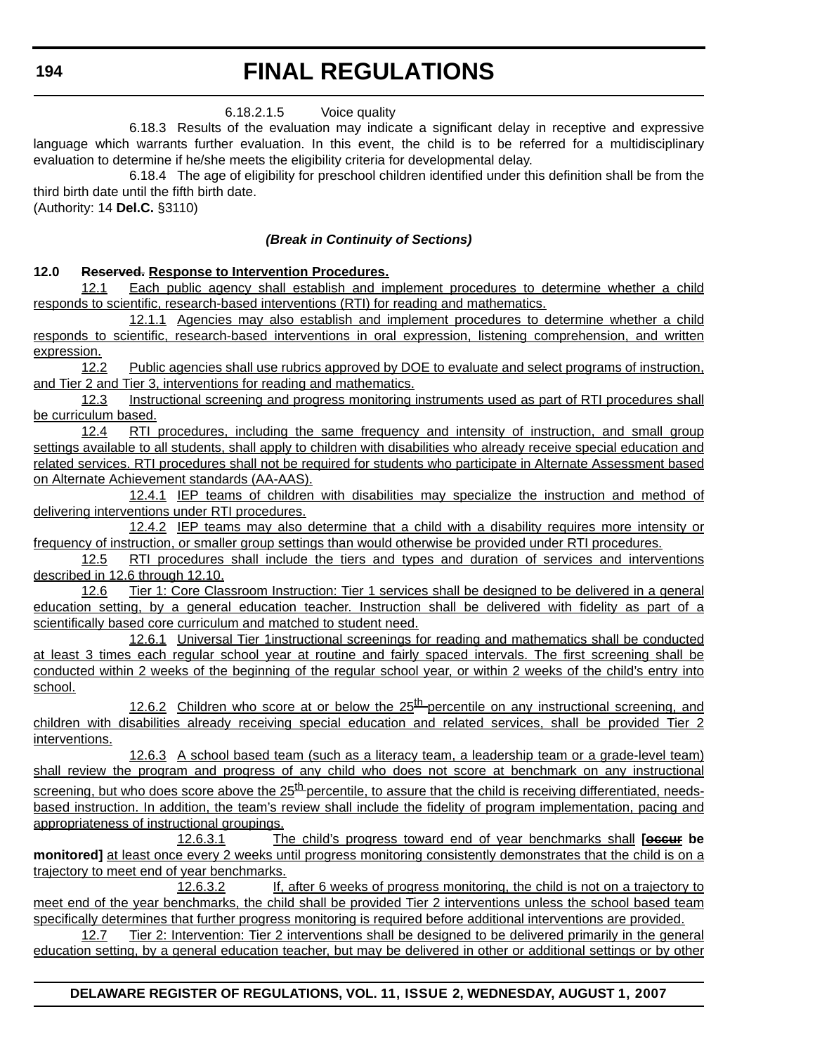6.18.2.1.5 Voice quality

6.18.3 Results of the evaluation may indicate a significant delay in receptive and expressive language which warrants further evaluation. In this event, the child is to be referred for a multidisciplinary evaluation to determine if he/she meets the eligibility criteria for developmental delay.

6.18.4 The age of eligibility for preschool children identified under this definition shall be from the third birth date until the fifth birth date.

(Authority: 14 **Del.C.** §3110)

***(Break in Continuity of Sections)***

**12.0 ~~Reserved.~~ Response to Intervention Procedures.**

12.1 Each public agency shall establish and implement procedures to determine whether a child responds to scientific, research-based interventions (RTI) for reading and mathematics.

12.1.1 Agencies may also establish and implement procedures to determine whether a child responds to scientific, research-based interventions in oral expression, listening comprehension, and written expression.

12.2 Public agencies shall use rubrics approved by DOE to evaluate and select programs of instruction, and Tier 2 and Tier 3, interventions for reading and mathematics.

12.3 Instructional screening and progress monitoring instruments used as part of RTI procedures shall be curriculum based.

12.4 RTI procedures, including the same frequency and intensity of instruction, and small group settings available to all students, shall apply to children with disabilities who already receive special education and related services. RTI procedures shall not be required for students who participate in Alternate Assessment based on Alternate Achievement standards (AA-AAS).

12.4.1 IEP teams of children with disabilities may specialize the instruction and method of delivering interventions under RTI procedures.

12.4.2 IEP teams may also determine that a child with a disability requires more intensity or frequency of instruction, or smaller group settings than would otherwise be provided under RTI procedures.

12.5 RTI procedures shall include the tiers and types and duration of services and interventions described in 12.6 through 12.10.

12.6 Tier 1: Core Classroom Instruction: Tier 1 services shall be designed to be delivered in a general education setting, by a general education teacher. Instruction shall be delivered with fidelity as part of a scientifically based core curriculum and matched to student need.

12.6.1 Universal Tier 1instructional screenings for reading and mathematics shall be conducted at least 3 times each regular school year at routine and fairly spaced intervals. The first screening shall be conducted within 2 weeks of the beginning of the regular school year, or within 2 weeks of the child's entry into school.

12.6.2 Children who score at or below the 25th percentile on any instructional screening, and children with disabilities already receiving special education and related services, shall be provided Tier 2 interventions.

12.6.3 A school based team (such as a literacy team, a leadership team or a grade-level team) shall review the program and progress of any child who does not score at benchmark on any instructional screening, but who does score above the 25th percentile, to assure that the child is receiving differentiated, needs-based instruction. In addition, the team's review shall include the fidelity of program implementation, pacing and appropriateness of instructional groupings.

12.6.3.1 The child's progress toward end of year benchmarks shall **[~~occur~~ be monitored]** at least once every 2 weeks until progress monitoring consistently demonstrates that the child is on a trajectory to meet end of year benchmarks.

12.6.3.2 If, after 6 weeks of progress monitoring, the child is not on a trajectory to meet end of the year benchmarks, the child shall be provided Tier 2 interventions unless the school based team specifically determines that further progress monitoring is required before additional interventions are provided.

12.7 Tier 2: Intervention: Tier 2 interventions shall be designed to be delivered primarily in the general education setting, by a general education teacher, but may be delivered in other or additional settings or by other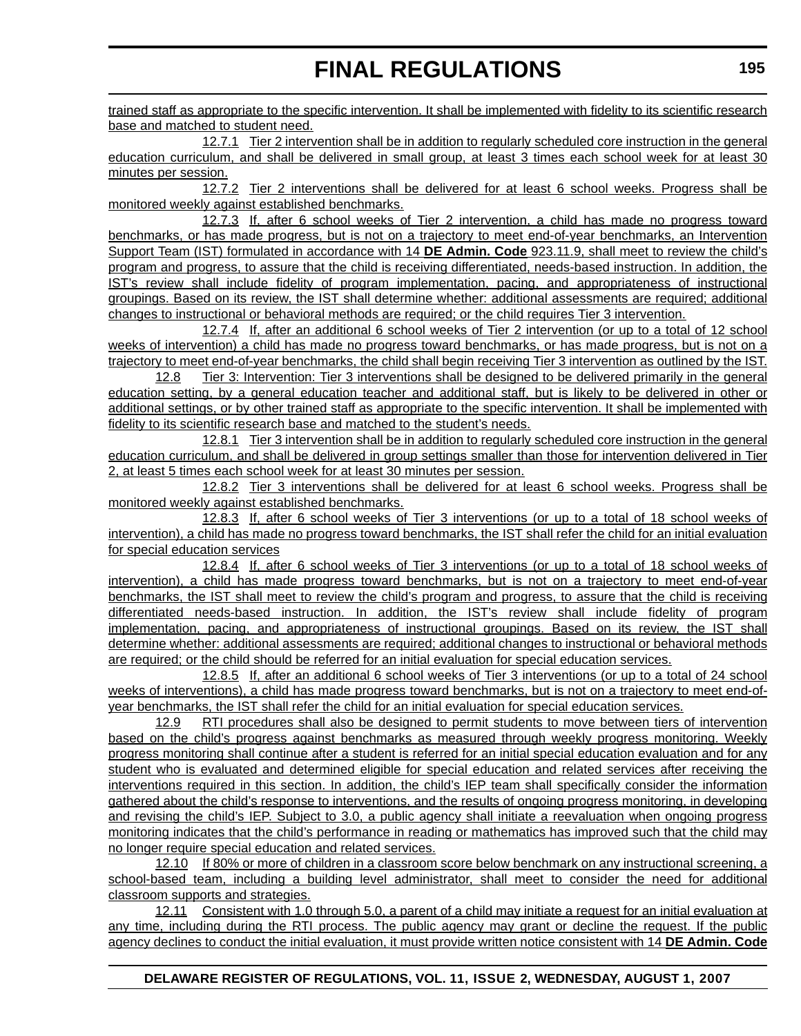trained staff as appropriate to the specific intervention. It shall be implemented with fidelity to its scientific research base and matched to student need.

12.7.1 Tier 2 intervention shall be in addition to regularly scheduled core instruction in the general education curriculum, and shall be delivered in small group, at least 3 times each school week for at least 30 minutes per session.

12.7.2 Tier 2 interventions shall be delivered for at least 6 school weeks. Progress shall be monitored weekly against established benchmarks.

12.7.3 If, after 6 school weeks of Tier 2 intervention, a child has made no progress toward benchmarks, or has made progress, but is not on a trajectory to meet end-of-year benchmarks, an Intervention Support Team (IST) formulated in accordance with 14 **DE Admin. Code** 923.11.9, shall meet to review the child's program and progress, to assure that the child is receiving differentiated, needs-based instruction. In addition, the IST's review shall include fidelity of program implementation, pacing, and appropriateness of instructional groupings. Based on its review, the IST shall determine whether: additional assessments are required; additional changes to instructional or behavioral methods are required; or the child requires Tier 3 intervention.

12.7.4 If, after an additional 6 school weeks of Tier 2 intervention (or up to a total of 12 school weeks of intervention) a child has made no progress toward benchmarks, or has made progress, but is not on a trajectory to meet end-of-year benchmarks, the child shall begin receiving Tier 3 intervention as outlined by the IST.

12.8 Tier 3: Intervention: Tier 3 interventions shall be designed to be delivered primarily in the general education setting, by a general education teacher and additional staff, but is likely to be delivered in other or additional settings, or by other trained staff as appropriate to the specific intervention. It shall be implemented with fidelity to its scientific research base and matched to the student's needs.

12.8.1 Tier 3 intervention shall be in addition to regularly scheduled core instruction in the general education curriculum, and shall be delivered in group settings smaller than those for intervention delivered in Tier 2, at least 5 times each school week for at least 30 minutes per session.

12.8.2 Tier 3 interventions shall be delivered for at least 6 school weeks. Progress shall be monitored weekly against established benchmarks.

12.8.3 If, after 6 school weeks of Tier 3 interventions (or up to a total of 18 school weeks of intervention), a child has made no progress toward benchmarks, the IST shall refer the child for an initial evaluation for special education services

12.8.4 If, after 6 school weeks of Tier 3 interventions (or up to a total of 18 school weeks of intervention), a child has made progress toward benchmarks, but is not on a trajectory to meet end-of-year benchmarks, the IST shall meet to review the child's program and progress, to assure that the child is receiving differentiated needs-based instruction. In addition, the IST's review shall include fidelity of program implementation, pacing, and appropriateness of instructional groupings. Based on its review, the IST shall determine whether: additional assessments are required; additional changes to instructional or behavioral methods are required; or the child should be referred for an initial evaluation for special education services.

12.8.5 If, after an additional 6 school weeks of Tier 3 interventions (or up to a total of 24 school weeks of interventions), a child has made progress toward benchmarks, but is not on a trajectory to meet end-of-year benchmarks, the IST shall refer the child for an initial evaluation for special education services.

12.9 RTI procedures shall also be designed to permit students to move between tiers of intervention based on the child's progress against benchmarks as measured through weekly progress monitoring. Weekly progress monitoring shall continue after a student is referred for an initial special education evaluation and for any student who is evaluated and determined eligible for special education and related services after receiving the interventions required in this section. In addition, the child's IEP team shall specifically consider the information gathered about the child's response to interventions, and the results of ongoing progress monitoring, in developing and revising the child's IEP. Subject to 3.0, a public agency shall initiate a reevaluation when ongoing progress monitoring indicates that the child's performance in reading or mathematics has improved such that the child may no longer require special education and related services.

12.10 If 80% or more of children in a classroom score below benchmark on any instructional screening, a school-based team, including a building level administrator, shall meet to consider the need for additional classroom supports and strategies.

12.11 Consistent with 1.0 through 5.0, a parent of a child may initiate a request for an initial evaluation at any time, including during the RTI process. The public agency may grant or decline the request. If the public agency declines to conduct the initial evaluation, it must provide written notice consistent with 14 **DE Admin. Code**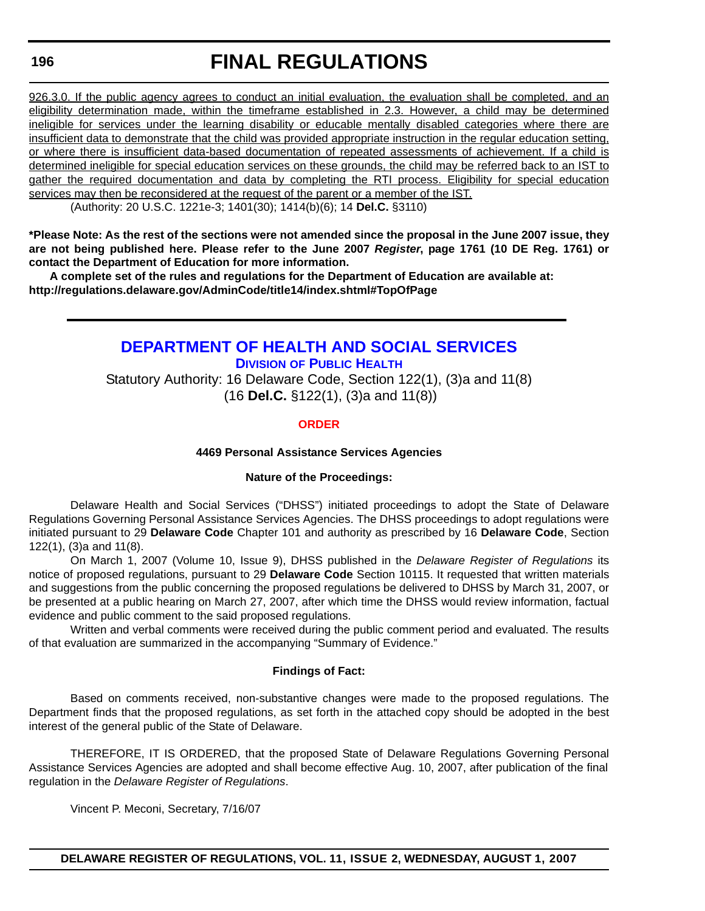926.3.0. If the public agency agrees to conduct an initial evaluation, the evaluation shall be completed, and an eligibility determination made, within the timeframe established in 2.3. However, a child may be determined ineligible for services under the learning disability or educable mentally disabled categories where there are insufficient data to demonstrate that the child was provided appropriate instruction in the regular education setting, or where there is insufficient data-based documentation of repeated assessments of achievement. If a child is determined ineligible for special education services on these grounds, the child may be referred back to an IST to gather the required documentation and data by completing the RTI process. Eligibility for special education services may then be reconsidered at the request of the parent or a member of the IST.

(Authority: 20 U.S.C. 1221e-3; 1401(30); 1414(b)(6); 14 **Del.C.** §3110)

**\*Please Note: As the rest of the sections were not amended since the proposal in the June 2007 issue, they are not being published here. Please refer to the June 2007 *Register*, page 1761 (10 DE Reg. 1761) or contact the Department of Education for more information.**

**A complete set of the rules and regulations for the Department of Education are available at: http://regulations.delaware.gov/AdminCode/title14/index.shtml#TopOfPage**

---

## DEPARTMENT OF HEALTH AND SOCIAL SERVICES

### DIVISION OF PUBLIC HEALTH

Statutory Authority: 16 Delaware Code, Section 122(1), (3)a and 11(8) (16 **Del.C.** §122(1), (3)a and 11(8))

### ORDER

**4469 Personal Assistance Services Agencies**

**Nature of the Proceedings:**

Delaware Health and Social Services ("DHSS") initiated proceedings to adopt the State of Delaware Regulations Governing Personal Assistance Services Agencies. The DHSS proceedings to adopt regulations were initiated pursuant to 29 **Delaware Code** Chapter 101 and authority as prescribed by 16 **Delaware Code**, Section 122(1), (3)a and 11(8).

On March 1, 2007 (Volume 10, Issue 9), DHSS published in the *Delaware Register of Regulations* its notice of proposed regulations, pursuant to 29 **Delaware Code** Section 10115. It requested that written materials and suggestions from the public concerning the proposed regulations be delivered to DHSS by March 31, 2007, or be presented at a public hearing on March 27, 2007, after which time the DHSS would review information, factual evidence and public comment to the said proposed regulations.

Written and verbal comments were received during the public comment period and evaluated. The results of that evaluation are summarized in the accompanying "Summary of Evidence."

**Findings of Fact:**

Based on comments received, non-substantive changes were made to the proposed regulations. The Department finds that the proposed regulations, as set forth in the attached copy should be adopted in the best interest of the general public of the State of Delaware.

THEREFORE, IT IS ORDERED, that the proposed State of Delaware Regulations Governing Personal Assistance Services Agencies are adopted and shall become effective Aug. 10, 2007, after publication of the final regulation in the *Delaware Register of Regulations*.

Vincent P. Meconi, Secretary, 7/16/07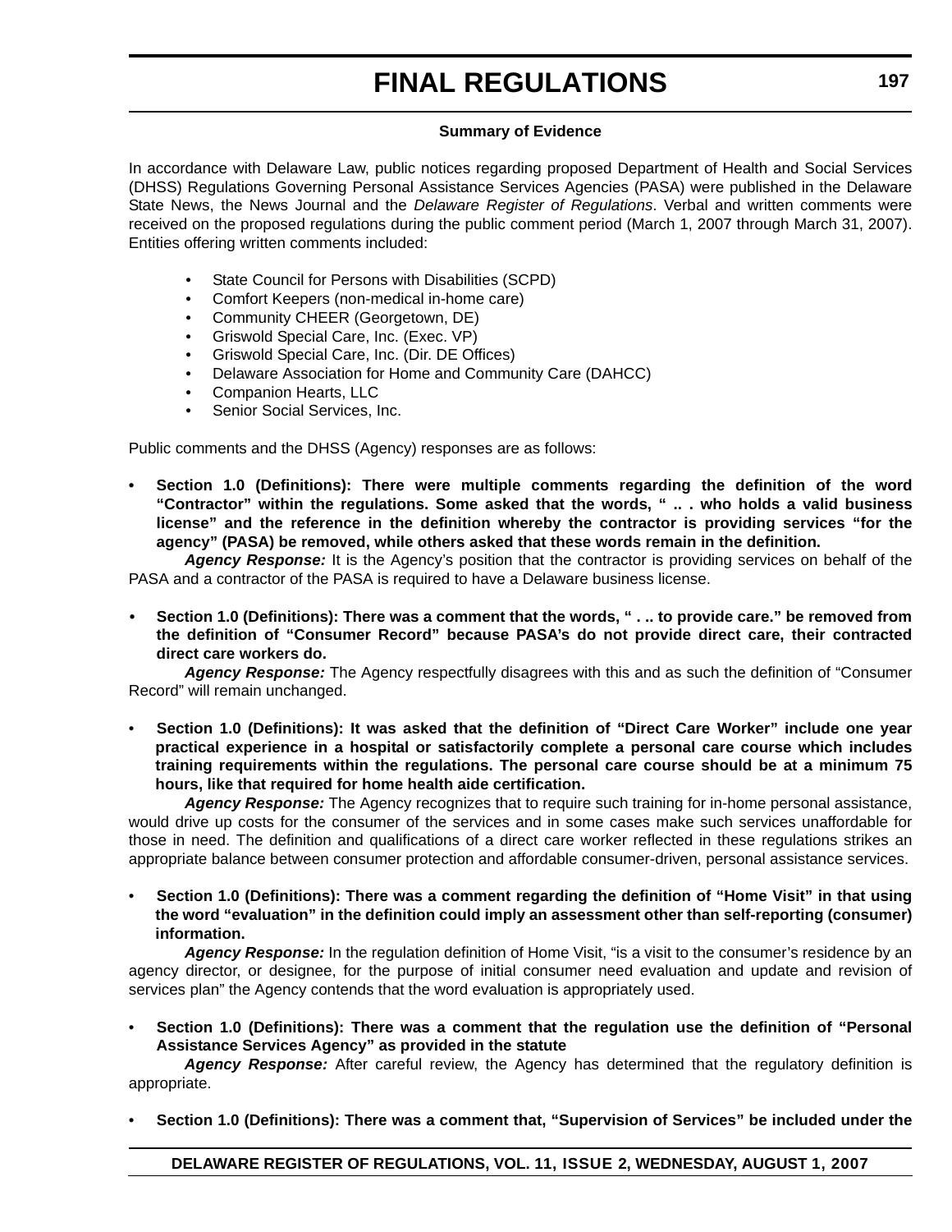#### Summary of Evidence

In accordance with Delaware Law, public notices regarding proposed Department of Health and Social Services (DHSS) Regulations Governing Personal Assistance Services Agencies (PASA) were published in the Delaware State News, the News Journal and the *Delaware Register of Regulations*. Verbal and written comments were received on the proposed regulations during the public comment period (March 1, 2007 through March 31, 2007). Entities offering written comments included:

- State Council for Persons with Disabilities (SCPD)
- Comfort Keepers (non-medical in-home care)
- Community CHEER (Georgetown, DE)
- Griswold Special Care, Inc. (Exec. VP)
- Griswold Special Care, Inc. (Dir. DE Offices)
- Delaware Association for Home and Community Care (DAHCC)
- Companion Hearts, LLC
- Senior Social Services, Inc.

Public comments and the DHSS (Agency) responses are as follows:

- **Section 1.0 (Definitions): There were multiple comments regarding the definition of the word "Contractor" within the regulations. Some asked that the words, " .. . who holds a valid business license" and the reference in the definition whereby the contractor is providing services "for the agency" (PASA) be removed, while others asked that these words remain in the definition.**

***Agency Response:*** It is the Agency's position that the contractor is providing services on behalf of the PASA and a contractor of the PASA is required to have a Delaware business license.

- **Section 1.0 (Definitions): There was a comment that the words, " . .. to provide care." be removed from the definition of "Consumer Record" because PASA's do not provide direct care, their contracted direct care workers do.**

***Agency Response:*** The Agency respectfully disagrees with this and as such the definition of "Consumer Record" will remain unchanged.

- **Section 1.0 (Definitions): It was asked that the definition of "Direct Care Worker" include one year practical experience in a hospital or satisfactorily complete a personal care course which includes training requirements within the regulations. The personal care course should be at a minimum 75 hours, like that required for home health aide certification.**

***Agency Response:*** The Agency recognizes that to require such training for in-home personal assistance, would drive up costs for the consumer of the services and in some cases make such services unaffordable for those in need. The definition and qualifications of a direct care worker reflected in these regulations strikes an appropriate balance between consumer protection and affordable consumer-driven, personal assistance services.

- **Section 1.0 (Definitions): There was a comment regarding the definition of "Home Visit" in that using the word "evaluation" in the definition could imply an assessment other than self-reporting (consumer) information.**

***Agency Response:*** In the regulation definition of Home Visit, "is a visit to the consumer's residence by an agency director, or designee, for the purpose of initial consumer need evaluation and update and revision of services plan" the Agency contends that the word evaluation is appropriately used.

- **Section 1.0 (Definitions): There was a comment that the regulation use the definition of "Personal Assistance Services Agency" as provided in the statute**

***Agency Response:*** After careful review, the Agency has determined that the regulatory definition is appropriate.

- **Section 1.0 (Definitions): There was a comment that, "Supervision of Services" be included under the**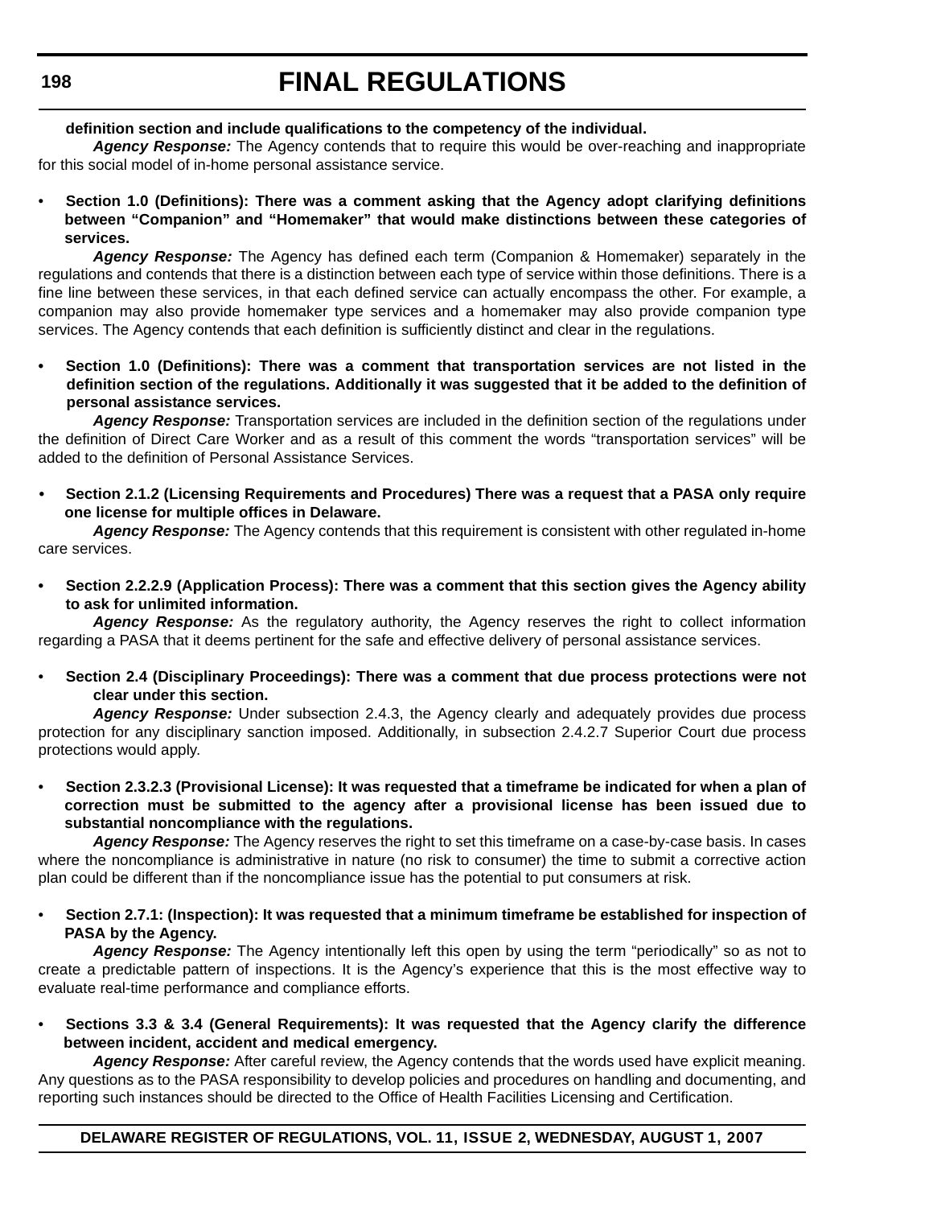**definition section and include qualifications to the competency of the individual.**

***Agency Response:*** The Agency contends that to require this would be over-reaching and inappropriate for this social model of in-home personal assistance service.

- **Section 1.0 (Definitions): There was a comment asking that the Agency adopt clarifying definitions between "Companion" and "Homemaker" that would make distinctions between these categories of services.**

***Agency Response:*** The Agency has defined each term (Companion & Homemaker) separately in the regulations and contends that there is a distinction between each type of service within those definitions. There is a fine line between these services, in that each defined service can actually encompass the other. For example, a companion may also provide homemaker type services and a homemaker may also provide companion type services. The Agency contends that each definition is sufficiently distinct and clear in the regulations.

- **Section 1.0 (Definitions): There was a comment that transportation services are not listed in the definition section of the regulations. Additionally it was suggested that it be added to the definition of personal assistance services.**

***Agency Response:*** Transportation services are included in the definition section of the regulations under the definition of Direct Care Worker and as a result of this comment the words "transportation services" will be added to the definition of Personal Assistance Services.

- **Section 2.1.2 (Licensing Requirements and Procedures) There was a request that a PASA only require one license for multiple offices in Delaware.**

***Agency Response:*** The Agency contends that this requirement is consistent with other regulated in-home care services.

- **Section 2.2.2.9 (Application Process): There was a comment that this section gives the Agency ability to ask for unlimited information.**

***Agency Response:*** As the regulatory authority, the Agency reserves the right to collect information regarding a PASA that it deems pertinent for the safe and effective delivery of personal assistance services.

- **Section 2.4 (Disciplinary Proceedings): There was a comment that due process protections were not clear under this section.**

***Agency Response:*** Under subsection 2.4.3, the Agency clearly and adequately provides due process protection for any disciplinary sanction imposed. Additionally, in subsection 2.4.2.7 Superior Court due process protections would apply.

- **Section 2.3.2.3 (Provisional License): It was requested that a timeframe be indicated for when a plan of correction must be submitted to the agency after a provisional license has been issued due to substantial noncompliance with the regulations.**

***Agency Response:*** The Agency reserves the right to set this timeframe on a case-by-case basis. In cases where the noncompliance is administrative in nature (no risk to consumer) the time to submit a corrective action plan could be different than if the noncompliance issue has the potential to put consumers at risk.

- **Section 2.7.1: (Inspection): It was requested that a minimum timeframe be established for inspection of PASA by the Agency.**

***Agency Response:*** The Agency intentionally left this open by using the term "periodically" so as not to create a predictable pattern of inspections. It is the Agency's experience that this is the most effective way to evaluate real-time performance and compliance efforts.

- **Sections 3.3 & 3.4 (General Requirements): It was requested that the Agency clarify the difference between incident, accident and medical emergency.**

***Agency Response:*** After careful review, the Agency contends that the words used have explicit meaning. Any questions as to the PASA responsibility to develop policies and procedures on handling and documenting, and reporting such instances should be directed to the Office of Health Facilities Licensing and Certification.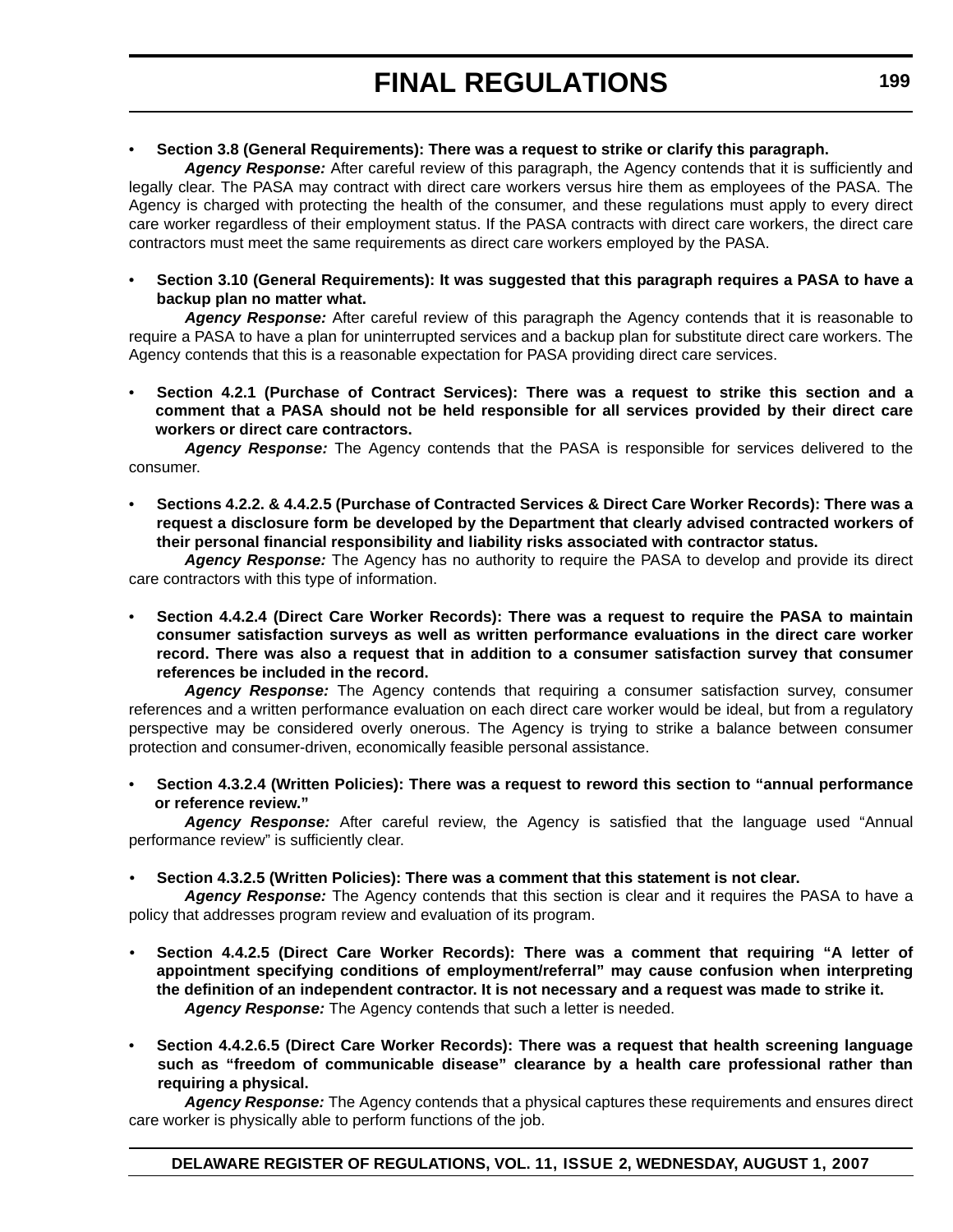- **Section 3.8 (General Requirements): There was a request to strike or clarify this paragraph.**

  ***Agency Response:*** After careful review of this paragraph, the Agency contends that it is sufficiently and legally clear. The PASA may contract with direct care workers versus hire them as employees of the PASA. The Agency is charged with protecting the health of the consumer, and these regulations must apply to every direct care worker regardless of their employment status. If the PASA contracts with direct care workers, the direct care contractors must meet the same requirements as direct care workers employed by the PASA.

- **Section 3.10 (General Requirements): It was suggested that this paragraph requires a PASA to have a backup plan no matter what.**

  ***Agency Response:*** After careful review of this paragraph the Agency contends that it is reasonable to require a PASA to have a plan for uninterrupted services and a backup plan for substitute direct care workers. The Agency contends that this is a reasonable expectation for PASA providing direct care services.

- **Section 4.2.1 (Purchase of Contract Services): There was a request to strike this section and a comment that a PASA should not be held responsible for all services provided by their direct care workers or direct care contractors.**

  ***Agency Response:*** The Agency contends that the PASA is responsible for services delivered to the consumer.

- **Sections 4.2.2. & 4.4.2.5 (Purchase of Contracted Services & Direct Care Worker Records): There was a request a disclosure form be developed by the Department that clearly advised contracted workers of their personal financial responsibility and liability risks associated with contractor status.**

  ***Agency Response:*** The Agency has no authority to require the PASA to develop and provide its direct care contractors with this type of information.

- **Section 4.4.2.4 (Direct Care Worker Records): There was a request to require the PASA to maintain consumer satisfaction surveys as well as written performance evaluations in the direct care worker record. There was also a request that in addition to a consumer satisfaction survey that consumer references be included in the record.**

  ***Agency Response:*** The Agency contends that requiring a consumer satisfaction survey, consumer references and a written performance evaluation on each direct care worker would be ideal, but from a regulatory perspective may be considered overly onerous. The Agency is trying to strike a balance between consumer protection and consumer-driven, economically feasible personal assistance.

- **Section 4.3.2.4 (Written Policies): There was a request to reword this section to "annual performance or reference review."**

  ***Agency Response:*** After careful review, the Agency is satisfied that the language used "Annual performance review" is sufficiently clear.

- **Section 4.3.2.5 (Written Policies): There was a comment that this statement is not clear.**

  ***Agency Response:*** The Agency contends that this section is clear and it requires the PASA to have a policy that addresses program review and evaluation of its program.

- **Section 4.4.2.5 (Direct Care Worker Records): There was a comment that requiring "A letter of appointment specifying conditions of employment/referral" may cause confusion when interpreting the definition of an independent contractor. It is not necessary and a request was made to strike it.**

  ***Agency Response:*** The Agency contends that such a letter is needed.

- **Section 4.4.2.6.5 (Direct Care Worker Records): There was a request that health screening language such as "freedom of communicable disease" clearance by a health care professional rather than requiring a physical.**

  ***Agency Response:*** The Agency contends that a physical captures these requirements and ensures direct care worker is physically able to perform functions of the job.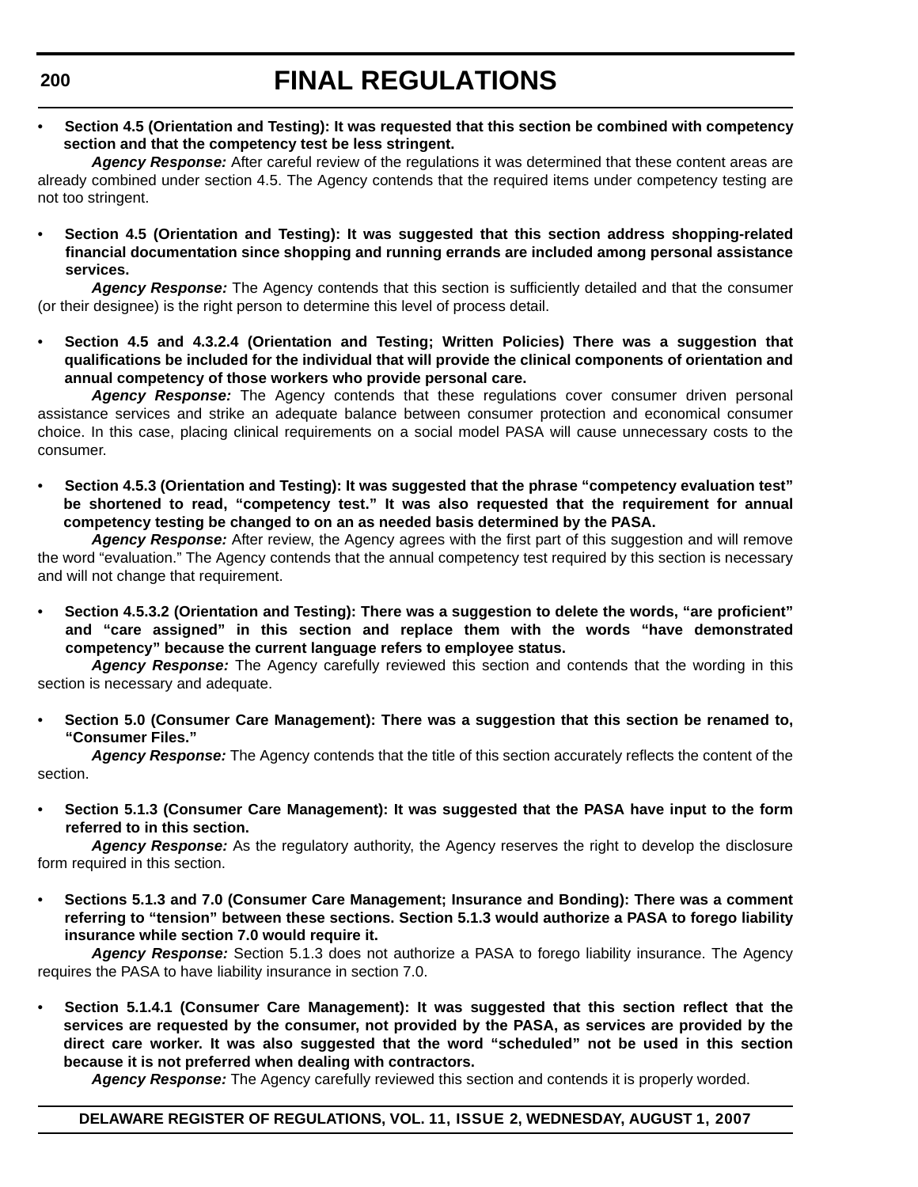- **Section 4.5 (Orientation and Testing): It was requested that this section be combined with competency section and that the competency test be less stringent.**

  ***Agency Response:*** After careful review of the regulations it was determined that these content areas are already combined under section 4.5. The Agency contends that the required items under competency testing are not too stringent.

- **Section 4.5 (Orientation and Testing): It was suggested that this section address shopping-related financial documentation since shopping and running errands are included among personal assistance services.**

  ***Agency Response:*** The Agency contends that this section is sufficiently detailed and that the consumer (or their designee) is the right person to determine this level of process detail.

- **Section 4.5 and 4.3.2.4 (Orientation and Testing; Written Policies) There was a suggestion that qualifications be included for the individual that will provide the clinical components of orientation and annual competency of those workers who provide personal care.**

  ***Agency Response:*** The Agency contends that these regulations cover consumer driven personal assistance services and strike an adequate balance between consumer protection and economical consumer choice. In this case, placing clinical requirements on a social model PASA will cause unnecessary costs to the consumer.

- **Section 4.5.3 (Orientation and Testing): It was suggested that the phrase "competency evaluation test" be shortened to read, "competency test." It was also requested that the requirement for annual competency testing be changed to on an as needed basis determined by the PASA.**

  ***Agency Response:*** After review, the Agency agrees with the first part of this suggestion and will remove the word "evaluation." The Agency contends that the annual competency test required by this section is necessary and will not change that requirement.

- **Section 4.5.3.2 (Orientation and Testing): There was a suggestion to delete the words, "are proficient" and "care assigned" in this section and replace them with the words "have demonstrated competency" because the current language refers to employee status.**

  ***Agency Response:*** The Agency carefully reviewed this section and contends that the wording in this section is necessary and adequate.

- **Section 5.0 (Consumer Care Management): There was a suggestion that this section be renamed to, "Consumer Files."**

  ***Agency Response:*** The Agency contends that the title of this section accurately reflects the content of the section.

- **Section 5.1.3 (Consumer Care Management): It was suggested that the PASA have input to the form referred to in this section.**

  ***Agency Response:*** As the regulatory authority, the Agency reserves the right to develop the disclosure form required in this section.

- **Sections 5.1.3 and 7.0 (Consumer Care Management; Insurance and Bonding): There was a comment referring to "tension" between these sections. Section 5.1.3 would authorize a PASA to forego liability insurance while section 7.0 would require it.**

  ***Agency Response:*** Section 5.1.3 does not authorize a PASA to forego liability insurance. The Agency requires the PASA to have liability insurance in section 7.0.

- **Section 5.1.4.1 (Consumer Care Management): It was suggested that this section reflect that the services are requested by the consumer, not provided by the PASA, as services are provided by the direct care worker. It was also suggested that the word "scheduled" not be used in this section because it is not preferred when dealing with contractors.**

  ***Agency Response:*** The Agency carefully reviewed this section and contends it is properly worded.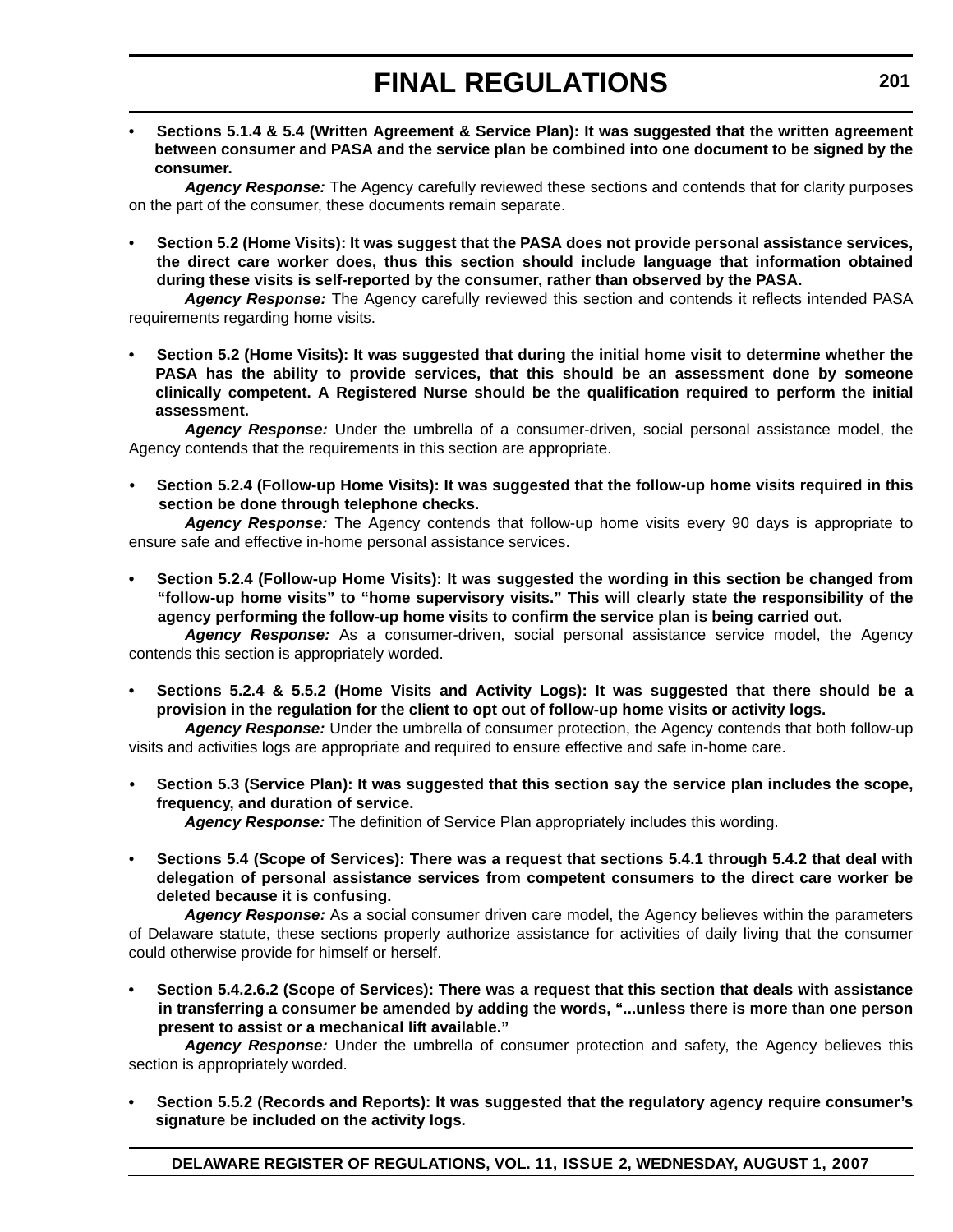- **Sections 5.1.4 & 5.4 (Written Agreement & Service Plan): It was suggested that the written agreement between consumer and PASA and the service plan be combined into one document to be signed by the consumer.**

  ***Agency Response:*** The Agency carefully reviewed these sections and contends that for clarity purposes on the part of the consumer, these documents remain separate.

- **Section 5.2 (Home Visits): It was suggest that the PASA does not provide personal assistance services, the direct care worker does, thus this section should include language that information obtained during these visits is self-reported by the consumer, rather than observed by the PASA.**

  ***Agency Response:*** The Agency carefully reviewed this section and contends it reflects intended PASA requirements regarding home visits.

- **Section 5.2 (Home Visits): It was suggested that during the initial home visit to determine whether the PASA has the ability to provide services, that this should be an assessment done by someone clinically competent. A Registered Nurse should be the qualification required to perform the initial assessment.**

  ***Agency Response:*** Under the umbrella of a consumer-driven, social personal assistance model, the Agency contends that the requirements in this section are appropriate.

- **Section 5.2.4 (Follow-up Home Visits): It was suggested that the follow-up home visits required in this section be done through telephone checks.**

  ***Agency Response:*** The Agency contends that follow-up home visits every 90 days is appropriate to ensure safe and effective in-home personal assistance services.

- **Section 5.2.4 (Follow-up Home Visits): It was suggested the wording in this section be changed from "follow-up home visits" to "home supervisory visits." This will clearly state the responsibility of the agency performing the follow-up home visits to confirm the service plan is being carried out.**

  ***Agency Response:*** As a consumer-driven, social personal assistance service model, the Agency contends this section is appropriately worded.

- **Sections 5.2.4 & 5.5.2 (Home Visits and Activity Logs): It was suggested that there should be a provision in the regulation for the client to opt out of follow-up home visits or activity logs.**

  ***Agency Response:*** Under the umbrella of consumer protection, the Agency contends that both follow-up visits and activities logs are appropriate and required to ensure effective and safe in-home care.

- **Section 5.3 (Service Plan): It was suggested that this section say the service plan includes the scope, frequency, and duration of service.**

  ***Agency Response:*** The definition of Service Plan appropriately includes this wording.

- **Sections 5.4 (Scope of Services): There was a request that sections 5.4.1 through 5.4.2 that deal with delegation of personal assistance services from competent consumers to the direct care worker be deleted because it is confusing.**

  ***Agency Response:*** As a social consumer driven care model, the Agency believes within the parameters of Delaware statute, these sections properly authorize assistance for activities of daily living that the consumer could otherwise provide for himself or herself.

- **Section 5.4.2.6.2 (Scope of Services): There was a request that this section that deals with assistance in transferring a consumer be amended by adding the words, "...unless there is more than one person present to assist or a mechanical lift available."**

  ***Agency Response:*** Under the umbrella of consumer protection and safety, the Agency believes this section is appropriately worded.

- **Section 5.5.2 (Records and Reports): It was suggested that the regulatory agency require consumer's signature be included on the activity logs.**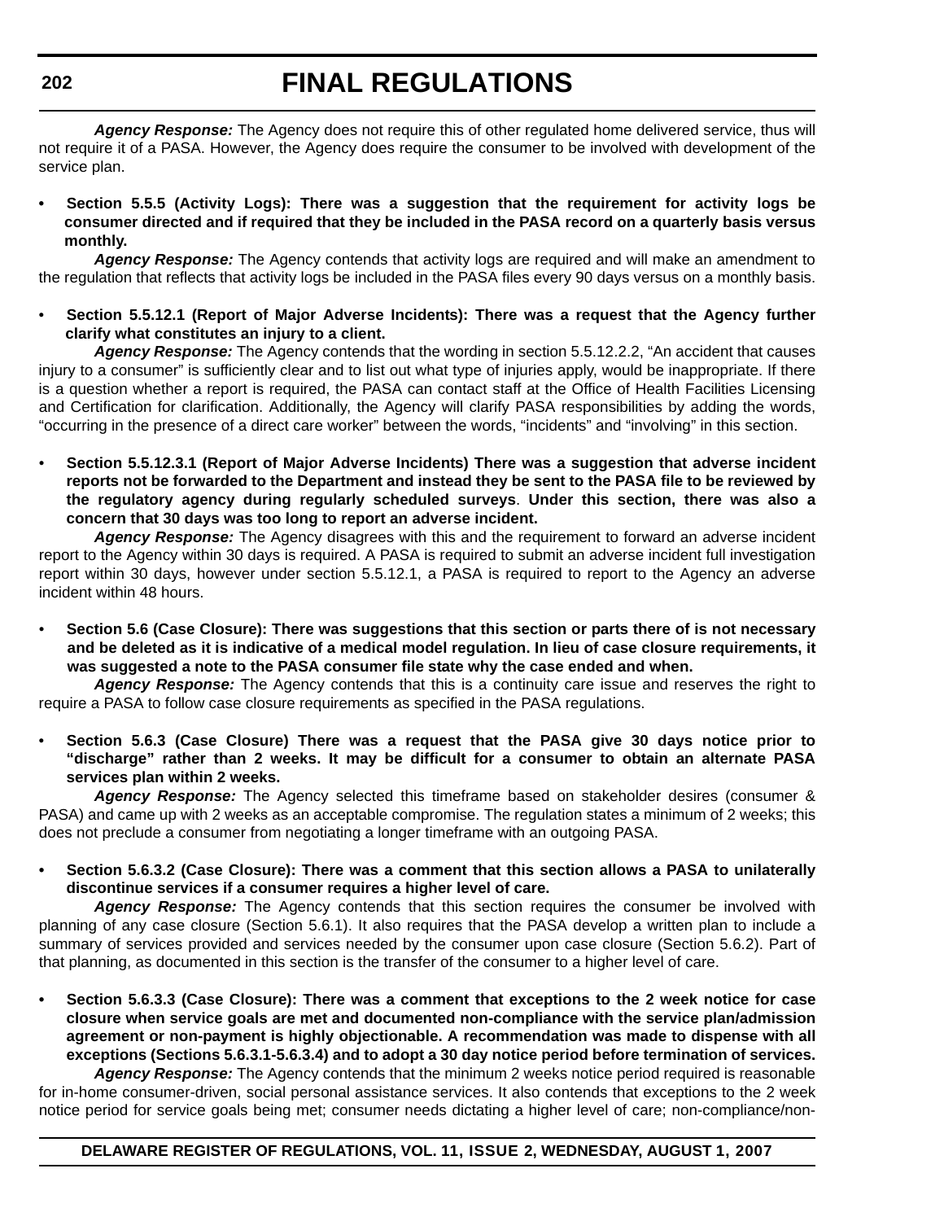***Agency Response:*** The Agency does not require this of other regulated home delivered service, thus will not require it of a PASA. However, the Agency does require the consumer to be involved with development of the service plan.

- **Section 5.5.5 (Activity Logs): There was a suggestion that the requirement for activity logs be consumer directed and if required that they be included in the PASA record on a quarterly basis versus monthly.**

***Agency Response:*** The Agency contends that activity logs are required and will make an amendment to the regulation that reflects that activity logs be included in the PASA files every 90 days versus on a monthly basis.

- **Section 5.5.12.1 (Report of Major Adverse Incidents): There was a request that the Agency further clarify what constitutes an injury to a client.**

***Agency Response:*** The Agency contends that the wording in section 5.5.12.2.2, "An accident that causes injury to a consumer" is sufficiently clear and to list out what type of injuries apply, would be inappropriate. If there is a question whether a report is required, the PASA can contact staff at the Office of Health Facilities Licensing and Certification for clarification. Additionally, the Agency will clarify PASA responsibilities by adding the words, "occurring in the presence of a direct care worker" between the words, "incidents" and "involving" in this section.

- **Section 5.5.12.3.1 (Report of Major Adverse Incidents) There was a suggestion that adverse incident reports not be forwarded to the Department and instead they be sent to the PASA file to be reviewed by the regulatory agency during regularly scheduled surveys**. **Under this section, there was also a concern that 30 days was too long to report an adverse incident.**

***Agency Response:*** The Agency disagrees with this and the requirement to forward an adverse incident report to the Agency within 30 days is required. A PASA is required to submit an adverse incident full investigation report within 30 days, however under section 5.5.12.1, a PASA is required to report to the Agency an adverse incident within 48 hours.

- **Section 5.6 (Case Closure): There was suggestions that this section or parts there of is not necessary and be deleted as it is indicative of a medical model regulation. In lieu of case closure requirements, it was suggested a note to the PASA consumer file state why the case ended and when.**

***Agency Response:*** The Agency contends that this is a continuity care issue and reserves the right to require a PASA to follow case closure requirements as specified in the PASA regulations.

- **Section 5.6.3 (Case Closure) There was a request that the PASA give 30 days notice prior to "discharge" rather than 2 weeks. It may be difficult for a consumer to obtain an alternate PASA services plan within 2 weeks.**

***Agency Response:*** The Agency selected this timeframe based on stakeholder desires (consumer & PASA) and came up with 2 weeks as an acceptable compromise. The regulation states a minimum of 2 weeks; this does not preclude a consumer from negotiating a longer timeframe with an outgoing PASA.

- **Section 5.6.3.2 (Case Closure): There was a comment that this section allows a PASA to unilaterally discontinue services if a consumer requires a higher level of care.**

***Agency Response:*** The Agency contends that this section requires the consumer be involved with planning of any case closure (Section 5.6.1). It also requires that the PASA develop a written plan to include a summary of services provided and services needed by the consumer upon case closure (Section 5.6.2). Part of that planning, as documented in this section is the transfer of the consumer to a higher level of care.

- **Section 5.6.3.3 (Case Closure): There was a comment that exceptions to the 2 week notice for case closure when service goals are met and documented non-compliance with the service plan/admission agreement or non-payment is highly objectionable. A recommendation was made to dispense with all exceptions (Sections 5.6.3.1-5.6.3.4) and to adopt a 30 day notice period before termination of services.**

***Agency Response:*** The Agency contends that the minimum 2 weeks notice period required is reasonable for in-home consumer-driven, social personal assistance services. It also contends that exceptions to the 2 week notice period for service goals being met; consumer needs dictating a higher level of care; non-compliance/non-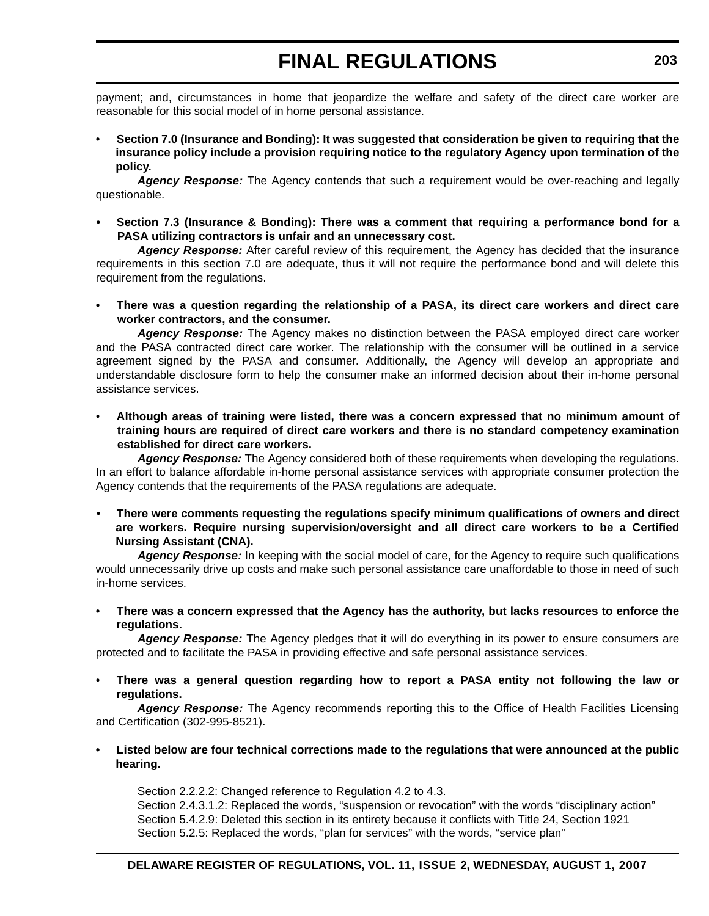payment; and, circumstances in home that jeopardize the welfare and safety of the direct care worker are reasonable for this social model of in home personal assistance.

- **Section 7.0 (Insurance and Bonding): It was suggested that consideration be given to requiring that the insurance policy include a provision requiring notice to the regulatory Agency upon termination of the policy.**

  ***Agency Response:*** The Agency contends that such a requirement would be over-reaching and legally questionable.

- **Section 7.3 (Insurance & Bonding): There was a comment that requiring a performance bond for a PASA utilizing contractors is unfair and an unnecessary cost.**

  ***Agency Response:*** After careful review of this requirement, the Agency has decided that the insurance requirements in this section 7.0 are adequate, thus it will not require the performance bond and will delete this requirement from the regulations.

- **There was a question regarding the relationship of a PASA, its direct care workers and direct care worker contractors, and the consumer.**

  ***Agency Response:*** The Agency makes no distinction between the PASA employed direct care worker and the PASA contracted direct care worker. The relationship with the consumer will be outlined in a service agreement signed by the PASA and consumer. Additionally, the Agency will develop an appropriate and understandable disclosure form to help the consumer make an informed decision about their in-home personal assistance services.

- **Although areas of training were listed, there was a concern expressed that no minimum amount of training hours are required of direct care workers and there is no standard competency examination established for direct care workers.**

  ***Agency Response:*** The Agency considered both of these requirements when developing the regulations. In an effort to balance affordable in-home personal assistance services with appropriate consumer protection the Agency contends that the requirements of the PASA regulations are adequate.

- **There were comments requesting the regulations specify minimum qualifications of owners and direct are workers. Require nursing supervision/oversight and all direct care workers to be a Certified Nursing Assistant (CNA).**

  ***Agency Response:*** In keeping with the social model of care, for the Agency to require such qualifications would unnecessarily drive up costs and make such personal assistance care unaffordable to those in need of such in-home services.

- **There was a concern expressed that the Agency has the authority, but lacks resources to enforce the regulations.**

  ***Agency Response:*** The Agency pledges that it will do everything in its power to ensure consumers are protected and to facilitate the PASA in providing effective and safe personal assistance services.

- **There was a general question regarding how to report a PASA entity not following the law or regulations.**

  ***Agency Response:*** The Agency recommends reporting this to the Office of Health Facilities Licensing and Certification (302-995-8521).

- **Listed below are four technical corrections made to the regulations that were announced at the public hearing.**

  Section 2.2.2.2: Changed reference to Regulation 4.2 to 4.3.
  Section 2.4.3.1.2: Replaced the words, "suspension or revocation" with the words "disciplinary action"
  Section 5.4.2.9: Deleted this section in its entirety because it conflicts with Title 24, Section 1921
  Section 5.2.5: Replaced the words, "plan for services" with the words, "service plan"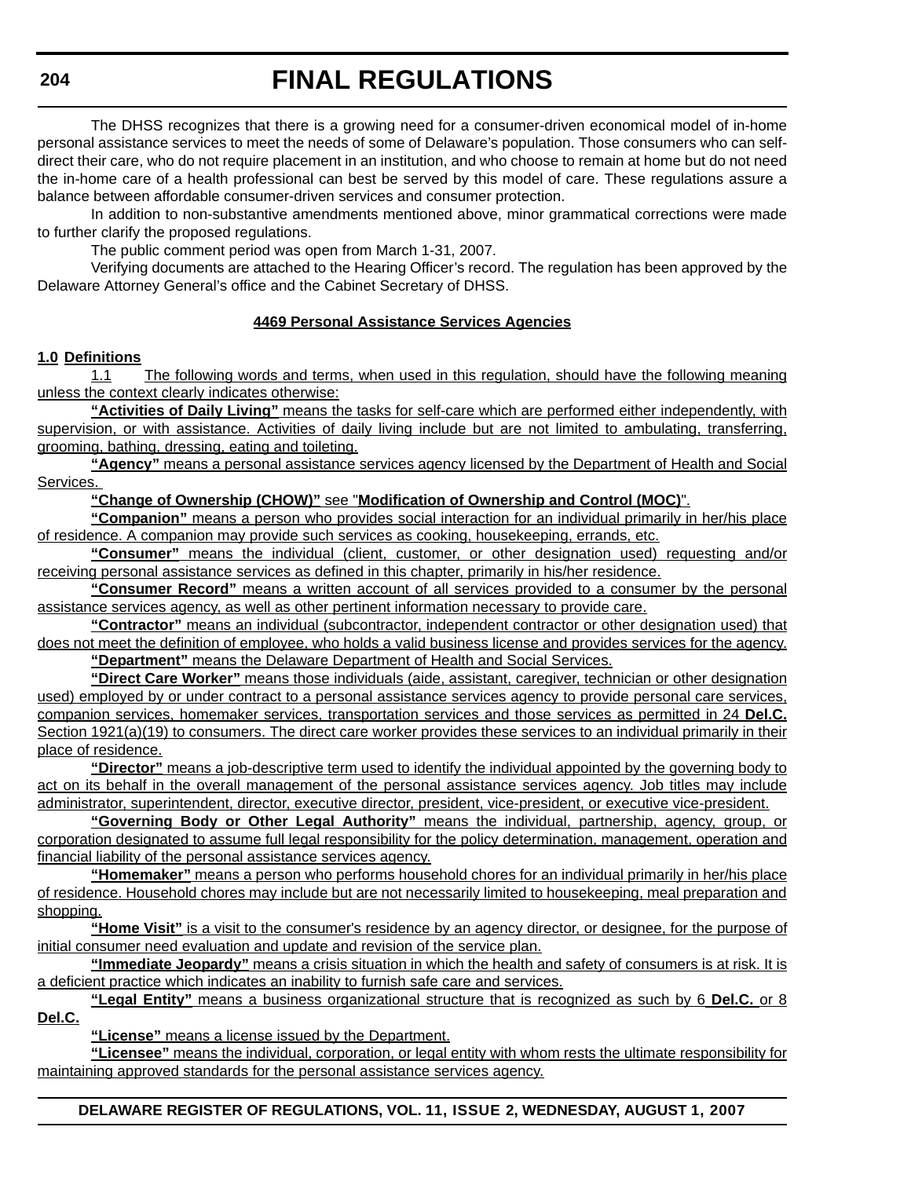The DHSS recognizes that there is a growing need for a consumer-driven economical model of in-home personal assistance services to meet the needs of some of Delaware's population. Those consumers who can self-direct their care, who do not require placement in an institution, and who choose to remain at home but do not need the in-home care of a health professional can best be served by this model of care. These regulations assure a balance between affordable consumer-driven services and consumer protection.

In addition to non-substantive amendments mentioned above, minor grammatical corrections were made to further clarify the proposed regulations.

The public comment period was open from March 1-31, 2007.

Verifying documents are attached to the Hearing Officer's record. The regulation has been approved by the Delaware Attorney General's office and the Cabinet Secretary of DHSS.

**4469 Personal Assistance Services Agencies**

**1.0 Definitions**

1.1 The following words and terms, when used in this regulation, should have the following meaning unless the context clearly indicates otherwise:

**"Activities of Daily Living"** means the tasks for self-care which are performed either independently, with supervision, or with assistance. Activities of daily living include but are not limited to ambulating, transferring, grooming, bathing, dressing, eating and toileting.

**"Agency"** means a personal assistance services agency licensed by the Department of Health and Social Services.

**"Change of Ownership (CHOW)"** see "**Modification of Ownership and Control (MOC)**".

**"Companion"** means a person who provides social interaction for an individual primarily in her/his place of residence. A companion may provide such services as cooking, housekeeping, errands, etc.

**"Consumer"** means the individual (client, customer, or other designation used) requesting and/or receiving personal assistance services as defined in this chapter, primarily in his/her residence.

**"Consumer Record"** means a written account of all services provided to a consumer by the personal assistance services agency, as well as other pertinent information necessary to provide care.

**"Contractor"** means an individual (subcontractor, independent contractor or other designation used) that does not meet the definition of employee, who holds a valid business license and provides services for the agency.

**"Department"** means the Delaware Department of Health and Social Services.

**"Direct Care Worker"** means those individuals (aide, assistant, caregiver, technician or other designation used) employed by or under contract to a personal assistance services agency to provide personal care services, companion services, homemaker services, transportation services and those services as permitted in 24 **Del.C.** Section 1921(a)(19) to consumers. The direct care worker provides these services to an individual primarily in their place of residence.

**"Director"** means a job-descriptive term used to identify the individual appointed by the governing body to act on its behalf in the overall management of the personal assistance services agency. Job titles may include administrator, superintendent, director, executive director, president, vice-president, or executive vice-president.

**"Governing Body or Other Legal Authority"** means the individual, partnership, agency, group, or corporation designated to assume full legal responsibility for the policy determination, management, operation and financial liability of the personal assistance services agency.

**"Homemaker"** means a person who performs household chores for an individual primarily in her/his place of residence. Household chores may include but are not necessarily limited to housekeeping, meal preparation and shopping.

**"Home Visit"** is a visit to the consumer's residence by an agency director, or designee, for the purpose of initial consumer need evaluation and update and revision of the service plan.

**"Immediate Jeopardy"** means a crisis situation in which the health and safety of consumers is at risk. It is a deficient practice which indicates an inability to furnish safe care and services.

**"Legal Entity"** means a business organizational structure that is recognized as such by 6 **Del.C.** or 8 **Del.C.**

**"License"** means a license issued by the Department.

**"Licensee"** means the individual, corporation, or legal entity with whom rests the ultimate responsibility for maintaining approved standards for the personal assistance services agency.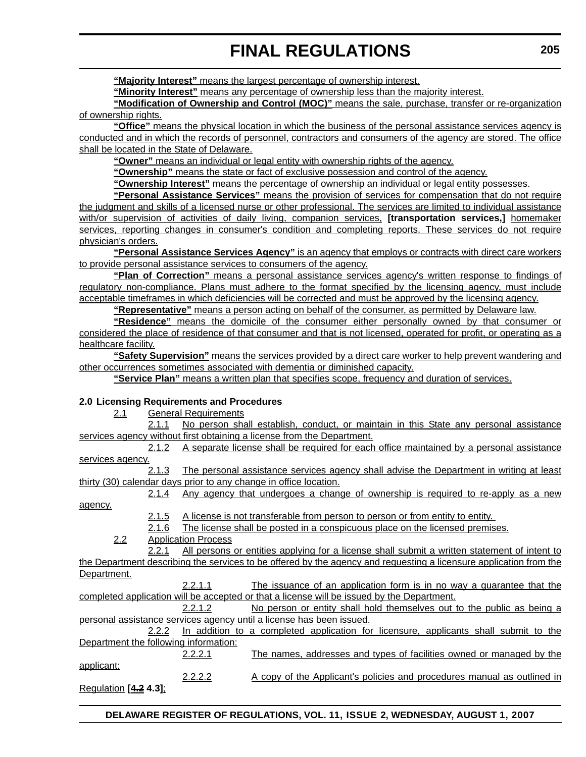**“Majority Interest”** means the largest percentage of ownership interest.

**“Minority Interest”** means any percentage of ownership less than the majority interest.

**“Modification of Ownership and Control (MOC)”** means the sale, purchase, transfer or re-organization of ownership rights.

**“Office”** means the physical location in which the business of the personal assistance services agency is conducted and in which the records of personnel, contractors and consumers of the agency are stored. The office shall be located in the State of Delaware.

**“Owner”** means an individual or legal entity with ownership rights of the agency.

**“Ownership”** means the state or fact of exclusive possession and control of the agency.

**“Ownership Interest”** means the percentage of ownership an individual or legal entity possesses.

**“Personal Assistance Services”** means the provision of services for compensation that do not require the judgment and skills of a licensed nurse or other professional. The services are limited to individual assistance with/or supervision of activities of daily living, companion services, **[transportation services,]** homemaker services, reporting changes in consumer's condition and completing reports. These services do not require physician's orders.

**“Personal Assistance Services Agency”** is an agency that employs or contracts with direct care workers to provide personal assistance services to consumers of the agency.

**“Plan of Correction”** means a personal assistance services agency's written response to findings of regulatory non-compliance. Plans must adhere to the format specified by the licensing agency, must include acceptable timeframes in which deficiencies will be corrected and must be approved by the licensing agency.

**“Representative”** means a person acting on behalf of the consumer, as permitted by Delaware law.

**“Residence”** means the domicile of the consumer either personally owned by that consumer or considered the place of residence of that consumer and that is not licensed, operated for profit, or operating as a healthcare facility.

**“Safety Supervision”** means the services provided by a direct care worker to help prevent wandering and other occurrences sometimes associated with dementia or diminished capacity.

**“Service Plan”** means a written plan that specifies scope, frequency and duration of services.

**2.0 Licensing Requirements and Procedures**

2.1 General Requirements

2.1.1 No person shall establish, conduct, or maintain in this State any personal assistance services agency without first obtaining a license from the Department.

2.1.2 A separate license shall be required for each office maintained by a personal assistance services agency.

2.1.3 The personal assistance services agency shall advise the Department in writing at least thirty (30) calendar days prior to any change in office location.

2.1.4 Any agency that undergoes a change of ownership is required to re-apply as a new agency.

2.1.5 A license is not transferable from person to person or from entity to entity.

2.1.6 The license shall be posted in a conspicuous place on the licensed premises.

2.2 Application Process

2.2.1 All persons or entities applying for a license shall submit a written statement of intent to the Department describing the services to be offered by the agency and requesting a licensure application from the Department.

2.2.1.1 The issuance of an application form is in no way a guarantee that the completed application will be accepted or that a license will be issued by the Department.

2.2.1.2 No person or entity shall hold themselves out to the public as being a personal assistance services agency until a license has been issued.

2.2.2 In addition to a completed application for licensure, applicants shall submit to the Department the following information:

2.2.2.1 The names, addresses and types of facilities owned or managed by the applicant;

2.2.2.2 A copy of the Applicant's policies and procedures manual as outlined in Regulation **[~~4.2~~ 4.3]**;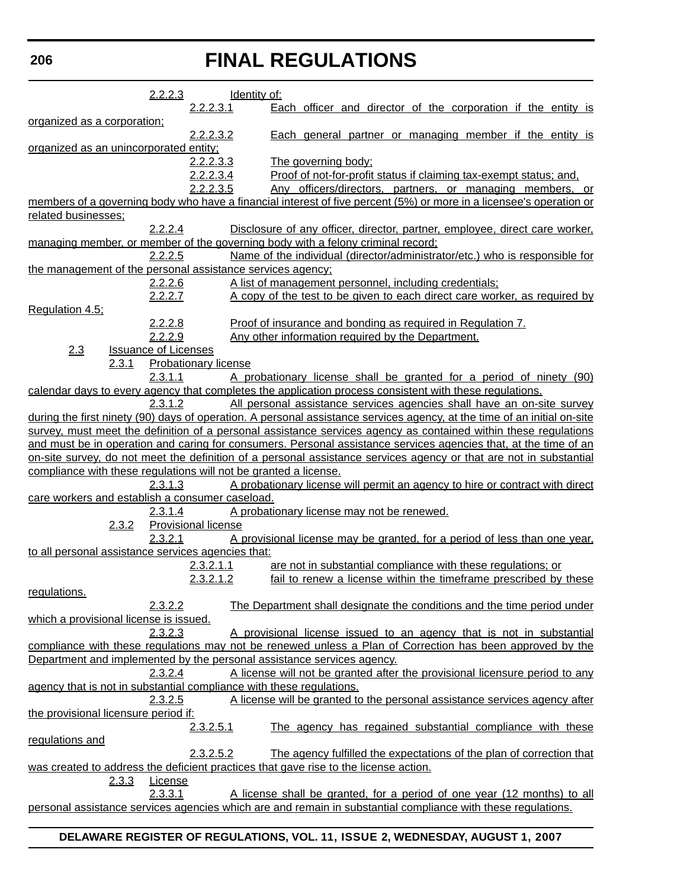2.2.2.3 Identity of:

2.2.2.3.1 Each officer and director of the corporation if the entity is organized as a corporation;

2.2.2.3.2 Each general partner or managing member if the entity is organized as an unincorporated entity;

2.2.2.3.3 The governing body;

2.2.2.3.4 Proof of not-for-profit status if claiming tax-exempt status; and,

2.2.2.3.5 Any officers/directors, partners, or managing members, or members of a governing body who have a financial interest of five percent (5%) or more in a licensee's operation or related businesses;

2.2.2.4 Disclosure of any officer, director, partner, employee, direct care worker, managing member, or member of the governing body with a felony criminal record;

2.2.2.5 Name of the individual (director/administrator/etc.) who is responsible for the management of the personal assistance services agency;

2.2.2.6 A list of management personnel, including credentials;

2.2.2.7 A copy of the test to be given to each direct care worker, as required by Regulation 4.5;

2.2.2.8 Proof of insurance and bonding as required in Regulation 7.

2.2.2.9 Any other information required by the Department.

2.3 Issuance of Licenses

2.3.1 Probationary license

2.3.1.1 A probationary license shall be granted for a period of ninety (90) calendar days to every agency that completes the application process consistent with these regulations.

2.3.1.2 All personal assistance services agencies shall have an on-site survey during the first ninety (90) days of operation. A personal assistance services agency, at the time of an initial on-site survey, must meet the definition of a personal assistance services agency as contained within these regulations and must be in operation and caring for consumers. Personal assistance services agencies that, at the time of an on-site survey, do not meet the definition of a personal assistance services agency or that are not in substantial compliance with these regulations will not be granted a license.

2.3.1.3 A probationary license will permit an agency to hire or contract with direct care workers and establish a consumer caseload.

2.3.1.4 A probationary license may not be renewed.

2.3.2 Provisional license

2.3.2.1 A provisional license may be granted, for a period of less than one year, to all personal assistance services agencies that:

2.3.2.1.1 are not in substantial compliance with these regulations; or

2.3.2.1.2 fail to renew a license within the timeframe prescribed by these regulations.

2.3.2.2 The Department shall designate the conditions and the time period under which a provisional license is issued.

2.3.2.3 A provisional license issued to an agency that is not in substantial compliance with these regulations may not be renewed unless a Plan of Correction has been approved by the Department and implemented by the personal assistance services agency.

2.3.2.4 A license will not be granted after the provisional licensure period to any agency that is not in substantial compliance with these regulations.

2.3.2.5 A license will be granted to the personal assistance services agency after the provisional licensure period if:

2.3.2.5.1 The agency has regained substantial compliance with these regulations and

2.3.2.5.2 The agency fulfilled the expectations of the plan of correction that was created to address the deficient practices that gave rise to the license action.

2.3.3 License

2.3.3.1 A license shall be granted, for a period of one year (12 months) to all personal assistance services agencies which are and remain in substantial compliance with these regulations.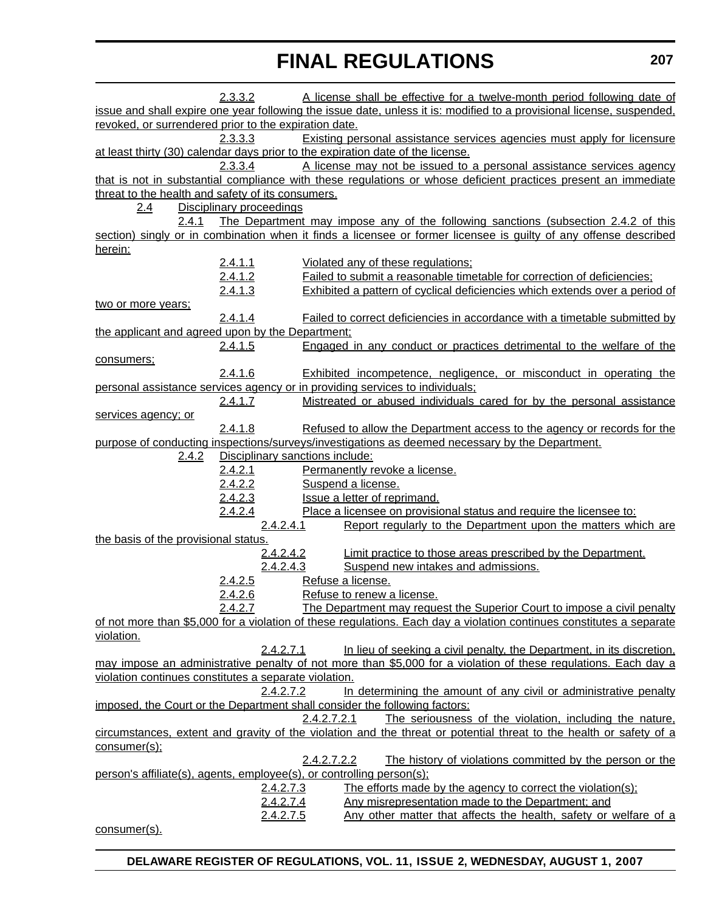2.3.3.2 A license shall be effective for a twelve-month period following date of issue and shall expire one year following the issue date, unless it is: modified to a provisional license, suspended, revoked, or surrendered prior to the expiration date.

2.3.3.3 Existing personal assistance services agencies must apply for licensure at least thirty (30) calendar days prior to the expiration date of the license.

2.3.3.4 A license may not be issued to a personal assistance services agency that is not in substantial compliance with these regulations or whose deficient practices present an immediate threat to the health and safety of its consumers.

2.4 Disciplinary proceedings

2.4.1 The Department may impose any of the following sanctions (subsection 2.4.2 of this section) singly or in combination when it finds a licensee or former licensee is guilty of any offense described herein:

2.4.1.1 Violated any of these regulations;

2.4.1.2 Failed to submit a reasonable timetable for correction of deficiencies;

2.4.1.3 Exhibited a pattern of cyclical deficiencies which extends over a period of two or more years;

2.4.1.4 Failed to correct deficiencies in accordance with a timetable submitted by the applicant and agreed upon by the Department;

2.4.1.5 Engaged in any conduct or practices detrimental to the welfare of the consumers;

2.4.1.6 Exhibited incompetence, negligence, or misconduct in operating the personal assistance services agency or in providing services to individuals;

2.4.1.7 Mistreated or abused individuals cared for by the personal assistance services agency; or

2.4.1.8 Refused to allow the Department access to the agency or records for the purpose of conducting inspections/surveys/investigations as deemed necessary by the Department.

2.4.2 Disciplinary sanctions include:

2.4.2.1 Permanently revoke a license.

2.4.2.2 Suspend a license.

2.4.2.3 Issue a letter of reprimand.

2.4.2.4 Place a licensee on provisional status and require the licensee to:

2.4.2.4.1 Report regularly to the Department upon the matters which are the basis of the provisional status.

2.4.2.4.2 Limit practice to those areas prescribed by the Department.

2.4.2.4.3 Suspend new intakes and admissions.

2.4.2.5 Refuse a license.

2.4.2.6 Refuse to renew a license.

2.4.2.7 The Department may request the Superior Court to impose a civil penalty of not more than $5,000 for a violation of these regulations. Each day a violation continues constitutes a separate violation.

2.4.2.7.1 In lieu of seeking a civil penalty, the Department, in its discretion, may impose an administrative penalty of not more than $5,000 for a violation of these regulations. Each day a violation continues constitutes a separate violation.

2.4.2.7.2 In determining the amount of any civil or administrative penalty imposed, the Court or the Department shall consider the following factors:

2.4.2.7.2.1 The seriousness of the violation, including the nature, circumstances, extent and gravity of the violation and the threat or potential threat to the health or safety of a consumer(s);

2.4.2.7.2.2 The history of violations committed by the person or the person's affiliate(s), agents, employee(s), or controlling person(s);

2.4.2.7.3 The efforts made by the agency to correct the violation(s);

2.4.2.7.4 Any misrepresentation made to the Department; and

2.4.2.7.5 Any other matter that affects the health, safety or welfare of a consumer(s).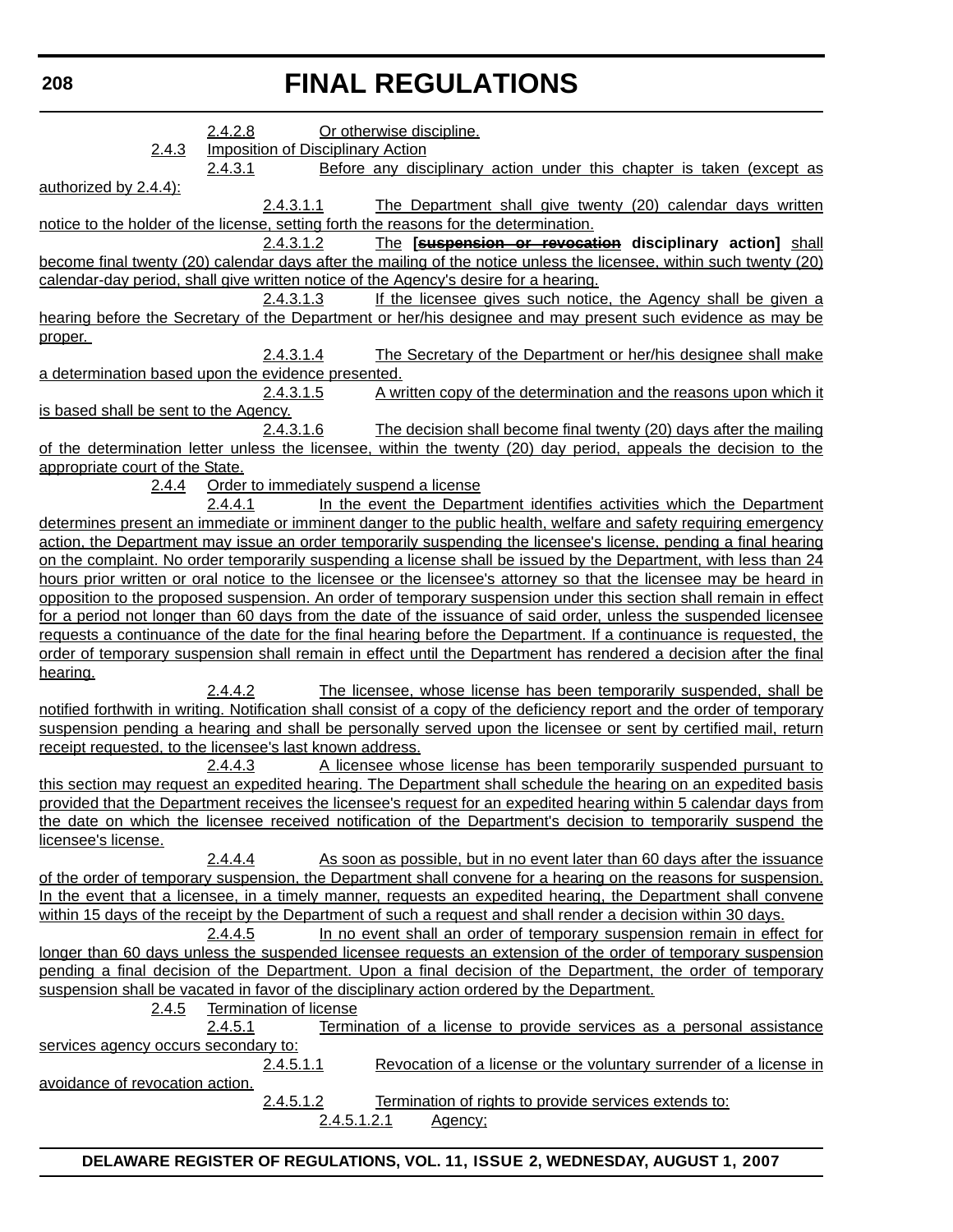2.4.2.8 Or otherwise discipline.

2.4.3 Imposition of Disciplinary Action

2.4.3.1 Before any disciplinary action under this chapter is taken (except as authorized by 2.4.4):

2.4.3.1.1 The Department shall give twenty (20) calendar days written notice to the holder of the license, setting forth the reasons for the determination.

2.4.3.1.2 The **[~~suspension or revocation~~ disciplinary action]** shall become final twenty (20) calendar days after the mailing of the notice unless the licensee, within such twenty (20) calendar-day period, shall give written notice of the Agency's desire for a hearing.

2.4.3.1.3 If the licensee gives such notice, the Agency shall be given a hearing before the Secretary of the Department or her/his designee and may present such evidence as may be proper.

2.4.3.1.4 The Secretary of the Department or her/his designee shall make a determination based upon the evidence presented.

2.4.3.1.5 A written copy of the determination and the reasons upon which it is based shall be sent to the Agency.

2.4.3.1.6 The decision shall become final twenty (20) days after the mailing of the determination letter unless the licensee, within the twenty (20) day period, appeals the decision to the appropriate court of the State.

2.4.4 Order to immediately suspend a license

2.4.4.1 In the event the Department identifies activities which the Department determines present an immediate or imminent danger to the public health, welfare and safety requiring emergency action, the Department may issue an order temporarily suspending the licensee's license, pending a final hearing on the complaint. No order temporarily suspending a license shall be issued by the Department, with less than 24 hours prior written or oral notice to the licensee or the licensee's attorney so that the licensee may be heard in opposition to the proposed suspension. An order of temporary suspension under this section shall remain in effect for a period not longer than 60 days from the date of the issuance of said order, unless the suspended licensee requests a continuance of the date for the final hearing before the Department. If a continuance is requested, the order of temporary suspension shall remain in effect until the Department has rendered a decision after the final hearing.

2.4.4.2 The licensee, whose license has been temporarily suspended, shall be notified forthwith in writing. Notification shall consist of a copy of the deficiency report and the order of temporary suspension pending a hearing and shall be personally served upon the licensee or sent by certified mail, return receipt requested, to the licensee's last known address.

2.4.4.3 A licensee whose license has been temporarily suspended pursuant to this section may request an expedited hearing. The Department shall schedule the hearing on an expedited basis provided that the Department receives the licensee's request for an expedited hearing within 5 calendar days from the date on which the licensee received notification of the Department's decision to temporarily suspend the licensee's license.

2.4.4.4 As soon as possible, but in no event later than 60 days after the issuance of the order of temporary suspension, the Department shall convene for a hearing on the reasons for suspension. In the event that a licensee, in a timely manner, requests an expedited hearing, the Department shall convene within 15 days of the receipt by the Department of such a request and shall render a decision within 30 days.

2.4.4.5 In no event shall an order of temporary suspension remain in effect for longer than 60 days unless the suspended licensee requests an extension of the order of temporary suspension pending a final decision of the Department. Upon a final decision of the Department, the order of temporary suspension shall be vacated in favor of the disciplinary action ordered by the Department.

2.4.5 Termination of license

2.4.5.1 Termination of a license to provide services as a personal assistance services agency occurs secondary to:

2.4.5.1.1 Revocation of a license or the voluntary surrender of a license in avoidance of revocation action.

2.4.5.1.2 Termination of rights to provide services extends to:

2.4.5.1.2.1 Agency;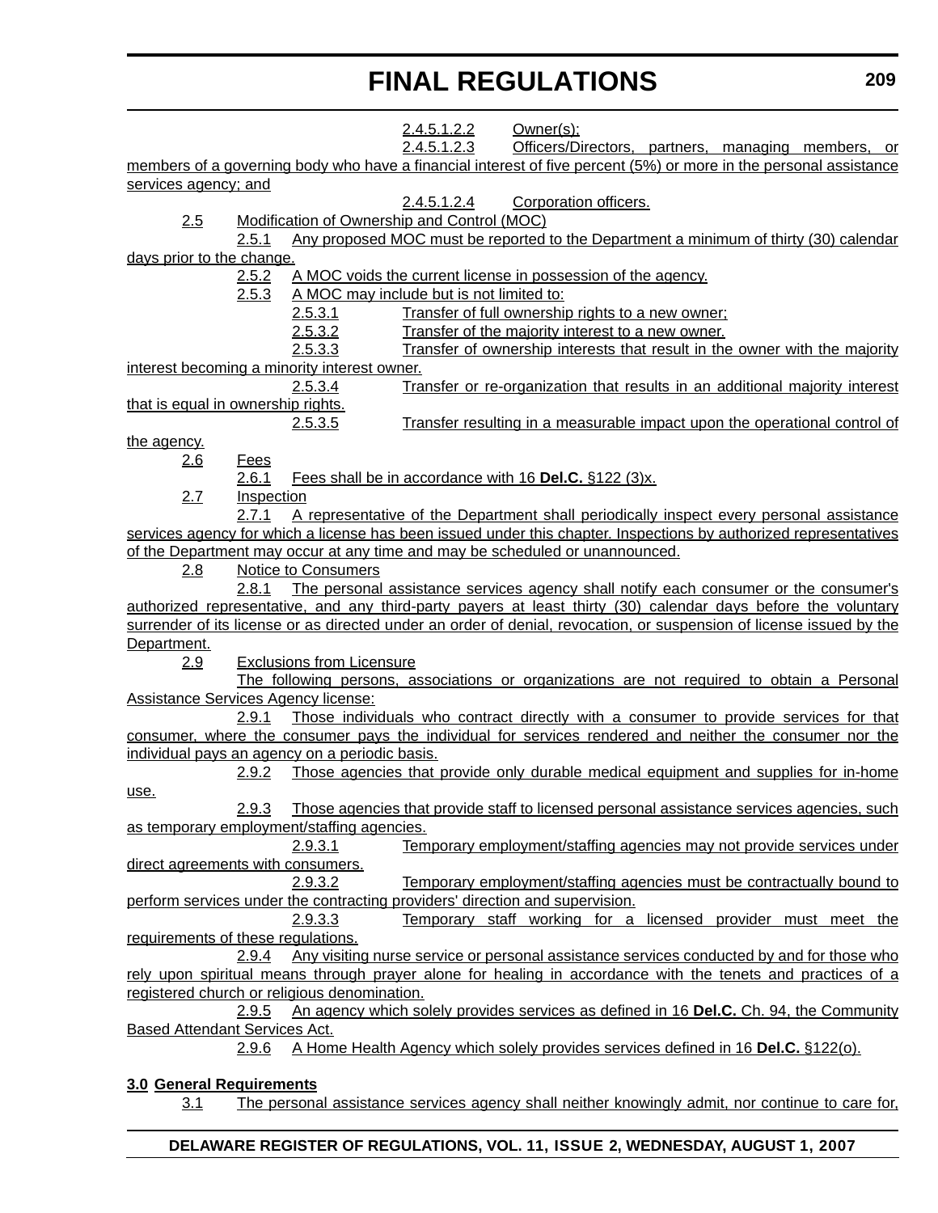2.4.5.1.2.2 Owner(s);

2.4.5.1.2.3 Officers/Directors, partners, managing members, or members of a governing body who have a financial interest of five percent (5%) or more in the personal assistance services agency; and

2.4.5.1.2.4 Corporation officers.

2.5 Modification of Ownership and Control (MOC)

2.5.1 Any proposed MOC must be reported to the Department a minimum of thirty (30) calendar days prior to the change.

2.5.2 A MOC voids the current license in possession of the agency.

2.5.3 A MOC may include but is not limited to:

2.5.3.1 Transfer of full ownership rights to a new owner;

2.5.3.2 Transfer of the majority interest to a new owner.

2.5.3.3 Transfer of ownership interests that result in the owner with the majority interest becoming a minority interest owner.

2.5.3.4 Transfer or re-organization that results in an additional majority interest that is equal in ownership rights.

2.5.3.5 Transfer resulting in a measurable impact upon the operational control of the agency.

2.6 Fees

2.6.1 Fees shall be in accordance with 16 **Del.C.** §122 (3)x.

2.7 Inspection

2.7.1 A representative of the Department shall periodically inspect every personal assistance services agency for which a license has been issued under this chapter. Inspections by authorized representatives of the Department may occur at any time and may be scheduled or unannounced.

2.8 Notice to Consumers

2.8.1 The personal assistance services agency shall notify each consumer or the consumer's authorized representative, and any third-party payers at least thirty (30) calendar days before the voluntary surrender of its license or as directed under an order of denial, revocation, or suspension of license issued by the Department.

2.9 Exclusions from Licensure

The following persons, associations or organizations are not required to obtain a Personal Assistance Services Agency license:

2.9.1 Those individuals who contract directly with a consumer to provide services for that consumer, where the consumer pays the individual for services rendered and neither the consumer nor the individual pays an agency on a periodic basis.

2.9.2 Those agencies that provide only durable medical equipment and supplies for in-home use.

2.9.3 Those agencies that provide staff to licensed personal assistance services agencies, such as temporary employment/staffing agencies.

2.9.3.1 Temporary employment/staffing agencies may not provide services under direct agreements with consumers.

2.9.3.2 Temporary employment/staffing agencies must be contractually bound to perform services under the contracting providers' direction and supervision.

2.9.3.3 Temporary staff working for a licensed provider must meet the requirements of these regulations.

2.9.4 Any visiting nurse service or personal assistance services conducted by and for those who rely upon spiritual means through prayer alone for healing in accordance with the tenets and practices of a registered church or religious denomination.

2.9.5 An agency which solely provides services as defined in 16 **Del.C.** Ch. 94, the Community Based Attendant Services Act.

2.9.6 A Home Health Agency which solely provides services defined in 16 **Del.C.** §122(o).

**3.0 General Requirements**

3.1 The personal assistance services agency shall neither knowingly admit, nor continue to care for,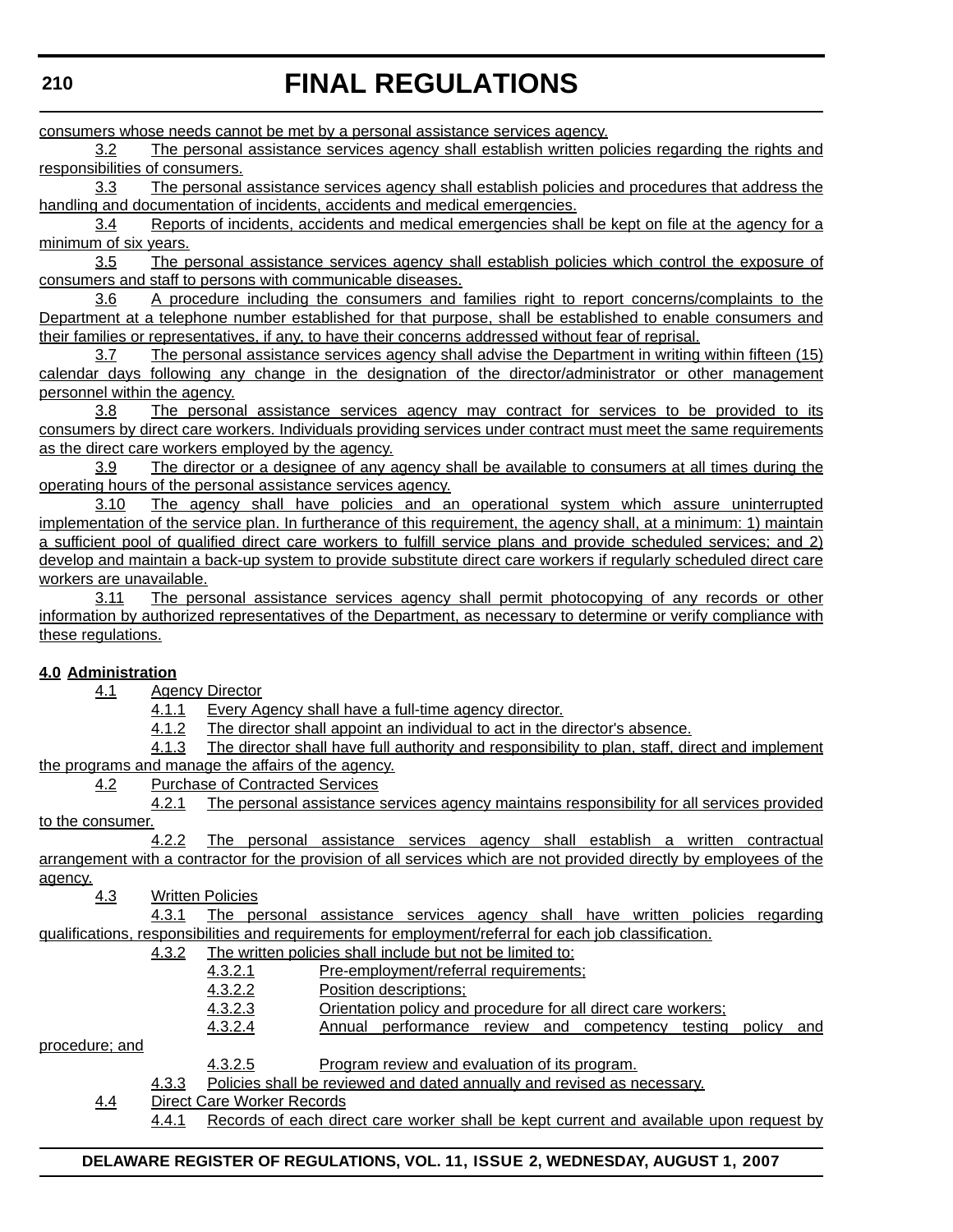consumers whose needs cannot be met by a personal assistance services agency.

3.2 The personal assistance services agency shall establish written policies regarding the rights and responsibilities of consumers.

3.3 The personal assistance services agency shall establish policies and procedures that address the handling and documentation of incidents, accidents and medical emergencies.

3.4 Reports of incidents, accidents and medical emergencies shall be kept on file at the agency for a minimum of six years.

3.5 The personal assistance services agency shall establish policies which control the exposure of consumers and staff to persons with communicable diseases.

3.6 A procedure including the consumers and families right to report concerns/complaints to the Department at a telephone number established for that purpose, shall be established to enable consumers and their families or representatives, if any, to have their concerns addressed without fear of reprisal.

3.7 The personal assistance services agency shall advise the Department in writing within fifteen (15) calendar days following any change in the designation of the director/administrator or other management personnel within the agency.

3.8 The personal assistance services agency may contract for services to be provided to its consumers by direct care workers. Individuals providing services under contract must meet the same requirements as the direct care workers employed by the agency.

3.9 The director or a designee of any agency shall be available to consumers at all times during the operating hours of the personal assistance services agency.

3.10 The agency shall have policies and an operational system which assure uninterrupted implementation of the service plan. In furtherance of this requirement, the agency shall, at a minimum: 1) maintain a sufficient pool of qualified direct care workers to fulfill service plans and provide scheduled services; and 2) develop and maintain a back-up system to provide substitute direct care workers if regularly scheduled direct care workers are unavailable.

3.11 The personal assistance services agency shall permit photocopying of any records or other information by authorized representatives of the Department, as necessary to determine or verify compliance with these regulations.

**4.0 Administration**

4.1 Agency Director

4.1.1 Every Agency shall have a full-time agency director.

4.1.2 The director shall appoint an individual to act in the director's absence.

4.1.3 The director shall have full authority and responsibility to plan, staff, direct and implement the programs and manage the affairs of the agency.

4.2 Purchase of Contracted Services

4.2.1 The personal assistance services agency maintains responsibility for all services provided to the consumer.

4.2.2 The personal assistance services agency shall establish a written contractual arrangement with a contractor for the provision of all services which are not provided directly by employees of the agency.

4.3 Written Policies

4.3.1 The personal assistance services agency shall have written policies regarding qualifications, responsibilities and requirements for employment/referral for each job classification.

4.3.2 The written policies shall include but not be limited to:

4.3.2.1 Pre-employment/referral requirements;

4.3.2.2 Position descriptions;

4.3.2.3 Orientation policy and procedure for all direct care workers;

4.3.2.4 Annual performance review and competency testing policy and procedure; and

4.3.2.5 Program review and evaluation of its program.

4.3.3 Policies shall be reviewed and dated annually and revised as necessary.

4.4 Direct Care Worker Records

4.4.1 Records of each direct care worker shall be kept current and available upon request by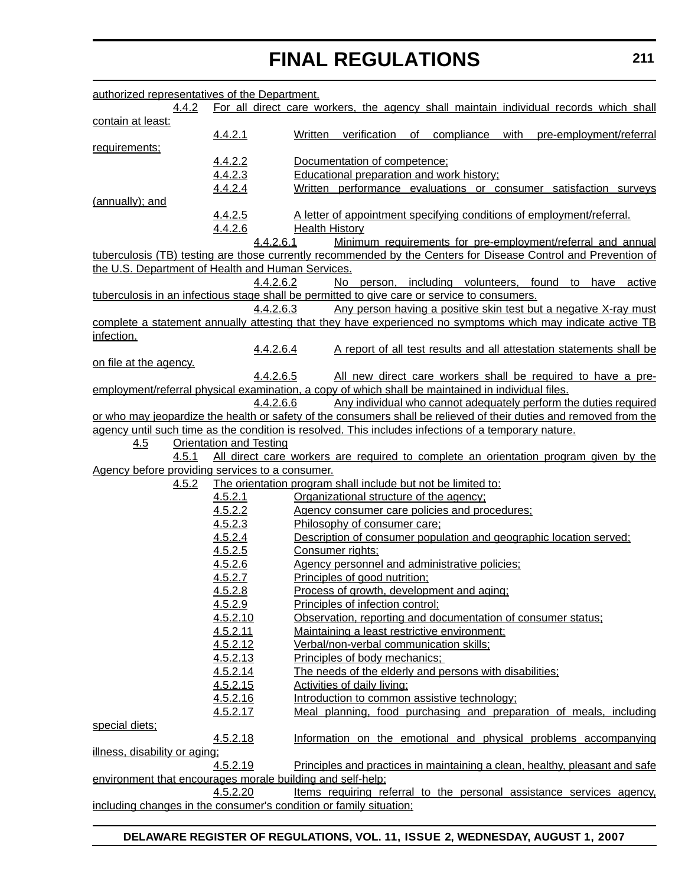authorized representatives of the Department.

4.4.2 For all direct care workers, the agency shall maintain individual records which shall contain at least:

4.4.2.1 Written verification of compliance with pre-employment/referral requirements;

4.4.2.2 Documentation of competence;

4.4.2.3 Educational preparation and work history;

4.4.2.4 Written performance evaluations or consumer satisfaction surveys (annually); and

4.4.2.5 A letter of appointment specifying conditions of employment/referral.

4.4.2.6 Health History

4.4.2.6.1 Minimum requirements for pre-employment/referral and annual tuberculosis (TB) testing are those currently recommended by the Centers for Disease Control and Prevention of the U.S. Department of Health and Human Services.

4.4.2.6.2 No person, including volunteers, found to have active tuberculosis in an infectious stage shall be permitted to give care or service to consumers.

4.4.2.6.3 Any person having a positive skin test but a negative X-ray must complete a statement annually attesting that they have experienced no symptoms which may indicate active TB infection.

4.4.2.6.4 A report of all test results and all attestation statements shall be on file at the agency.

4.4.2.6.5 All new direct care workers shall be required to have a pre-employment/referral physical examination, a copy of which shall be maintained in individual files.

4.4.2.6.6 Any individual who cannot adequately perform the duties required or who may jeopardize the health or safety of the consumers shall be relieved of their duties and removed from the agency until such time as the condition is resolved. This includes infections of a temporary nature.

4.5 Orientation and Testing

4.5.1 All direct care workers are required to complete an orientation program given by the Agency before providing services to a consumer.

4.5.2 The orientation program shall include but not be limited to:

4.5.2.1 Organizational structure of the agency;

4.5.2.2 Agency consumer care policies and procedures;

4.5.2.3 Philosophy of consumer care;

4.5.2.4 Description of consumer population and geographic location served;

4.5.2.5 Consumer rights;

4.5.2.6 Agency personnel and administrative policies;

4.5.2.7 Principles of good nutrition;

4.5.2.8 Process of growth, development and aging;

4.5.2.9 Principles of infection control;

4.5.2.10 Observation, reporting and documentation of consumer status;

4.5.2.11 Maintaining a least restrictive environment;

4.5.2.12 Verbal/non-verbal communication skills;

4.5.2.13 Principles of body mechanics;

4.5.2.14 The needs of the elderly and persons with disabilities;

4.5.2.15 Activities of daily living;

4.5.2.16 Introduction to common assistive technology;

4.5.2.17 Meal planning, food purchasing and preparation of meals, including special diets;

4.5.2.18 Information on the emotional and physical problems accompanying illness, disability or aging;

4.5.2.19 Principles and practices in maintaining a clean, healthy, pleasant and safe environment that encourages morale building and self-help;

4.5.2.20 Items requiring referral to the personal assistance services agency, including changes in the consumer's condition or family situation;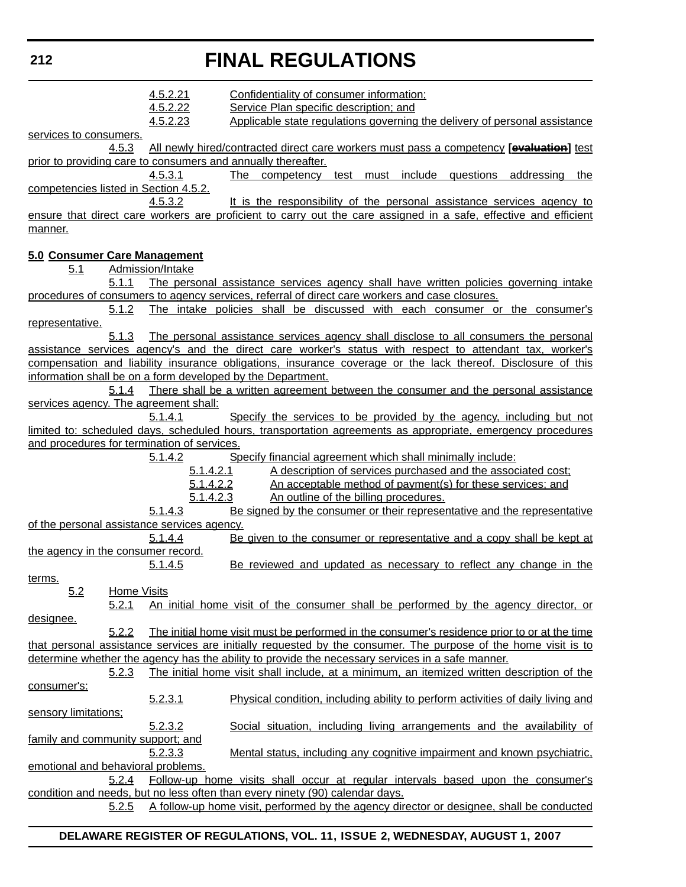4.5.2.21 Confidentiality of consumer information;

4.5.2.22 Service Plan specific description; and

4.5.2.23 Applicable state regulations governing the delivery of personal assistance services to consumers.

4.5.3 All newly hired/contracted direct care workers must pass a competency **[~~evaluation~~]** test prior to providing care to consumers and annually thereafter.

4.5.3.1 The competency test must include questions addressing the competencies listed in Section 4.5.2.

4.5.3.2 It is the responsibility of the personal assistance services agency to ensure that direct care workers are proficient to carry out the care assigned in a safe, effective and efficient manner.

**5.0 Consumer Care Management**

5.1 Admission/Intake

5.1.1 The personal assistance services agency shall have written policies governing intake procedures of consumers to agency services, referral of direct care workers and case closures.

5.1.2 The intake policies shall be discussed with each consumer or the consumer's representative.

5.1.3 The personal assistance services agency shall disclose to all consumers the personal assistance services agency's and the direct care worker's status with respect to attendant tax, worker's compensation and liability insurance obligations, insurance coverage or the lack thereof. Disclosure of this information shall be on a form developed by the Department.

5.1.4 There shall be a written agreement between the consumer and the personal assistance services agency. The agreement shall:

5.1.4.1 Specify the services to be provided by the agency, including but not limited to: scheduled days, scheduled hours, transportation agreements as appropriate, emergency procedures and procedures for termination of services.

5.1.4.2 Specify financial agreement which shall minimally include:

5.1.4.2.1 A description of services purchased and the associated cost;

5.1.4.2.2 An acceptable method of payment(s) for these services; and

5.1.4.2.3 An outline of the billing procedures.

5.1.4.3 Be signed by the consumer or their representative and the representative of the personal assistance services agency.

5.1.4.4 Be given to the consumer or representative and a copy shall be kept at the agency in the consumer record.

5.1.4.5 Be reviewed and updated as necessary to reflect any change in the terms.

5.2 Home Visits

5.2.1 An initial home visit of the consumer shall be performed by the agency director, or designee.

5.2.2 The initial home visit must be performed in the consumer's residence prior to or at the time that personal assistance services are initially requested by the consumer. The purpose of the home visit is to determine whether the agency has the ability to provide the necessary services in a safe manner.

5.2.3 The initial home visit shall include, at a minimum, an itemized written description of the consumer's:

5.2.3.1 Physical condition, including ability to perform activities of daily living and sensory limitations;

5.2.3.2 Social situation, including living arrangements and the availability of family and community support; and

5.2.3.3 Mental status, including any cognitive impairment and known psychiatric, emotional and behavioral problems.

5.2.4 Follow-up home visits shall occur at regular intervals based upon the consumer's condition and needs, but no less often than every ninety (90) calendar days.

5.2.5 A follow-up home visit, performed by the agency director or designee, shall be conducted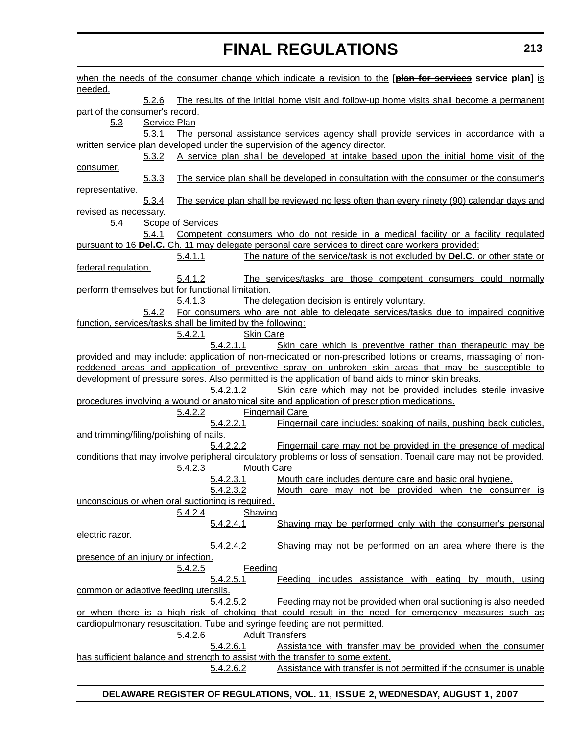when the needs of the consumer change which indicate a revision to the **[~~plan for services~~ service plan]** is needed.

5.2.6 The results of the initial home visit and follow-up home visits shall become a permanent part of the consumer's record.

5.3 Service Plan

5.3.1 The personal assistance services agency shall provide services in accordance with a written service plan developed under the supervision of the agency director.

5.3.2 A service plan shall be developed at intake based upon the initial home visit of the consumer.

5.3.3 The service plan shall be developed in consultation with the consumer or the consumer's representative.

5.3.4 The service plan shall be reviewed no less often than every ninety (90) calendar days and revised as necessary.

5.4 Scope of Services

5.4.1 Competent consumers who do not reside in a medical facility or a facility regulated pursuant to 16 **Del.C.** Ch. 11 may delegate personal care services to direct care workers provided:

5.4.1.1 The nature of the service/task is not excluded by **Del.C.** or other state or federal regulation.

5.4.1.2 The services/tasks are those competent consumers could normally perform themselves but for functional limitation.

5.4.1.3 The delegation decision is entirely voluntary.

5.4.2 For consumers who are not able to delegate services/tasks due to impaired cognitive function, services/tasks shall be limited by the following:

5.4.2.1 Skin Care

5.4.2.1.1 Skin care which is preventive rather than therapeutic may be provided and may include: application of non-medicated or non-prescribed lotions or creams, massaging of non-reddened areas and application of preventive spray on unbroken skin areas that may be susceptible to development of pressure sores. Also permitted is the application of band aids to minor skin breaks.

5.4.2.1.2 Skin care which may not be provided includes sterile invasive procedures involving a wound or anatomical site and application of prescription medications.

5.4.2.2 Fingernail Care

5.4.2.2.1 Fingernail care includes: soaking of nails, pushing back cuticles, and trimming/filing/polishing of nails.

5.4.2.2.2 Fingernail care may not be provided in the presence of medical conditions that may involve peripheral circulatory problems or loss of sensation. Toenail care may not be provided.

5.4.2.3 Mouth Care

5.4.2.3.1 Mouth care includes denture care and basic oral hygiene.

5.4.2.3.2 Mouth care may not be provided when the consumer is unconscious or when oral suctioning is required.

5.4.2.4 Shaving

5.4.2.4.1 Shaving may be performed only with the consumer's personal electric razor.

5.4.2.4.2 Shaving may not be performed on an area where there is the presence of an injury or infection.

5.4.2.5 Feeding

5.4.2.5.1 Feeding includes assistance with eating by mouth, using common or adaptive feeding utensils.

5.4.2.5.2 Feeding may not be provided when oral suctioning is also needed or when there is a high risk of choking that could result in the need for emergency measures such as cardiopulmonary resuscitation. Tube and syringe feeding are not permitted.

5.4.2.6 Adult Transfers

5.4.2.6.1 Assistance with transfer may be provided when the consumer has sufficient balance and strength to assist with the transfer to some extent.

5.4.2.6.2 Assistance with transfer is not permitted if the consumer is unable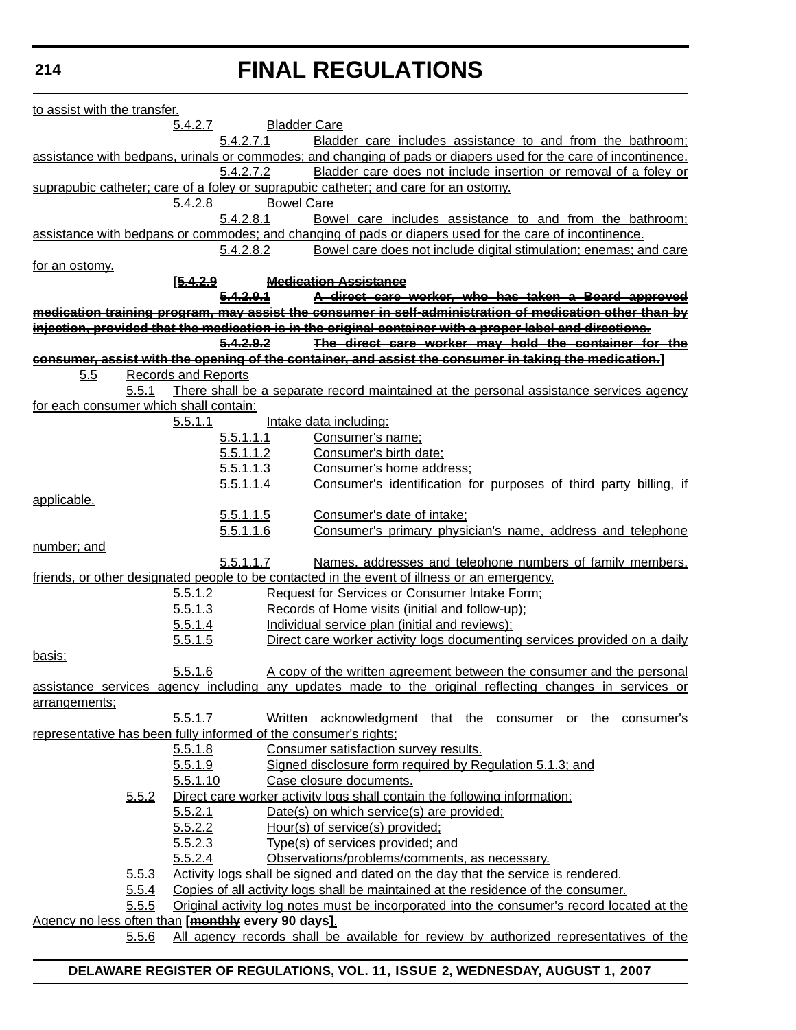to assist with the transfer.

5.4.2.7 Bladder Care

5.4.2.7.1 Bladder care includes assistance to and from the bathroom; assistance with bedpans, urinals or commodes; and changing of pads or diapers used for the care of incontinence.

5.4.2.7.2 Bladder care does not include insertion or removal of a foley or suprapubic catheter; care of a foley or suprapubic catheter; and care for an ostomy.

5.4.2.8 Bowel Care

5.4.2.8.1 Bowel care includes assistance to and from the bathroom; assistance with bedpans or commodes; and changing of pads or diapers used for the care of incontinence.

5.4.2.8.2 Bowel care does not include digital stimulation; enemas; and care for an ostomy.

**[~~5.4.2.9 Medication Assistance~~**

**~~5.4.2.9.1 A direct care worker, who has taken a Board approved medication training program, may assist the consumer in self-administration of medication other than by injection, provided that the medication is in the original container with a proper label and directions.~~**

**~~5.4.2.9.2 The direct care worker may hold the container for the consumer, assist with the opening of the container, and assist the consumer in taking the medication.~~]**

5.5 Records and Reports

5.5.1 There shall be a separate record maintained at the personal assistance services agency for each consumer which shall contain:

5.5.1.1 Intake data including:

5.5.1.1.1 Consumer's name;

5.5.1.1.2 Consumer's birth date;

5.5.1.1.3 Consumer's home address;

5.5.1.1.4 Consumer's identification for purposes of third party billing, if applicable.

5.5.1.1.5 Consumer's date of intake;

5.5.1.1.6 Consumer's primary physician's name, address and telephone number; and

5.5.1.1.7 Names, addresses and telephone numbers of family members, friends, or other designated people to be contacted in the event of illness or an emergency.

5.5.1.2 Request for Services or Consumer Intake Form;

5.5.1.3 Records of Home visits (initial and follow-up);

5.5.1.4 Individual service plan (initial and reviews);

5.5.1.5 Direct care worker activity logs documenting services provided on a daily basis;

5.5.1.6 A copy of the written agreement between the consumer and the personal assistance services agency including any updates made to the original reflecting changes in services or arrangements;

5.5.1.7 Written acknowledgment that the consumer or the consumer's representative has been fully informed of the consumer's rights;

5.5.1.8 Consumer satisfaction survey results.

5.5.1.9 Signed disclosure form required by Regulation 5.1.3; and

5.5.1.10 Case closure documents.

5.5.2 Direct care worker activity logs shall contain the following information:

5.5.2.1 Date(s) on which service(s) are provided;

5.5.2.2 Hour(s) of service(s) provided;

5.5.2.3 Type(s) of services provided; and

5.5.2.4 Observations/problems/comments, as necessary.

5.5.3 Activity logs shall be signed and dated on the day that the service is rendered.

5.5.4 Copies of all activity logs shall be maintained at the residence of the consumer.

5.5.5 Original activity log notes must be incorporated into the consumer's record located at the Agency no less often than **[~~monthly~~ every 90 days]**.

5.5.6 All agency records shall be available for review by authorized representatives of the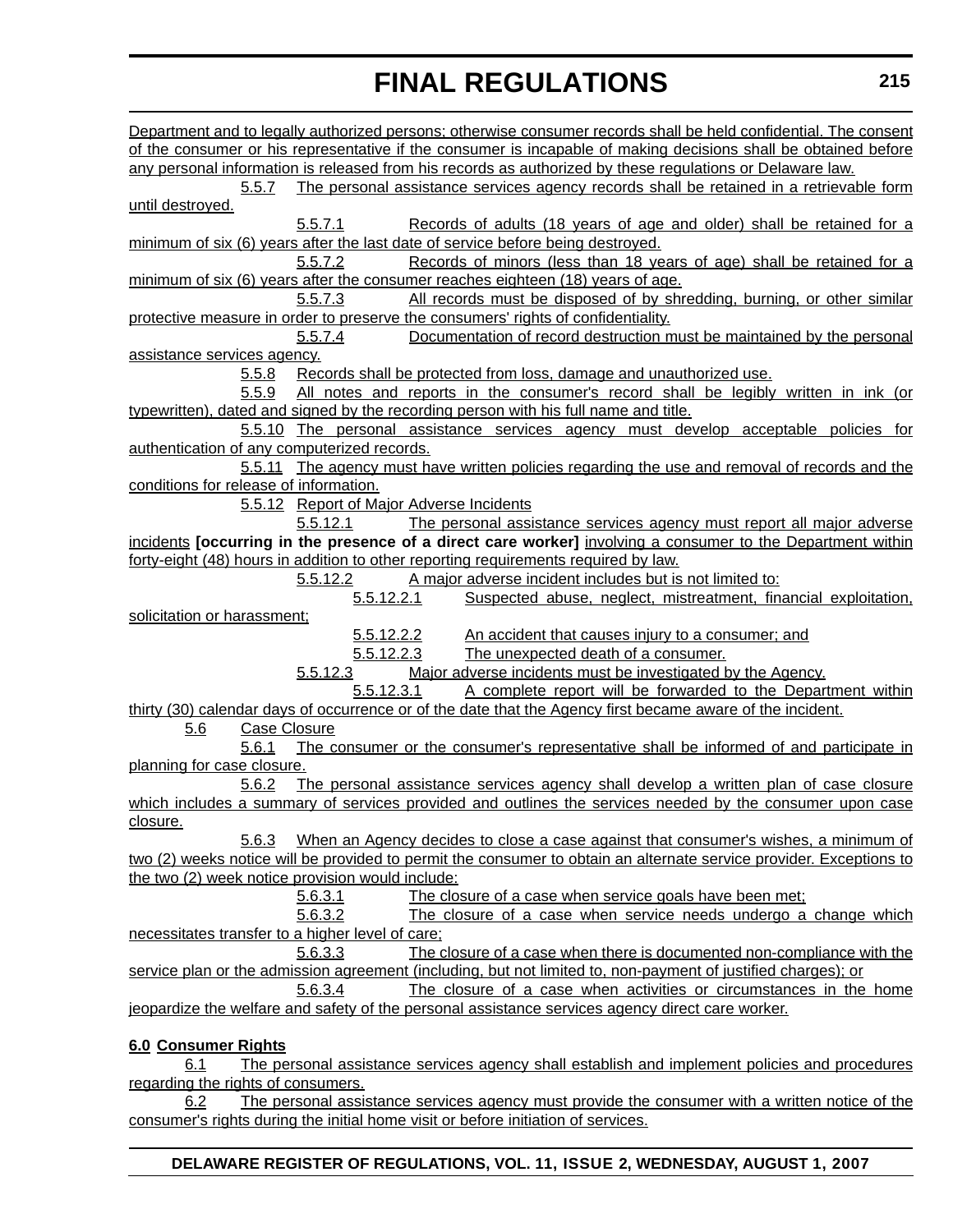Department and to legally authorized persons; otherwise consumer records shall be held confidential. The consent of the consumer or his representative if the consumer is incapable of making decisions shall be obtained before any personal information is released from his records as authorized by these regulations or Delaware law.

5.5.7 The personal assistance services agency records shall be retained in a retrievable form until destroyed.

5.5.7.1 Records of adults (18 years of age and older) shall be retained for a minimum of six (6) years after the last date of service before being destroyed.

5.5.7.2 Records of minors (less than 18 years of age) shall be retained for a minimum of six (6) years after the consumer reaches eighteen (18) years of age.

5.5.7.3 All records must be disposed of by shredding, burning, or other similar protective measure in order to preserve the consumers' rights of confidentiality.

5.5.7.4 Documentation of record destruction must be maintained by the personal assistance services agency.

5.5.8 Records shall be protected from loss, damage and unauthorized use.

5.5.9 All notes and reports in the consumer's record shall be legibly written in ink (or typewritten), dated and signed by the recording person with his full name and title.

5.5.10 The personal assistance services agency must develop acceptable policies for authentication of any computerized records.

5.5.11 The agency must have written policies regarding the use and removal of records and the conditions for release of information.

5.5.12 Report of Major Adverse Incidents

5.5.12.1 The personal assistance services agency must report all major adverse incidents **[occurring in the presence of a direct care worker]** involving a consumer to the Department within forty-eight (48) hours in addition to other reporting requirements required by law.

5.5.12.2 A major adverse incident includes but is not limited to:

5.5.12.2.1 Suspected abuse, neglect, mistreatment, financial exploitation, solicitation or harassment;

5.5.12.2.2 An accident that causes injury to a consumer; and

5.5.12.2.3 The unexpected death of a consumer.

5.5.12.3 Major adverse incidents must be investigated by the Agency.

5.5.12.3.1 A complete report will be forwarded to the Department within thirty (30) calendar days of occurrence or of the date that the Agency first became aware of the incident.

5.6 Case Closure

5.6.1 The consumer or the consumer's representative shall be informed of and participate in planning for case closure.

5.6.2 The personal assistance services agency shall develop a written plan of case closure which includes a summary of services provided and outlines the services needed by the consumer upon case closure.

5.6.3 When an Agency decides to close a case against that consumer's wishes, a minimum of two (2) weeks notice will be provided to permit the consumer to obtain an alternate service provider. Exceptions to the two (2) week notice provision would include:

5.6.3.1 The closure of a case when service goals have been met;

5.6.3.2 The closure of a case when service needs undergo a change which necessitates transfer to a higher level of care;

5.6.3.3 The closure of a case when there is documented non-compliance with the service plan or the admission agreement (including, but not limited to, non-payment of justified charges); or

5.6.3.4 The closure of a case when activities or circumstances in the home jeopardize the welfare and safety of the personal assistance services agency direct care worker.

**6.0 Consumer Rights**

6.1 The personal assistance services agency shall establish and implement policies and procedures regarding the rights of consumers.

6.2 The personal assistance services agency must provide the consumer with a written notice of the consumer's rights during the initial home visit or before initiation of services.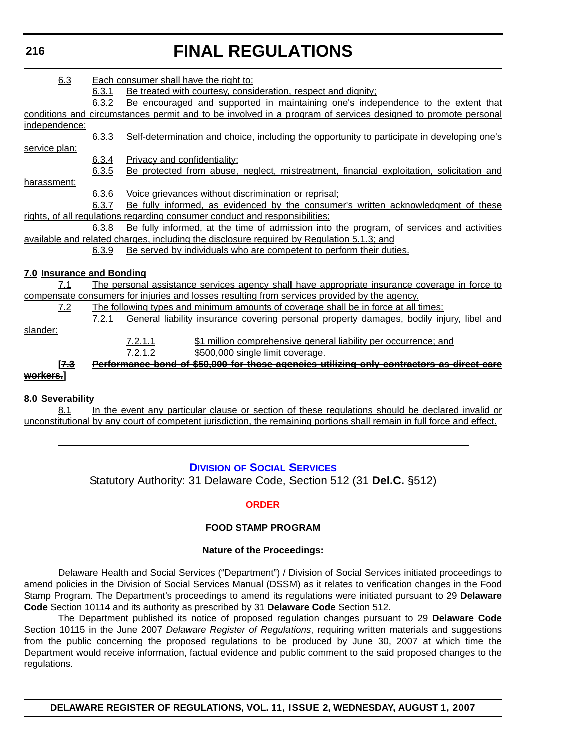6.3 Each consumer shall have the right to:

6.3.1 Be treated with courtesy, consideration, respect and dignity;

6.3.2 Be encouraged and supported in maintaining one's independence to the extent that conditions and circumstances permit and to be involved in a program of services designed to promote personal independence;

6.3.3 Self-determination and choice, including the opportunity to participate in developing one's service plan;

6.3.4 Privacy and confidentiality;

6.3.5 Be protected from abuse, neglect, mistreatment, financial exploitation, solicitation and harassment;

6.3.6 Voice grievances without discrimination or reprisal;

6.3.7 Be fully informed, as evidenced by the consumer's written acknowledgment of these rights, of all regulations regarding consumer conduct and responsibilities;

6.3.8 Be fully informed, at the time of admission into the program, of services and activities available and related charges, including the disclosure required by Regulation 5.1.3; and

6.3.9 Be served by individuals who are competent to perform their duties.

**7.0 Insurance and Bonding**

7.1 The personal assistance services agency shall have appropriate insurance coverage in force to compensate consumers for injuries and losses resulting from services provided by the agency.

7.2 The following types and minimum amounts of coverage shall be in force at all times:

7.2.1 General liability insurance covering personal property damages, bodily injury, libel and slander:

7.2.1.1 $1 million comprehensive general liability per occurrence; and

7.2.1.2 $500,000 single limit coverage.

**[~~7.3 Performance bond of $50,000 for those agencies utilizing only contractors as direct care workers.~~]**

**8.0 Severability**

8.1 In the event any particular clause or section of these regulations should be declared invalid or unconstitutional by any court of competent jurisdiction, the remaining portions shall remain in full force and effect.

---

## Division of Social Services

Statutory Authority: 31 Delaware Code, Section 512 (31 **Del.C.** §512)

### ORDER

### FOOD STAMP PROGRAM

**Nature of the Proceedings:**

Delaware Health and Social Services ("Department") / Division of Social Services initiated proceedings to amend policies in the Division of Social Services Manual (DSSM) as it relates to verification changes in the Food Stamp Program. The Department's proceedings to amend its regulations were initiated pursuant to 29 **Delaware Code** Section 10114 and its authority as prescribed by 31 **Delaware Code** Section 512.

The Department published its notice of proposed regulation changes pursuant to 29 **Delaware Code** Section 10115 in the June 2007 *Delaware Register of Regulations*, requiring written materials and suggestions from the public concerning the proposed regulations to be produced by June 30, 2007 at which time the Department would receive information, factual evidence and public comment to the said proposed changes to the regulations.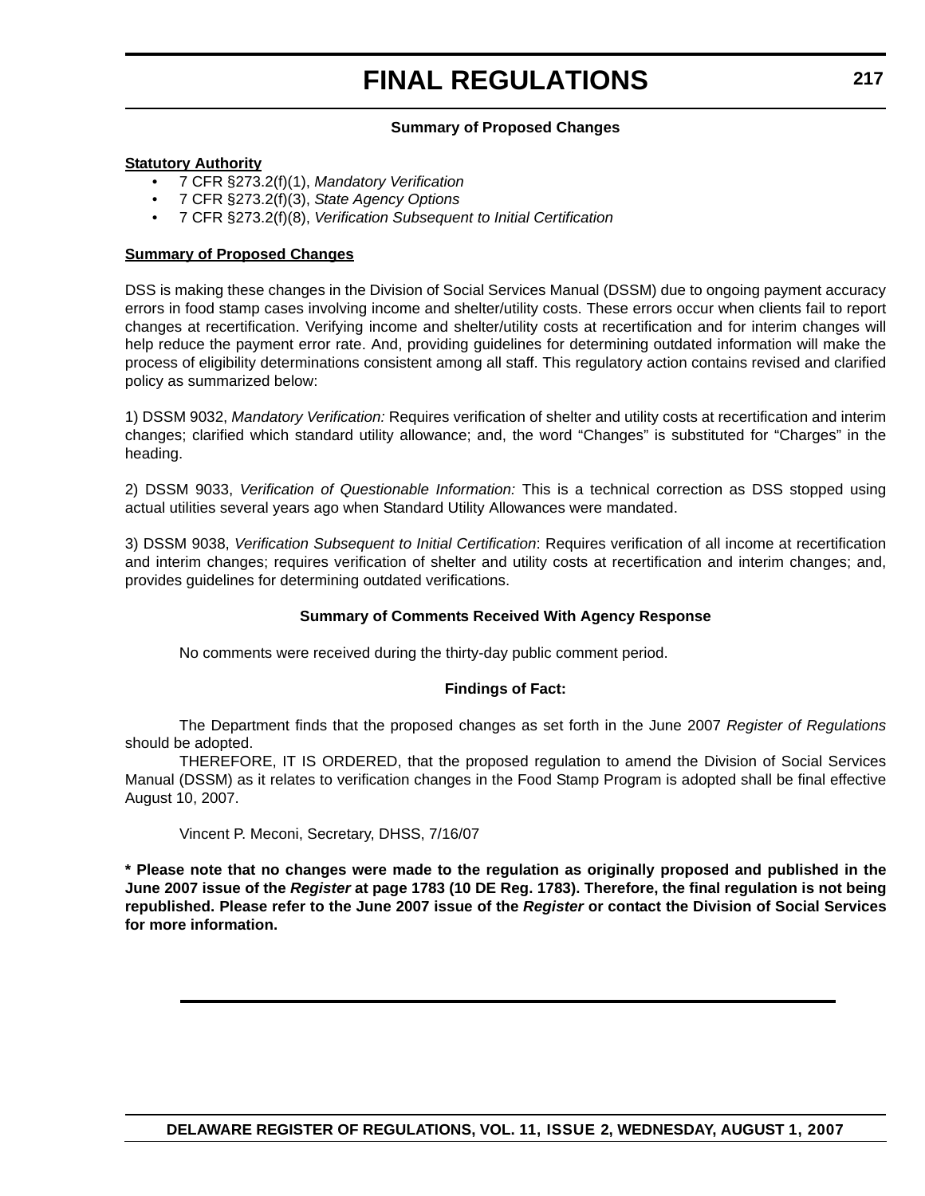### Summary of Proposed Changes

**Statutory Authority**

- 7 CFR §273.2(f)(1), *Mandatory Verification*
- 7 CFR §273.2(f)(3), *State Agency Options*
- 7 CFR §273.2(f)(8), *Verification Subsequent to Initial Certification*

**Summary of Proposed Changes**

DSS is making these changes in the Division of Social Services Manual (DSSM) due to ongoing payment accuracy errors in food stamp cases involving income and shelter/utility costs. These errors occur when clients fail to report changes at recertification. Verifying income and shelter/utility costs at recertification and for interim changes will help reduce the payment error rate. And, providing guidelines for determining outdated information will make the process of eligibility determinations consistent among all staff. This regulatory action contains revised and clarified policy as summarized below:

1) DSSM 9032, *Mandatory Verification:* Requires verification of shelter and utility costs at recertification and interim changes; clarified which standard utility allowance; and, the word "Changes" is substituted for "Charges" in the heading.

2) DSSM 9033, *Verification of Questionable Information:* This is a technical correction as DSS stopped using actual utilities several years ago when Standard Utility Allowances were mandated.

3) DSSM 9038, *Verification Subsequent to Initial Certification*: Requires verification of all income at recertification and interim changes; requires verification of shelter and utility costs at recertification and interim changes; and, provides guidelines for determining outdated verifications.

### Summary of Comments Received With Agency Response

No comments were received during the thirty-day public comment period.

### Findings of Fact:

The Department finds that the proposed changes as set forth in the June 2007 *Register of Regulations* should be adopted.

THEREFORE, IT IS ORDERED, that the proposed regulation to amend the Division of Social Services Manual (DSSM) as it relates to verification changes in the Food Stamp Program is adopted shall be final effective August 10, 2007.

Vincent P. Meconi, Secretary, DHSS, 7/16/07

**\* Please note that no changes were made to the regulation as originally proposed and published in the June 2007 issue of the *Register* at page 1783 (10 DE Reg. 1783). Therefore, the final regulation is not being republished. Please refer to the June 2007 issue of the *Register* or contact the Division of Social Services for more information.**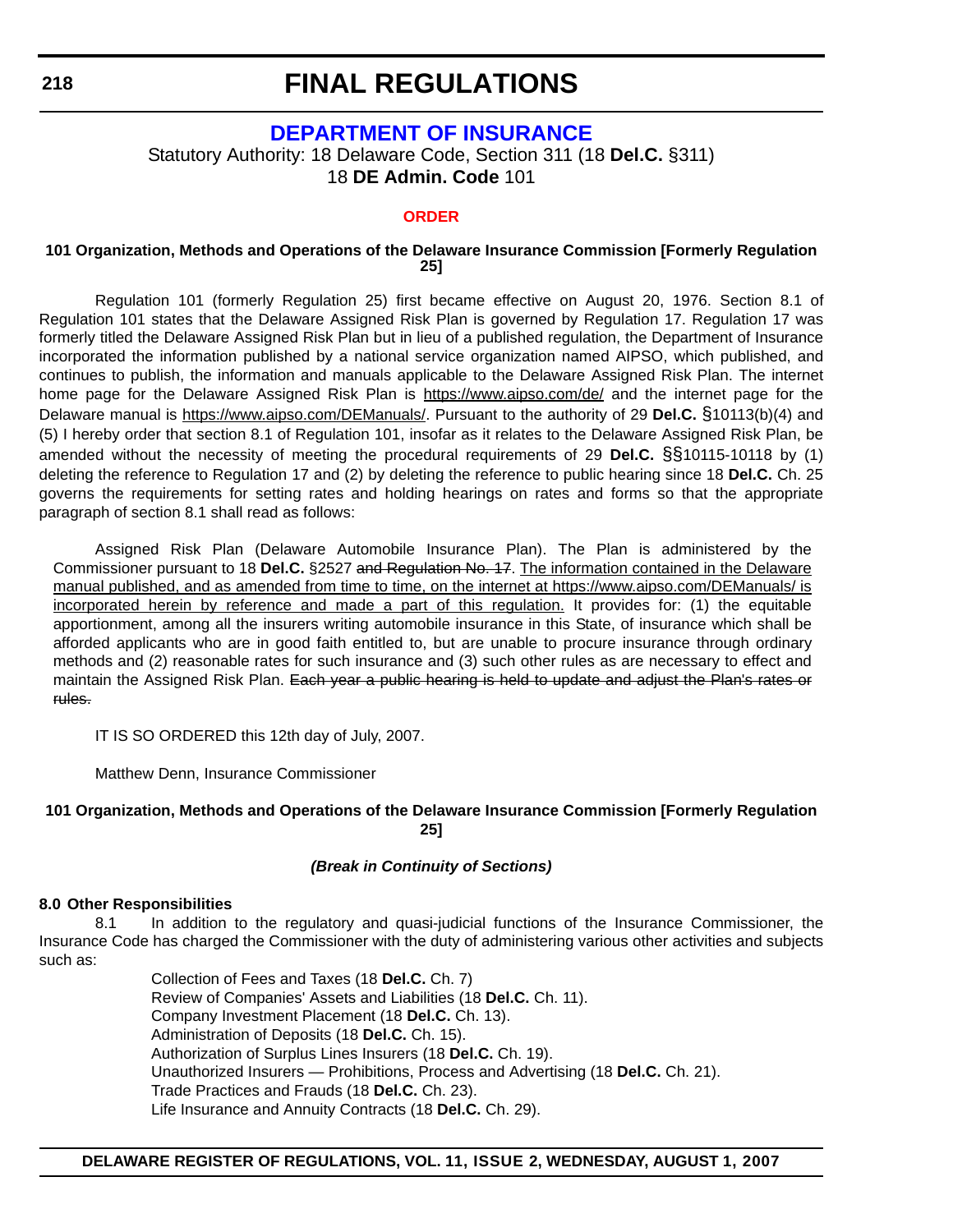# FINAL REGULATIONS

## DEPARTMENT OF INSURANCE

Statutory Authority: 18 Delaware Code, Section 311 (18 **Del.C.** §311)
18 **DE Admin. Code** 101

### ORDER

#### 101 Organization, Methods and Operations of the Delaware Insurance Commission [Formerly Regulation 25]

Regulation 101 (formerly Regulation 25) first became effective on August 20, 1976. Section 8.1 of Regulation 101 states that the Delaware Assigned Risk Plan is governed by Regulation 17. Regulation 17 was formerly titled the Delaware Assigned Risk Plan but in lieu of a published regulation, the Department of Insurance incorporated the information published by a national service organization named AIPSO, which published, and continues to publish, the information and manuals applicable to the Delaware Assigned Risk Plan. The internet home page for the Delaware Assigned Risk Plan is https://www.aipso.com/de/ and the internet page for the Delaware manual is https://www.aipso.com/DEManuals/. Pursuant to the authority of 29 **Del.C.** §10113(b)(4) and (5) I hereby order that section 8.1 of Regulation 101, insofar as it relates to the Delaware Assigned Risk Plan, be amended without the necessity of meeting the procedural requirements of 29 **Del.C.** §§10115-10118 by (1) deleting the reference to Regulation 17 and (2) by deleting the reference to public hearing since 18 **Del.C.** Ch. 25 governs the requirements for setting rates and holding hearings on rates and forms so that the appropriate paragraph of section 8.1 shall read as follows:

> Assigned Risk Plan (Delaware Automobile Insurance Plan). The Plan is administered by the Commissioner pursuant to 18 **Del.C.** §2527 ~~and Regulation No. 17~~. <u>The information contained in the Delaware manual published, and as amended from time to time, on the internet at https://www.aipso.com/DEManuals/ is incorporated herein by reference and made a part of this regulation.</u> It provides for: (1) the equitable apportionment, among all the insurers writing automobile insurance in this State, of insurance which shall be afforded applicants who are in good faith entitled to, but are unable to procure insurance through ordinary methods and (2) reasonable rates for such insurance and (3) such other rules as are necessary to effect and maintain the Assigned Risk Plan. ~~Each year a public hearing is held to update and adjust the Plan's rates or rules.~~

IT IS SO ORDERED this 12th day of July, 2007.

Matthew Denn, Insurance Commissioner

#### 101 Organization, Methods and Operations of the Delaware Insurance Commission [Formerly Regulation 25]

***(Break in Continuity of Sections)***

**8.0 Other Responsibilities**

8.1 In addition to the regulatory and quasi-judicial functions of the Insurance Commissioner, the Insurance Code has charged the Commissioner with the duty of administering various other activities and subjects such as:

Collection of Fees and Taxes (18 **Del.C.** Ch. 7)
Review of Companies' Assets and Liabilities (18 **Del.C.** Ch. 11).
Company Investment Placement (18 **Del.C.** Ch. 13).
Administration of Deposits (18 **Del.C.** Ch. 15).
Authorization of Surplus Lines Insurers (18 **Del.C.** Ch. 19).
Unauthorized Insurers — Prohibitions, Process and Advertising (18 **Del.C.** Ch. 21).
Trade Practices and Frauds (18 **Del.C.** Ch. 23).
Life Insurance and Annuity Contracts (18 **Del.C.** Ch. 29).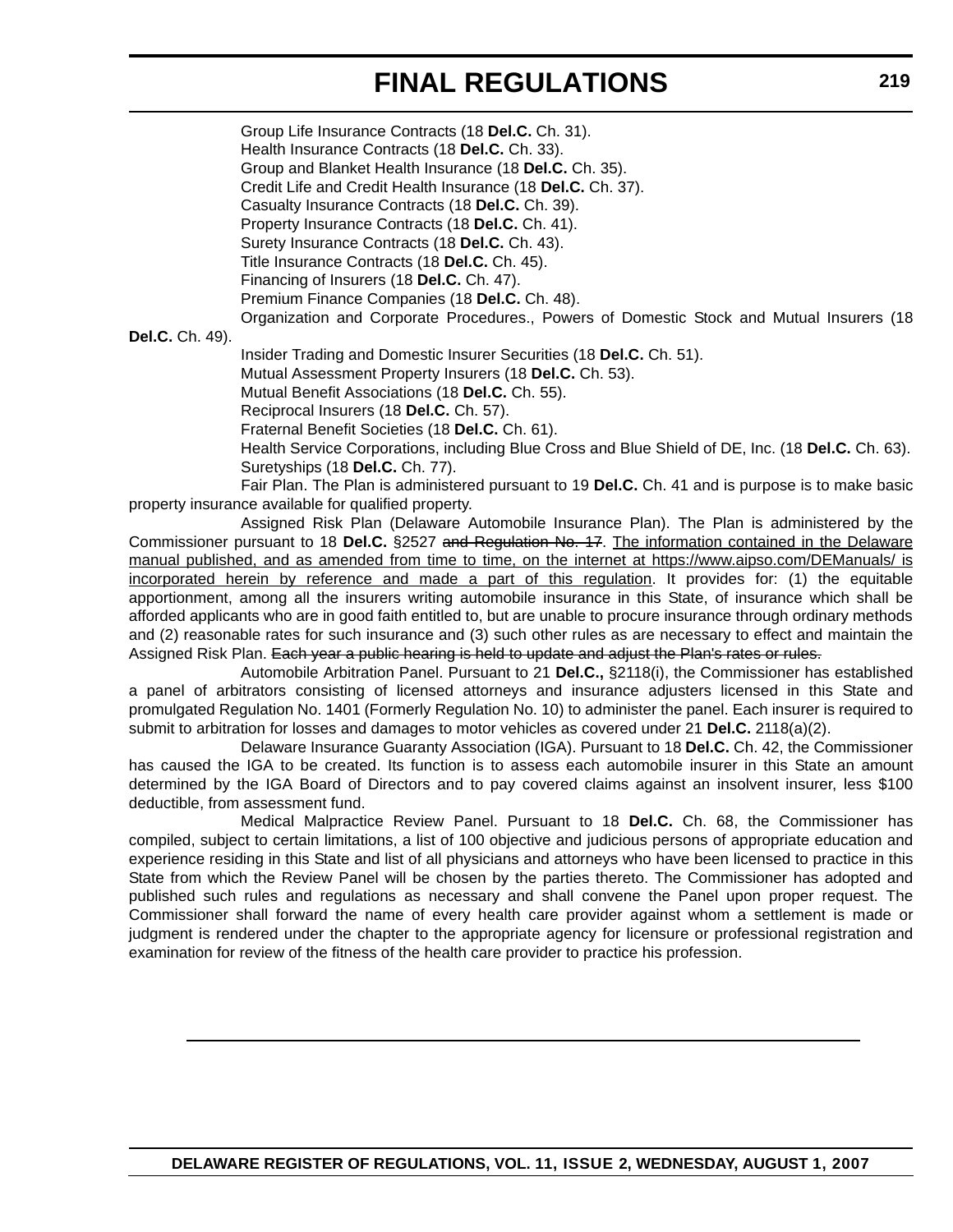Group Life Insurance Contracts (18 **Del.C.** Ch. 31).

Health Insurance Contracts (18 **Del.C.** Ch. 33).

Group and Blanket Health Insurance (18 **Del.C.** Ch. 35).

Credit Life and Credit Health Insurance (18 **Del.C.** Ch. 37).

Casualty Insurance Contracts (18 **Del.C.** Ch. 39).

Property Insurance Contracts (18 **Del.C.** Ch. 41).

Surety Insurance Contracts (18 **Del.C.** Ch. 43).

Title Insurance Contracts (18 **Del.C.** Ch. 45).

Financing of Insurers (18 **Del.C.** Ch. 47).

Premium Finance Companies (18 **Del.C.** Ch. 48).

Organization and Corporate Procedures., Powers of Domestic Stock and Mutual Insurers (18 **Del.C.** Ch. 49).

Insider Trading and Domestic Insurer Securities (18 **Del.C.** Ch. 51).

Mutual Assessment Property Insurers (18 **Del.C.** Ch. 53).

Mutual Benefit Associations (18 **Del.C.** Ch. 55).

Reciprocal Insurers (18 **Del.C.** Ch. 57).

Fraternal Benefit Societies (18 **Del.C.** Ch. 61).

Health Service Corporations, including Blue Cross and Blue Shield of DE, Inc. (18 **Del.C.** Ch. 63).

Suretyships (18 **Del.C.** Ch. 77).

Fair Plan. The Plan is administered pursuant to 19 **Del.C.** Ch. 41 and is purpose is to make basic property insurance available for qualified property.

Assigned Risk Plan (Delaware Automobile Insurance Plan). The Plan is administered by the Commissioner pursuant to 18 **Del.C.** §2527 ~~and Regulation No. 17~~. <u>The information contained in the Delaware manual published, and as amended from time to time, on the internet at https://www.aipso.com/DEManuals/ is incorporated herein by reference and made a part of this regulation</u>. It provides for: (1) the equitable apportionment, among all the insurers writing automobile insurance in this State, of insurance which shall be afforded applicants who are in good faith entitled to, but are unable to procure insurance through ordinary methods and (2) reasonable rates for such insurance and (3) such other rules as are necessary to effect and maintain the Assigned Risk Plan. ~~Each year a public hearing is held to update and adjust the Plan's rates or rules.~~

Automobile Arbitration Panel. Pursuant to 21 **Del.C.,** §2118(i), the Commissioner has established a panel of arbitrators consisting of licensed attorneys and insurance adjusters licensed in this State and promulgated Regulation No. 1401 (Formerly Regulation No. 10) to administer the panel. Each insurer is required to submit to arbitration for losses and damages to motor vehicles as covered under 21 **Del.C.** 2118(a)(2).

Delaware Insurance Guaranty Association (IGA). Pursuant to 18 **Del.C.** Ch. 42, the Commissioner has caused the IGA to be created. Its function is to assess each automobile insurer in this State an amount determined by the IGA Board of Directors and to pay covered claims against an insolvent insurer, less $100 deductible, from assessment fund.

Medical Malpractice Review Panel. Pursuant to 18 **Del.C.** Ch. 68, the Commissioner has compiled, subject to certain limitations, a list of 100 objective and judicious persons of appropriate education and experience residing in this State and list of all physicians and attorneys who have been licensed to practice in this State from which the Review Panel will be chosen by the parties thereto. The Commissioner has adopted and published such rules and regulations as necessary and shall convene the Panel upon proper request. The Commissioner shall forward the name of every health care provider against whom a settlement is made or judgment is rendered under the chapter to the appropriate agency for licensure or professional registration and examination for review of the fitness of the health care provider to practice his profession.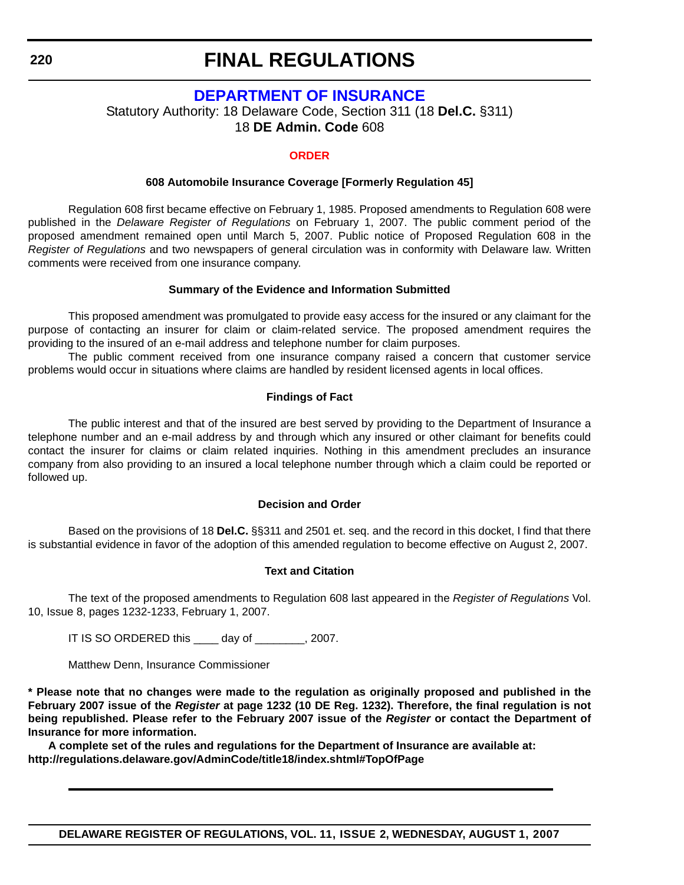# FINAL REGULATIONS

## DEPARTMENT OF INSURANCE

Statutory Authority: 18 Delaware Code, Section 311 (18 **Del.C.** §311)
18 **DE Admin. Code** 608

### ORDER

#### 608 Automobile Insurance Coverage [Formerly Regulation 45]

Regulation 608 first became effective on February 1, 1985. Proposed amendments to Regulation 608 were published in the *Delaware Register of Regulations* on February 1, 2007. The public comment period of the proposed amendment remained open until March 5, 2007. Public notice of Proposed Regulation 608 in the *Register of Regulations* and two newspapers of general circulation was in conformity with Delaware law. Written comments were received from one insurance company.

#### Summary of the Evidence and Information Submitted

This proposed amendment was promulgated to provide easy access for the insured or any claimant for the purpose of contacting an insurer for claim or claim-related service. The proposed amendment requires the providing to the insured of an e-mail address and telephone number for claim purposes.

The public comment received from one insurance company raised a concern that customer service problems would occur in situations where claims are handled by resident licensed agents in local offices.

#### Findings of Fact

The public interest and that of the insured are best served by providing to the Department of Insurance a telephone number and an e-mail address by and through which any insured or other claimant for benefits could contact the insurer for claims or claim related inquiries. Nothing in this amendment precludes an insurance company from also providing to an insured a local telephone number through which a claim could be reported or followed up.

#### Decision and Order

Based on the provisions of 18 **Del.C.** §§311 and 2501 et. seq. and the record in this docket, I find that there is substantial evidence in favor of the adoption of this amended regulation to become effective on August 2, 2007.

#### Text and Citation

The text of the proposed amendments to Regulation 608 last appeared in the *Register of Regulations* Vol. 10, Issue 8, pages 1232-1233, February 1, 2007.

IT IS SO ORDERED this ____ day of ________, 2007.

Matthew Denn, Insurance Commissioner

**\* Please note that no changes were made to the regulation as originally proposed and published in the February 2007 issue of the *Register* at page 1232 (10 DE Reg. 1232). Therefore, the final regulation is not being republished. Please refer to the February 2007 issue of the *Register* or contact the Department of Insurance for more information.**

**A complete set of the rules and regulations for the Department of Insurance are available at: http://regulations.delaware.gov/AdminCode/title18/index.shtml#TopOfPage**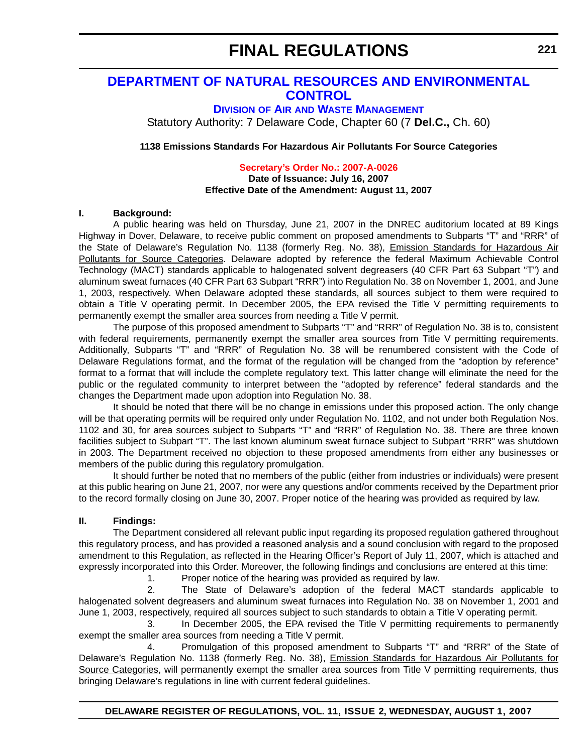# FINAL REGULATIONS

## DEPARTMENT OF NATURAL RESOURCES AND ENVIRONMENTAL CONTROL

### DIVISION OF AIR AND WASTE MANAGEMENT

Statutory Authority: 7 Delaware Code, Chapter 60 (7 **Del.C.,** Ch. 60)

**1138 Emissions Standards For Hazardous Air Pollutants For Source Categories**

**Secretary's Order No.: 2007-A-0026**

**Date of Issuance: July 16, 2007**

**Effective Date of the Amendment: August 11, 2007**

**I. Background:**

A public hearing was held on Thursday, June 21, 2007 in the DNREC auditorium located at 89 Kings Highway in Dover, Delaware, to receive public comment on proposed amendments to Subparts "T" and "RRR" of the State of Delaware's Regulation No. 1138 (formerly Reg. No. 38), Emission Standards for Hazardous Air Pollutants for Source Categories. Delaware adopted by reference the federal Maximum Achievable Control Technology (MACT) standards applicable to halogenated solvent degreasers (40 CFR Part 63 Subpart "T") and aluminum sweat furnaces (40 CFR Part 63 Subpart "RRR") into Regulation No. 38 on November 1, 2001, and June 1, 2003, respectively. When Delaware adopted these standards, all sources subject to them were required to obtain a Title V operating permit. In December 2005, the EPA revised the Title V permitting requirements to permanently exempt the smaller area sources from needing a Title V permit.

The purpose of this proposed amendment to Subparts "T" and "RRR" of Regulation No. 38 is to, consistent with federal requirements, permanently exempt the smaller area sources from Title V permitting requirements. Additionally, Subparts "T" and "RRR" of Regulation No. 38 will be renumbered consistent with the Code of Delaware Regulations format, and the format of the regulation will be changed from the "adoption by reference" format to a format that will include the complete regulatory text. This latter change will eliminate the need for the public or the regulated community to interpret between the "adopted by reference" federal standards and the changes the Department made upon adoption into Regulation No. 38.

It should be noted that there will be no change in emissions under this proposed action. The only change will be that operating permits will be required only under Regulation No. 1102, and not under both Regulation Nos. 1102 and 30, for area sources subject to Subparts "T" and "RRR" of Regulation No. 38. There are three known facilities subject to Subpart "T". The last known aluminum sweat furnace subject to Subpart "RRR" was shutdown in 2003. The Department received no objection to these proposed amendments from either any businesses or members of the public during this regulatory promulgation.

It should further be noted that no members of the public (either from industries or individuals) were present at this public hearing on June 21, 2007, nor were any questions and/or comments received by the Department prior to the record formally closing on June 30, 2007. Proper notice of the hearing was provided as required by law.

**II. Findings:**

The Department considered all relevant public input regarding its proposed regulation gathered throughout this regulatory process, and has provided a reasoned analysis and a sound conclusion with regard to the proposed amendment to this Regulation, as reflected in the Hearing Officer's Report of July 11, 2007, which is attached and expressly incorporated into this Order. Moreover, the following findings and conclusions are entered at this time:

1. Proper notice of the hearing was provided as required by law.

2. The State of Delaware's adoption of the federal MACT standards applicable to halogenated solvent degreasers and aluminum sweat furnaces into Regulation No. 38 on November 1, 2001 and June 1, 2003, respectively, required all sources subject to such standards to obtain a Title V operating permit.

3. In December 2005, the EPA revised the Title V permitting requirements to permanently exempt the smaller area sources from needing a Title V permit.

4. Promulgation of this proposed amendment to Subparts "T" and "RRR" of the State of Delaware's Regulation No. 1138 (formerly Reg. No. 38), Emission Standards for Hazardous Air Pollutants for Source Categories, will permanently exempt the smaller area sources from Title V permitting requirements, thus bringing Delaware's regulations in line with current federal guidelines.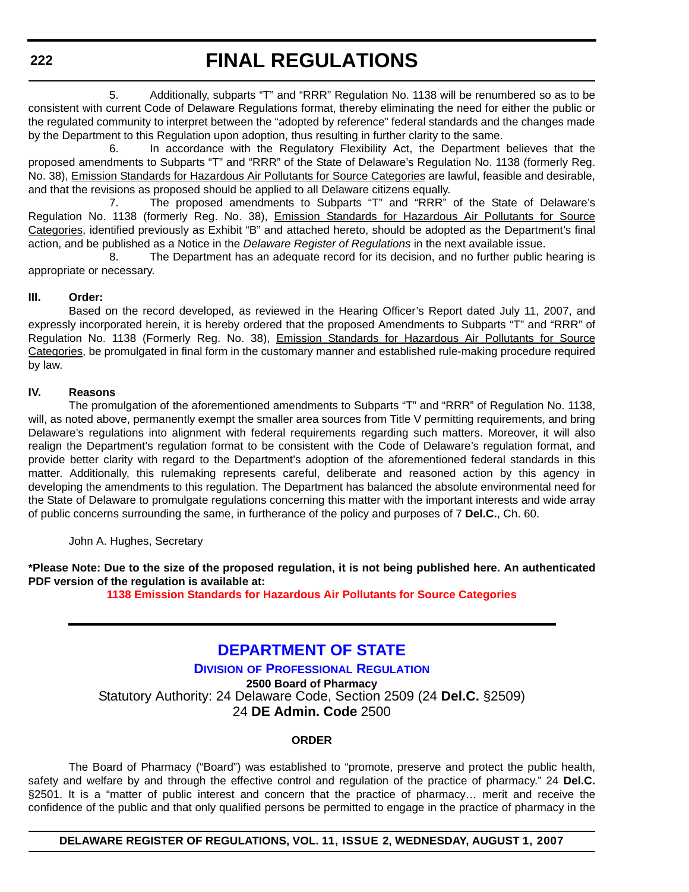5. Additionally, subparts "T" and "RRR" Regulation No. 1138 will be renumbered so as to be consistent with current Code of Delaware Regulations format, thereby eliminating the need for either the public or the regulated community to interpret between the "adopted by reference" federal standards and the changes made by the Department to this Regulation upon adoption, thus resulting in further clarity to the same.

6. In accordance with the Regulatory Flexibility Act, the Department believes that the proposed amendments to Subparts "T" and "RRR" of the State of Delaware's Regulation No. 1138 (formerly Reg. No. 38), Emission Standards for Hazardous Air Pollutants for Source Categories are lawful, feasible and desirable, and that the revisions as proposed should be applied to all Delaware citizens equally.

7. The proposed amendments to Subparts "T" and "RRR" of the State of Delaware's Regulation No. 1138 (formerly Reg. No. 38), Emission Standards for Hazardous Air Pollutants for Source Categories, identified previously as Exhibit "B" and attached hereto, should be adopted as the Department's final action, and be published as a Notice in the *Delaware Register of Regulations* in the next available issue.

8. The Department has an adequate record for its decision, and no further public hearing is appropriate or necessary.

**III. Order:**

Based on the record developed, as reviewed in the Hearing Officer's Report dated July 11, 2007, and expressly incorporated herein, it is hereby ordered that the proposed Amendments to Subparts "T" and "RRR" of Regulation No. 1138 (Formerly Reg. No. 38), Emission Standards for Hazardous Air Pollutants for Source Categories, be promulgated in final form in the customary manner and established rule-making procedure required by law.

**IV. Reasons**

The promulgation of the aforementioned amendments to Subparts "T" and "RRR" of Regulation No. 1138, will, as noted above, permanently exempt the smaller area sources from Title V permitting requirements, and bring Delaware's regulations into alignment with federal requirements regarding such matters. Moreover, it will also realign the Department's regulation format to be consistent with the Code of Delaware's regulation format, and provide better clarity with regard to the Department's adoption of the aforementioned federal standards in this matter. Additionally, this rulemaking represents careful, deliberate and reasoned action by this agency in developing the amendments to this regulation. The Department has balanced the absolute environmental need for the State of Delaware to promulgate regulations concerning this matter with the important interests and wide array of public concerns surrounding the same, in furtherance of the policy and purposes of 7 **Del.C.**, Ch. 60.

John A. Hughes, Secretary

**\*Please Note: Due to the size of the proposed regulation, it is not being published here. An authenticated PDF version of the regulation is available at:**

**1138 Emission Standards for Hazardous Air Pollutants for Source Categories**

---

# DEPARTMENT OF STATE

## DIVISION OF PROFESSIONAL REGULATION

**2500 Board of Pharmacy**

Statutory Authority: 24 Delaware Code, Section 2509 (24 **Del.C.** §2509)

24 **DE Admin. Code** 2500

**ORDER**

The Board of Pharmacy ("Board") was established to "promote, preserve and protect the public health, safety and welfare by and through the effective control and regulation of the practice of pharmacy." 24 **Del.C.** §2501. It is a "matter of public interest and concern that the practice of pharmacy… merit and receive the confidence of the public and that only qualified persons be permitted to engage in the practice of pharmacy in the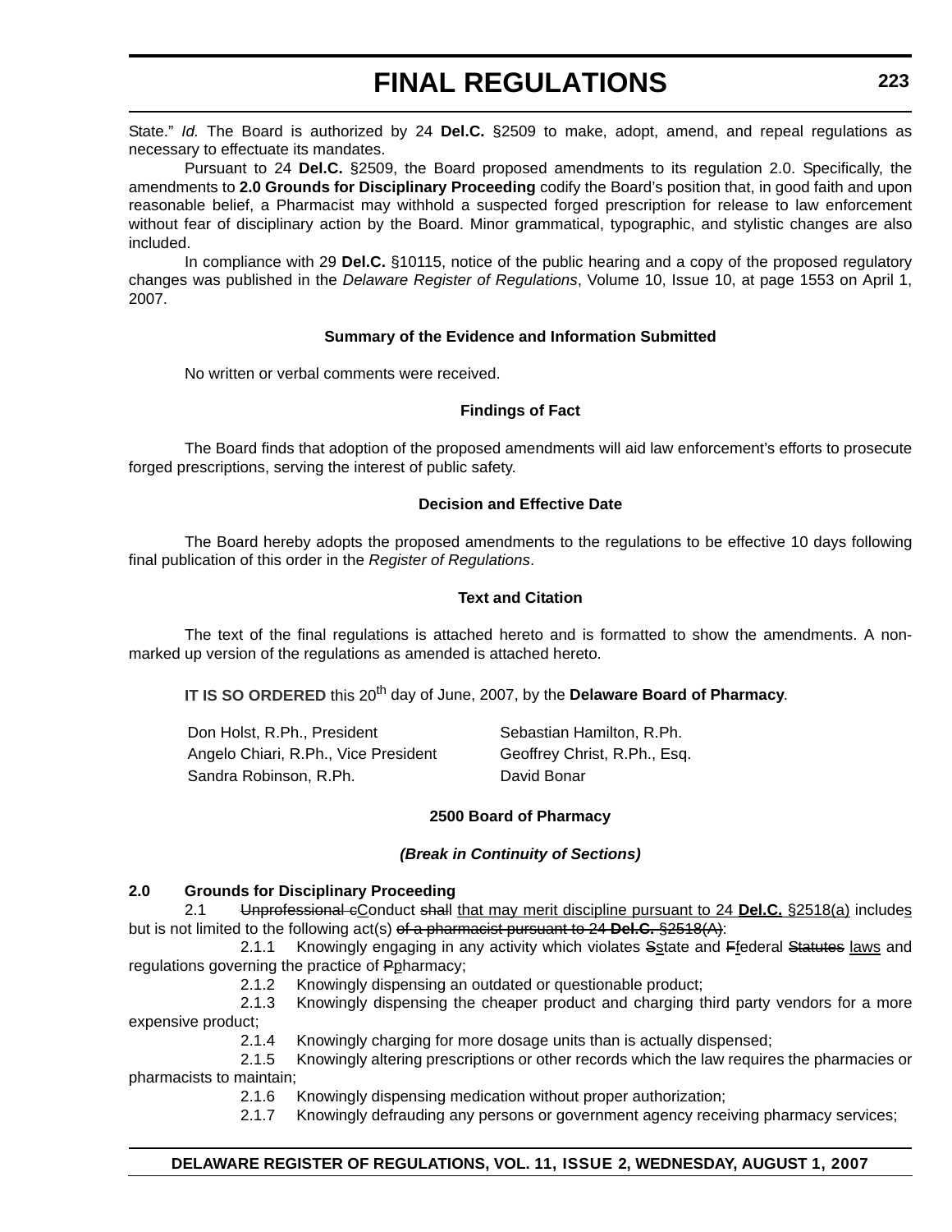State." *Id.* The Board is authorized by 24 **Del.C.** §2509 to make, adopt, amend, and repeal regulations as necessary to effectuate its mandates.

Pursuant to 24 **Del.C.** §2509, the Board proposed amendments to its regulation 2.0. Specifically, the amendments to **2.0 Grounds for Disciplinary Proceeding** codify the Board's position that, in good faith and upon reasonable belief, a Pharmacist may withhold a suspected forged prescription for release to law enforcement without fear of disciplinary action by the Board. Minor grammatical, typographic, and stylistic changes are also included.

In compliance with 29 **Del.C.** §10115, notice of the public hearing and a copy of the proposed regulatory changes was published in the *Delaware Register of Regulations*, Volume 10, Issue 10, at page 1553 on April 1, 2007.

**Summary of the Evidence and Information Submitted**

No written or verbal comments were received.

**Findings of Fact**

The Board finds that adoption of the proposed amendments will aid law enforcement's efforts to prosecute forged prescriptions, serving the interest of public safety.

**Decision and Effective Date**

The Board hereby adopts the proposed amendments to the regulations to be effective 10 days following final publication of this order in the *Register of Regulations*.

**Text and Citation**

The text of the final regulations is attached hereto and is formatted to show the amendments. A non-marked up version of the regulations as amended is attached hereto.

**IT IS SO ORDERED** this 20th day of June, 2007, by the **Delaware Board of Pharmacy**.

| | |
|---|---|
| Don Holst, R.Ph., President | Sebastian Hamilton, R.Ph. |
| Angelo Chiari, R.Ph., Vice President | Geoffrey Christ, R.Ph., Esq. |
| Sandra Robinson, R.Ph. | David Bonar |

**2500 Board of Pharmacy**

***(Break in Continuity of Sections)***

**2.0 Grounds for Disciplinary Proceeding**

2.1 ~~Unprofessional c~~Conduct ~~shall~~ that may merit discipline pursuant to 24 **Del.C.** §2518(a) includes but is not limited to the following act(s) ~~of a pharmacist pursuant to 24 **Del.C.** §2518(A)~~:

2.1.1 Knowingly engaging in any activity which violates ~~S~~state and ~~F~~federal ~~Statutes~~ laws and regulations governing the practice of ~~P~~pharmacy;

2.1.2 Knowingly dispensing an outdated or questionable product;

2.1.3 Knowingly dispensing the cheaper product and charging third party vendors for a more expensive product;

2.1.4 Knowingly charging for more dosage units than is actually dispensed;

2.1.5 Knowingly altering prescriptions or other records which the law requires the pharmacies or pharmacists to maintain;

2.1.6 Knowingly dispensing medication without proper authorization;

2.1.7 Knowingly defrauding any persons or government agency receiving pharmacy services;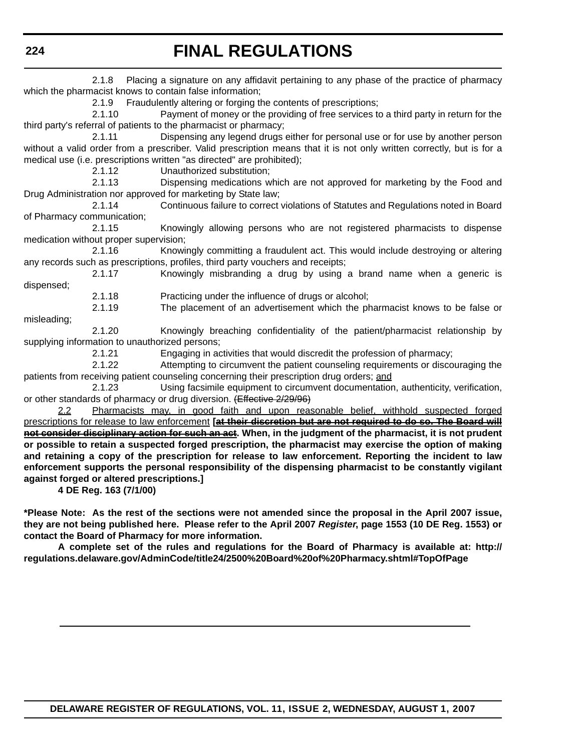2.1.8 Placing a signature on any affidavit pertaining to any phase of the practice of pharmacy which the pharmacist knows to contain false information;

2.1.9 Fraudulently altering or forging the contents of prescriptions;

2.1.10 Payment of money or the providing of free services to a third party in return for the third party's referral of patients to the pharmacist or pharmacy;

2.1.11 Dispensing any legend drugs either for personal use or for use by another person without a valid order from a prescriber. Valid prescription means that it is not only written correctly, but is for a medical use (i.e. prescriptions written "as directed" are prohibited);

2.1.12 Unauthorized substitution;

2.1.13 Dispensing medications which are not approved for marketing by the Food and Drug Administration nor approved for marketing by State law;

2.1.14 Continuous failure to correct violations of Statutes and Regulations noted in Board of Pharmacy communication;

2.1.15 Knowingly allowing persons who are not registered pharmacists to dispense medication without proper supervision;

2.1.16 Knowingly committing a fraudulent act. This would include destroying or altering any records such as prescriptions, profiles, third party vouchers and receipts;

2.1.17 Knowingly misbranding a drug by using a brand name when a generic is dispensed;

2.1.18 Practicing under the influence of drugs or alcohol;

2.1.19 The placement of an advertisement which the pharmacist knows to be false or misleading;

2.1.20 Knowingly breaching confidentiality of the patient/pharmacist relationship by supplying information to unauthorized persons;

2.1.21 Engaging in activities that would discredit the profession of pharmacy;

2.1.22 Attempting to circumvent the patient counseling requirements or discouraging the patients from receiving patient counseling concerning their prescription drug orders; and

2.1.23 Using facsimile equipment to circumvent documentation, authenticity, verification, or other standards of pharmacy or drug diversion. ~~(Effective 2/29/96)~~

2.2 Pharmacists may, in good faith and upon reasonable belief, withhold suspected forged prescriptions for release to law enforcement **[~~at their discretion but are not required to do so. The Board will not consider disciplinary action for such an act~~. When, in the judgment of the pharmacist, it is not prudent or possible to retain a suspected forged prescription, the pharmacist may exercise the option of making and retaining a copy of the prescription for release to law enforcement. Reporting the incident to law enforcement supports the personal responsibility of the dispensing pharmacist to be constantly vigilant against forged or altered prescriptions.]**

**4 DE Reg. 163 (7/1/00)**

***Please Note: As the rest of the sections were not amended since the proposal in the April 2007 issue, they are not being published here. Please refer to the April 2007 *Register*, page 1553 (10 DE Reg. 1553) or contact the Board of Pharmacy for more information.**

**A complete set of the rules and regulations for the Board of Pharmacy is available at: http://regulations.delaware.gov/AdminCode/title24/2500%20Board%20of%20Pharmacy.shtml#TopOfPage**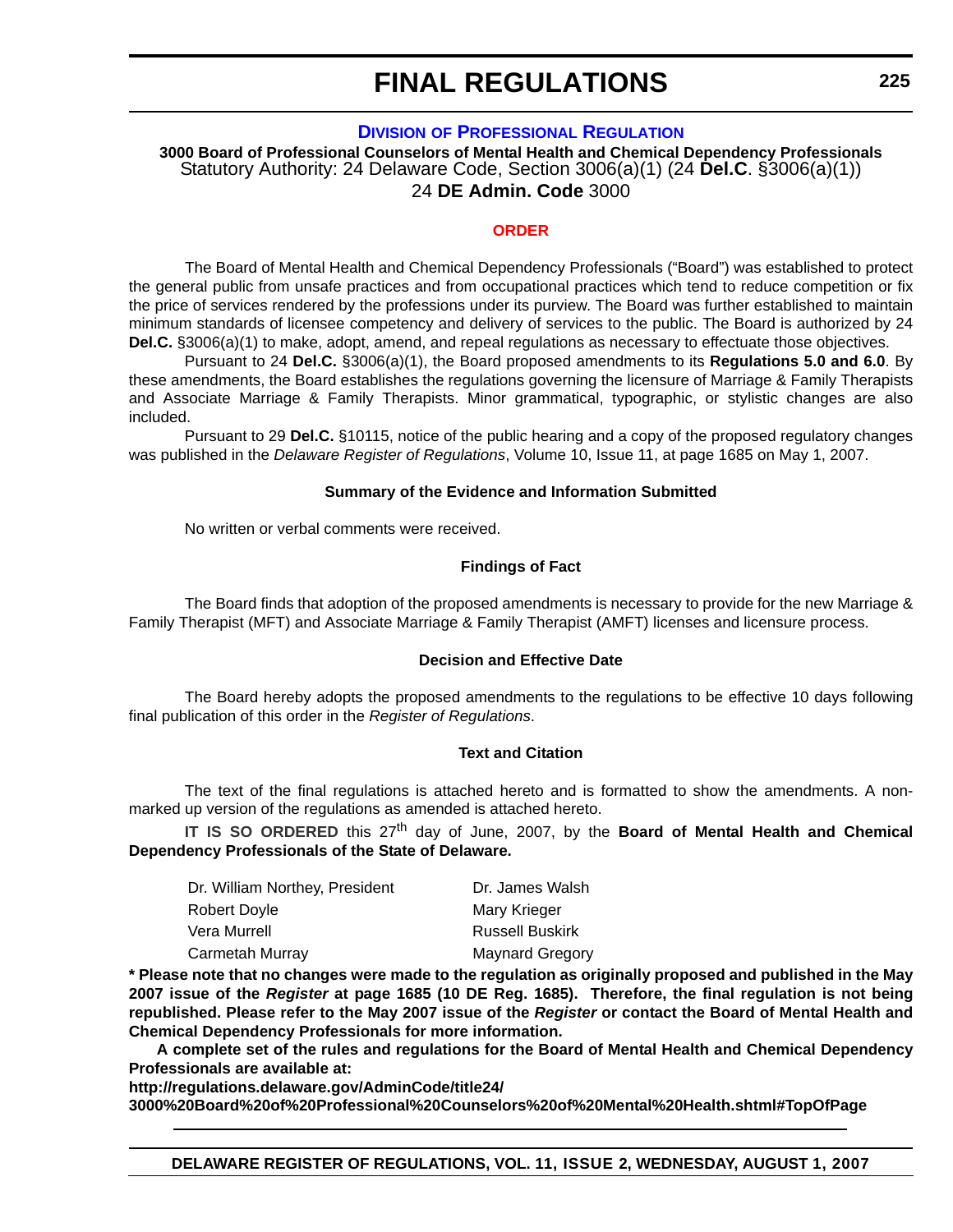# FINAL REGULATIONS

## DIVISION OF PROFESSIONAL REGULATION

**3000 Board of Professional Counselors of Mental Health and Chemical Dependency Professionals**

Statutory Authority: 24 Delaware Code, Section 3006(a)(1) (24 **Del.C**. §3006(a)(1))

24 **DE Admin. Code** 3000

### ORDER

The Board of Mental Health and Chemical Dependency Professionals ("Board") was established to protect the general public from unsafe practices and from occupational practices which tend to reduce competition or fix the price of services rendered by the professions under its purview. The Board was further established to maintain minimum standards of licensee competency and delivery of services to the public. The Board is authorized by 24 **Del.C.** §3006(a)(1) to make, adopt, amend, and repeal regulations as necessary to effectuate those objectives.

Pursuant to 24 **Del.C.** §3006(a)(1), the Board proposed amendments to its **Regulations 5.0 and 6.0**. By these amendments, the Board establishes the regulations governing the licensure of Marriage & Family Therapists and Associate Marriage & Family Therapists. Minor grammatical, typographic, or stylistic changes are also included.

Pursuant to 29 **Del.C.** §10115, notice of the public hearing and a copy of the proposed regulatory changes was published in the *Delaware Register of Regulations*, Volume 10, Issue 11, at page 1685 on May 1, 2007.

#### Summary of the Evidence and Information Submitted

No written or verbal comments were received.

#### Findings of Fact

The Board finds that adoption of the proposed amendments is necessary to provide for the new Marriage & Family Therapist (MFT) and Associate Marriage & Family Therapist (AMFT) licenses and licensure process.

#### Decision and Effective Date

The Board hereby adopts the proposed amendments to the regulations to be effective 10 days following final publication of this order in the *Register of Regulations*.

#### Text and Citation

The text of the final regulations is attached hereto and is formatted to show the amendments. A non-marked up version of the regulations as amended is attached hereto.

**IT IS SO ORDERED** this 27th day of June, 2007, by the **Board of Mental Health and Chemical Dependency Professionals of the State of Delaware.**

| | |
|---|---|
| Dr. William Northey, President | Dr. James Walsh |
| Robert Doyle | Mary Krieger |
| Vera Murrell | Russell Buskirk |
| Carmetah Murray | Maynard Gregory |

**\* Please note that no changes were made to the regulation as originally proposed and published in the May 2007 issue of the *Register* at page 1685 (10 DE Reg. 1685). Therefore, the final regulation is not being republished. Please refer to the May 2007 issue of the *Register* or contact the Board of Mental Health and Chemical Dependency Professionals for more information.**

**A complete set of the rules and regulations for the Board of Mental Health and Chemical Dependency Professionals are available at:**

**http://regulations.delaware.gov/AdminCode/title24/3000%20Board%20of%20Professional%20Counselors%20of%20Mental%20Health.shtml#TopOfPage**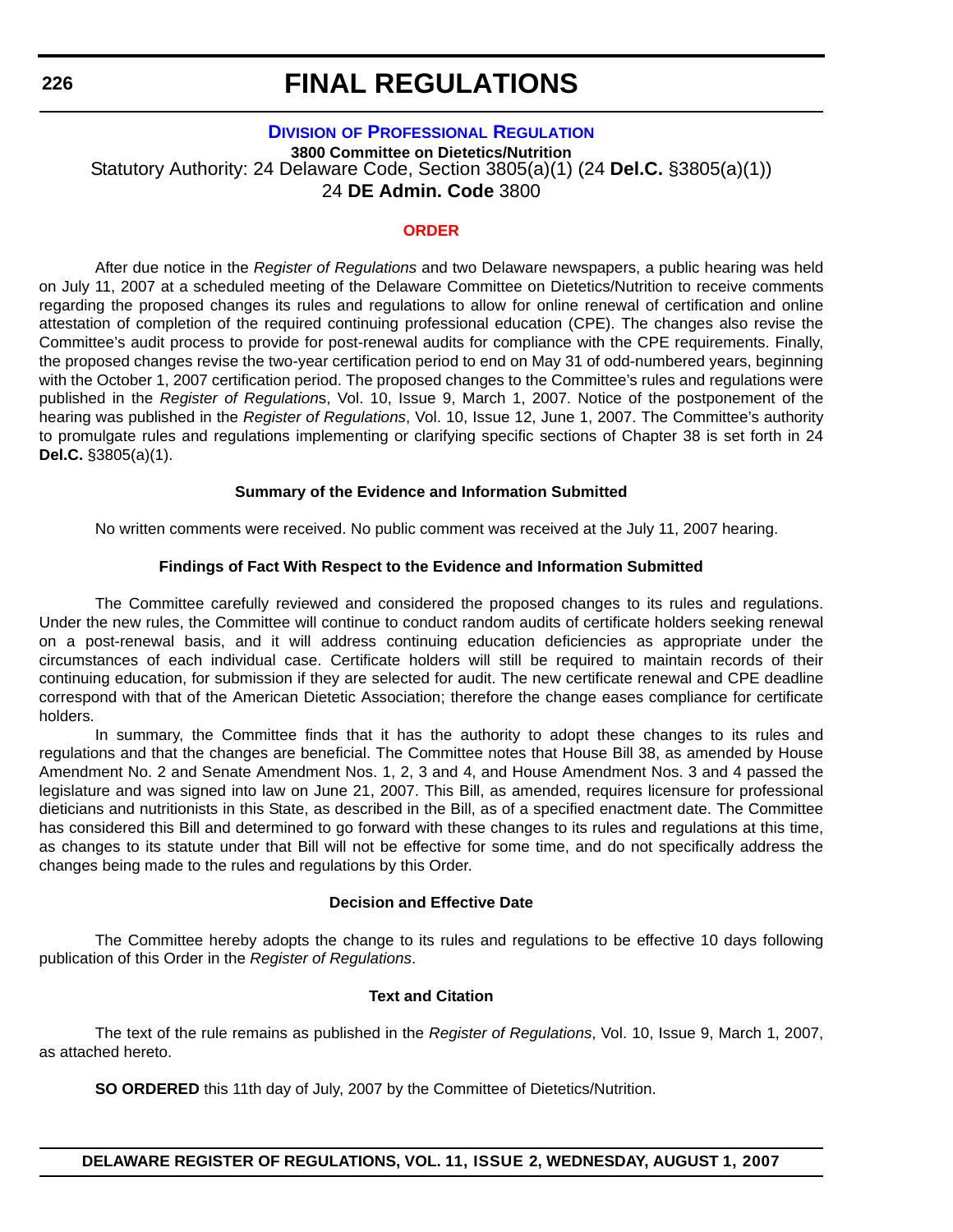# FINAL REGULATIONS

## DIVISION OF PROFESSIONAL REGULATION

**3800 Committee on Dietetics/Nutrition**

Statutory Authority: 24 Delaware Code, Section 3805(a)(1) (24 **Del.C.** §3805(a)(1))

24 **DE Admin. Code** 3800

### ORDER

After due notice in the *Register of Regulations* and two Delaware newspapers, a public hearing was held on July 11, 2007 at a scheduled meeting of the Delaware Committee on Dietetics/Nutrition to receive comments regarding the proposed changes its rules and regulations to allow for online renewal of certification and online attestation of completion of the required continuing professional education (CPE). The changes also revise the Committee's audit process to provide for post-renewal audits for compliance with the CPE requirements. Finally, the proposed changes revise the two-year certification period to end on May 31 of odd-numbered years, beginning with the October 1, 2007 certification period. The proposed changes to the Committee's rules and regulations were published in the *Register of Regulations*, Vol. 10, Issue 9, March 1, 2007. Notice of the postponement of the hearing was published in the *Register of Regulations*, Vol. 10, Issue 12, June 1, 2007. The Committee's authority to promulgate rules and regulations implementing or clarifying specific sections of Chapter 38 is set forth in 24 **Del.C.** §3805(a)(1).

**Summary of the Evidence and Information Submitted**

No written comments were received. No public comment was received at the July 11, 2007 hearing.

**Findings of Fact With Respect to the Evidence and Information Submitted**

The Committee carefully reviewed and considered the proposed changes to its rules and regulations. Under the new rules, the Committee will continue to conduct random audits of certificate holders seeking renewal on a post-renewal basis, and it will address continuing education deficiencies as appropriate under the circumstances of each individual case. Certificate holders will still be required to maintain records of their continuing education, for submission if they are selected for audit. The new certificate renewal and CPE deadline correspond with that of the American Dietetic Association; therefore the change eases compliance for certificate holders.

In summary, the Committee finds that it has the authority to adopt these changes to its rules and regulations and that the changes are beneficial. The Committee notes that House Bill 38, as amended by House Amendment No. 2 and Senate Amendment Nos. 1, 2, 3 and 4, and House Amendment Nos. 3 and 4 passed the legislature and was signed into law on June 21, 2007. This Bill, as amended, requires licensure for professional dieticians and nutritionists in this State, as described in the Bill, as of a specified enactment date. The Committee has considered this Bill and determined to go forward with these changes to its rules and regulations at this time, as changes to its statute under that Bill will not be effective for some time, and do not specifically address the changes being made to the rules and regulations by this Order.

**Decision and Effective Date**

The Committee hereby adopts the change to its rules and regulations to be effective 10 days following publication of this Order in the *Register of Regulations*.

**Text and Citation**

The text of the rule remains as published in the *Register of Regulations*, Vol. 10, Issue 9, March 1, 2007, as attached hereto.

**SO ORDERED** this 11th day of July, 2007 by the Committee of Dietetics/Nutrition.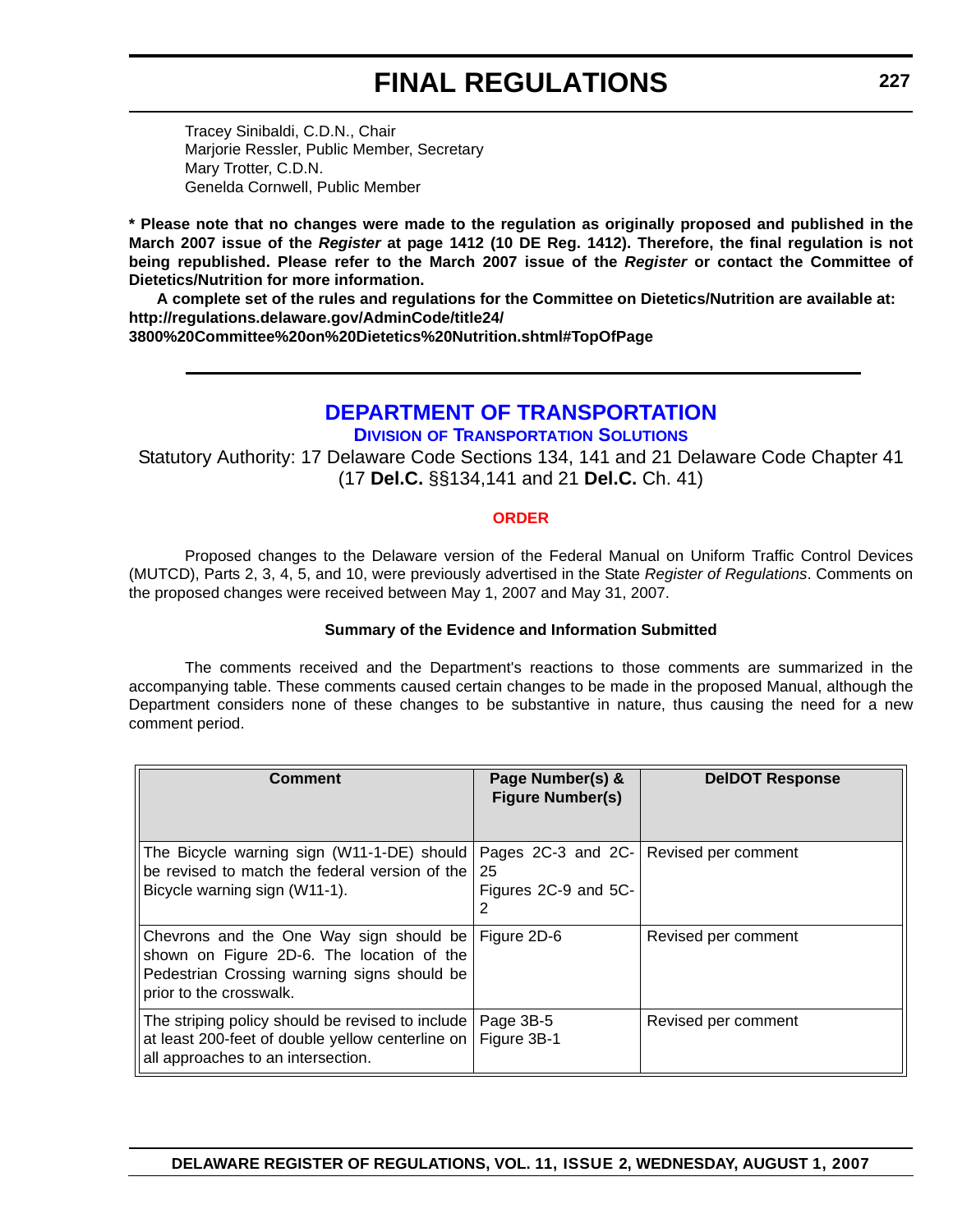Tracey Sinibaldi, C.D.N., Chair
Marjorie Ressler, Public Member, Secretary
Mary Trotter, C.D.N.
Genelda Cornwell, Public Member

**\* Please note that no changes were made to the regulation as originally proposed and published in the March 2007 issue of the *Register* at page 1412 (10 DE Reg. 1412). Therefore, the final regulation is not being republished. Please refer to the March 2007 issue of the *Register* or contact the Committee of Dietetics/Nutrition for more information.**

**A complete set of the rules and regulations for the Committee on Dietetics/Nutrition are available at: http://regulations.delaware.gov/AdminCode/title24/3800%20Committee%20on%20Dietetics%20Nutrition.shtml#TopOfPage**

---

# DEPARTMENT OF TRANSPORTATION

## DIVISION OF TRANSPORTATION SOLUTIONS

Statutory Authority: 17 Delaware Code Sections 134, 141 and 21 Delaware Code Chapter 41 (17 **Del.C.** §§134,141 and 21 **Del.C.** Ch. 41)

### ORDER

Proposed changes to the Delaware version of the Federal Manual on Uniform Traffic Control Devices (MUTCD), Parts 2, 3, 4, 5, and 10, were previously advertised in the State *Register of Regulations*. Comments on the proposed changes were received between May 1, 2007 and May 31, 2007.

**Summary of the Evidence and Information Submitted**

The comments received and the Department's reactions to those comments are summarized in the accompanying table. These comments caused certain changes to be made in the proposed Manual, although the Department considers none of these changes to be substantive in nature, thus causing the need for a new comment period.

| Comment | Page Number(s) & Figure Number(s) | DelDOT Response |
|---|---|---|
| The Bicycle warning sign (W11-1-DE) should be revised to match the federal version of the Bicycle warning sign (W11-1). | Pages 2C-3 and 2C-25<br>Figures 2C-9 and 5C-2 | Revised per comment |
| Chevrons and the One Way sign should be shown on Figure 2D-6. The location of the Pedestrian Crossing warning signs should be prior to the crosswalk. | Figure 2D-6 | Revised per comment |
| The striping policy should be revised to include at least 200-feet of double yellow centerline on all approaches to an intersection. | Page 3B-5<br>Figure 3B-1 | Revised per comment |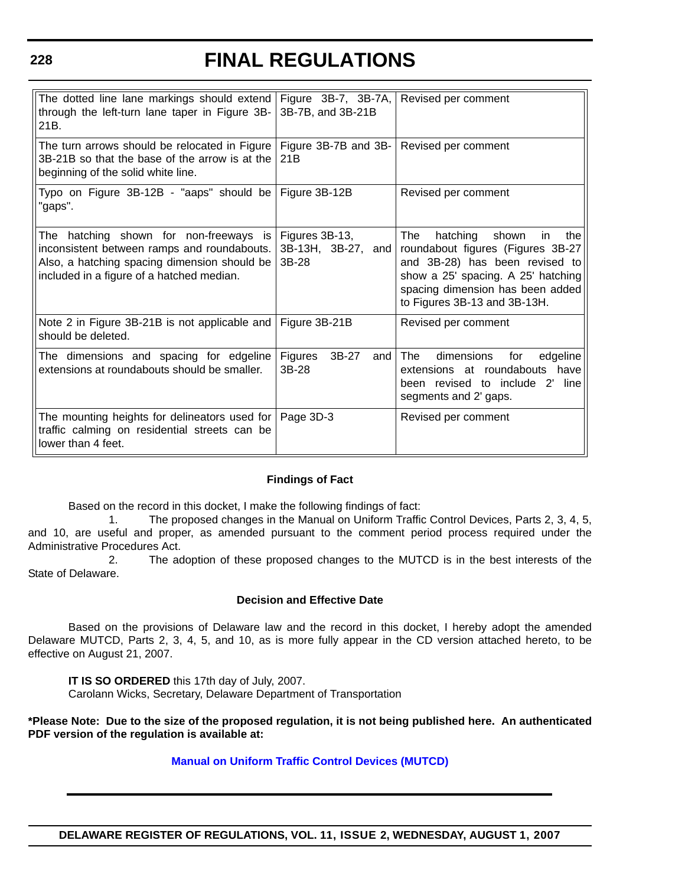| | | |
|---|---|---|
| The dotted line lane markings should extend through the left-turn lane taper in Figure 3B-21B. | Figure 3B-7, 3B-7A, 3B-7B, and 3B-21B | Revised per comment |
| The turn arrows should be relocated in Figure 3B-21B so that the base of the arrow is at the beginning of the solid white line. | Figure 3B-7B and 3B-21B | Revised per comment |
| Typo on Figure 3B-12B - "aaps" should be "gaps". | Figure 3B-12B | Revised per comment |
| The hatching shown for non-freeways is inconsistent between ramps and roundabouts. Also, a hatching spacing dimension should be included in a figure of a hatched median. | Figures 3B-13, 3B-13H, 3B-27, and 3B-28 | The hatching shown in the roundabout figures (Figures 3B-27 and 3B-28) has been revised to show a 25' spacing. A 25' hatching spacing dimension has been added to Figures 3B-13 and 3B-13H. |
| Note 2 in Figure 3B-21B is not applicable and should be deleted. | Figure 3B-21B | Revised per comment |
| The dimensions and spacing for edgeline extensions at roundabouts should be smaller. | Figures 3B-27 and 3B-28 | The dimensions for edgeline extensions at roundabouts have been revised to include 2' line segments and 2' gaps. |
| The mounting heights for delineators used for traffic calming on residential streets can be lower than 4 feet. | Page 3D-3 | Revised per comment |

### Findings of Fact

Based on the record in this docket, I make the following findings of fact:

1. The proposed changes in the Manual on Uniform Traffic Control Devices, Parts 2, 3, 4, 5, and 10, are useful and proper, as amended pursuant to the comment period process required under the Administrative Procedures Act.

2. The adoption of these proposed changes to the MUTCD is in the best interests of the State of Delaware.

### Decision and Effective Date

Based on the provisions of Delaware law and the record in this docket, I hereby adopt the amended Delaware MUTCD, Parts 2, 3, 4, 5, and 10, as is more fully appear in the CD version attached hereto, to be effective on August 21, 2007.

**IT IS SO ORDERED** this 17th day of July, 2007.
Carolann Wicks, Secretary, Delaware Department of Transportation

**\*Please Note: Due to the size of the proposed regulation, it is not being published here. An authenticated PDF version of the regulation is available at:**

**Manual on Uniform Traffic Control Devices (MUTCD)**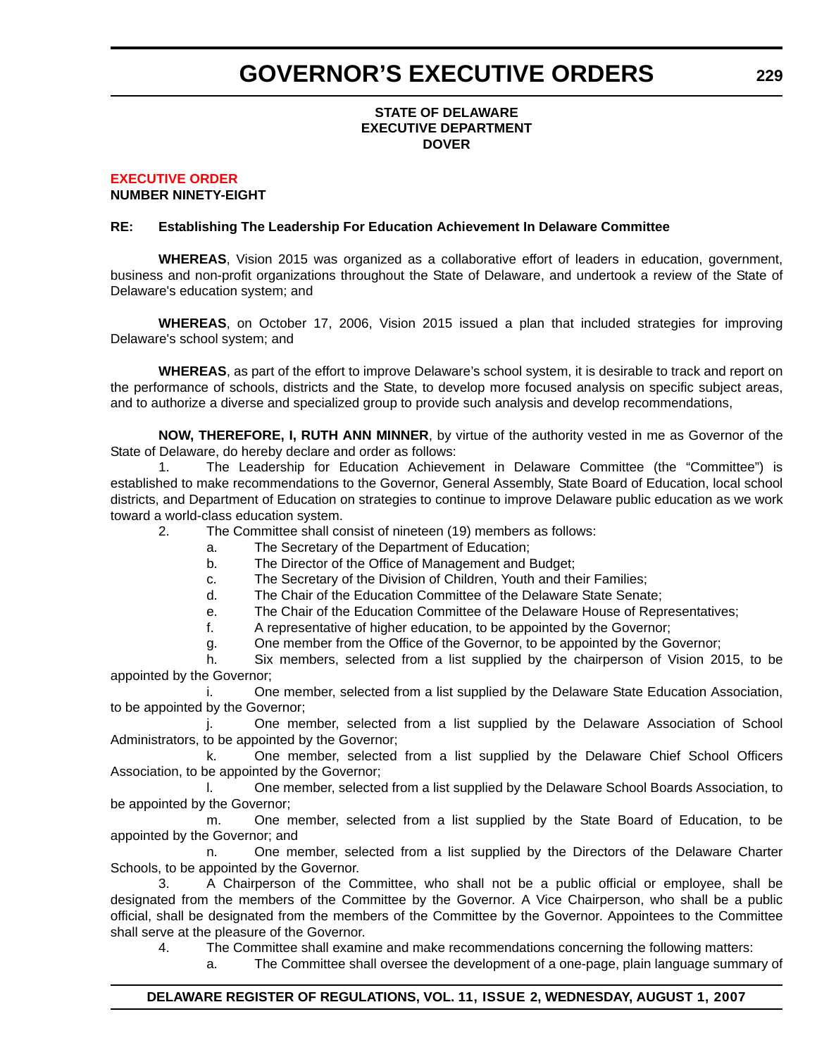# GOVERNOR'S EXECUTIVE ORDERS

**STATE OF DELAWARE**
**EXECUTIVE DEPARTMENT**
**DOVER**

**EXECUTIVE ORDER**
**NUMBER NINETY-EIGHT**

**RE: Establishing The Leadership For Education Achievement In Delaware Committee**

**WHEREAS**, Vision 2015 was organized as a collaborative effort of leaders in education, government, business and non-profit organizations throughout the State of Delaware, and undertook a review of the State of Delaware's education system; and

**WHEREAS**, on October 17, 2006, Vision 2015 issued a plan that included strategies for improving Delaware's school system; and

**WHEREAS**, as part of the effort to improve Delaware's school system, it is desirable to track and report on the performance of schools, districts and the State, to develop more focused analysis on specific subject areas, and to authorize a diverse and specialized group to provide such analysis and develop recommendations,

**NOW, THEREFORE, I, RUTH ANN MINNER**, by virtue of the authority vested in me as Governor of the State of Delaware, do hereby declare and order as follows:

1. The Leadership for Education Achievement in Delaware Committee (the "Committee") is established to make recommendations to the Governor, General Assembly, State Board of Education, local school districts, and Department of Education on strategies to continue to improve Delaware public education as we work toward a world-class education system.

2. The Committee shall consist of nineteen (19) members as follows:

   a. The Secretary of the Department of Education;

   b. The Director of the Office of Management and Budget;

   c. The Secretary of the Division of Children, Youth and their Families;

   d. The Chair of the Education Committee of the Delaware State Senate;

   e. The Chair of the Education Committee of the Delaware House of Representatives;

   f. A representative of higher education, to be appointed by the Governor;

   g. One member from the Office of the Governor, to be appointed by the Governor;

   h. Six members, selected from a list supplied by the chairperson of Vision 2015, to be appointed by the Governor;

   i. One member, selected from a list supplied by the Delaware State Education Association, to be appointed by the Governor;

   j. One member, selected from a list supplied by the Delaware Association of School Administrators, to be appointed by the Governor;

   k. One member, selected from a list supplied by the Delaware Chief School Officers Association, to be appointed by the Governor;

   l. One member, selected from a list supplied by the Delaware School Boards Association, to be appointed by the Governor;

   m. One member, selected from a list supplied by the State Board of Education, to be appointed by the Governor; and

   n. One member, selected from a list supplied by the Directors of the Delaware Charter Schools, to be appointed by the Governor.

3. A Chairperson of the Committee, who shall not be a public official or employee, shall be designated from the members of the Committee by the Governor. A Vice Chairperson, who shall be a public official, shall be designated from the members of the Committee by the Governor. Appointees to the Committee shall serve at the pleasure of the Governor.

4. The Committee shall examine and make recommendations concerning the following matters:

   a. The Committee shall oversee the development of a one-page, plain language summary of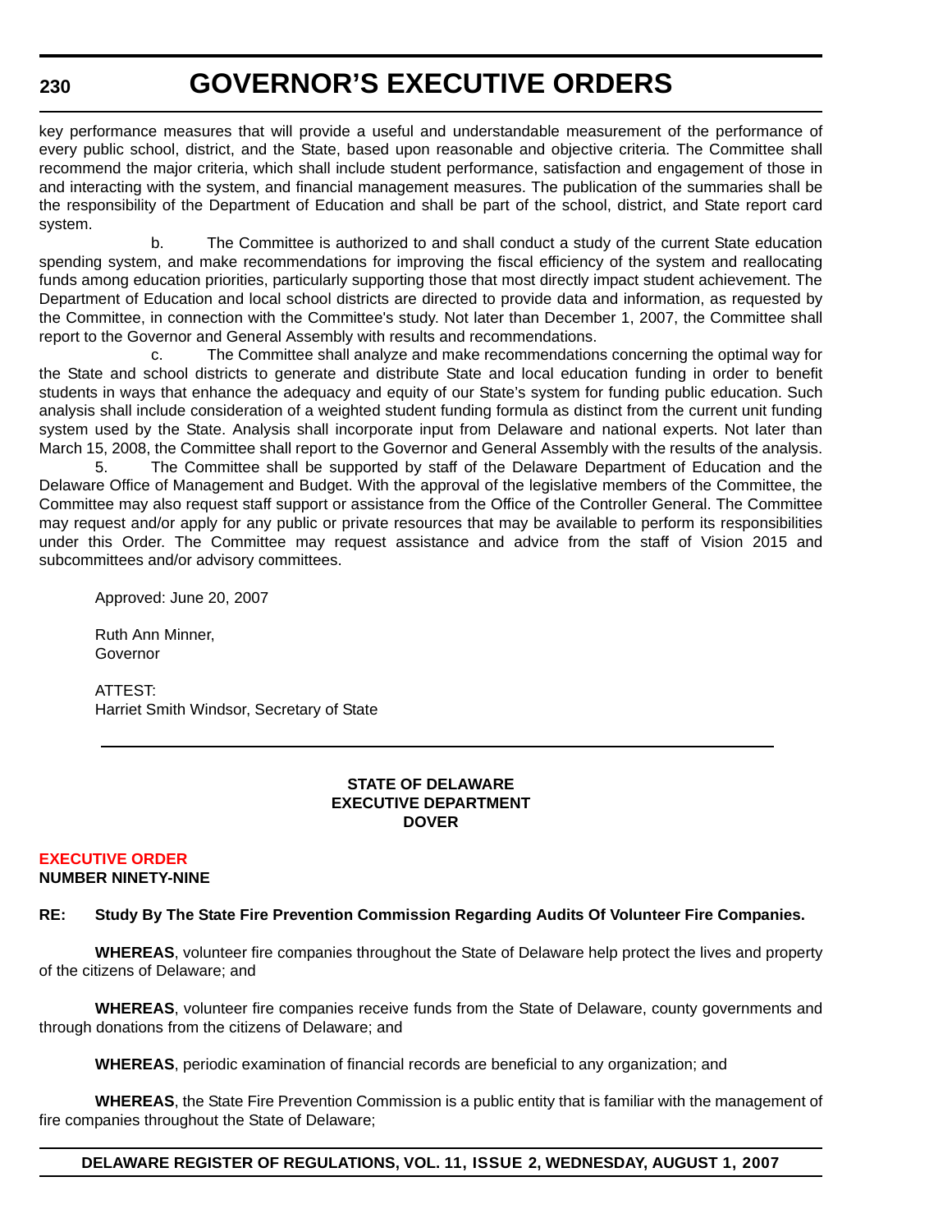key performance measures that will provide a useful and understandable measurement of the performance of every public school, district, and the State, based upon reasonable and objective criteria. The Committee shall recommend the major criteria, which shall include student performance, satisfaction and engagement of those in and interacting with the system, and financial management measures. The publication of the summaries shall be the responsibility of the Department of Education and shall be part of the school, district, and State report card system.

b. The Committee is authorized to and shall conduct a study of the current State education spending system, and make recommendations for improving the fiscal efficiency of the system and reallocating funds among education priorities, particularly supporting those that most directly impact student achievement. The Department of Education and local school districts are directed to provide data and information, as requested by the Committee, in connection with the Committee's study. Not later than December 1, 2007, the Committee shall report to the Governor and General Assembly with results and recommendations.

c. The Committee shall analyze and make recommendations concerning the optimal way for the State and school districts to generate and distribute State and local education funding in order to benefit students in ways that enhance the adequacy and equity of our State's system for funding public education. Such analysis shall include consideration of a weighted student funding formula as distinct from the current unit funding system used by the State. Analysis shall incorporate input from Delaware and national experts. Not later than March 15, 2008, the Committee shall report to the Governor and General Assembly with the results of the analysis.

5. The Committee shall be supported by staff of the Delaware Department of Education and the Delaware Office of Management and Budget. With the approval of the legislative members of the Committee, the Committee may also request staff support or assistance from the Office of the Controller General. The Committee may request and/or apply for any public or private resources that may be available to perform its responsibilities under this Order. The Committee may request assistance and advice from the staff of Vision 2015 and subcommittees and/or advisory committees.

Approved: June 20, 2007

Ruth Ann Minner,
Governor

ATTEST:
Harriet Smith Windsor, Secretary of State

---

**STATE OF DELAWARE**
**EXECUTIVE DEPARTMENT**
**DOVER**

## EXECUTIVE ORDER
**NUMBER NINETY-NINE**

**RE: Study By The State Fire Prevention Commission Regarding Audits Of Volunteer Fire Companies.**

**WHEREAS**, volunteer fire companies throughout the State of Delaware help protect the lives and property of the citizens of Delaware; and

**WHEREAS**, volunteer fire companies receive funds from the State of Delaware, county governments and through donations from the citizens of Delaware; and

**WHEREAS**, periodic examination of financial records are beneficial to any organization; and

**WHEREAS**, the State Fire Prevention Commission is a public entity that is familiar with the management of fire companies throughout the State of Delaware;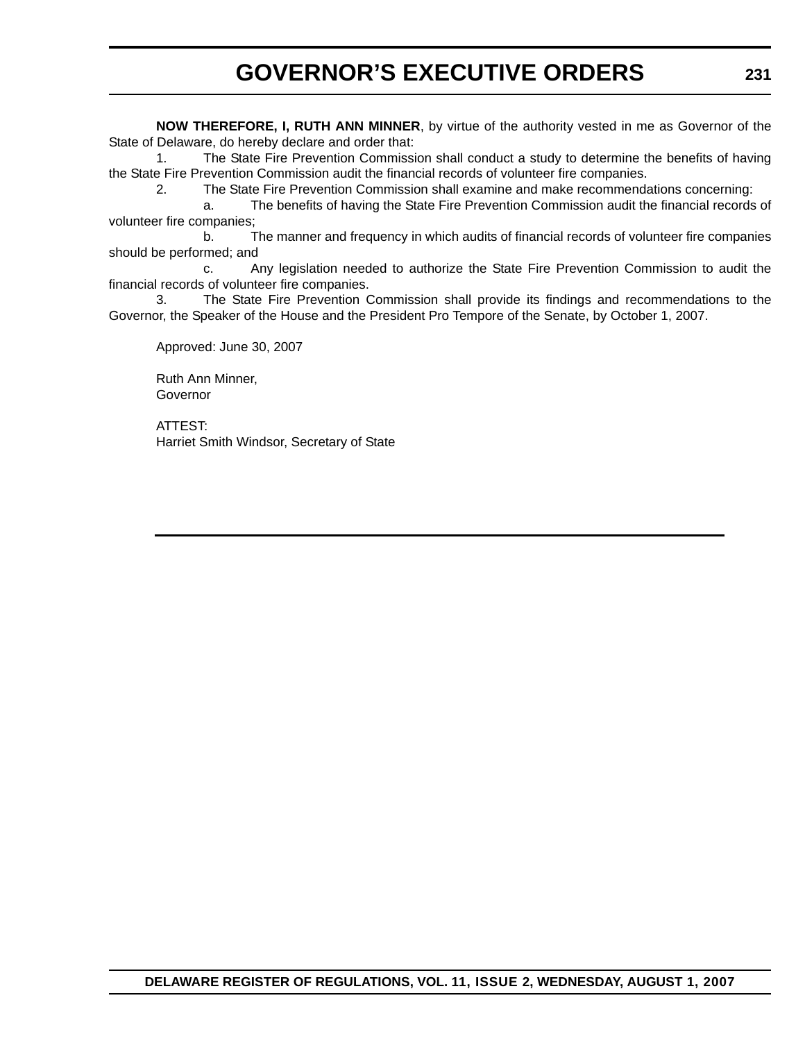**NOW THEREFORE, I, RUTH ANN MINNER**, by virtue of the authority vested in me as Governor of the State of Delaware, do hereby declare and order that:

1. The State Fire Prevention Commission shall conduct a study to determine the benefits of having the State Fire Prevention Commission audit the financial records of volunteer fire companies.

2. The State Fire Prevention Commission shall examine and make recommendations concerning:

   a. The benefits of having the State Fire Prevention Commission audit the financial records of volunteer fire companies;

   b. The manner and frequency in which audits of financial records of volunteer fire companies should be performed; and

   c. Any legislation needed to authorize the State Fire Prevention Commission to audit the financial records of volunteer fire companies.

3. The State Fire Prevention Commission shall provide its findings and recommendations to the Governor, the Speaker of the House and the President Pro Tempore of the Senate, by October 1, 2007.

Approved: June 30, 2007

Ruth Ann Minner,
Governor

ATTEST:
Harriet Smith Windsor, Secretary of State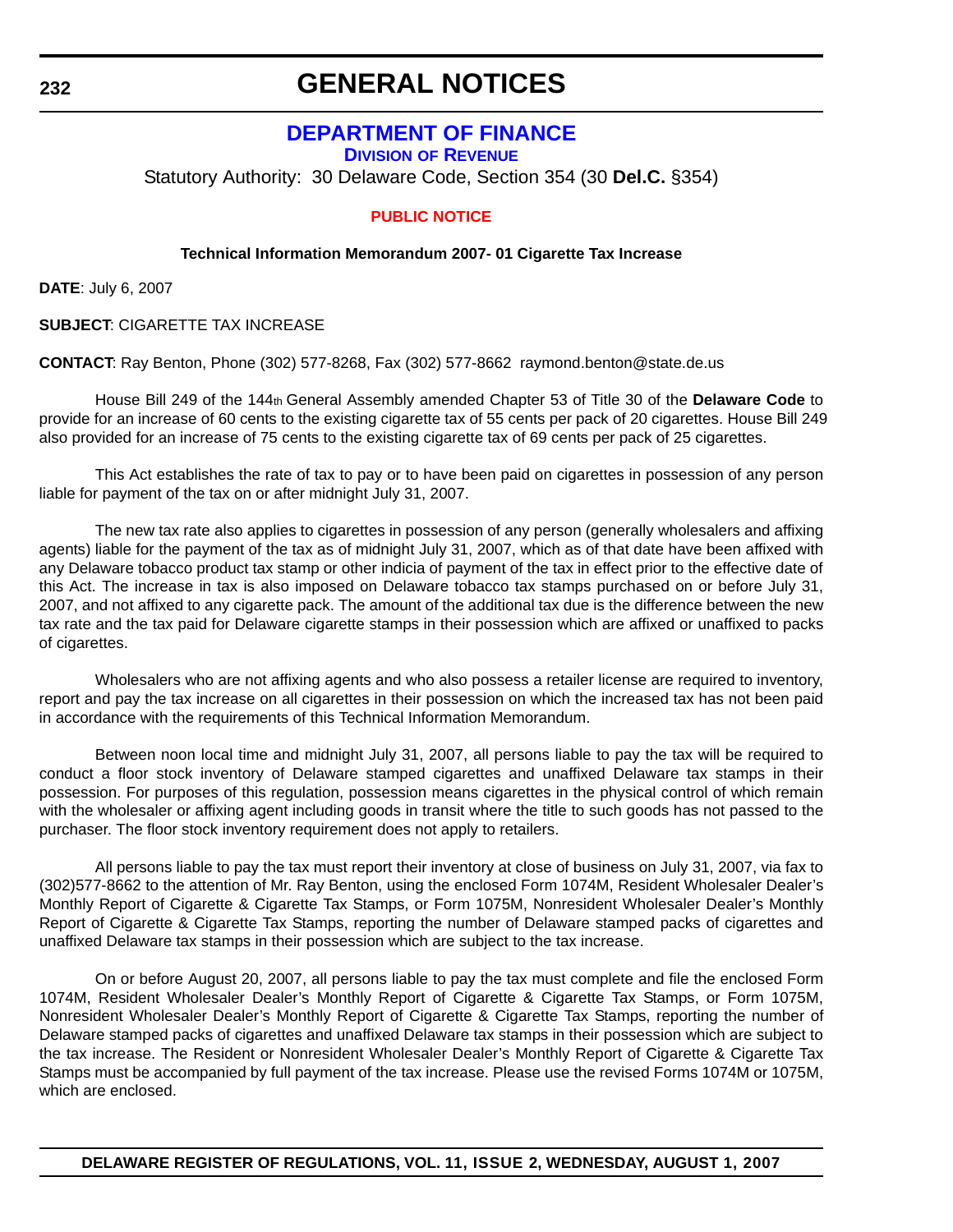# GENERAL NOTICES

## DEPARTMENT OF FINANCE

### DIVISION OF REVENUE

Statutory Authority: 30 Delaware Code, Section 354 (30 **Del.C.** §354)

**PUBLIC NOTICE**

**Technical Information Memorandum 2007- 01 Cigarette Tax Increase**

**DATE**: July 6, 2007

**SUBJECT**: CIGARETTE TAX INCREASE

**CONTACT**: Ray Benton, Phone (302) 577-8268, Fax (302) 577-8662 raymond.benton@state.de.us

House Bill 249 of the 144th General Assembly amended Chapter 53 of Title 30 of the **Delaware Code** to provide for an increase of 60 cents to the existing cigarette tax of 55 cents per pack of 20 cigarettes. House Bill 249 also provided for an increase of 75 cents to the existing cigarette tax of 69 cents per pack of 25 cigarettes.

This Act establishes the rate of tax to pay or to have been paid on cigarettes in possession of any person liable for payment of the tax on or after midnight July 31, 2007.

The new tax rate also applies to cigarettes in possession of any person (generally wholesalers and affixing agents) liable for the payment of the tax as of midnight July 31, 2007, which as of that date have been affixed with any Delaware tobacco product tax stamp or other indicia of payment of the tax in effect prior to the effective date of this Act. The increase in tax is also imposed on Delaware tobacco tax stamps purchased on or before July 31, 2007, and not affixed to any cigarette pack. The amount of the additional tax due is the difference between the new tax rate and the tax paid for Delaware cigarette stamps in their possession which are affixed or unaffixed to packs of cigarettes.

Wholesalers who are not affixing agents and who also possess a retailer license are required to inventory, report and pay the tax increase on all cigarettes in their possession on which the increased tax has not been paid in accordance with the requirements of this Technical Information Memorandum.

Between noon local time and midnight July 31, 2007, all persons liable to pay the tax will be required to conduct a floor stock inventory of Delaware stamped cigarettes and unaffixed Delaware tax stamps in their possession. For purposes of this regulation, possession means cigarettes in the physical control of which remain with the wholesaler or affixing agent including goods in transit where the title to such goods has not passed to the purchaser. The floor stock inventory requirement does not apply to retailers.

All persons liable to pay the tax must report their inventory at close of business on July 31, 2007, via fax to (302)577-8662 to the attention of Mr. Ray Benton, using the enclosed Form 1074M, Resident Wholesaler Dealer's Monthly Report of Cigarette & Cigarette Tax Stamps, or Form 1075M, Nonresident Wholesaler Dealer's Monthly Report of Cigarette & Cigarette Tax Stamps, reporting the number of Delaware stamped packs of cigarettes and unaffixed Delaware tax stamps in their possession which are subject to the tax increase.

On or before August 20, 2007, all persons liable to pay the tax must complete and file the enclosed Form 1074M, Resident Wholesaler Dealer's Monthly Report of Cigarette & Cigarette Tax Stamps, or Form 1075M, Nonresident Wholesaler Dealer's Monthly Report of Cigarette & Cigarette Tax Stamps, reporting the number of Delaware stamped packs of cigarettes and unaffixed Delaware tax stamps in their possession which are subject to the tax increase. The Resident or Nonresident Wholesaler Dealer's Monthly Report of Cigarette & Cigarette Tax Stamps must be accompanied by full payment of the tax increase. Please use the revised Forms 1074M or 1075M, which are enclosed.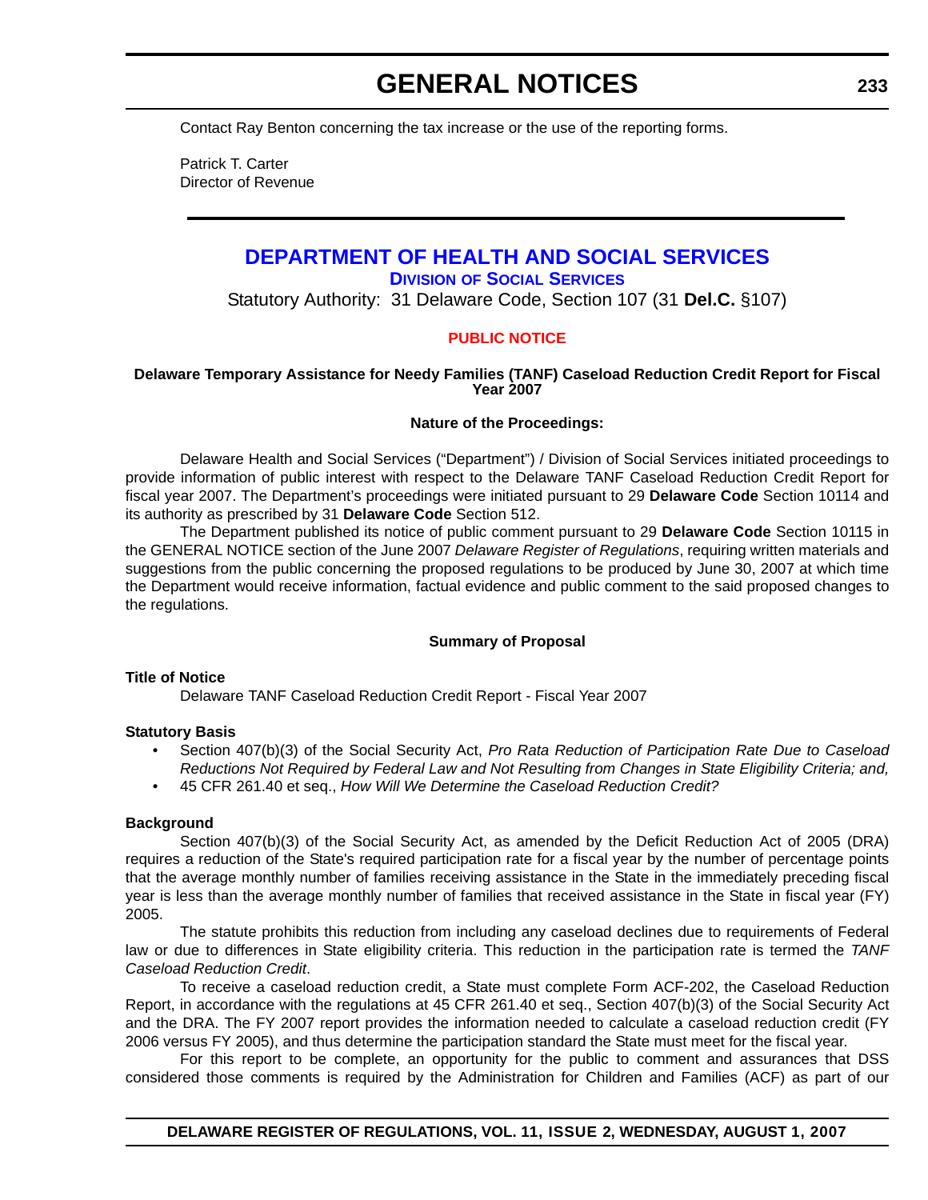Contact Ray Benton concerning the tax increase or the use of the reporting forms.

Patrick T. Carter
Director of Revenue

---

# DEPARTMENT OF HEALTH AND SOCIAL SERVICES

## DIVISION OF SOCIAL SERVICES

Statutory Authority: 31 Delaware Code, Section 107 (31 **Del.C.** §107)

### PUBLIC NOTICE

**Delaware Temporary Assistance for Needy Families (TANF) Caseload Reduction Credit Report for Fiscal Year 2007**

**Nature of the Proceedings:**

Delaware Health and Social Services ("Department") / Division of Social Services initiated proceedings to provide information of public interest with respect to the Delaware TANF Caseload Reduction Credit Report for fiscal year 2007. The Department's proceedings were initiated pursuant to 29 **Delaware Code** Section 10114 and its authority as prescribed by 31 **Delaware Code** Section 512.

The Department published its notice of public comment pursuant to 29 **Delaware Code** Section 10115 in the GENERAL NOTICE section of the June 2007 *Delaware Register of Regulations*, requiring written materials and suggestions from the public concerning the proposed regulations to be produced by June 30, 2007 at which time the Department would receive information, factual evidence and public comment to the said proposed changes to the regulations.

**Summary of Proposal**

**Title of Notice**

Delaware TANF Caseload Reduction Credit Report - Fiscal Year 2007

**Statutory Basis**

- Section 407(b)(3) of the Social Security Act, *Pro Rata Reduction of Participation Rate Due to Caseload Reductions Not Required by Federal Law and Not Resulting from Changes in State Eligibility Criteria; and,*
- 45 CFR 261.40 et seq., *How Will We Determine the Caseload Reduction Credit?*

**Background**

Section 407(b)(3) of the Social Security Act, as amended by the Deficit Reduction Act of 2005 (DRA) requires a reduction of the State's required participation rate for a fiscal year by the number of percentage points that the average monthly number of families receiving assistance in the State in the immediately preceding fiscal year is less than the average monthly number of families that received assistance in the State in fiscal year (FY) 2005.

The statute prohibits this reduction from including any caseload declines due to requirements of Federal law or due to differences in State eligibility criteria. This reduction in the participation rate is termed the *TANF Caseload Reduction Credit*.

To receive a caseload reduction credit, a State must complete Form ACF-202, the Caseload Reduction Report, in accordance with the regulations at 45 CFR 261.40 et seq., Section 407(b)(3) of the Social Security Act and the DRA. The FY 2007 report provides the information needed to calculate a caseload reduction credit (FY 2006 versus FY 2005), and thus determine the participation standard the State must meet for the fiscal year.

For this report to be complete, an opportunity for the public to comment and assurances that DSS considered those comments is required by the Administration for Children and Families (ACF) as part of our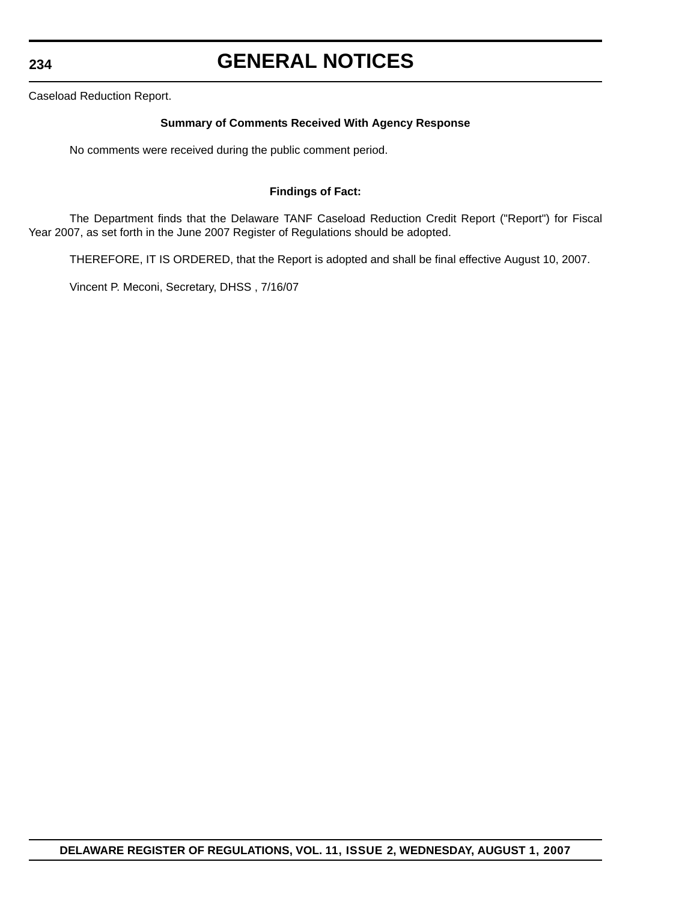Caseload Reduction Report.

**Summary of Comments Received With Agency Response**

No comments were received during the public comment period.

**Findings of Fact:**

The Department finds that the Delaware TANF Caseload Reduction Credit Report ("Report") for Fiscal Year 2007, as set forth in the June 2007 Register of Regulations should be adopted.

THEREFORE, IT IS ORDERED, that the Report is adopted and shall be final effective August 10, 2007.

Vincent P. Meconi, Secretary, DHSS , 7/16/07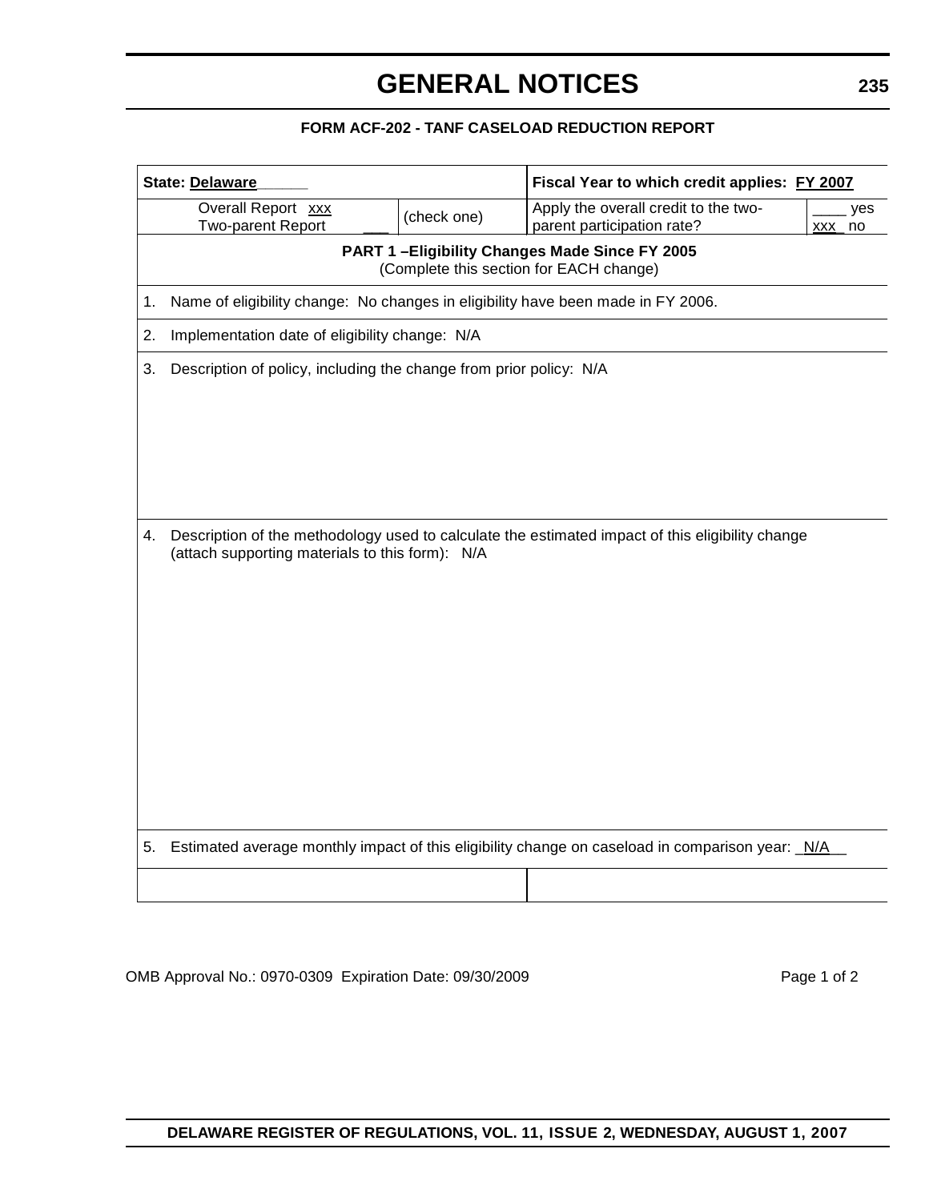### FORM ACF-202 - TANF CASELOAD REDUCTION REPORT

| **State: Delaware______** | | **Fiscal Year to which credit applies: FY 2007** | |
|---|---|---|---|
| Overall Report xxx<br>Two-parent Report ___ | (check one) | Apply the overall credit to the two-parent participation rate? | ____ yes<br>xxx_ no |
| **PART 1 –Eligibility Changes Made Since FY 2005**<br>(Complete this section for EACH change) | | | |
| 1. Name of eligibility change: No changes in eligibility have been made in FY 2006. | | | |
| 2. Implementation date of eligibility change: N/A | | | |
| 3. Description of policy, including the change from prior policy: N/A | | | |
| 4. Description of the methodology used to calculate the estimated impact of this eligibility change (attach supporting materials to this form): N/A | | | |
| 5. Estimated average monthly impact of this eligibility change on caseload in comparison year: _N/A__ | | | |
| | | | |

OMB Approval No.: 0970-0309 Expiration Date: 09/30/2009 Page 1 of 2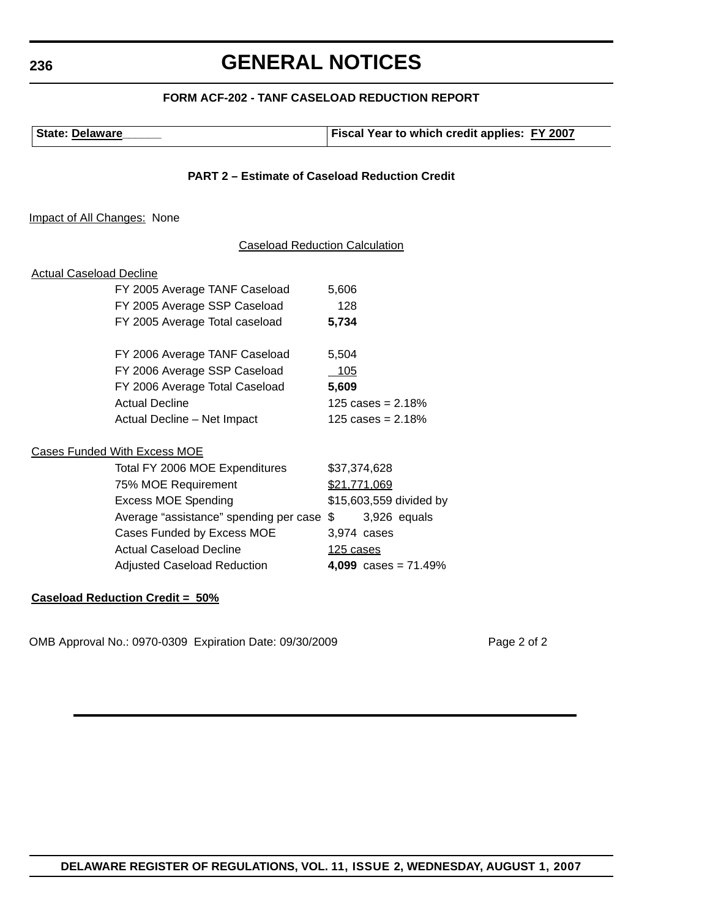**FORM ACF-202 - TANF CASELOAD REDUCTION REPORT**

| State: Delaware_____ | Fiscal Year to which credit applies: FY 2007 |
|---|---|

**PART 2 – Estimate of Caseload Reduction Credit**

Impact of All Changes: None

Caseload Reduction Calculation

Actual Caseload Decline

| | |
|---|---|
| FY 2005 Average TANF Caseload | 5,606 |
| FY 2005 Average SSP Caseload | 128 |
| FY 2005 Average Total caseload | **5,734** |
| | |
| FY 2006 Average TANF Caseload | 5,504 |
| FY 2006 Average SSP Caseload | 105 |
| FY 2006 Average Total Caseload | **5,609** |
| Actual Decline | 125 cases = 2.18% |
| Actual Decline – Net Impact | 125 cases = 2.18% |

Cases Funded With Excess MOE

| | |
|---|---|
| Total FY 2006 MOE Expenditures | $37,374,628 |
| 75% MOE Requirement | $21,771,069 |
| Excess MOE Spending | $15,603,559 divided by |
| Average "assistance" spending per case | $ 3,926 equals |
| Cases Funded by Excess MOE | 3,974 cases |
| Actual Caseload Decline | 125 cases |
| Adjusted Caseload Reduction | **4,099** cases = 71.49% |

**Caseload Reduction Credit = 50%**

OMB Approval No.: 0970-0309 Expiration Date: 09/30/2009 Page 2 of 2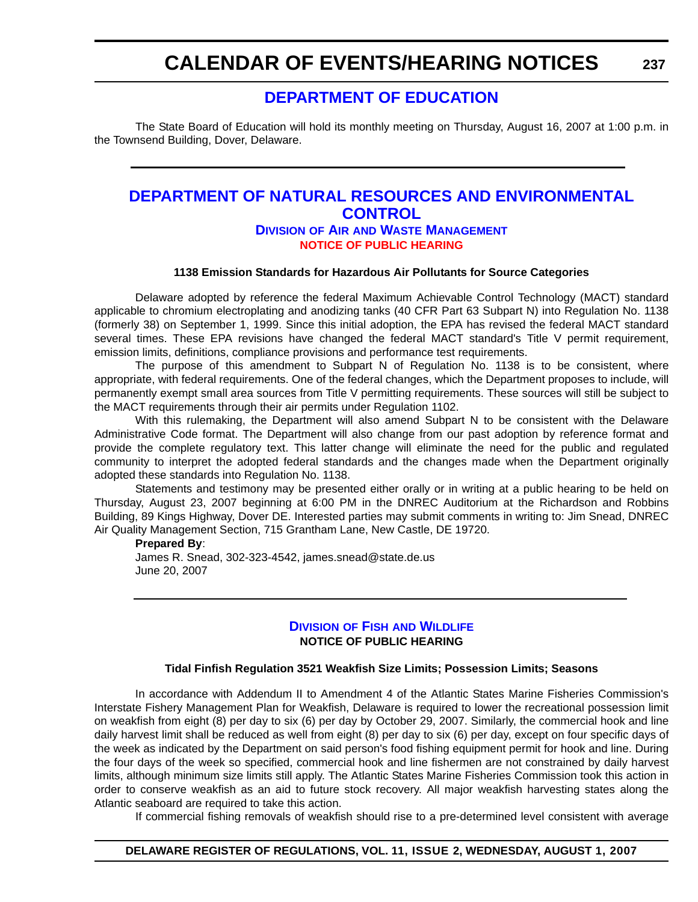# CALENDAR OF EVENTS/HEARING NOTICES

## DEPARTMENT OF EDUCATION

The State Board of Education will hold its monthly meeting on Thursday, August 16, 2007 at 1:00 p.m. in the Townsend Building, Dover, Delaware.

---

## DEPARTMENT OF NATURAL RESOURCES AND ENVIRONMENTAL CONTROL

### DIVISION OF AIR AND WASTE MANAGEMENT

**NOTICE OF PUBLIC HEARING**

**1138 Emission Standards for Hazardous Air Pollutants for Source Categories**

Delaware adopted by reference the federal Maximum Achievable Control Technology (MACT) standard applicable to chromium electroplating and anodizing tanks (40 CFR Part 63 Subpart N) into Regulation No. 1138 (formerly 38) on September 1, 1999. Since this initial adoption, the EPA has revised the federal MACT standard several times. These EPA revisions have changed the federal MACT standard's Title V permit requirement, emission limits, definitions, compliance provisions and performance test requirements.

The purpose of this amendment to Subpart N of Regulation No. 1138 is to be consistent, where appropriate, with federal requirements. One of the federal changes, which the Department proposes to include, will permanently exempt small area sources from Title V permitting requirements. These sources will still be subject to the MACT requirements through their air permits under Regulation 1102.

With this rulemaking, the Department will also amend Subpart N to be consistent with the Delaware Administrative Code format. The Department will also change from our past adoption by reference format and provide the complete regulatory text. This latter change will eliminate the need for the public and regulated community to interpret the adopted federal standards and the changes made when the Department originally adopted these standards into Regulation No. 1138.

Statements and testimony may be presented either orally or in writing at a public hearing to be held on Thursday, August 23, 2007 beginning at 6:00 PM in the DNREC Auditorium at the Richardson and Robbins Building, 89 Kings Highway, Dover DE. Interested parties may submit comments in writing to: Jim Snead, DNREC Air Quality Management Section, 715 Grantham Lane, New Castle, DE 19720.

**Prepared By**:

James R. Snead, 302-323-4542, james.snead@state.de.us

June 20, 2007

---

### DIVISION OF FISH AND WILDLIFE

**NOTICE OF PUBLIC HEARING**

**Tidal Finfish Regulation 3521 Weakfish Size Limits; Possession Limits; Seasons**

In accordance with Addendum II to Amendment 4 of the Atlantic States Marine Fisheries Commission's Interstate Fishery Management Plan for Weakfish, Delaware is required to lower the recreational possession limit on weakfish from eight (8) per day to six (6) per day by October 29, 2007. Similarly, the commercial hook and line daily harvest limit shall be reduced as well from eight (8) per day to six (6) per day, except on four specific days of the week as indicated by the Department on said person's food fishing equipment permit for hook and line. During the four days of the week so specified, commercial hook and line fishermen are not constrained by daily harvest limits, although minimum size limits still apply. The Atlantic States Marine Fisheries Commission took this action in order to conserve weakfish as an aid to future stock recovery. All major weakfish harvesting states along the Atlantic seaboard are required to take this action.

If commercial fishing removals of weakfish should rise to a pre-determined level consistent with average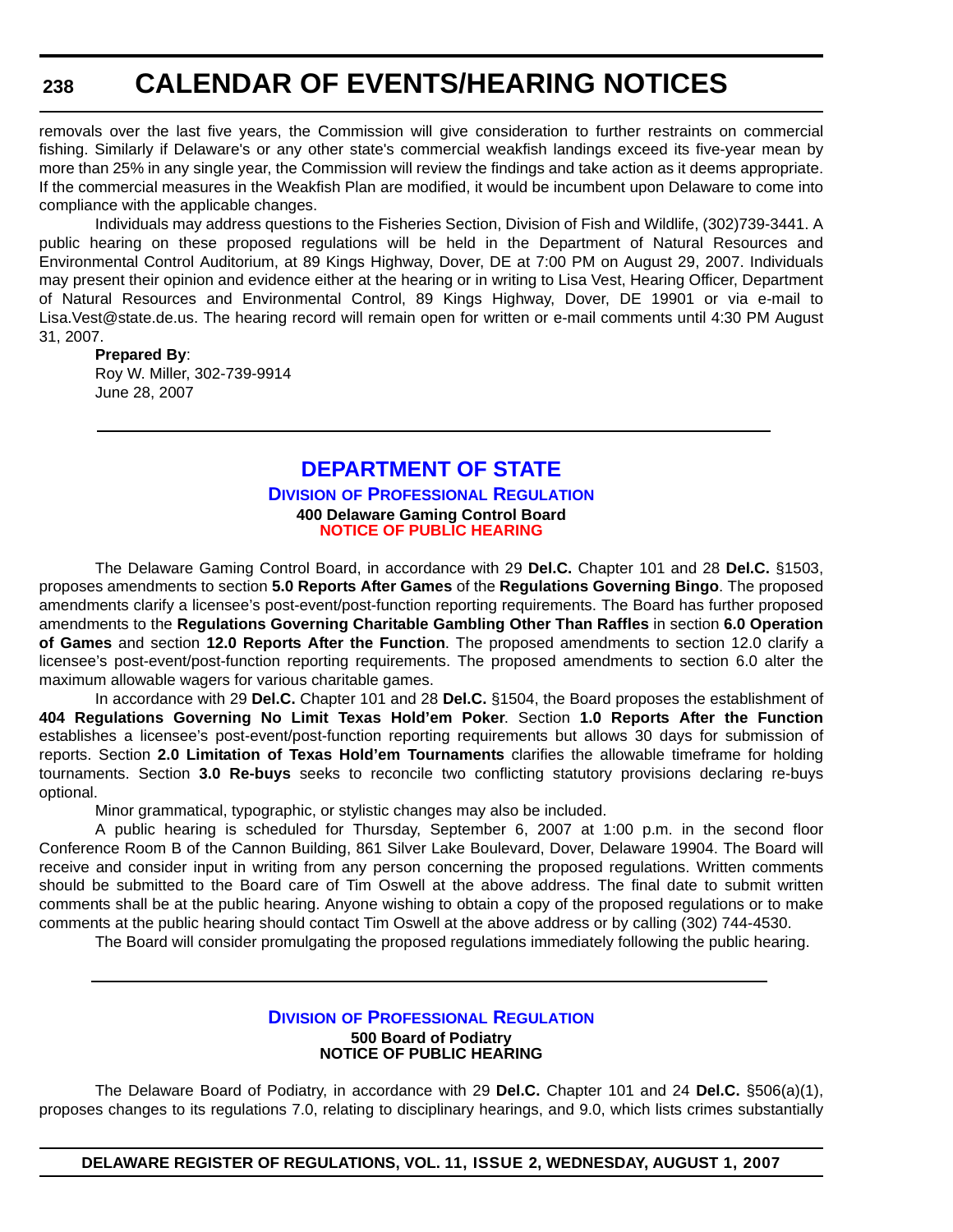removals over the last five years, the Commission will give consideration to further restraints on commercial fishing. Similarly if Delaware's or any other state's commercial weakfish landings exceed its five-year mean by more than 25% in any single year, the Commission will review the findings and take action as it deems appropriate. If the commercial measures in the Weakfish Plan are modified, it would be incumbent upon Delaware to come into compliance with the applicable changes.

Individuals may address questions to the Fisheries Section, Division of Fish and Wildlife, (302)739-3441. A public hearing on these proposed regulations will be held in the Department of Natural Resources and Environmental Control Auditorium, at 89 Kings Highway, Dover, DE at 7:00 PM on August 29, 2007. Individuals may present their opinion and evidence either at the hearing or in writing to Lisa Vest, Hearing Officer, Department of Natural Resources and Environmental Control, 89 Kings Highway, Dover, DE 19901 or via e-mail to Lisa.Vest@state.de.us. The hearing record will remain open for written or e-mail comments until 4:30 PM August 31, 2007.

**Prepared By**:
Roy W. Miller, 302-739-9914
June 28, 2007

---

## DEPARTMENT OF STATE

### DIVISION OF PROFESSIONAL REGULATION

**400 Delaware Gaming Control Board**

**NOTICE OF PUBLIC HEARING**

The Delaware Gaming Control Board, in accordance with 29 **Del.C.** Chapter 101 and 28 **Del.C.** §1503, proposes amendments to section **5.0 Reports After Games** of the **Regulations Governing Bingo**. The proposed amendments clarify a licensee's post-event/post-function reporting requirements. The Board has further proposed amendments to the **Regulations Governing Charitable Gambling Other Than Raffles** in section **6.0 Operation of Games** and section **12.0 Reports After the Function**. The proposed amendments to section 12.0 clarify a licensee's post-event/post-function reporting requirements. The proposed amendments to section 6.0 alter the maximum allowable wagers for various charitable games.

In accordance with 29 **Del.C.** Chapter 101 and 28 **Del.C.** §1504, the Board proposes the establishment of **404 Regulations Governing No Limit Texas Hold'em Poker**. Section **1.0 Reports After the Function** establishes a licensee's post-event/post-function reporting requirements but allows 30 days for submission of reports. Section **2.0 Limitation of Texas Hold'em Tournaments** clarifies the allowable timeframe for holding tournaments. Section **3.0 Re-buys** seeks to reconcile two conflicting statutory provisions declaring re-buys optional.

Minor grammatical, typographic, or stylistic changes may also be included.

A public hearing is scheduled for Thursday, September 6, 2007 at 1:00 p.m. in the second floor Conference Room B of the Cannon Building, 861 Silver Lake Boulevard, Dover, Delaware 19904. The Board will receive and consider input in writing from any person concerning the proposed regulations. Written comments should be submitted to the Board care of Tim Oswell at the above address. The final date to submit written comments shall be at the public hearing. Anyone wishing to obtain a copy of the proposed regulations or to make comments at the public hearing should contact Tim Oswell at the above address or by calling (302) 744-4530.

The Board will consider promulgating the proposed regulations immediately following the public hearing.

---

### DIVISION OF PROFESSIONAL REGULATION

**500 Board of Podiatry**

**NOTICE OF PUBLIC HEARING**

The Delaware Board of Podiatry, in accordance with 29 **Del.C.** Chapter 101 and 24 **Del.C.** §506(a)(1), proposes changes to its regulations 7.0, relating to disciplinary hearings, and 9.0, which lists crimes substantially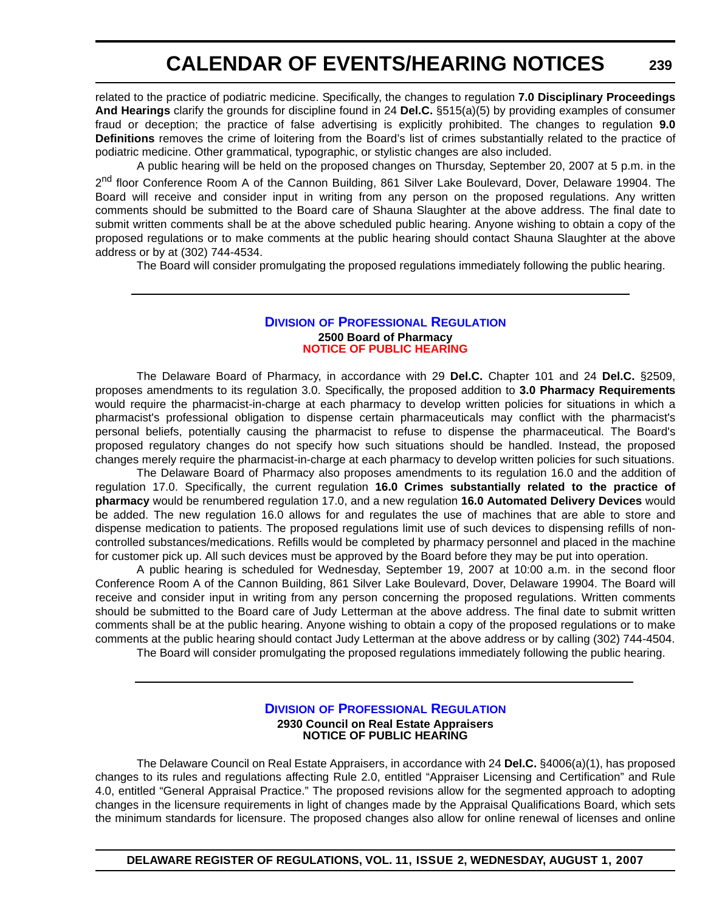related to the practice of podiatric medicine. Specifically, the changes to regulation **7.0 Disciplinary Proceedings And Hearings** clarify the grounds for discipline found in 24 **Del.C.** §515(a)(5) by providing examples of consumer fraud or deception; the practice of false advertising is explicitly prohibited. The changes to regulation **9.0 Definitions** removes the crime of loitering from the Board's list of crimes substantially related to the practice of podiatric medicine. Other grammatical, typographic, or stylistic changes are also included.

A public hearing will be held on the proposed changes on Thursday, September 20, 2007 at 5 p.m. in the 2nd floor Conference Room A of the Cannon Building, 861 Silver Lake Boulevard, Dover, Delaware 19904. The Board will receive and consider input in writing from any person on the proposed regulations. Any written comments should be submitted to the Board care of Shauna Slaughter at the above address. The final date to submit written comments shall be at the above scheduled public hearing. Anyone wishing to obtain a copy of the proposed regulations or to make comments at the public hearing should contact Shauna Slaughter at the above address or by at (302) 744-4534.

The Board will consider promulgating the proposed regulations immediately following the public hearing.

---

## Division of Professional Regulation

**2500 Board of Pharmacy**

**NOTICE OF PUBLIC HEARING**

The Delaware Board of Pharmacy, in accordance with 29 **Del.C.** Chapter 101 and 24 **Del.C.** §2509, proposes amendments to its regulation 3.0. Specifically, the proposed addition to **3.0 Pharmacy Requirements** would require the pharmacist-in-charge at each pharmacy to develop written policies for situations in which a pharmacist's professional obligation to dispense certain pharmaceuticals may conflict with the pharmacist's personal beliefs, potentially causing the pharmacist to refuse to dispense the pharmaceutical. The Board's proposed regulatory changes do not specify how such situations should be handled. Instead, the proposed changes merely require the pharmacist-in-charge at each pharmacy to develop written policies for such situations.

The Delaware Board of Pharmacy also proposes amendments to its regulation 16.0 and the addition of regulation 17.0. Specifically, the current regulation **16.0 Crimes substantially related to the practice of pharmacy** would be renumbered regulation 17.0, and a new regulation **16.0 Automated Delivery Devices** would be added. The new regulation 16.0 allows for and regulates the use of machines that are able to store and dispense medication to patients. The proposed regulations limit use of such devices to dispensing refills of non-controlled substances/medications. Refills would be completed by pharmacy personnel and placed in the machine for customer pick up. All such devices must be approved by the Board before they may be put into operation.

A public hearing is scheduled for Wednesday, September 19, 2007 at 10:00 a.m. in the second floor Conference Room A of the Cannon Building, 861 Silver Lake Boulevard, Dover, Delaware 19904. The Board will receive and consider input in writing from any person concerning the proposed regulations. Written comments should be submitted to the Board care of Judy Letterman at the above address. The final date to submit written comments shall be at the public hearing. Anyone wishing to obtain a copy of the proposed regulations or to make comments at the public hearing should contact Judy Letterman at the above address or by calling (302) 744-4504.

The Board will consider promulgating the proposed regulations immediately following the public hearing.

---

## Division of Professional Regulation

**2930 Council on Real Estate Appraisers**

**NOTICE OF PUBLIC HEARING**

The Delaware Council on Real Estate Appraisers, in accordance with 24 **Del.C.** §4006(a)(1), has proposed changes to its rules and regulations affecting Rule 2.0, entitled "Appraiser Licensing and Certification" and Rule 4.0, entitled "General Appraisal Practice." The proposed revisions allow for the segmented approach to adopting changes in the licensure requirements in light of changes made by the Appraisal Qualifications Board, which sets the minimum standards for licensure. The proposed changes also allow for online renewal of licenses and online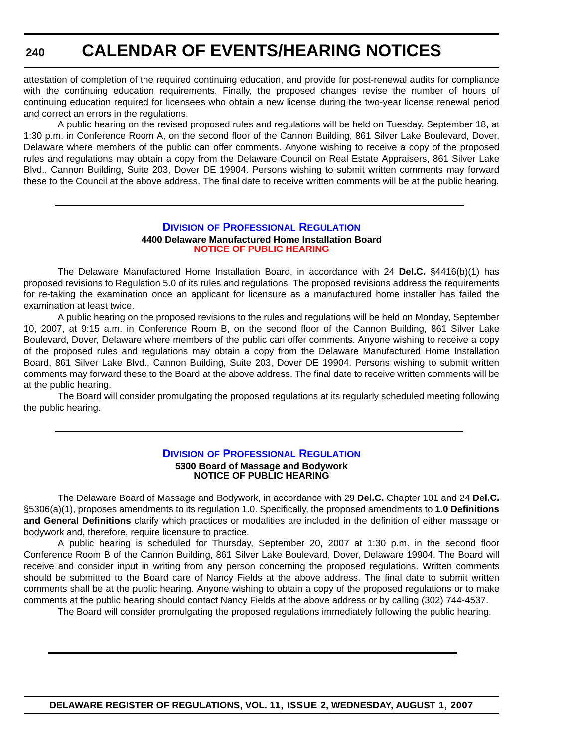attestation of completion of the required continuing education, and provide for post-renewal audits for compliance with the continuing education requirements. Finally, the proposed changes revise the number of hours of continuing education required for licensees who obtain a new license during the two-year license renewal period and correct an errors in the regulations.

A public hearing on the revised proposed rules and regulations will be held on Tuesday, September 18, at 1:30 p.m. in Conference Room A, on the second floor of the Cannon Building, 861 Silver Lake Boulevard, Dover, Delaware where members of the public can offer comments. Anyone wishing to receive a copy of the proposed rules and regulations may obtain a copy from the Delaware Council on Real Estate Appraisers, 861 Silver Lake Blvd., Cannon Building, Suite 203, Dover DE 19904. Persons wishing to submit written comments may forward these to the Council at the above address. The final date to receive written comments will be at the public hearing.

---

## Division of Professional Regulation

**4400 Delaware Manufactured Home Installation Board**

**NOTICE OF PUBLIC HEARING**

The Delaware Manufactured Home Installation Board, in accordance with 24 **Del.C.** §4416(b)(1) has proposed revisions to Regulation 5.0 of its rules and regulations. The proposed revisions address the requirements for re-taking the examination once an applicant for licensure as a manufactured home installer has failed the examination at least twice.

A public hearing on the proposed revisions to the rules and regulations will be held on Monday, September 10, 2007, at 9:15 a.m. in Conference Room B, on the second floor of the Cannon Building, 861 Silver Lake Boulevard, Dover, Delaware where members of the public can offer comments. Anyone wishing to receive a copy of the proposed rules and regulations may obtain a copy from the Delaware Manufactured Home Installation Board, 861 Silver Lake Blvd., Cannon Building, Suite 203, Dover DE 19904. Persons wishing to submit written comments may forward these to the Board at the above address. The final date to receive written comments will be at the public hearing.

The Board will consider promulgating the proposed regulations at its regularly scheduled meeting following the public hearing.

---

## Division of Professional Regulation

**5300 Board of Massage and Bodywork**

**NOTICE OF PUBLIC HEARING**

The Delaware Board of Massage and Bodywork, in accordance with 29 **Del.C.** Chapter 101 and 24 **Del.C.** §5306(a)(1), proposes amendments to its regulation 1.0. Specifically, the proposed amendments to **1.0 Definitions and General Definitions** clarify which practices or modalities are included in the definition of either massage or bodywork and, therefore, require licensure to practice.

A public hearing is scheduled for Thursday, September 20, 2007 at 1:30 p.m. in the second floor Conference Room B of the Cannon Building, 861 Silver Lake Boulevard, Dover, Delaware 19904. The Board will receive and consider input in writing from any person concerning the proposed regulations. Written comments should be submitted to the Board care of Nancy Fields at the above address. The final date to submit written comments shall be at the public hearing. Anyone wishing to obtain a copy of the proposed regulations or to make comments at the public hearing should contact Nancy Fields at the above address or by calling (302) 744-4537.

The Board will consider promulgating the proposed regulations immediately following the public hearing.